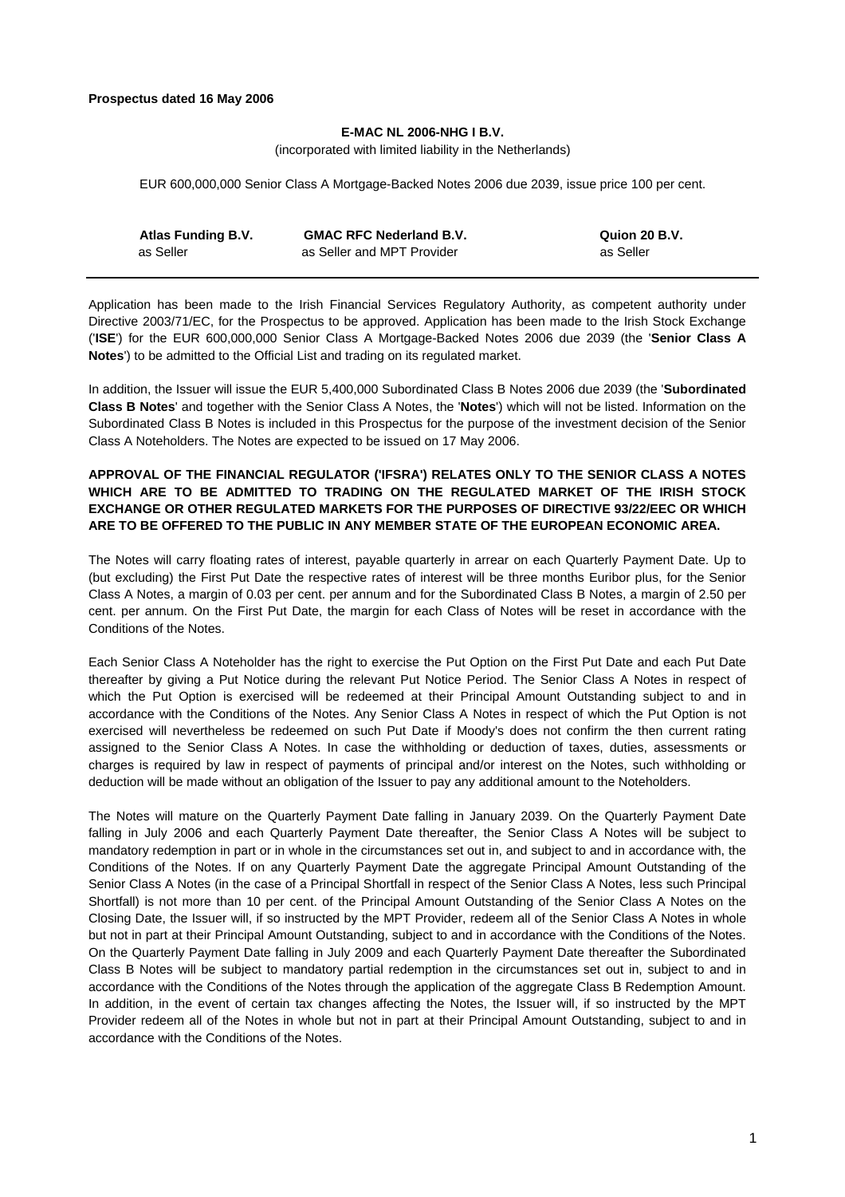**Prospectus dated 16 May 2006**

**E-MAC NL 2006-NHG I B.V.**

(incorporated with limited liability in the Netherlands)

EUR 600,000,000 Senior Class A Mortgage-Backed Notes 2006 due 2039, issue price 100 per cent.

| **Atlas Funding B.V.** | **GMAC RFC Nederland B.V.** | **Quion 20 B.V.** |
|---|---|---|
| as Seller | as Seller and MPT Provider | as Seller |

Application has been made to the Irish Financial Services Regulatory Authority, as competent authority under Directive 2003/71/EC, for the Prospectus to be approved. Application has been made to the Irish Stock Exchange ('**ISE**') for the EUR 600,000,000 Senior Class A Mortgage-Backed Notes 2006 due 2039 (the '**Senior Class A Notes**') to be admitted to the Official List and trading on its regulated market.

In addition, the Issuer will issue the EUR 5,400,000 Subordinated Class B Notes 2006 due 2039 (the '**Subordinated Class B Notes**' and together with the Senior Class A Notes, the '**Notes**') which will not be listed. Information on the Subordinated Class B Notes is included in this Prospectus for the purpose of the investment decision of the Senior Class A Noteholders. The Notes are expected to be issued on 17 May 2006.

**APPROVAL OF THE FINANCIAL REGULATOR ('IFSRA') RELATES ONLY TO THE SENIOR CLASS A NOTES WHICH ARE TO BE ADMITTED TO TRADING ON THE REGULATED MARKET OF THE IRISH STOCK EXCHANGE OR OTHER REGULATED MARKETS FOR THE PURPOSES OF DIRECTIVE 93/22/EEC OR WHICH ARE TO BE OFFERED TO THE PUBLIC IN ANY MEMBER STATE OF THE EUROPEAN ECONOMIC AREA.**

The Notes will carry floating rates of interest, payable quarterly in arrear on each Quarterly Payment Date. Up to (but excluding) the First Put Date the respective rates of interest will be three months Euribor plus, for the Senior Class A Notes, a margin of 0.03 per cent. per annum and for the Subordinated Class B Notes, a margin of 2.50 per cent. per annum. On the First Put Date, the margin for each Class of Notes will be reset in accordance with the Conditions of the Notes.

Each Senior Class A Noteholder has the right to exercise the Put Option on the First Put Date and each Put Date thereafter by giving a Put Notice during the relevant Put Notice Period. The Senior Class A Notes in respect of which the Put Option is exercised will be redeemed at their Principal Amount Outstanding subject to and in accordance with the Conditions of the Notes. Any Senior Class A Notes in respect of which the Put Option is not exercised will nevertheless be redeemed on such Put Date if Moody's does not confirm the then current rating assigned to the Senior Class A Notes. In case the withholding or deduction of taxes, duties, assessments or charges is required by law in respect of payments of principal and/or interest on the Notes, such withholding or deduction will be made without an obligation of the Issuer to pay any additional amount to the Noteholders.

The Notes will mature on the Quarterly Payment Date falling in January 2039. On the Quarterly Payment Date falling in July 2006 and each Quarterly Payment Date thereafter, the Senior Class A Notes will be subject to mandatory redemption in part or in whole in the circumstances set out in, and subject to and in accordance with, the Conditions of the Notes. If on any Quarterly Payment Date the aggregate Principal Amount Outstanding of the Senior Class A Notes (in the case of a Principal Shortfall in respect of the Senior Class A Notes, less such Principal Shortfall) is not more than 10 per cent. of the Principal Amount Outstanding of the Senior Class A Notes on the Closing Date, the Issuer will, if so instructed by the MPT Provider, redeem all of the Senior Class A Notes in whole but not in part at their Principal Amount Outstanding, subject to and in accordance with the Conditions of the Notes. On the Quarterly Payment Date falling in July 2009 and each Quarterly Payment Date thereafter the Subordinated Class B Notes will be subject to mandatory partial redemption in the circumstances set out in, subject to and in accordance with the Conditions of the Notes through the application of the aggregate Class B Redemption Amount. In addition, in the event of certain tax changes affecting the Notes, the Issuer will, if so instructed by the MPT Provider redeem all of the Notes in whole but not in part at their Principal Amount Outstanding, subject to and in accordance with the Conditions of the Notes.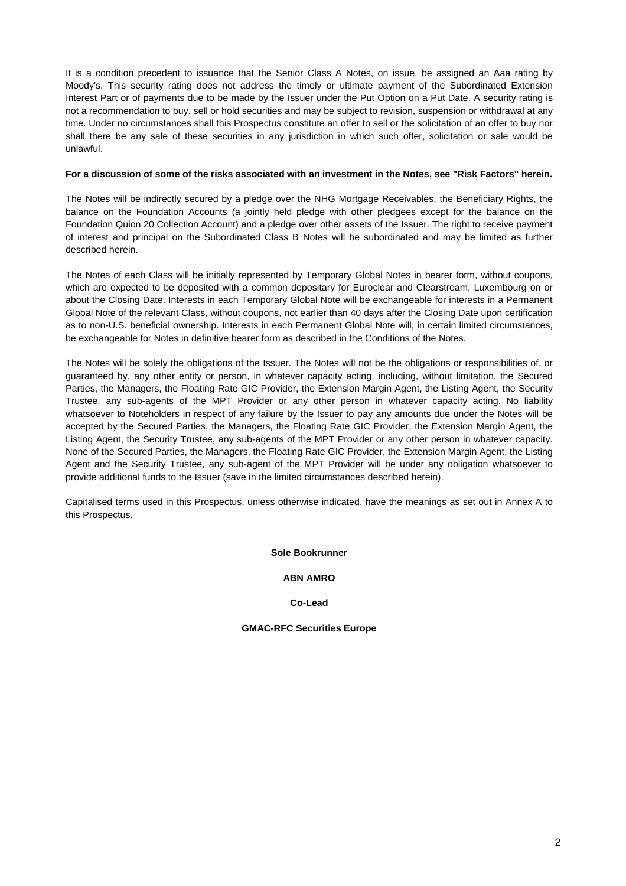It is a condition precedent to issuance that the Senior Class A Notes, on issue, be assigned an Aaa rating by Moody's. This security rating does not address the timely or ultimate payment of the Subordinated Extension Interest Part or of payments due to be made by the Issuer under the Put Option on a Put Date. A security rating is not a recommendation to buy, sell or hold securities and may be subject to revision, suspension or withdrawal at any time. Under no circumstances shall this Prospectus constitute an offer to sell or the solicitation of an offer to buy nor shall there be any sale of these securities in any jurisdiction in which such offer, solicitation or sale would be unlawful.

**For a discussion of some of the risks associated with an investment in the Notes, see "Risk Factors" herein.**

The Notes will be indirectly secured by a pledge over the NHG Mortgage Receivables, the Beneficiary Rights, the balance on the Foundation Accounts (a jointly held pledge with other pledgees except for the balance on the Foundation Quion 20 Collection Account) and a pledge over other assets of the Issuer. The right to receive payment of interest and principal on the Subordinated Class B Notes will be subordinated and may be limited as further described herein.

The Notes of each Class will be initially represented by Temporary Global Notes in bearer form, without coupons, which are expected to be deposited with a common depositary for Euroclear and Clearstream, Luxembourg on or about the Closing Date. Interests in each Temporary Global Note will be exchangeable for interests in a Permanent Global Note of the relevant Class, without coupons, not earlier than 40 days after the Closing Date upon certification as to non-U.S. beneficial ownership. Interests in each Permanent Global Note will, in certain limited circumstances, be exchangeable for Notes in definitive bearer form as described in the Conditions of the Notes.

The Notes will be solely the obligations of the Issuer. The Notes will not be the obligations or responsibilities of, or guaranteed by, any other entity or person, in whatever capacity acting, including, without limitation, the Secured Parties, the Managers, the Floating Rate GIC Provider, the Extension Margin Agent, the Listing Agent, the Security Trustee, any sub-agents of the MPT Provider or any other person in whatever capacity acting. No liability whatsoever to Noteholders in respect of any failure by the Issuer to pay any amounts due under the Notes will be accepted by the Secured Parties, the Managers, the Floating Rate GIC Provider, the Extension Margin Agent, the Listing Agent, the Security Trustee, any sub-agents of the MPT Provider or any other person in whatever capacity. None of the Secured Parties, the Managers, the Floating Rate GIC Provider, the Extension Margin Agent, the Listing Agent and the Security Trustee, any sub-agent of the MPT Provider will be under any obligation whatsoever to provide additional funds to the Issuer (save in the limited circumstances described herein).

Capitalised terms used in this Prospectus, unless otherwise indicated, have the meanings as set out in Annex A to this Prospectus.

**Sole Bookrunner**

**ABN AMRO**

**Co-Lead**

**GMAC-RFC Securities Europe**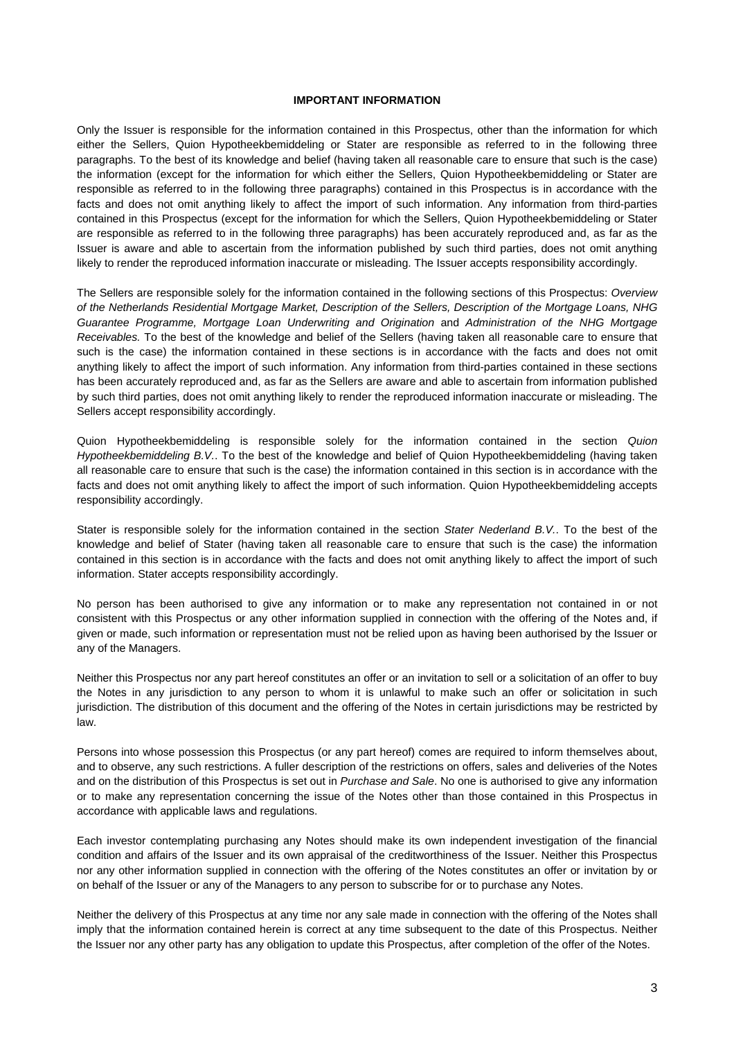**IMPORTANT INFORMATION**

Only the Issuer is responsible for the information contained in this Prospectus, other than the information for which either the Sellers, Quion Hypotheekbemiddeling or Stater are responsible as referred to in the following three paragraphs. To the best of its knowledge and belief (having taken all reasonable care to ensure that such is the case) the information (except for the information for which either the Sellers, Quion Hypotheekbemiddeling or Stater are responsible as referred to in the following three paragraphs) contained in this Prospectus is in accordance with the facts and does not omit anything likely to affect the import of such information. Any information from third-parties contained in this Prospectus (except for the information for which the Sellers, Quion Hypotheekbemiddeling or Stater are responsible as referred to in the following three paragraphs) has been accurately reproduced and, as far as the Issuer is aware and able to ascertain from the information published by such third parties, does not omit anything likely to render the reproduced information inaccurate or misleading. The Issuer accepts responsibility accordingly.

The Sellers are responsible solely for the information contained in the following sections of this Prospectus: *Overview of the Netherlands Residential Mortgage Market, Description of the Sellers, Description of the Mortgage Loans, NHG Guarantee Programme, Mortgage Loan Underwriting and Origination* and *Administration of the NHG Mortgage Receivables.* To the best of the knowledge and belief of the Sellers (having taken all reasonable care to ensure that such is the case) the information contained in these sections is in accordance with the facts and does not omit anything likely to affect the import of such information. Any information from third-parties contained in these sections has been accurately reproduced and, as far as the Sellers are aware and able to ascertain from information published by such third parties, does not omit anything likely to render the reproduced information inaccurate or misleading. The Sellers accept responsibility accordingly.

Quion Hypotheekbemiddeling is responsible solely for the information contained in the section *Quion Hypotheekbemiddeling B.V.*. To the best of the knowledge and belief of Quion Hypotheekbemiddeling (having taken all reasonable care to ensure that such is the case) the information contained in this section is in accordance with the facts and does not omit anything likely to affect the import of such information. Quion Hypotheekbemiddeling accepts responsibility accordingly.

Stater is responsible solely for the information contained in the section *Stater Nederland B.V.*. To the best of the knowledge and belief of Stater (having taken all reasonable care to ensure that such is the case) the information contained in this section is in accordance with the facts and does not omit anything likely to affect the import of such information. Stater accepts responsibility accordingly.

No person has been authorised to give any information or to make any representation not contained in or not consistent with this Prospectus or any other information supplied in connection with the offering of the Notes and, if given or made, such information or representation must not be relied upon as having been authorised by the Issuer or any of the Managers.

Neither this Prospectus nor any part hereof constitutes an offer or an invitation to sell or a solicitation of an offer to buy the Notes in any jurisdiction to any person to whom it is unlawful to make such an offer or solicitation in such jurisdiction. The distribution of this document and the offering of the Notes in certain jurisdictions may be restricted by law.

Persons into whose possession this Prospectus (or any part hereof) comes are required to inform themselves about, and to observe, any such restrictions. A fuller description of the restrictions on offers, sales and deliveries of the Notes and on the distribution of this Prospectus is set out in *Purchase and Sale*. No one is authorised to give any information or to make any representation concerning the issue of the Notes other than those contained in this Prospectus in accordance with applicable laws and regulations.

Each investor contemplating purchasing any Notes should make its own independent investigation of the financial condition and affairs of the Issuer and its own appraisal of the creditworthiness of the Issuer. Neither this Prospectus nor any other information supplied in connection with the offering of the Notes constitutes an offer or invitation by or on behalf of the Issuer or any of the Managers to any person to subscribe for or to purchase any Notes.

Neither the delivery of this Prospectus at any time nor any sale made in connection with the offering of the Notes shall imply that the information contained herein is correct at any time subsequent to the date of this Prospectus. Neither the Issuer nor any other party has any obligation to update this Prospectus, after completion of the offer of the Notes.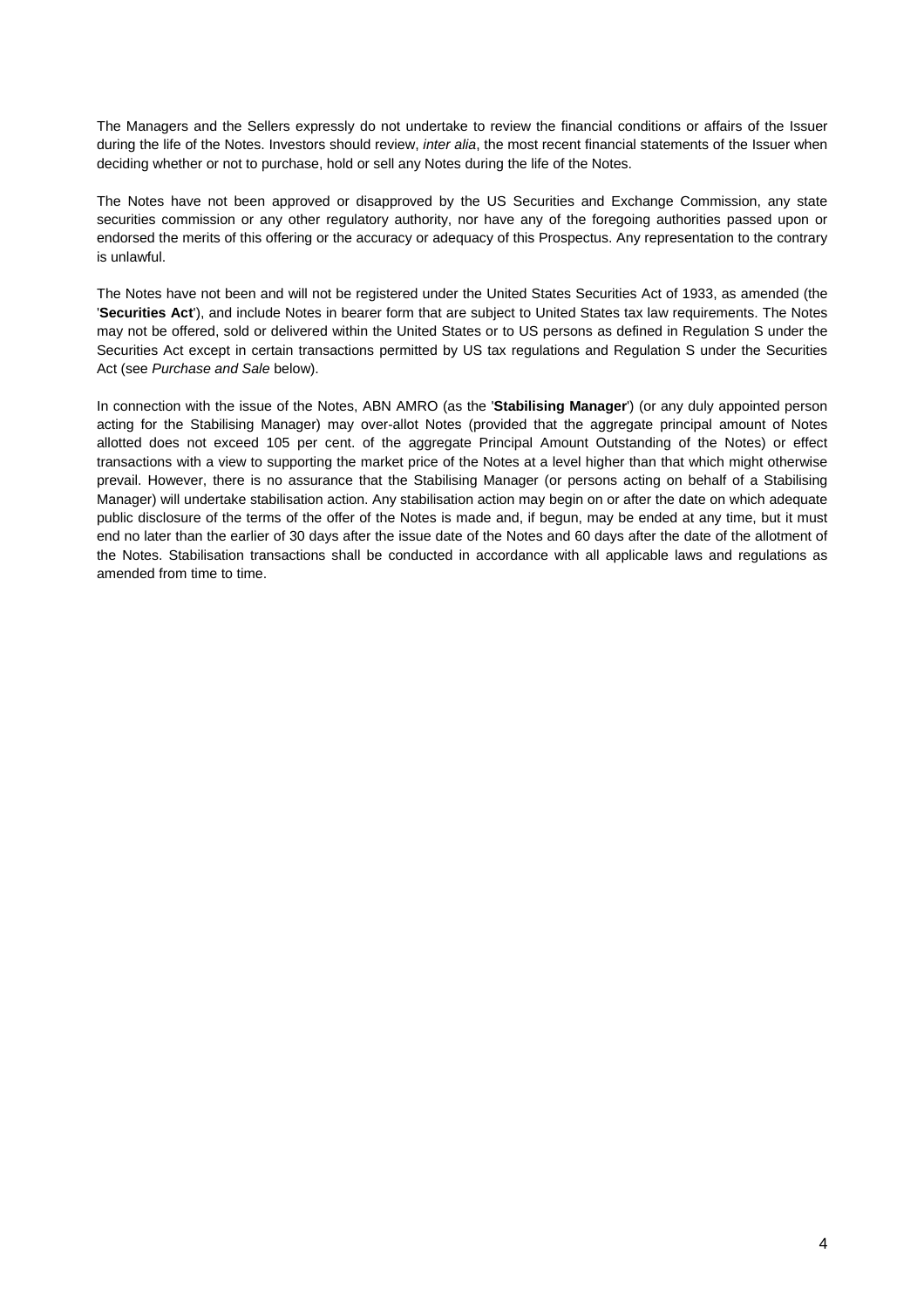The Managers and the Sellers expressly do not undertake to review the financial conditions or affairs of the Issuer during the life of the Notes. Investors should review, *inter alia*, the most recent financial statements of the Issuer when deciding whether or not to purchase, hold or sell any Notes during the life of the Notes.

The Notes have not been approved or disapproved by the US Securities and Exchange Commission, any state securities commission or any other regulatory authority, nor have any of the foregoing authorities passed upon or endorsed the merits of this offering or the accuracy or adequacy of this Prospectus. Any representation to the contrary is unlawful.

The Notes have not been and will not be registered under the United States Securities Act of 1933, as amended (the '**Securities Act**'), and include Notes in bearer form that are subject to United States tax law requirements. The Notes may not be offered, sold or delivered within the United States or to US persons as defined in Regulation S under the Securities Act except in certain transactions permitted by US tax regulations and Regulation S under the Securities Act (see *Purchase and Sale* below).

In connection with the issue of the Notes, ABN AMRO (as the '**Stabilising Manager**') (or any duly appointed person acting for the Stabilising Manager) may over-allot Notes (provided that the aggregate principal amount of Notes allotted does not exceed 105 per cent. of the aggregate Principal Amount Outstanding of the Notes) or effect transactions with a view to supporting the market price of the Notes at a level higher than that which might otherwise prevail. However, there is no assurance that the Stabilising Manager (or persons acting on behalf of a Stabilising Manager) will undertake stabilisation action. Any stabilisation action may begin on or after the date on which adequate public disclosure of the terms of the offer of the Notes is made and, if begun, may be ended at any time, but it must end no later than the earlier of 30 days after the issue date of the Notes and 60 days after the date of the allotment of the Notes. Stabilisation transactions shall be conducted in accordance with all applicable laws and regulations as amended from time to time.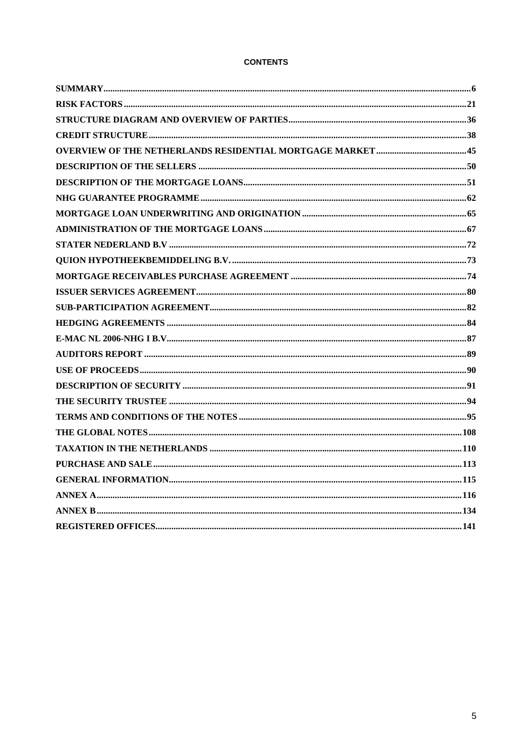# CONTENTS

| | |
|---|---|
| SUMMARY | 6 |
| RISK FACTORS | 21 |
| STRUCTURE DIAGRAM AND OVERVIEW OF PARTIES | 36 |
| CREDIT STRUCTURE | 38 |
| OVERVIEW OF THE NETHERLANDS RESIDENTIAL MORTGAGE MARKET | 45 |
| DESCRIPTION OF THE SELLERS | 50 |
| DESCRIPTION OF THE MORTGAGE LOANS | 51 |
| NHG GUARANTEE PROGRAMME | 62 |
| MORTGAGE LOAN UNDERWRITING AND ORIGINATION | 65 |
| ADMINISTRATION OF THE MORTGAGE LOANS | 67 |
| STATER NEDERLAND B.V | 72 |
| QUION HYPOTHEEKBEMIDDELING B.V. | 73 |
| MORTGAGE RECEIVABLES PURCHASE AGREEMENT | 74 |
| ISSUER SERVICES AGREEMENT | 80 |
| SUB-PARTICIPATION AGREEMENT | 82 |
| HEDGING AGREEMENTS | 84 |
| E-MAC NL 2006-NHG I B.V | 87 |
| AUDITORS REPORT | 89 |
| USE OF PROCEEDS | 90 |
| DESCRIPTION OF SECURITY | 91 |
| THE SECURITY TRUSTEE | 94 |
| TERMS AND CONDITIONS OF THE NOTES | 95 |
| THE GLOBAL NOTES | 108 |
| TAXATION IN THE NETHERLANDS | 110 |
| PURCHASE AND SALE | 113 |
| GENERAL INFORMATION | 115 |
| ANNEX A | 116 |
| ANNEX B | 134 |
| REGISTERED OFFICES | 141 |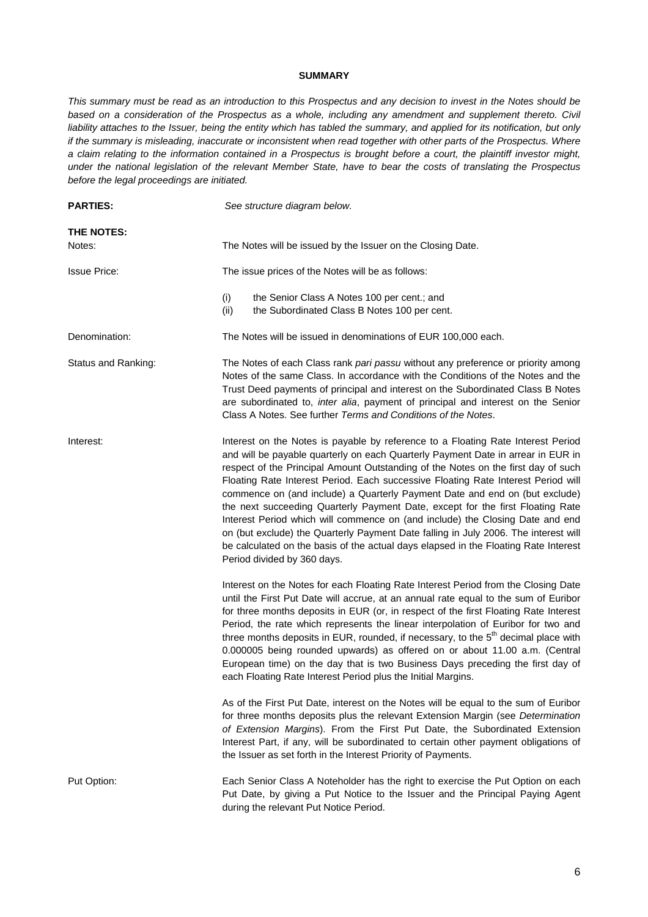**SUMMARY**

*This summary must be read as an introduction to this Prospectus and any decision to invest in the Notes should be based on a consideration of the Prospectus as a whole, including any amendment and supplement thereto. Civil liability attaches to the Issuer, being the entity which has tabled the summary, and applied for its notification, but only if the summary is misleading, inaccurate or inconsistent when read together with other parts of the Prospectus. Where a claim relating to the information contained in a Prospectus is brought before a court, the plaintiff investor might, under the national legislation of the relevant Member State, have to bear the costs of translating the Prospectus before the legal proceedings are initiated.*

**PARTIES:** *See structure diagram below.*

**THE NOTES:**

Notes: The Notes will be issued by the Issuer on the Closing Date.

Issue Price: The issue prices of the Notes will be as follows:

(i) the Senior Class A Notes 100 per cent.; and
(ii) the Subordinated Class B Notes 100 per cent.

Denomination: The Notes will be issued in denominations of EUR 100,000 each.

Status and Ranking: The Notes of each Class rank *pari passu* without any preference or priority among Notes of the same Class. In accordance with the Conditions of the Notes and the Trust Deed payments of principal and interest on the Subordinated Class B Notes are subordinated to, *inter alia*, payment of principal and interest on the Senior Class A Notes. See further *Terms and Conditions of the Notes*.

Interest: Interest on the Notes is payable by reference to a Floating Rate Interest Period and will be payable quarterly on each Quarterly Payment Date in arrear in EUR in respect of the Principal Amount Outstanding of the Notes on the first day of such Floating Rate Interest Period. Each successive Floating Rate Interest Period will commence on (and include) a Quarterly Payment Date and end on (but exclude) the next succeeding Quarterly Payment Date, except for the first Floating Rate Interest Period which will commence on (and include) the Closing Date and end on (but exclude) the Quarterly Payment Date falling in July 2006. The interest will be calculated on the basis of the actual days elapsed in the Floating Rate Interest Period divided by 360 days.

Interest on the Notes for each Floating Rate Interest Period from the Closing Date until the First Put Date will accrue, at an annual rate equal to the sum of Euribor for three months deposits in EUR (or, in respect of the first Floating Rate Interest Period, the rate which represents the linear interpolation of Euribor for two and three months deposits in EUR, rounded, if necessary, to the 5th decimal place with 0.000005 being rounded upwards) as offered on or about 11.00 a.m. (Central European time) on the day that is two Business Days preceding the first day of each Floating Rate Interest Period plus the Initial Margins.

As of the First Put Date, interest on the Notes will be equal to the sum of Euribor for three months deposits plus the relevant Extension Margin (see *Determination of Extension Margins*). From the First Put Date, the Subordinated Extension Interest Part, if any, will be subordinated to certain other payment obligations of the Issuer as set forth in the Interest Priority of Payments.

Put Option: Each Senior Class A Noteholder has the right to exercise the Put Option on each Put Date, by giving a Put Notice to the Issuer and the Principal Paying Agent during the relevant Put Notice Period.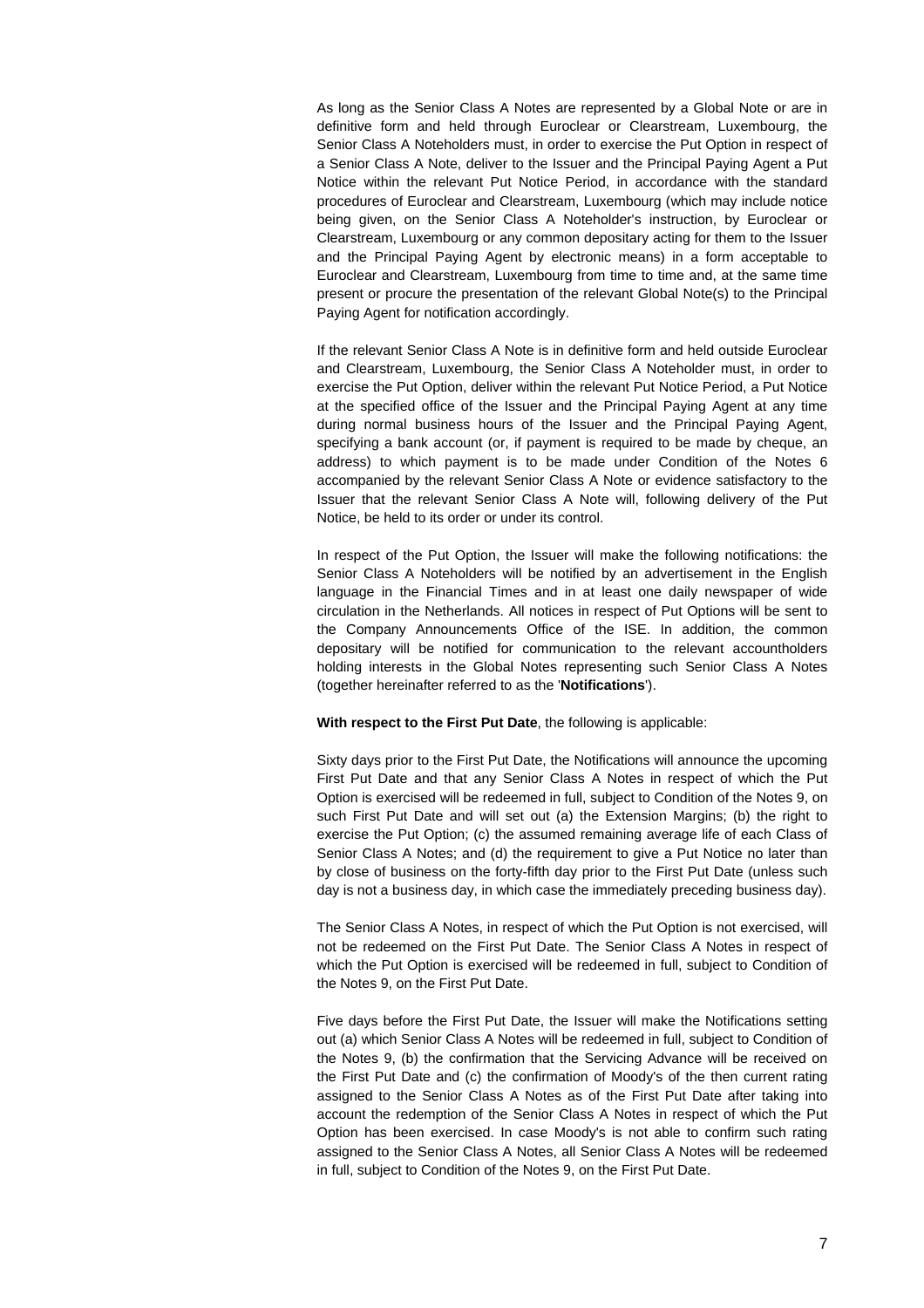As long as the Senior Class A Notes are represented by a Global Note or are in definitive form and held through Euroclear or Clearstream, Luxembourg, the Senior Class A Noteholders must, in order to exercise the Put Option in respect of a Senior Class A Note, deliver to the Issuer and the Principal Paying Agent a Put Notice within the relevant Put Notice Period, in accordance with the standard procedures of Euroclear and Clearstream, Luxembourg (which may include notice being given, on the Senior Class A Noteholder's instruction, by Euroclear or Clearstream, Luxembourg or any common depositary acting for them to the Issuer and the Principal Paying Agent by electronic means) in a form acceptable to Euroclear and Clearstream, Luxembourg from time to time and, at the same time present or procure the presentation of the relevant Global Note(s) to the Principal Paying Agent for notification accordingly.

If the relevant Senior Class A Note is in definitive form and held outside Euroclear and Clearstream, Luxembourg, the Senior Class A Noteholder must, in order to exercise the Put Option, deliver within the relevant Put Notice Period, a Put Notice at the specified office of the Issuer and the Principal Paying Agent at any time during normal business hours of the Issuer and the Principal Paying Agent, specifying a bank account (or, if payment is required to be made by cheque, an address) to which payment is to be made under Condition of the Notes 6 accompanied by the relevant Senior Class A Note or evidence satisfactory to the Issuer that the relevant Senior Class A Note will, following delivery of the Put Notice, be held to its order or under its control.

In respect of the Put Option, the Issuer will make the following notifications: the Senior Class A Noteholders will be notified by an advertisement in the English language in the Financial Times and in at least one daily newspaper of wide circulation in the Netherlands. All notices in respect of Put Options will be sent to the Company Announcements Office of the ISE. In addition, the common depositary will be notified for communication to the relevant accountholders holding interests in the Global Notes representing such Senior Class A Notes (together hereinafter referred to as the '**Notifications**').

**With respect to the First Put Date**, the following is applicable:

Sixty days prior to the First Put Date, the Notifications will announce the upcoming First Put Date and that any Senior Class A Notes in respect of which the Put Option is exercised will be redeemed in full, subject to Condition of the Notes 9, on such First Put Date and will set out (a) the Extension Margins; (b) the right to exercise the Put Option; (c) the assumed remaining average life of each Class of Senior Class A Notes; and (d) the requirement to give a Put Notice no later than by close of business on the forty-fifth day prior to the First Put Date (unless such day is not a business day, in which case the immediately preceding business day).

The Senior Class A Notes, in respect of which the Put Option is not exercised, will not be redeemed on the First Put Date. The Senior Class A Notes in respect of which the Put Option is exercised will be redeemed in full, subject to Condition of the Notes 9, on the First Put Date.

Five days before the First Put Date, the Issuer will make the Notifications setting out (a) which Senior Class A Notes will be redeemed in full, subject to Condition of the Notes 9, (b) the confirmation that the Servicing Advance will be received on the First Put Date and (c) the confirmation of Moody's of the then current rating assigned to the Senior Class A Notes as of the First Put Date after taking into account the redemption of the Senior Class A Notes in respect of which the Put Option has been exercised. In case Moody's is not able to confirm such rating assigned to the Senior Class A Notes, all Senior Class A Notes will be redeemed in full, subject to Condition of the Notes 9, on the First Put Date.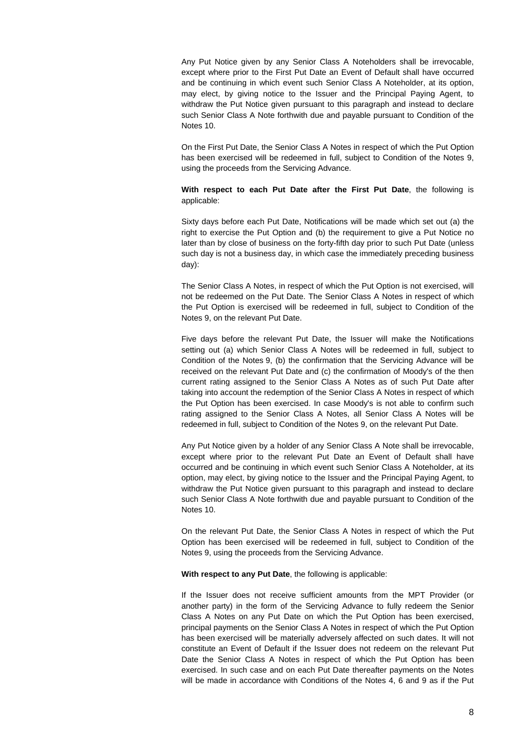Any Put Notice given by any Senior Class A Noteholders shall be irrevocable, except where prior to the First Put Date an Event of Default shall have occurred and be continuing in which event such Senior Class A Noteholder, at its option, may elect, by giving notice to the Issuer and the Principal Paying Agent, to withdraw the Put Notice given pursuant to this paragraph and instead to declare such Senior Class A Note forthwith due and payable pursuant to Condition of the Notes 10.

On the First Put Date, the Senior Class A Notes in respect of which the Put Option has been exercised will be redeemed in full, subject to Condition of the Notes 9, using the proceeds from the Servicing Advance.

**With respect to each Put Date after the First Put Date**, the following is applicable:

Sixty days before each Put Date, Notifications will be made which set out (a) the right to exercise the Put Option and (b) the requirement to give a Put Notice no later than by close of business on the forty-fifth day prior to such Put Date (unless such day is not a business day, in which case the immediately preceding business day):

The Senior Class A Notes, in respect of which the Put Option is not exercised, will not be redeemed on the Put Date. The Senior Class A Notes in respect of which the Put Option is exercised will be redeemed in full, subject to Condition of the Notes 9, on the relevant Put Date.

Five days before the relevant Put Date, the Issuer will make the Notifications setting out (a) which Senior Class A Notes will be redeemed in full, subject to Condition of the Notes 9, (b) the confirmation that the Servicing Advance will be received on the relevant Put Date and (c) the confirmation of Moody's of the then current rating assigned to the Senior Class A Notes as of such Put Date after taking into account the redemption of the Senior Class A Notes in respect of which the Put Option has been exercised. In case Moody's is not able to confirm such rating assigned to the Senior Class A Notes, all Senior Class A Notes will be redeemed in full, subject to Condition of the Notes 9, on the relevant Put Date.

Any Put Notice given by a holder of any Senior Class A Note shall be irrevocable, except where prior to the relevant Put Date an Event of Default shall have occurred and be continuing in which event such Senior Class A Noteholder, at its option, may elect, by giving notice to the Issuer and the Principal Paying Agent, to withdraw the Put Notice given pursuant to this paragraph and instead to declare such Senior Class A Note forthwith due and payable pursuant to Condition of the Notes 10.

On the relevant Put Date, the Senior Class A Notes in respect of which the Put Option has been exercised will be redeemed in full, subject to Condition of the Notes 9, using the proceeds from the Servicing Advance.

**With respect to any Put Date**, the following is applicable:

If the Issuer does not receive sufficient amounts from the MPT Provider (or another party) in the form of the Servicing Advance to fully redeem the Senior Class A Notes on any Put Date on which the Put Option has been exercised, principal payments on the Senior Class A Notes in respect of which the Put Option has been exercised will be materially adversely affected on such dates. It will not constitute an Event of Default if the Issuer does not redeem on the relevant Put Date the Senior Class A Notes in respect of which the Put Option has been exercised. In such case and on each Put Date thereafter payments on the Notes will be made in accordance with Conditions of the Notes 4, 6 and 9 as if the Put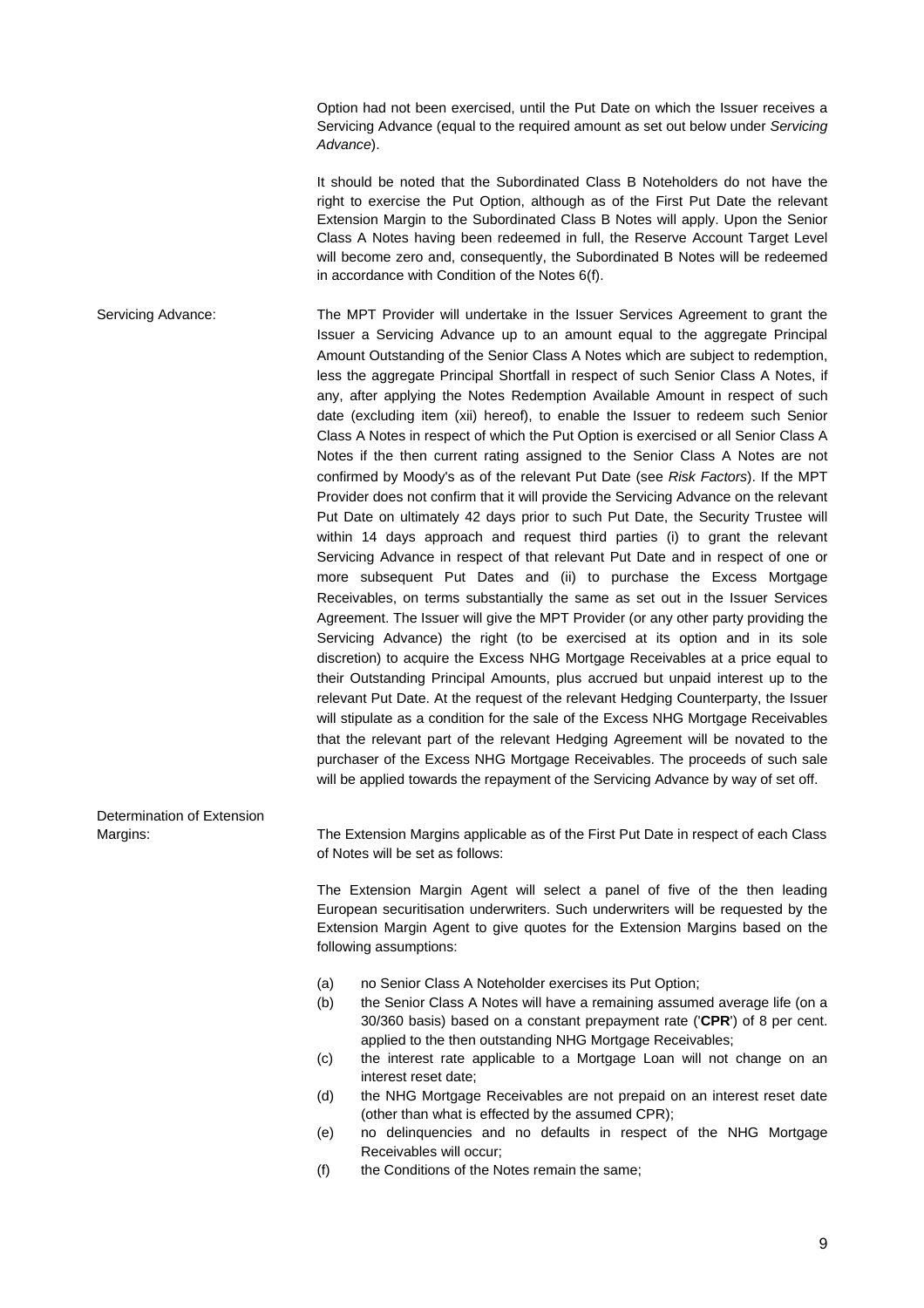Option had not been exercised, until the Put Date on which the Issuer receives a Servicing Advance (equal to the required amount as set out below under *Servicing Advance*).

It should be noted that the Subordinated Class B Noteholders do not have the right to exercise the Put Option, although as of the First Put Date the relevant Extension Margin to the Subordinated Class B Notes will apply. Upon the Senior Class A Notes having been redeemed in full, the Reserve Account Target Level will become zero and, consequently, the Subordinated B Notes will be redeemed in accordance with Condition of the Notes 6(f).

**Servicing Advance:**

The MPT Provider will undertake in the Issuer Services Agreement to grant the Issuer a Servicing Advance up to an amount equal to the aggregate Principal Amount Outstanding of the Senior Class A Notes which are subject to redemption, less the aggregate Principal Shortfall in respect of such Senior Class A Notes, if any, after applying the Notes Redemption Available Amount in respect of such date (excluding item (xii) hereof), to enable the Issuer to redeem such Senior Class A Notes in respect of which the Put Option is exercised or all Senior Class A Notes if the then current rating assigned to the Senior Class A Notes are not confirmed by Moody's as of the relevant Put Date (see *Risk Factors*). If the MPT Provider does not confirm that it will provide the Servicing Advance on the relevant Put Date on ultimately 42 days prior to such Put Date, the Security Trustee will within 14 days approach and request third parties (i) to grant the relevant Servicing Advance in respect of that relevant Put Date and in respect of one or more subsequent Put Dates and (ii) to purchase the Excess Mortgage Receivables, on terms substantially the same as set out in the Issuer Services Agreement. The Issuer will give the MPT Provider (or any other party providing the Servicing Advance) the right (to be exercised at its option and in its sole discretion) to acquire the Excess NHG Mortgage Receivables at a price equal to their Outstanding Principal Amounts, plus accrued but unpaid interest up to the relevant Put Date. At the request of the relevant Hedging Counterparty, the Issuer will stipulate as a condition for the sale of the Excess NHG Mortgage Receivables that the relevant part of the relevant Hedging Agreement will be novated to the purchaser of the Excess NHG Mortgage Receivables. The proceeds of such sale will be applied towards the repayment of the Servicing Advance by way of set off.

**Determination of Extension Margins:**

The Extension Margins applicable as of the First Put Date in respect of each Class of Notes will be set as follows:

The Extension Margin Agent will select a panel of five of the then leading European securitisation underwriters. Such underwriters will be requested by the Extension Margin Agent to give quotes for the Extension Margins based on the following assumptions:

(a) no Senior Class A Noteholder exercises its Put Option;

(b) the Senior Class A Notes will have a remaining assumed average life (on a 30/360 basis) based on a constant prepayment rate ('**CPR**') of 8 per cent. applied to the then outstanding NHG Mortgage Receivables;

(c) the interest rate applicable to a Mortgage Loan will not change on an interest reset date;

(d) the NHG Mortgage Receivables are not prepaid on an interest reset date (other than what is effected by the assumed CPR);

(e) no delinquencies and no defaults in respect of the NHG Mortgage Receivables will occur;

(f) the Conditions of the Notes remain the same;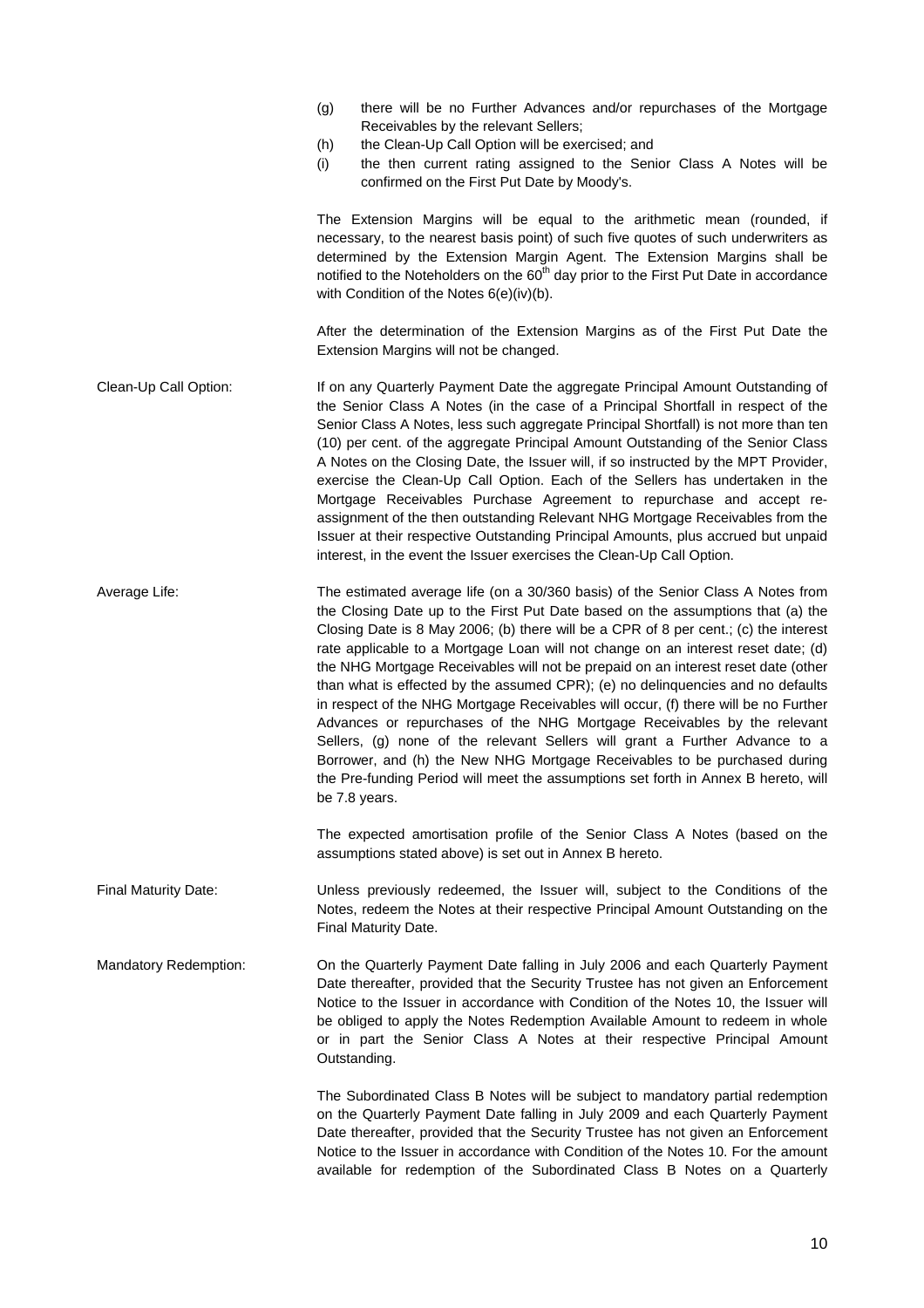(g) there will be no Further Advances and/or repurchases of the Mortgage Receivables by the relevant Sellers;

(h) the Clean-Up Call Option will be exercised; and

(i) the then current rating assigned to the Senior Class A Notes will be confirmed on the First Put Date by Moody's.

The Extension Margins will be equal to the arithmetic mean (rounded, if necessary, to the nearest basis point) of such five quotes of such underwriters as determined by the Extension Margin Agent. The Extension Margins shall be notified to the Noteholders on the 60th day prior to the First Put Date in accordance with Condition of the Notes 6(e)(iv)(b).

After the determination of the Extension Margins as of the First Put Date the Extension Margins will not be changed.

**Clean-Up Call Option:** If on any Quarterly Payment Date the aggregate Principal Amount Outstanding of the Senior Class A Notes (in the case of a Principal Shortfall in respect of the Senior Class A Notes, less such aggregate Principal Shortfall) is not more than ten (10) per cent. of the aggregate Principal Amount Outstanding of the Senior Class A Notes on the Closing Date, the Issuer will, if so instructed by the MPT Provider, exercise the Clean-Up Call Option. Each of the Sellers has undertaken in the Mortgage Receivables Purchase Agreement to repurchase and accept re-assignment of the then outstanding Relevant NHG Mortgage Receivables from the Issuer at their respective Outstanding Principal Amounts, plus accrued but unpaid interest, in the event the Issuer exercises the Clean-Up Call Option.

**Average Life:** The estimated average life (on a 30/360 basis) of the Senior Class A Notes from the Closing Date up to the First Put Date based on the assumptions that (a) the Closing Date is 8 May 2006; (b) there will be a CPR of 8 per cent.; (c) the interest rate applicable to a Mortgage Loan will not change on an interest reset date; (d) the NHG Mortgage Receivables will not be prepaid on an interest reset date (other than what is effected by the assumed CPR); (e) no delinquencies and no defaults in respect of the NHG Mortgage Receivables will occur, (f) there will be no Further Advances or repurchases of the NHG Mortgage Receivables by the relevant Sellers, (g) none of the relevant Sellers will grant a Further Advance to a Borrower, and (h) the New NHG Mortgage Receivables to be purchased during the Pre-funding Period will meet the assumptions set forth in Annex B hereto, will be 7.8 years.

The expected amortisation profile of the Senior Class A Notes (based on the assumptions stated above) is set out in Annex B hereto.

**Final Maturity Date:** Unless previously redeemed, the Issuer will, subject to the Conditions of the Notes, redeem the Notes at their respective Principal Amount Outstanding on the Final Maturity Date.

**Mandatory Redemption:** On the Quarterly Payment Date falling in July 2006 and each Quarterly Payment Date thereafter, provided that the Security Trustee has not given an Enforcement Notice to the Issuer in accordance with Condition of the Notes 10, the Issuer will be obliged to apply the Notes Redemption Available Amount to redeem in whole or in part the Senior Class A Notes at their respective Principal Amount Outstanding.

The Subordinated Class B Notes will be subject to mandatory partial redemption on the Quarterly Payment Date falling in July 2009 and each Quarterly Payment Date thereafter, provided that the Security Trustee has not given an Enforcement Notice to the Issuer in accordance with Condition of the Notes 10. For the amount available for redemption of the Subordinated Class B Notes on a Quarterly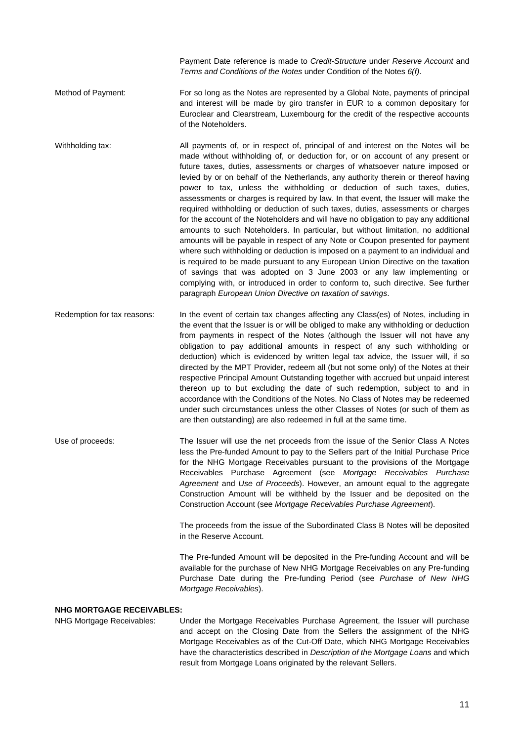Payment Date reference is made to *Credit-Structure* under *Reserve Account* and *Terms and Conditions of the Notes* under Condition of the Notes *6(f)*.

Method of Payment: For so long as the Notes are represented by a Global Note, payments of principal and interest will be made by giro transfer in EUR to a common depositary for Euroclear and Clearstream, Luxembourg for the credit of the respective accounts of the Noteholders.

Withholding tax: All payments of, or in respect of, principal of and interest on the Notes will be made without withholding of, or deduction for, or on account of any present or future taxes, duties, assessments or charges of whatsoever nature imposed or levied by or on behalf of the Netherlands, any authority therein or thereof having power to tax, unless the withholding or deduction of such taxes, duties, assessments or charges is required by law. In that event, the Issuer will make the required withholding or deduction of such taxes, duties, assessments or charges for the account of the Noteholders and will have no obligation to pay any additional amounts to such Noteholders. In particular, but without limitation, no additional amounts will be payable in respect of any Note or Coupon presented for payment where such withholding or deduction is imposed on a payment to an individual and is required to be made pursuant to any European Union Directive on the taxation of savings that was adopted on 3 June 2003 or any law implementing or complying with, or introduced in order to conform to, such directive. See further paragraph *European Union Directive on taxation of savings*.

Redemption for tax reasons: In the event of certain tax changes affecting any Class(es) of Notes, including in the event that the Issuer is or will be obliged to make any withholding or deduction from payments in respect of the Notes (although the Issuer will not have any obligation to pay additional amounts in respect of any such withholding or deduction) which is evidenced by written legal tax advice, the Issuer will, if so directed by the MPT Provider, redeem all (but not some only) of the Notes at their respective Principal Amount Outstanding together with accrued but unpaid interest thereon up to but excluding the date of such redemption, subject to and in accordance with the Conditions of the Notes. No Class of Notes may be redeemed under such circumstances unless the other Classes of Notes (or such of them as are then outstanding) are also redeemed in full at the same time.

Use of proceeds: The Issuer will use the net proceeds from the issue of the Senior Class A Notes less the Pre-funded Amount to pay to the Sellers part of the Initial Purchase Price for the NHG Mortgage Receivables pursuant to the provisions of the Mortgage Receivables Purchase Agreement (see *Mortgage Receivables Purchase Agreement* and *Use of Proceeds*). However, an amount equal to the aggregate Construction Amount will be withheld by the Issuer and be deposited on the Construction Account (see *Mortgage Receivables Purchase Agreement*).

The proceeds from the issue of the Subordinated Class B Notes will be deposited in the Reserve Account.

The Pre-funded Amount will be deposited in the Pre-funding Account and will be available for the purchase of New NHG Mortgage Receivables on any Pre-funding Purchase Date during the Pre-funding Period (see *Purchase of New NHG Mortgage Receivables*).

**NHG MORTGAGE RECEIVABLES:**

NHG Mortgage Receivables: Under the Mortgage Receivables Purchase Agreement, the Issuer will purchase and accept on the Closing Date from the Sellers the assignment of the NHG Mortgage Receivables as of the Cut-Off Date, which NHG Mortgage Receivables have the characteristics described in *Description of the Mortgage Loans* and which result from Mortgage Loans originated by the relevant Sellers.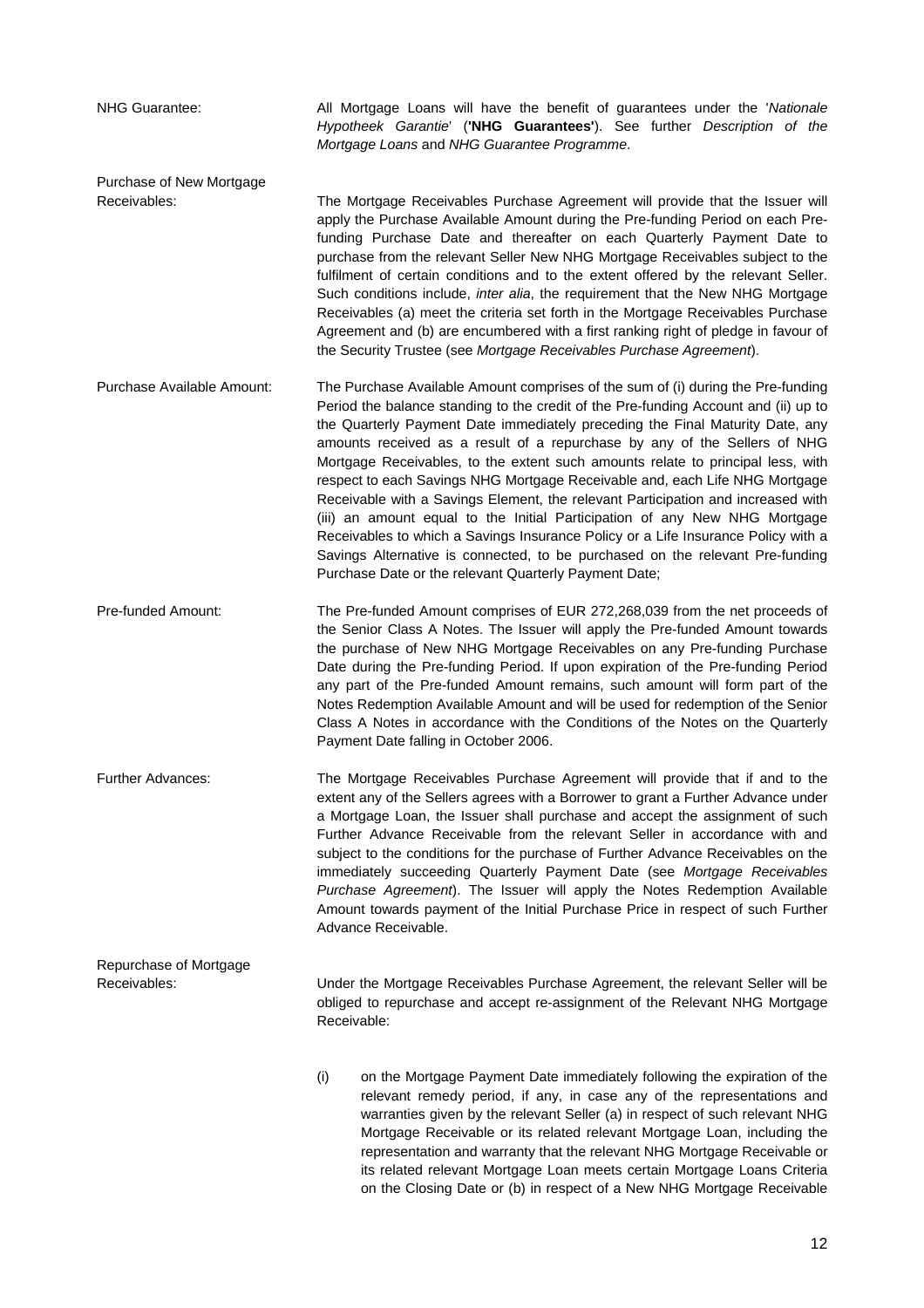NHG Guarantee: All Mortgage Loans will have the benefit of guarantees under the '*Nationale Hypotheek Garantie*' (**'NHG Guarantees'**). See further *Description of the Mortgage Loans* and *NHG Guarantee Programme*.

Purchase of New Mortgage Receivables: The Mortgage Receivables Purchase Agreement will provide that the Issuer will apply the Purchase Available Amount during the Pre-funding Period on each Pre-funding Purchase Date and thereafter on each Quarterly Payment Date to purchase from the relevant Seller New NHG Mortgage Receivables subject to the fulfilment of certain conditions and to the extent offered by the relevant Seller. Such conditions include, *inter alia*, the requirement that the New NHG Mortgage Receivables (a) meet the criteria set forth in the Mortgage Receivables Purchase Agreement and (b) are encumbered with a first ranking right of pledge in favour of the Security Trustee (see *Mortgage Receivables Purchase Agreement*).

Purchase Available Amount: The Purchase Available Amount comprises of the sum of (i) during the Pre-funding Period the balance standing to the credit of the Pre-funding Account and (ii) up to the Quarterly Payment Date immediately preceding the Final Maturity Date, any amounts received as a result of a repurchase by any of the Sellers of NHG Mortgage Receivables, to the extent such amounts relate to principal less, with respect to each Savings NHG Mortgage Receivable and, each Life NHG Mortgage Receivable with a Savings Element, the relevant Participation and increased with (iii) an amount equal to the Initial Participation of any New NHG Mortgage Receivables to which a Savings Insurance Policy or a Life Insurance Policy with a Savings Alternative is connected, to be purchased on the relevant Pre-funding Purchase Date or the relevant Quarterly Payment Date;

Pre-funded Amount: The Pre-funded Amount comprises of EUR 272,268,039 from the net proceeds of the Senior Class A Notes. The Issuer will apply the Pre-funded Amount towards the purchase of New NHG Mortgage Receivables on any Pre-funding Purchase Date during the Pre-funding Period. If upon expiration of the Pre-funding Period any part of the Pre-funded Amount remains, such amount will form part of the Notes Redemption Available Amount and will be used for redemption of the Senior Class A Notes in accordance with the Conditions of the Notes on the Quarterly Payment Date falling in October 2006.

Further Advances: The Mortgage Receivables Purchase Agreement will provide that if and to the extent any of the Sellers agrees with a Borrower to grant a Further Advance under a Mortgage Loan, the Issuer shall purchase and accept the assignment of such Further Advance Receivable from the relevant Seller in accordance with and subject to the conditions for the purchase of Further Advance Receivables on the immediately succeeding Quarterly Payment Date (see *Mortgage Receivables Purchase Agreement*). The Issuer will apply the Notes Redemption Available Amount towards payment of the Initial Purchase Price in respect of such Further Advance Receivable.

Repurchase of Mortgage Receivables: Under the Mortgage Receivables Purchase Agreement, the relevant Seller will be obliged to repurchase and accept re-assignment of the Relevant NHG Mortgage Receivable:

(i) on the Mortgage Payment Date immediately following the expiration of the relevant remedy period, if any, in case any of the representations and warranties given by the relevant Seller (a) in respect of such relevant NHG Mortgage Receivable or its related relevant Mortgage Loan, including the representation and warranty that the relevant NHG Mortgage Receivable or its related relevant Mortgage Loan meets certain Mortgage Loans Criteria on the Closing Date or (b) in respect of a New NHG Mortgage Receivable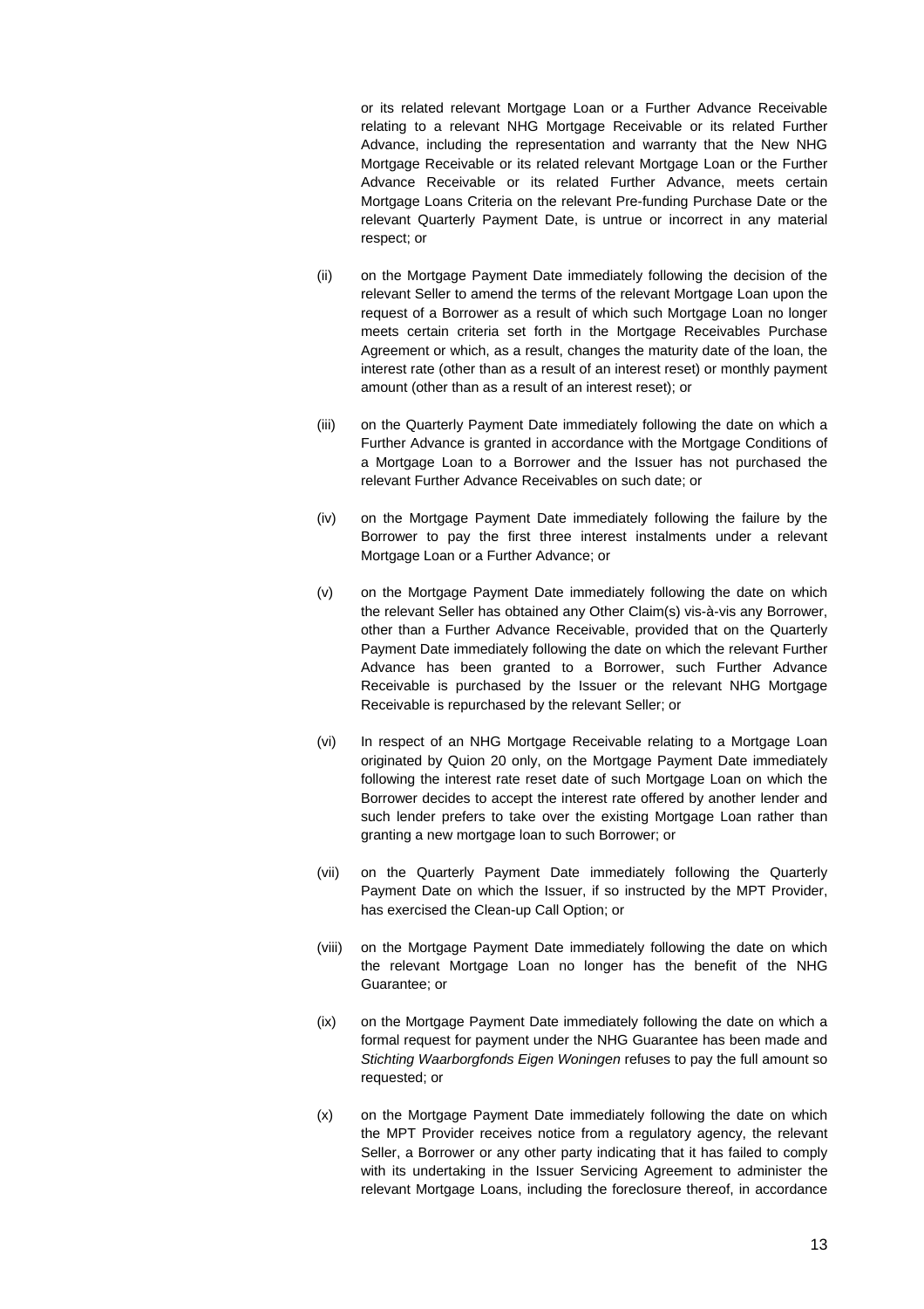or its related relevant Mortgage Loan or a Further Advance Receivable relating to a relevant NHG Mortgage Receivable or its related Further Advance, including the representation and warranty that the New NHG Mortgage Receivable or its related relevant Mortgage Loan or the Further Advance Receivable or its related Further Advance, meets certain Mortgage Loans Criteria on the relevant Pre-funding Purchase Date or the relevant Quarterly Payment Date, is untrue or incorrect in any material respect; or

(ii) on the Mortgage Payment Date immediately following the decision of the relevant Seller to amend the terms of the relevant Mortgage Loan upon the request of a Borrower as a result of which such Mortgage Loan no longer meets certain criteria set forth in the Mortgage Receivables Purchase Agreement or which, as a result, changes the maturity date of the loan, the interest rate (other than as a result of an interest reset) or monthly payment amount (other than as a result of an interest reset); or

(iii) on the Quarterly Payment Date immediately following the date on which a Further Advance is granted in accordance with the Mortgage Conditions of a Mortgage Loan to a Borrower and the Issuer has not purchased the relevant Further Advance Receivables on such date; or

(iv) on the Mortgage Payment Date immediately following the failure by the Borrower to pay the first three interest instalments under a relevant Mortgage Loan or a Further Advance; or

(v) on the Mortgage Payment Date immediately following the date on which the relevant Seller has obtained any Other Claim(s) vis-à-vis any Borrower, other than a Further Advance Receivable, provided that on the Quarterly Payment Date immediately following the date on which the relevant Further Advance has been granted to a Borrower, such Further Advance Receivable is purchased by the Issuer or the relevant NHG Mortgage Receivable is repurchased by the relevant Seller; or

(vi) In respect of an NHG Mortgage Receivable relating to a Mortgage Loan originated by Quion 20 only, on the Mortgage Payment Date immediately following the interest rate reset date of such Mortgage Loan on which the Borrower decides to accept the interest rate offered by another lender and such lender prefers to take over the existing Mortgage Loan rather than granting a new mortgage loan to such Borrower; or

(vii) on the Quarterly Payment Date immediately following the Quarterly Payment Date on which the Issuer, if so instructed by the MPT Provider, has exercised the Clean-up Call Option; or

(viii) on the Mortgage Payment Date immediately following the date on which the relevant Mortgage Loan no longer has the benefit of the NHG Guarantee; or

(ix) on the Mortgage Payment Date immediately following the date on which a formal request for payment under the NHG Guarantee has been made and *Stichting Waarborgfonds Eigen Woningen* refuses to pay the full amount so requested; or

(x) on the Mortgage Payment Date immediately following the date on which the MPT Provider receives notice from a regulatory agency, the relevant Seller, a Borrower or any other party indicating that it has failed to comply with its undertaking in the Issuer Servicing Agreement to administer the relevant Mortgage Loans, including the foreclosure thereof, in accordance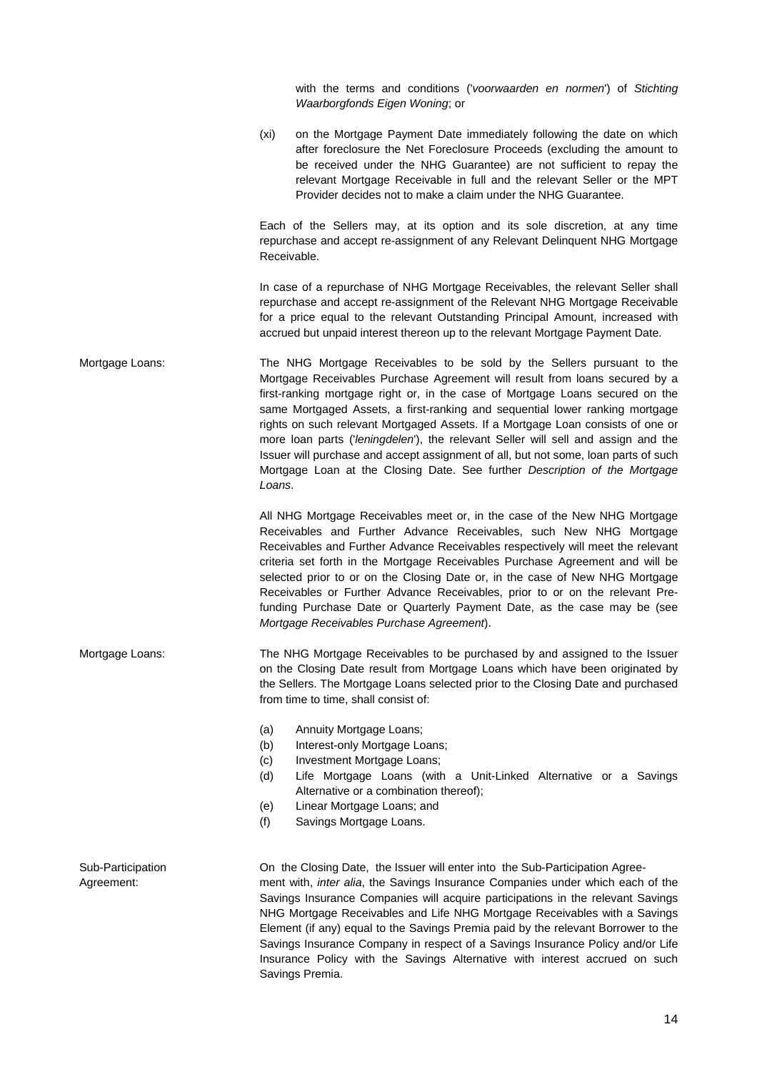with the terms and conditions ('*voorwaarden en normen*') of *Stichting Waarborgfonds Eigen Woning*; or

(xi) on the Mortgage Payment Date immediately following the date on which after foreclosure the Net Foreclosure Proceeds (excluding the amount to be received under the NHG Guarantee) are not sufficient to repay the relevant Mortgage Receivable in full and the relevant Seller or the MPT Provider decides not to make a claim under the NHG Guarantee.

Each of the Sellers may, at its option and its sole discretion, at any time repurchase and accept re-assignment of any Relevant Delinquent NHG Mortgage Receivable.

In case of a repurchase of NHG Mortgage Receivables, the relevant Seller shall repurchase and accept re-assignment of the Relevant NHG Mortgage Receivable for a price equal to the relevant Outstanding Principal Amount, increased with accrued but unpaid interest thereon up to the relevant Mortgage Payment Date.

**Mortgage Loans:**

The NHG Mortgage Receivables to be sold by the Sellers pursuant to the Mortgage Receivables Purchase Agreement will result from loans secured by a first-ranking mortgage right or, in the case of Mortgage Loans secured on the same Mortgaged Assets, a first-ranking and sequential lower ranking mortgage rights on such relevant Mortgaged Assets. If a Mortgage Loan consists of one or more loan parts ('*leningdelen*'), the relevant Seller will sell and assign and the Issuer will purchase and accept assignment of all, but not some, loan parts of such Mortgage Loan at the Closing Date. See further *Description of the Mortgage Loans*.

All NHG Mortgage Receivables meet or, in the case of the New NHG Mortgage Receivables and Further Advance Receivables, such New NHG Mortgage Receivables and Further Advance Receivables respectively will meet the relevant criteria set forth in the Mortgage Receivables Purchase Agreement and will be selected prior to or on the Closing Date or, in the case of New NHG Mortgage Receivables or Further Advance Receivables, prior to or on the relevant Pre-funding Purchase Date or Quarterly Payment Date, as the case may be (see *Mortgage Receivables Purchase Agreement*).

**Mortgage Loans:**

The NHG Mortgage Receivables to be purchased by and assigned to the Issuer on the Closing Date result from Mortgage Loans which have been originated by the Sellers. The Mortgage Loans selected prior to the Closing Date and purchased from time to time, shall consist of:

(a) Annuity Mortgage Loans;
(b) Interest-only Mortgage Loans;
(c) Investment Mortgage Loans;
(d) Life Mortgage Loans (with a Unit-Linked Alternative or a Savings Alternative or a combination thereof);
(e) Linear Mortgage Loans; and
(f) Savings Mortgage Loans.

**Sub-Participation Agreement:**

On the Closing Date, the Issuer will enter into the Sub-Participation Agreement with, *inter alia*, the Savings Insurance Companies under which each of the Savings Insurance Companies will acquire participations in the relevant Savings NHG Mortgage Receivables and Life NHG Mortgage Receivables with a Savings Element (if any) equal to the Savings Premia paid by the relevant Borrower to the Savings Insurance Company in respect of a Savings Insurance Policy and/or Life Insurance Policy with the Savings Alternative with interest accrued on such Savings Premia.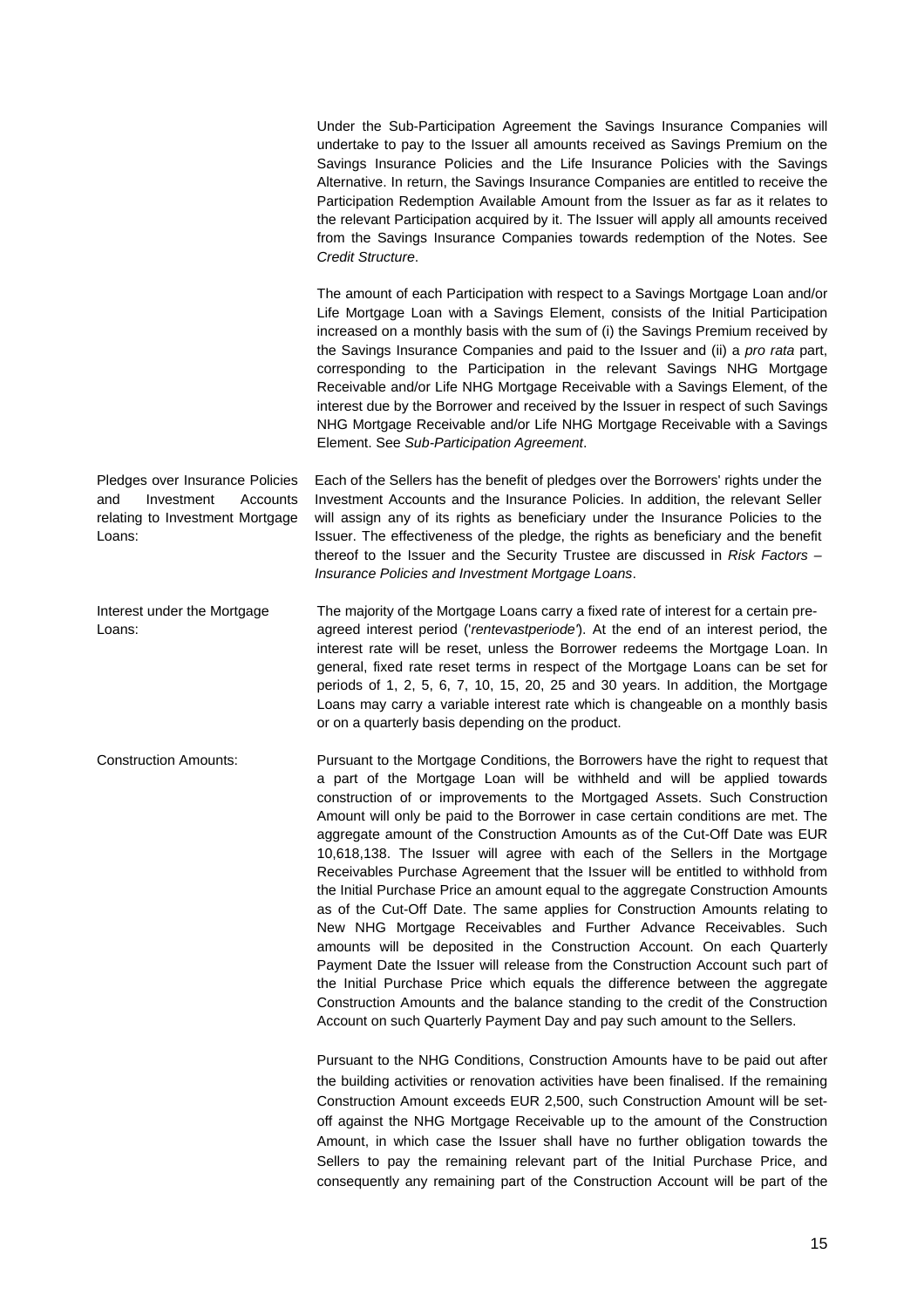Under the Sub-Participation Agreement the Savings Insurance Companies will undertake to pay to the Issuer all amounts received as Savings Premium on the Savings Insurance Policies and the Life Insurance Policies with the Savings Alternative. In return, the Savings Insurance Companies are entitled to receive the Participation Redemption Available Amount from the Issuer as far as it relates to the relevant Participation acquired by it. The Issuer will apply all amounts received from the Savings Insurance Companies towards redemption of the Notes. See *Credit Structure*.

The amount of each Participation with respect to a Savings Mortgage Loan and/or Life Mortgage Loan with a Savings Element, consists of the Initial Participation increased on a monthly basis with the sum of (i) the Savings Premium received by the Savings Insurance Companies and paid to the Issuer and (ii) a *pro rata* part, corresponding to the Participation in the relevant Savings NHG Mortgage Receivable and/or Life NHG Mortgage Receivable with a Savings Element, of the interest due by the Borrower and received by the Issuer in respect of such Savings NHG Mortgage Receivable and/or Life NHG Mortgage Receivable with a Savings Element. See *Sub-Participation Agreement*.

**Pledges over Insurance Policies and Investment Accounts relating to Investment Mortgage Loans:**

Each of the Sellers has the benefit of pledges over the Borrowers' rights under the Investment Accounts and the Insurance Policies. In addition, the relevant Seller will assign any of its rights as beneficiary under the Insurance Policies to the Issuer. The effectiveness of the pledge, the rights as beneficiary and the benefit thereof to the Issuer and the Security Trustee are discussed in *Risk Factors – Insurance Policies and Investment Mortgage Loans*.

**Interest under the Mortgage Loans:**

The majority of the Mortgage Loans carry a fixed rate of interest for a certain pre-agreed interest period ('*rentevastperiode*'). At the end of an interest period, the interest rate will be reset, unless the Borrower redeems the Mortgage Loan. In general, fixed rate reset terms in respect of the Mortgage Loans can be set for periods of 1, 2, 5, 6, 7, 10, 15, 20, 25 and 30 years. In addition, the Mortgage Loans may carry a variable interest rate which is changeable on a monthly basis or on a quarterly basis depending on the product.

**Construction Amounts:**

Pursuant to the Mortgage Conditions, the Borrowers have the right to request that a part of the Mortgage Loan will be withheld and will be applied towards construction of or improvements to the Mortgaged Assets. Such Construction Amount will only be paid to the Borrower in case certain conditions are met. The aggregate amount of the Construction Amounts as of the Cut-Off Date was EUR 10,618,138. The Issuer will agree with each of the Sellers in the Mortgage Receivables Purchase Agreement that the Issuer will be entitled to withhold from the Initial Purchase Price an amount equal to the aggregate Construction Amounts as of the Cut-Off Date. The same applies for Construction Amounts relating to New NHG Mortgage Receivables and Further Advance Receivables. Such amounts will be deposited in the Construction Account. On each Quarterly Payment Date the Issuer will release from the Construction Account such part of the Initial Purchase Price which equals the difference between the aggregate Construction Amounts and the balance standing to the credit of the Construction Account on such Quarterly Payment Day and pay such amount to the Sellers.

Pursuant to the NHG Conditions, Construction Amounts have to be paid out after the building activities or renovation activities have been finalised. If the remaining Construction Amount exceeds EUR 2,500, such Construction Amount will be set-off against the NHG Mortgage Receivable up to the amount of the Construction Amount, in which case the Issuer shall have no further obligation towards the Sellers to pay the remaining relevant part of the Initial Purchase Price, and consequently any remaining part of the Construction Account will be part of the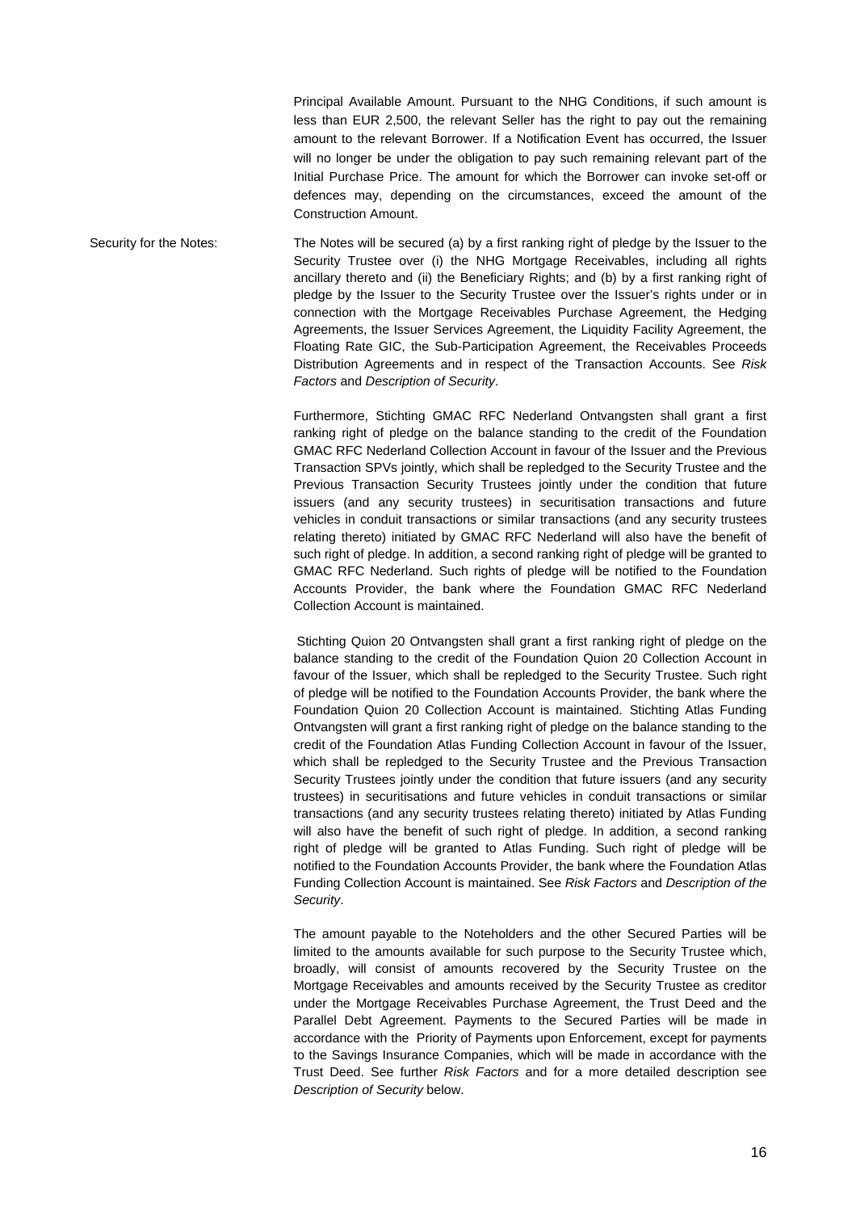Principal Available Amount. Pursuant to the NHG Conditions, if such amount is less than EUR 2,500, the relevant Seller has the right to pay out the remaining amount to the relevant Borrower. If a Notification Event has occurred, the Issuer will no longer be under the obligation to pay such remaining relevant part of the Initial Purchase Price. The amount for which the Borrower can invoke set-off or defences may, depending on the circumstances, exceed the amount of the Construction Amount.

Security for the Notes: The Notes will be secured (a) by a first ranking right of pledge by the Issuer to the Security Trustee over (i) the NHG Mortgage Receivables, including all rights ancillary thereto and (ii) the Beneficiary Rights; and (b) by a first ranking right of pledge by the Issuer to the Security Trustee over the Issuer's rights under or in connection with the Mortgage Receivables Purchase Agreement, the Hedging Agreements, the Issuer Services Agreement, the Liquidity Facility Agreement, the Floating Rate GIC, the Sub-Participation Agreement, the Receivables Proceeds Distribution Agreements and in respect of the Transaction Accounts. See *Risk Factors* and *Description of Security*.

Furthermore, Stichting GMAC RFC Nederland Ontvangsten shall grant a first ranking right of pledge on the balance standing to the credit of the Foundation GMAC RFC Nederland Collection Account in favour of the Issuer and the Previous Transaction SPVs jointly, which shall be repledged to the Security Trustee and the Previous Transaction Security Trustees jointly under the condition that future issuers (and any security trustees) in securitisation transactions and future vehicles in conduit transactions or similar transactions (and any security trustees relating thereto) initiated by GMAC RFC Nederland will also have the benefit of such right of pledge. In addition, a second ranking right of pledge will be granted to GMAC RFC Nederland. Such rights of pledge will be notified to the Foundation Accounts Provider, the bank where the Foundation GMAC RFC Nederland Collection Account is maintained.

Stichting Quion 20 Ontvangsten shall grant a first ranking right of pledge on the balance standing to the credit of the Foundation Quion 20 Collection Account in favour of the Issuer, which shall be repledged to the Security Trustee. Such right of pledge will be notified to the Foundation Accounts Provider, the bank where the Foundation Quion 20 Collection Account is maintained. Stichting Atlas Funding Ontvangsten will grant a first ranking right of pledge on the balance standing to the credit of the Foundation Atlas Funding Collection Account in favour of the Issuer, which shall be repledged to the Security Trustee and the Previous Transaction Security Trustees jointly under the condition that future issuers (and any security trustees) in securitisations and future vehicles in conduit transactions or similar transactions (and any security trustees relating thereto) initiated by Atlas Funding will also have the benefit of such right of pledge. In addition, a second ranking right of pledge will be granted to Atlas Funding. Such right of pledge will be notified to the Foundation Accounts Provider, the bank where the Foundation Atlas Funding Collection Account is maintained. See *Risk Factors* and *Description of the Security*.

The amount payable to the Noteholders and the other Secured Parties will be limited to the amounts available for such purpose to the Security Trustee which, broadly, will consist of amounts recovered by the Security Trustee on the Mortgage Receivables and amounts received by the Security Trustee as creditor under the Mortgage Receivables Purchase Agreement, the Trust Deed and the Parallel Debt Agreement. Payments to the Secured Parties will be made in accordance with the Priority of Payments upon Enforcement, except for payments to the Savings Insurance Companies, which will be made in accordance with the Trust Deed. See further *Risk Factors* and for a more detailed description see *Description of Security* below.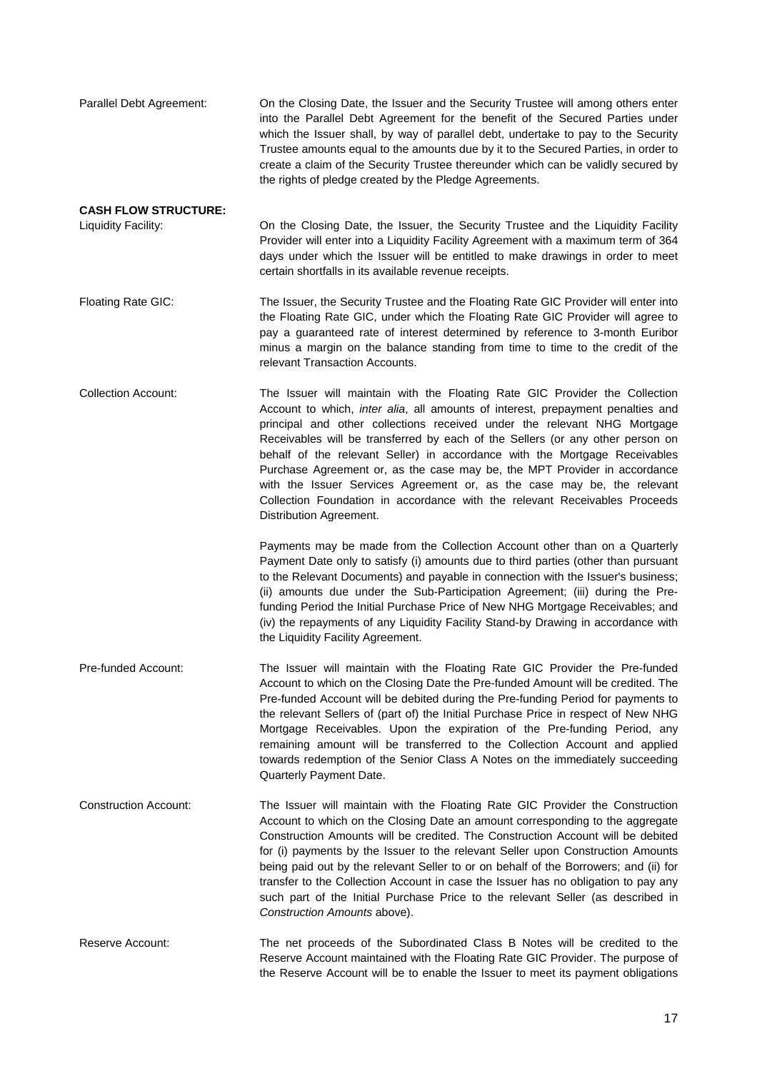Parallel Debt Agreement: On the Closing Date, the Issuer and the Security Trustee will among others enter into the Parallel Debt Agreement for the benefit of the Secured Parties under which the Issuer shall, by way of parallel debt, undertake to pay to the Security Trustee amounts equal to the amounts due by it to the Secured Parties, in order to create a claim of the Security Trustee thereunder which can be validly secured by the rights of pledge created by the Pledge Agreements.

**CASH FLOW STRUCTURE:**

Liquidity Facility: On the Closing Date, the Issuer, the Security Trustee and the Liquidity Facility Provider will enter into a Liquidity Facility Agreement with a maximum term of 364 days under which the Issuer will be entitled to make drawings in order to meet certain shortfalls in its available revenue receipts.

Floating Rate GIC: The Issuer, the Security Trustee and the Floating Rate GIC Provider will enter into the Floating Rate GIC, under which the Floating Rate GIC Provider will agree to pay a guaranteed rate of interest determined by reference to 3-month Euribor minus a margin on the balance standing from time to time to the credit of the relevant Transaction Accounts.

Collection Account: The Issuer will maintain with the Floating Rate GIC Provider the Collection Account to which, *inter alia*, all amounts of interest, prepayment penalties and principal and other collections received under the relevant NHG Mortgage Receivables will be transferred by each of the Sellers (or any other person on behalf of the relevant Seller) in accordance with the Mortgage Receivables Purchase Agreement or, as the case may be, the MPT Provider in accordance with the Issuer Services Agreement or, as the case may be, the relevant Collection Foundation in accordance with the relevant Receivables Proceeds Distribution Agreement.

Payments may be made from the Collection Account other than on a Quarterly Payment Date only to satisfy (i) amounts due to third parties (other than pursuant to the Relevant Documents) and payable in connection with the Issuer's business; (ii) amounts due under the Sub-Participation Agreement; (iii) during the Pre-funding Period the Initial Purchase Price of New NHG Mortgage Receivables; and (iv) the repayments of any Liquidity Facility Stand-by Drawing in accordance with the Liquidity Facility Agreement.

Pre-funded Account: The Issuer will maintain with the Floating Rate GIC Provider the Pre-funded Account to which on the Closing Date the Pre-funded Amount will be credited. The Pre-funded Account will be debited during the Pre-funding Period for payments to the relevant Sellers of (part of) the Initial Purchase Price in respect of New NHG Mortgage Receivables. Upon the expiration of the Pre-funding Period, any remaining amount will be transferred to the Collection Account and applied towards redemption of the Senior Class A Notes on the immediately succeeding Quarterly Payment Date.

Construction Account: The Issuer will maintain with the Floating Rate GIC Provider the Construction Account to which on the Closing Date an amount corresponding to the aggregate Construction Amounts will be credited. The Construction Account will be debited for (i) payments by the Issuer to the relevant Seller upon Construction Amounts being paid out by the relevant Seller to or on behalf of the Borrowers; and (ii) for transfer to the Collection Account in case the Issuer has no obligation to pay any such part of the Initial Purchase Price to the relevant Seller (as described in *Construction Amounts* above).

Reserve Account: The net proceeds of the Subordinated Class B Notes will be credited to the Reserve Account maintained with the Floating Rate GIC Provider. The purpose of the Reserve Account will be to enable the Issuer to meet its payment obligations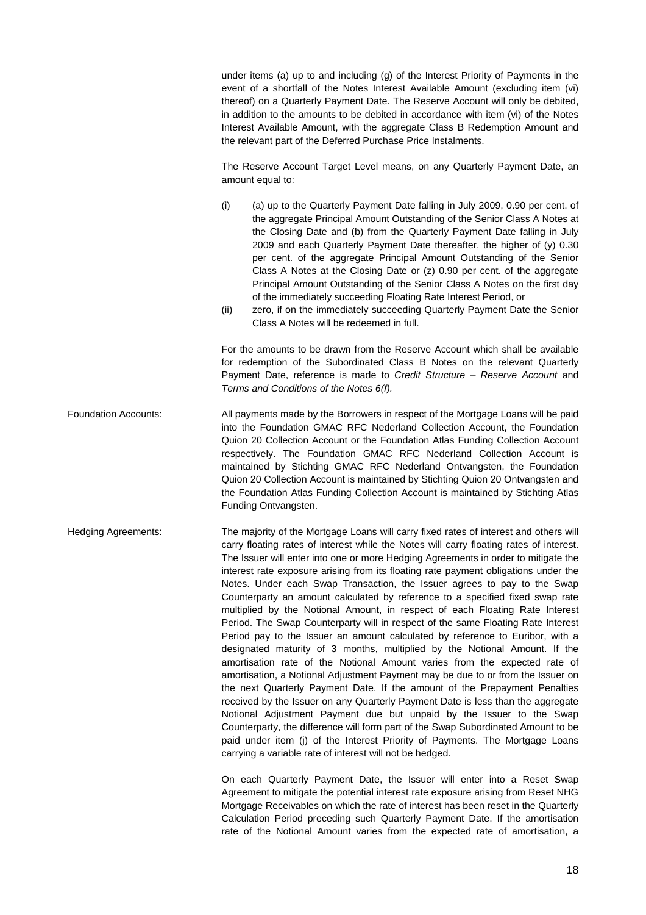under items (a) up to and including (g) of the Interest Priority of Payments in the event of a shortfall of the Notes Interest Available Amount (excluding item (vi) thereof) on a Quarterly Payment Date. The Reserve Account will only be debited, in addition to the amounts to be debited in accordance with item (vi) of the Notes Interest Available Amount, with the aggregate Class B Redemption Amount and the relevant part of the Deferred Purchase Price Instalments.

The Reserve Account Target Level means, on any Quarterly Payment Date, an amount equal to:

(i) (a) up to the Quarterly Payment Date falling in July 2009, 0.90 per cent. of the aggregate Principal Amount Outstanding of the Senior Class A Notes at the Closing Date and (b) from the Quarterly Payment Date falling in July 2009 and each Quarterly Payment Date thereafter, the higher of (y) 0.30 per cent. of the aggregate Principal Amount Outstanding of the Senior Class A Notes at the Closing Date or (z) 0.90 per cent. of the aggregate Principal Amount Outstanding of the Senior Class A Notes on the first day of the immediately succeeding Floating Rate Interest Period, or

(ii) zero, if on the immediately succeeding Quarterly Payment Date the Senior Class A Notes will be redeemed in full.

For the amounts to be drawn from the Reserve Account which shall be available for redemption of the Subordinated Class B Notes on the relevant Quarterly Payment Date, reference is made to *Credit Structure – Reserve Account* and *Terms and Conditions of the Notes 6(f).*

**Foundation Accounts:**

All payments made by the Borrowers in respect of the Mortgage Loans will be paid into the Foundation GMAC RFC Nederland Collection Account, the Foundation Quion 20 Collection Account or the Foundation Atlas Funding Collection Account respectively. The Foundation GMAC RFC Nederland Collection Account is maintained by Stichting GMAC RFC Nederland Ontvangsten, the Foundation Quion 20 Collection Account is maintained by Stichting Quion 20 Ontvangsten and the Foundation Atlas Funding Collection Account is maintained by Stichting Atlas Funding Ontvangsten.

**Hedging Agreements:**

The majority of the Mortgage Loans will carry fixed rates of interest and others will carry floating rates of interest while the Notes will carry floating rates of interest. The Issuer will enter into one or more Hedging Agreements in order to mitigate the interest rate exposure arising from its floating rate payment obligations under the Notes. Under each Swap Transaction, the Issuer agrees to pay to the Swap Counterparty an amount calculated by reference to a specified fixed swap rate multiplied by the Notional Amount, in respect of each Floating Rate Interest Period. The Swap Counterparty will in respect of the same Floating Rate Interest Period pay to the Issuer an amount calculated by reference to Euribor, with a designated maturity of 3 months, multiplied by the Notional Amount. If the amortisation rate of the Notional Amount varies from the expected rate of amortisation, a Notional Adjustment Payment may be due to or from the Issuer on the next Quarterly Payment Date. If the amount of the Prepayment Penalties received by the Issuer on any Quarterly Payment Date is less than the aggregate Notional Adjustment Payment due but unpaid by the Issuer to the Swap Counterparty, the difference will form part of the Swap Subordinated Amount to be paid under item (j) of the Interest Priority of Payments. The Mortgage Loans carrying a variable rate of interest will not be hedged.

On each Quarterly Payment Date, the Issuer will enter into a Reset Swap Agreement to mitigate the potential interest rate exposure arising from Reset NHG Mortgage Receivables on which the rate of interest has been reset in the Quarterly Calculation Period preceding such Quarterly Payment Date. If the amortisation rate of the Notional Amount varies from the expected rate of amortisation, a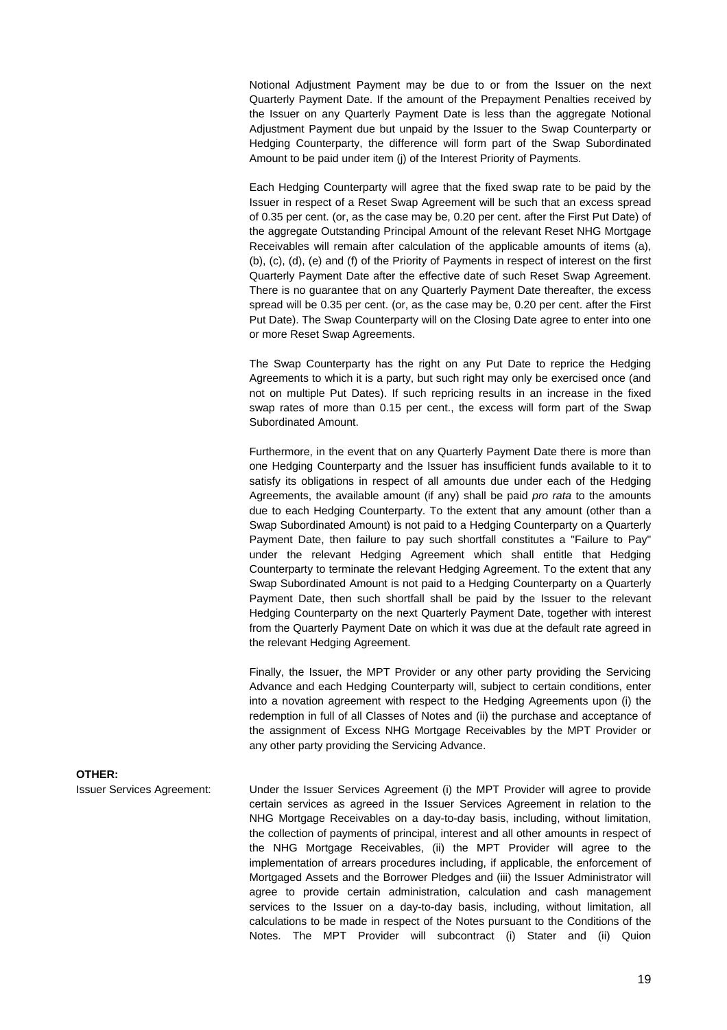Notional Adjustment Payment may be due to or from the Issuer on the next Quarterly Payment Date. If the amount of the Prepayment Penalties received by the Issuer on any Quarterly Payment Date is less than the aggregate Notional Adjustment Payment due but unpaid by the Issuer to the Swap Counterparty or Hedging Counterparty, the difference will form part of the Swap Subordinated Amount to be paid under item (j) of the Interest Priority of Payments.

Each Hedging Counterparty will agree that the fixed swap rate to be paid by the Issuer in respect of a Reset Swap Agreement will be such that an excess spread of 0.35 per cent. (or, as the case may be, 0.20 per cent. after the First Put Date) of the aggregate Outstanding Principal Amount of the relevant Reset NHG Mortgage Receivables will remain after calculation of the applicable amounts of items (a), (b), (c), (d), (e) and (f) of the Priority of Payments in respect of interest on the first Quarterly Payment Date after the effective date of such Reset Swap Agreement. There is no guarantee that on any Quarterly Payment Date thereafter, the excess spread will be 0.35 per cent. (or, as the case may be, 0.20 per cent. after the First Put Date). The Swap Counterparty will on the Closing Date agree to enter into one or more Reset Swap Agreements.

The Swap Counterparty has the right on any Put Date to reprice the Hedging Agreements to which it is a party, but such right may only be exercised once (and not on multiple Put Dates). If such repricing results in an increase in the fixed swap rates of more than 0.15 per cent., the excess will form part of the Swap Subordinated Amount.

Furthermore, in the event that on any Quarterly Payment Date there is more than one Hedging Counterparty and the Issuer has insufficient funds available to it to satisfy its obligations in respect of all amounts due under each of the Hedging Agreements, the available amount (if any) shall be paid *pro rata* to the amounts due to each Hedging Counterparty. To the extent that any amount (other than a Swap Subordinated Amount) is not paid to a Hedging Counterparty on a Quarterly Payment Date, then failure to pay such shortfall constitutes a "Failure to Pay" under the relevant Hedging Agreement which shall entitle that Hedging Counterparty to terminate the relevant Hedging Agreement. To the extent that any Swap Subordinated Amount is not paid to a Hedging Counterparty on a Quarterly Payment Date, then such shortfall shall be paid by the Issuer to the relevant Hedging Counterparty on the next Quarterly Payment Date, together with interest from the Quarterly Payment Date on which it was due at the default rate agreed in the relevant Hedging Agreement.

Finally, the Issuer, the MPT Provider or any other party providing the Servicing Advance and each Hedging Counterparty will, subject to certain conditions, enter into a novation agreement with respect to the Hedging Agreements upon (i) the redemption in full of all Classes of Notes and (ii) the purchase and acceptance of the assignment of Excess NHG Mortgage Receivables by the MPT Provider or any other party providing the Servicing Advance.

**OTHER:**

Issuer Services Agreement: Under the Issuer Services Agreement (i) the MPT Provider will agree to provide certain services as agreed in the Issuer Services Agreement in relation to the NHG Mortgage Receivables on a day-to-day basis, including, without limitation, the collection of payments of principal, interest and all other amounts in respect of the NHG Mortgage Receivables, (ii) the MPT Provider will agree to the implementation of arrears procedures including, if applicable, the enforcement of Mortgaged Assets and the Borrower Pledges and (iii) the Issuer Administrator will agree to provide certain administration, calculation and cash management services to the Issuer on a day-to-day basis, including, without limitation, all calculations to be made in respect of the Notes pursuant to the Conditions of the Notes. The MPT Provider will subcontract (i) Stater and (ii) Quion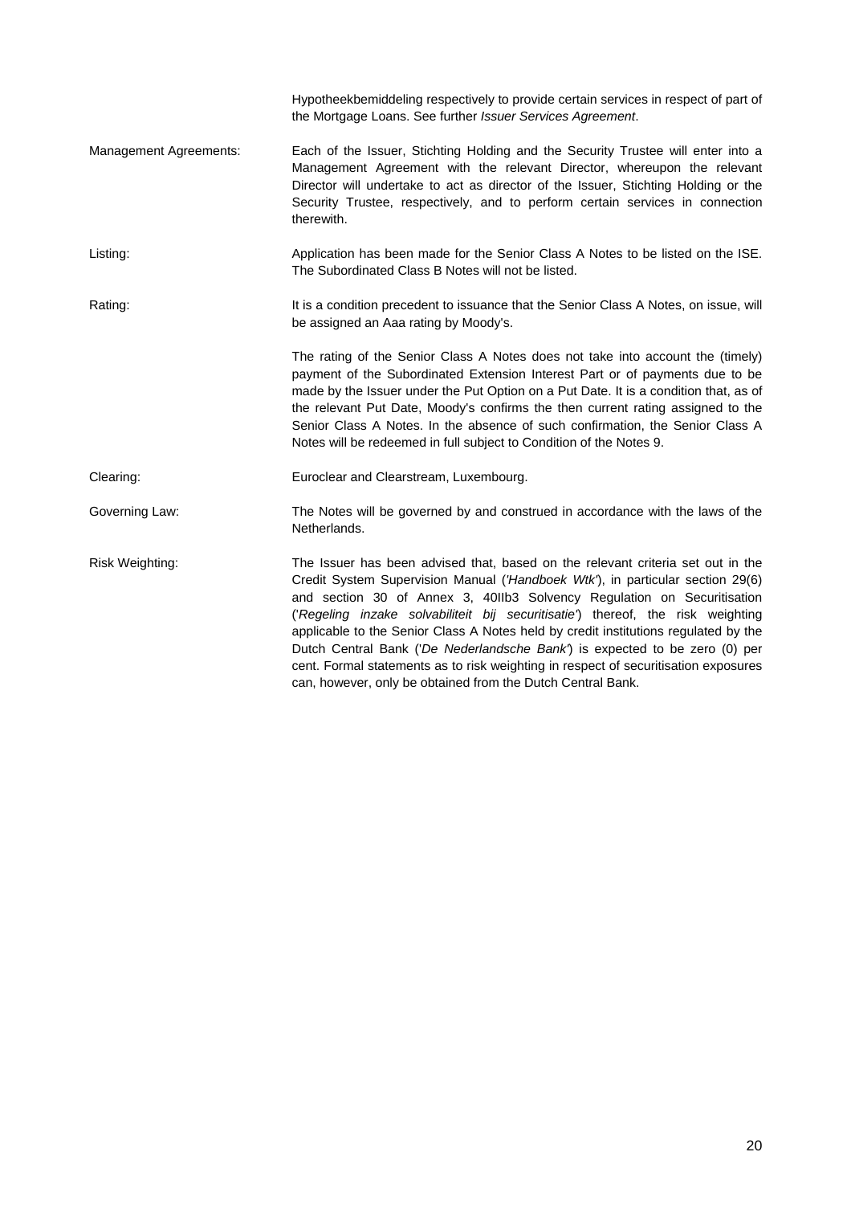Hypotheekbemiddeling respectively to provide certain services in respect of part of the Mortgage Loans. See further *Issuer Services Agreement*.

Management Agreements: Each of the Issuer, Stichting Holding and the Security Trustee will enter into a Management Agreement with the relevant Director, whereupon the relevant Director will undertake to act as director of the Issuer, Stichting Holding or the Security Trustee, respectively, and to perform certain services in connection therewith.

Listing: Application has been made for the Senior Class A Notes to be listed on the ISE. The Subordinated Class B Notes will not be listed.

Rating: It is a condition precedent to issuance that the Senior Class A Notes, on issue, will be assigned an Aaa rating by Moody's.

The rating of the Senior Class A Notes does not take into account the (timely) payment of the Subordinated Extension Interest Part or of payments due to be made by the Issuer under the Put Option on a Put Date. It is a condition that, as of the relevant Put Date, Moody's confirms the then current rating assigned to the Senior Class A Notes. In the absence of such confirmation, the Senior Class A Notes will be redeemed in full subject to Condition of the Notes 9.

Clearing: Euroclear and Clearstream, Luxembourg.

Governing Law: The Notes will be governed by and construed in accordance with the laws of the Netherlands.

Risk Weighting: The Issuer has been advised that, based on the relevant criteria set out in the Credit System Supervision Manual (*'Handboek Wtk'*), in particular section 29(6) and section 30 of Annex 3, 40IIb3 Solvency Regulation on Securitisation (*'Regeling inzake solvabiliteit bij securitisatie'*) thereof, the risk weighting applicable to the Senior Class A Notes held by credit institutions regulated by the Dutch Central Bank (*'De Nederlandsche Bank'*) is expected to be zero (0) per cent. Formal statements as to risk weighting in respect of securitisation exposures can, however, only be obtained from the Dutch Central Bank.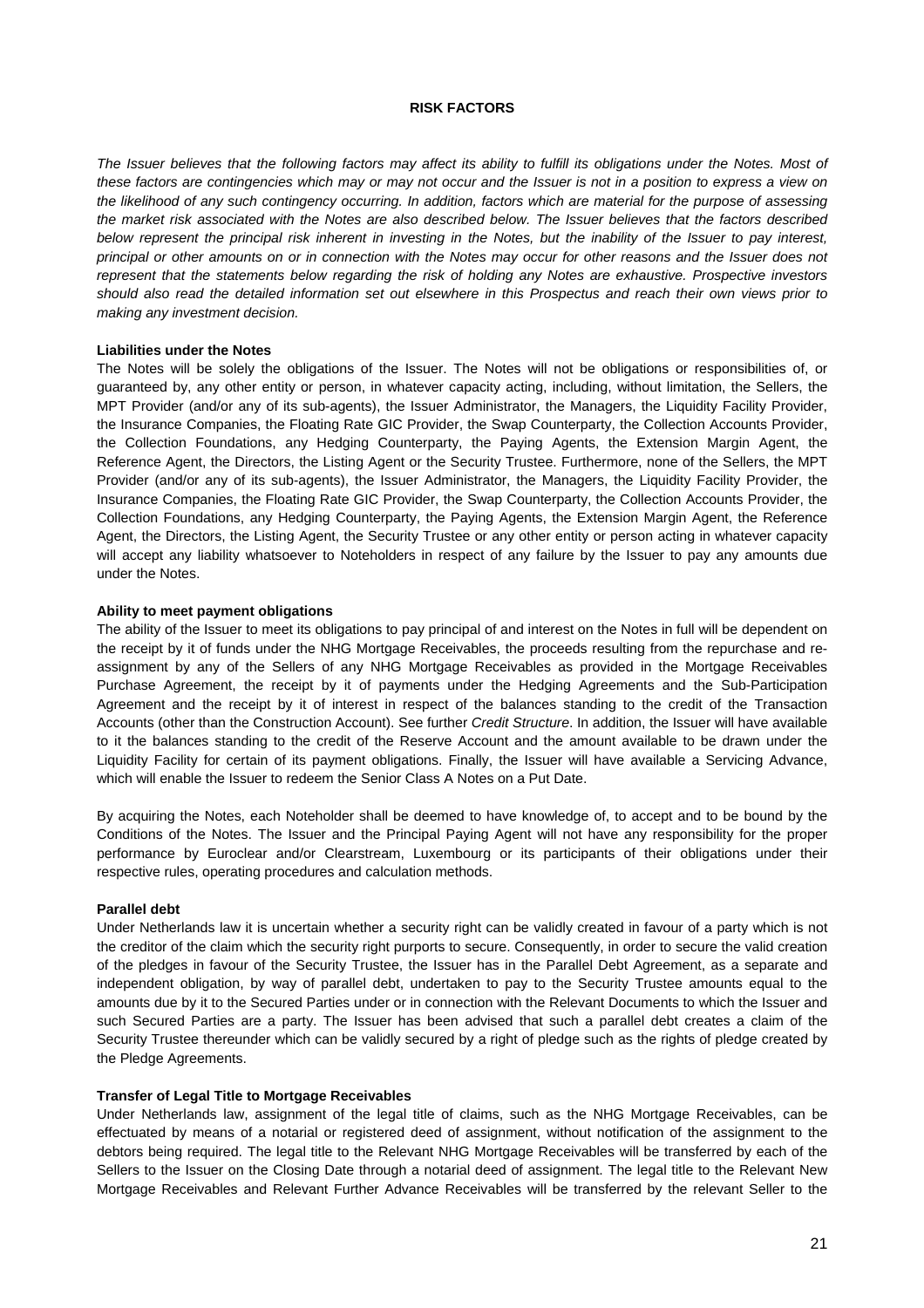## RISK FACTORS

*The Issuer believes that the following factors may affect its ability to fulfill its obligations under the Notes. Most of these factors are contingencies which may or may not occur and the Issuer is not in a position to express a view on the likelihood of any such contingency occurring. In addition, factors which are material for the purpose of assessing the market risk associated with the Notes are also described below. The Issuer believes that the factors described below represent the principal risk inherent in investing in the Notes, but the inability of the Issuer to pay interest, principal or other amounts on or in connection with the Notes may occur for other reasons and the Issuer does not represent that the statements below regarding the risk of holding any Notes are exhaustive. Prospective investors should also read the detailed information set out elsewhere in this Prospectus and reach their own views prior to making any investment decision.*

**Liabilities under the Notes**

The Notes will be solely the obligations of the Issuer. The Notes will not be obligations or responsibilities of, or guaranteed by, any other entity or person, in whatever capacity acting, including, without limitation, the Sellers, the MPT Provider (and/or any of its sub-agents), the Issuer Administrator, the Managers, the Liquidity Facility Provider, the Insurance Companies, the Floating Rate GIC Provider, the Swap Counterparty, the Collection Accounts Provider, the Collection Foundations, any Hedging Counterparty, the Paying Agents, the Extension Margin Agent, the Reference Agent, the Directors, the Listing Agent or the Security Trustee. Furthermore, none of the Sellers, the MPT Provider (and/or any of its sub-agents), the Issuer Administrator, the Managers, the Liquidity Facility Provider, the Insurance Companies, the Floating Rate GIC Provider, the Swap Counterparty, the Collection Accounts Provider, the Collection Foundations, any Hedging Counterparty, the Paying Agents, the Extension Margin Agent, the Reference Agent, the Directors, the Listing Agent, the Security Trustee or any other entity or person acting in whatever capacity will accept any liability whatsoever to Noteholders in respect of any failure by the Issuer to pay any amounts due under the Notes.

**Ability to meet payment obligations**

The ability of the Issuer to meet its obligations to pay principal of and interest on the Notes in full will be dependent on the receipt by it of funds under the NHG Mortgage Receivables, the proceeds resulting from the repurchase and re-assignment by any of the Sellers of any NHG Mortgage Receivables as provided in the Mortgage Receivables Purchase Agreement, the receipt by it of payments under the Hedging Agreements and the Sub-Participation Agreement and the receipt by it of interest in respect of the balances standing to the credit of the Transaction Accounts (other than the Construction Account). See further *Credit Structure*. In addition, the Issuer will have available to it the balances standing to the credit of the Reserve Account and the amount available to be drawn under the Liquidity Facility for certain of its payment obligations. Finally, the Issuer will have available a Servicing Advance, which will enable the Issuer to redeem the Senior Class A Notes on a Put Date.

By acquiring the Notes, each Noteholder shall be deemed to have knowledge of, to accept and to be bound by the Conditions of the Notes. The Issuer and the Principal Paying Agent will not have any responsibility for the proper performance by Euroclear and/or Clearstream, Luxembourg or its participants of their obligations under their respective rules, operating procedures and calculation methods.

**Parallel debt**

Under Netherlands law it is uncertain whether a security right can be validly created in favour of a party which is not the creditor of the claim which the security right purports to secure. Consequently, in order to secure the valid creation of the pledges in favour of the Security Trustee, the Issuer has in the Parallel Debt Agreement, as a separate and independent obligation, by way of parallel debt, undertaken to pay to the Security Trustee amounts equal to the amounts due by it to the Secured Parties under or in connection with the Relevant Documents to which the Issuer and such Secured Parties are a party. The Issuer has been advised that such a parallel debt creates a claim of the Security Trustee thereunder which can be validly secured by a right of pledge such as the rights of pledge created by the Pledge Agreements.

**Transfer of Legal Title to Mortgage Receivables**

Under Netherlands law, assignment of the legal title of claims, such as the NHG Mortgage Receivables, can be effectuated by means of a notarial or registered deed of assignment, without notification of the assignment to the debtors being required. The legal title to the Relevant NHG Mortgage Receivables will be transferred by each of the Sellers to the Issuer on the Closing Date through a notarial deed of assignment. The legal title to the Relevant New Mortgage Receivables and Relevant Further Advance Receivables will be transferred by the relevant Seller to the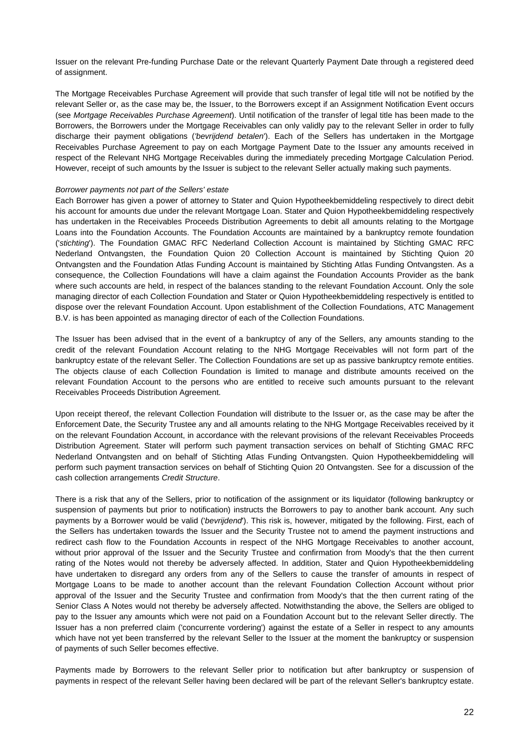Issuer on the relevant Pre-funding Purchase Date or the relevant Quarterly Payment Date through a registered deed of assignment.

The Mortgage Receivables Purchase Agreement will provide that such transfer of legal title will not be notified by the relevant Seller or, as the case may be, the Issuer, to the Borrowers except if an Assignment Notification Event occurs (see *Mortgage Receivables Purchase Agreement*). Until notification of the transfer of legal title has been made to the Borrowers, the Borrowers under the Mortgage Receivables can only validly pay to the relevant Seller in order to fully discharge their payment obligations ('*bevrijdend betalen*'). Each of the Sellers has undertaken in the Mortgage Receivables Purchase Agreement to pay on each Mortgage Payment Date to the Issuer any amounts received in respect of the Relevant NHG Mortgage Receivables during the immediately preceding Mortgage Calculation Period. However, receipt of such amounts by the Issuer is subject to the relevant Seller actually making such payments.

*Borrower payments not part of the Sellers' estate*

Each Borrower has given a power of attorney to Stater and Quion Hypotheekbemiddeling respectively to direct debit his account for amounts due under the relevant Mortgage Loan. Stater and Quion Hypotheekbemiddeling respectively has undertaken in the Receivables Proceeds Distribution Agreements to debit all amounts relating to the Mortgage Loans into the Foundation Accounts. The Foundation Accounts are maintained by a bankruptcy remote foundation ('*stichting*'). The Foundation GMAC RFC Nederland Collection Account is maintained by Stichting GMAC RFC Nederland Ontvangsten, the Foundation Quion 20 Collection Account is maintained by Stichting Quion 20 Ontvangsten and the Foundation Atlas Funding Account is maintained by Stichting Atlas Funding Ontvangsten. As a consequence, the Collection Foundations will have a claim against the Foundation Accounts Provider as the bank where such accounts are held, in respect of the balances standing to the relevant Foundation Account. Only the sole managing director of each Collection Foundation and Stater or Quion Hypotheekbemiddeling respectively is entitled to dispose over the relevant Foundation Account. Upon establishment of the Collection Foundations, ATC Management B.V. is has been appointed as managing director of each of the Collection Foundations.

The Issuer has been advised that in the event of a bankruptcy of any of the Sellers, any amounts standing to the credit of the relevant Foundation Account relating to the NHG Mortgage Receivables will not form part of the bankruptcy estate of the relevant Seller. The Collection Foundations are set up as passive bankruptcy remote entities. The objects clause of each Collection Foundation is limited to manage and distribute amounts received on the relevant Foundation Account to the persons who are entitled to receive such amounts pursuant to the relevant Receivables Proceeds Distribution Agreement.

Upon receipt thereof, the relevant Collection Foundation will distribute to the Issuer or, as the case may be after the Enforcement Date, the Security Trustee any and all amounts relating to the NHG Mortgage Receivables received by it on the relevant Foundation Account, in accordance with the relevant provisions of the relevant Receivables Proceeds Distribution Agreement. Stater will perform such payment transaction services on behalf of Stichting GMAC RFC Nederland Ontvangsten and on behalf of Stichting Atlas Funding Ontvangsten. Quion Hypotheekbemiddeling will perform such payment transaction services on behalf of Stichting Quion 20 Ontvangsten. See for a discussion of the cash collection arrangements *Credit Structure*.

There is a risk that any of the Sellers, prior to notification of the assignment or its liquidator (following bankruptcy or suspension of payments but prior to notification) instructs the Borrowers to pay to another bank account. Any such payments by a Borrower would be valid ('*bevrijdend*'). This risk is, however, mitigated by the following. First, each of the Sellers has undertaken towards the Issuer and the Security Trustee not to amend the payment instructions and redirect cash flow to the Foundation Accounts in respect of the NHG Mortgage Receivables to another account, without prior approval of the Issuer and the Security Trustee and confirmation from Moody's that the then current rating of the Notes would not thereby be adversely affected. In addition, Stater and Quion Hypotheekbemiddeling have undertaken to disregard any orders from any of the Sellers to cause the transfer of amounts in respect of Mortgage Loans to be made to another account than the relevant Foundation Collection Account without prior approval of the Issuer and the Security Trustee and confirmation from Moody's that the then current rating of the Senior Class A Notes would not thereby be adversely affected. Notwithstanding the above, the Sellers are obliged to pay to the Issuer any amounts which were not paid on a Foundation Account but to the relevant Seller directly. The Issuer has a non preferred claim ('concurrente vordering') against the estate of a Seller in respect to any amounts which have not yet been transferred by the relevant Seller to the Issuer at the moment the bankruptcy or suspension of payments of such Seller becomes effective.

Payments made by Borrowers to the relevant Seller prior to notification but after bankruptcy or suspension of payments in respect of the relevant Seller having been declared will be part of the relevant Seller's bankruptcy estate.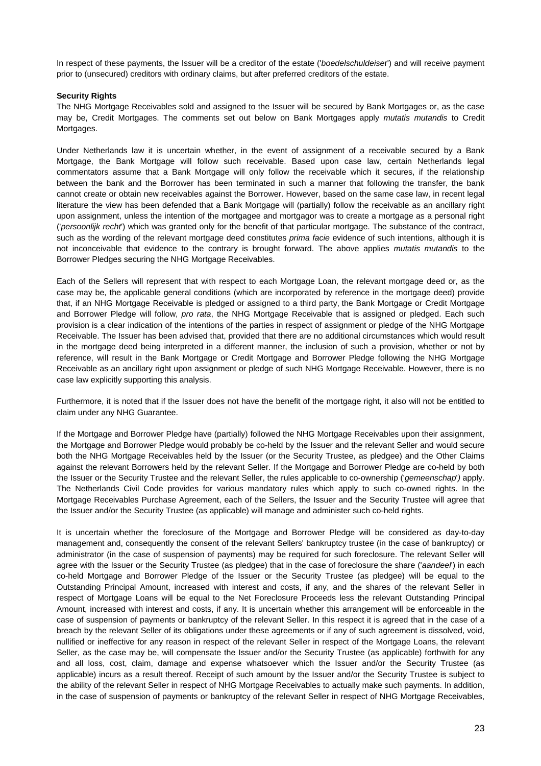In respect of these payments, the Issuer will be a creditor of the estate ('*boedelschuldeiser*') and will receive payment prior to (unsecured) creditors with ordinary claims, but after preferred creditors of the estate.

**Security Rights**

The NHG Mortgage Receivables sold and assigned to the Issuer will be secured by Bank Mortgages or, as the case may be, Credit Mortgages. The comments set out below on Bank Mortgages apply *mutatis mutandis* to Credit Mortgages.

Under Netherlands law it is uncertain whether, in the event of assignment of a receivable secured by a Bank Mortgage, the Bank Mortgage will follow such receivable. Based upon case law, certain Netherlands legal commentators assume that a Bank Mortgage will only follow the receivable which it secures, if the relationship between the bank and the Borrower has been terminated in such a manner that following the transfer, the bank cannot create or obtain new receivables against the Borrower. However, based on the same case law, in recent legal literature the view has been defended that a Bank Mortgage will (partially) follow the receivable as an ancillary right upon assignment, unless the intention of the mortgagee and mortgagor was to create a mortgage as a personal right ('*persoonlijk recht*') which was granted only for the benefit of that particular mortgage. The substance of the contract, such as the wording of the relevant mortgage deed constitutes *prima facie* evidence of such intentions, although it is not inconceivable that evidence to the contrary is brought forward. The above applies *mutatis mutandis* to the Borrower Pledges securing the NHG Mortgage Receivables.

Each of the Sellers will represent that with respect to each Mortgage Loan, the relevant mortgage deed or, as the case may be, the applicable general conditions (which are incorporated by reference in the mortgage deed) provide that, if an NHG Mortgage Receivable is pledged or assigned to a third party, the Bank Mortgage or Credit Mortgage and Borrower Pledge will follow, *pro rata*, the NHG Mortgage Receivable that is assigned or pledged. Each such provision is a clear indication of the intentions of the parties in respect of assignment or pledge of the NHG Mortgage Receivable. The Issuer has been advised that, provided that there are no additional circumstances which would result in the mortgage deed being interpreted in a different manner, the inclusion of such a provision, whether or not by reference, will result in the Bank Mortgage or Credit Mortgage and Borrower Pledge following the NHG Mortgage Receivable as an ancillary right upon assignment or pledge of such NHG Mortgage Receivable. However, there is no case law explicitly supporting this analysis.

Furthermore, it is noted that if the Issuer does not have the benefit of the mortgage right, it also will not be entitled to claim under any NHG Guarantee.

If the Mortgage and Borrower Pledge have (partially) followed the NHG Mortgage Receivables upon their assignment, the Mortgage and Borrower Pledge would probably be co-held by the Issuer and the relevant Seller and would secure both the NHG Mortgage Receivables held by the Issuer (or the Security Trustee, as pledgee) and the Other Claims against the relevant Borrowers held by the relevant Seller. If the Mortgage and Borrower Pledge are co-held by both the Issuer or the Security Trustee and the relevant Seller, the rules applicable to co-ownership ('*gemeenschap*') apply. The Netherlands Civil Code provides for various mandatory rules which apply to such co-owned rights. In the Mortgage Receivables Purchase Agreement, each of the Sellers, the Issuer and the Security Trustee will agree that the Issuer and/or the Security Trustee (as applicable) will manage and administer such co-held rights.

It is uncertain whether the foreclosure of the Mortgage and Borrower Pledge will be considered as day-to-day management and, consequently the consent of the relevant Sellers' bankruptcy trustee (in the case of bankruptcy) or administrator (in the case of suspension of payments) may be required for such foreclosure. The relevant Seller will agree with the Issuer or the Security Trustee (as pledgee) that in the case of foreclosure the share ('*aandeel*') in each co-held Mortgage and Borrower Pledge of the Issuer or the Security Trustee (as pledgee) will be equal to the Outstanding Principal Amount, increased with interest and costs, if any, and the shares of the relevant Seller in respect of Mortgage Loans will be equal to the Net Foreclosure Proceeds less the relevant Outstanding Principal Amount, increased with interest and costs, if any. It is uncertain whether this arrangement will be enforceable in the case of suspension of payments or bankruptcy of the relevant Seller. In this respect it is agreed that in the case of a breach by the relevant Seller of its obligations under these agreements or if any of such agreement is dissolved, void, nullified or ineffective for any reason in respect of the relevant Seller in respect of the Mortgage Loans, the relevant Seller, as the case may be, will compensate the Issuer and/or the Security Trustee (as applicable) forthwith for any and all loss, cost, claim, damage and expense whatsoever which the Issuer and/or the Security Trustee (as applicable) incurs as a result thereof. Receipt of such amount by the Issuer and/or the Security Trustee is subject to the ability of the relevant Seller in respect of NHG Mortgage Receivables to actually make such payments. In addition, in the case of suspension of payments or bankruptcy of the relevant Seller in respect of NHG Mortgage Receivables,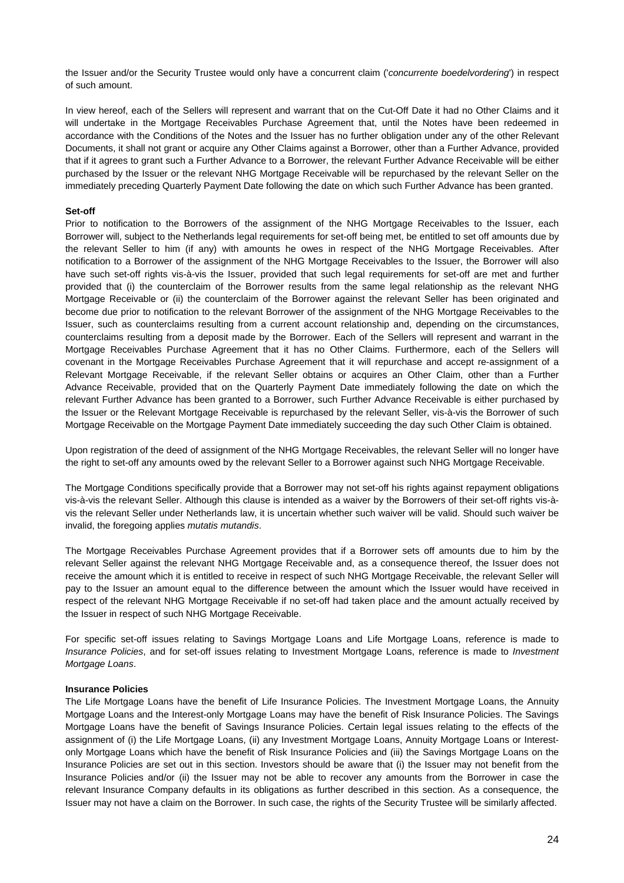the Issuer and/or the Security Trustee would only have a concurrent claim ('*concurrente boedelvordering*') in respect of such amount.

In view hereof, each of the Sellers will represent and warrant that on the Cut-Off Date it had no Other Claims and it will undertake in the Mortgage Receivables Purchase Agreement that, until the Notes have been redeemed in accordance with the Conditions of the Notes and the Issuer has no further obligation under any of the other Relevant Documents, it shall not grant or acquire any Other Claims against a Borrower, other than a Further Advance, provided that if it agrees to grant such a Further Advance to a Borrower, the relevant Further Advance Receivable will be either purchased by the Issuer or the relevant NHG Mortgage Receivable will be repurchased by the relevant Seller on the immediately preceding Quarterly Payment Date following the date on which such Further Advance has been granted.

**Set-off**

Prior to notification to the Borrowers of the assignment of the NHG Mortgage Receivables to the Issuer, each Borrower will, subject to the Netherlands legal requirements for set-off being met, be entitled to set off amounts due by the relevant Seller to him (if any) with amounts he owes in respect of the NHG Mortgage Receivables. After notification to a Borrower of the assignment of the NHG Mortgage Receivables to the Issuer, the Borrower will also have such set-off rights vis-à-vis the Issuer, provided that such legal requirements for set-off are met and further provided that (i) the counterclaim of the Borrower results from the same legal relationship as the relevant NHG Mortgage Receivable or (ii) the counterclaim of the Borrower against the relevant Seller has been originated and become due prior to notification to the relevant Borrower of the assignment of the NHG Mortgage Receivables to the Issuer, such as counterclaims resulting from a current account relationship and, depending on the circumstances, counterclaims resulting from a deposit made by the Borrower. Each of the Sellers will represent and warrant in the Mortgage Receivables Purchase Agreement that it has no Other Claims. Furthermore, each of the Sellers will covenant in the Mortgage Receivables Purchase Agreement that it will repurchase and accept re-assignment of a Relevant Mortgage Receivable, if the relevant Seller obtains or acquires an Other Claim, other than a Further Advance Receivable, provided that on the Quarterly Payment Date immediately following the date on which the relevant Further Advance has been granted to a Borrower, such Further Advance Receivable is either purchased by the Issuer or the Relevant Mortgage Receivable is repurchased by the relevant Seller, vis-à-vis the Borrower of such Mortgage Receivable on the Mortgage Payment Date immediately succeeding the day such Other Claim is obtained.

Upon registration of the deed of assignment of the NHG Mortgage Receivables, the relevant Seller will no longer have the right to set-off any amounts owed by the relevant Seller to a Borrower against such NHG Mortgage Receivable.

The Mortgage Conditions specifically provide that a Borrower may not set-off his rights against repayment obligations vis-à-vis the relevant Seller. Although this clause is intended as a waiver by the Borrowers of their set-off rights vis-à-vis the relevant Seller under Netherlands law, it is uncertain whether such waiver will be valid. Should such waiver be invalid, the foregoing applies *mutatis mutandis*.

The Mortgage Receivables Purchase Agreement provides that if a Borrower sets off amounts due to him by the relevant Seller against the relevant NHG Mortgage Receivable and, as a consequence thereof, the Issuer does not receive the amount which it is entitled to receive in respect of such NHG Mortgage Receivable, the relevant Seller will pay to the Issuer an amount equal to the difference between the amount which the Issuer would have received in respect of the relevant NHG Mortgage Receivable if no set-off had taken place and the amount actually received by the Issuer in respect of such NHG Mortgage Receivable.

For specific set-off issues relating to Savings Mortgage Loans and Life Mortgage Loans, reference is made to *Insurance Policies*, and for set-off issues relating to Investment Mortgage Loans, reference is made to *Investment Mortgage Loans*.

**Insurance Policies**

The Life Mortgage Loans have the benefit of Life Insurance Policies. The Investment Mortgage Loans, the Annuity Mortgage Loans and the Interest-only Mortgage Loans may have the benefit of Risk Insurance Policies. The Savings Mortgage Loans have the benefit of Savings Insurance Policies. Certain legal issues relating to the effects of the assignment of (i) the Life Mortgage Loans, (ii) any Investment Mortgage Loans, Annuity Mortgage Loans or Interest-only Mortgage Loans which have the benefit of Risk Insurance Policies and (iii) the Savings Mortgage Loans on the Insurance Policies are set out in this section. Investors should be aware that (i) the Issuer may not benefit from the Insurance Policies and/or (ii) the Issuer may not be able to recover any amounts from the Borrower in case the relevant Insurance Company defaults in its obligations as further described in this section. As a consequence, the Issuer may not have a claim on the Borrower. In such case, the rights of the Security Trustee will be similarly affected.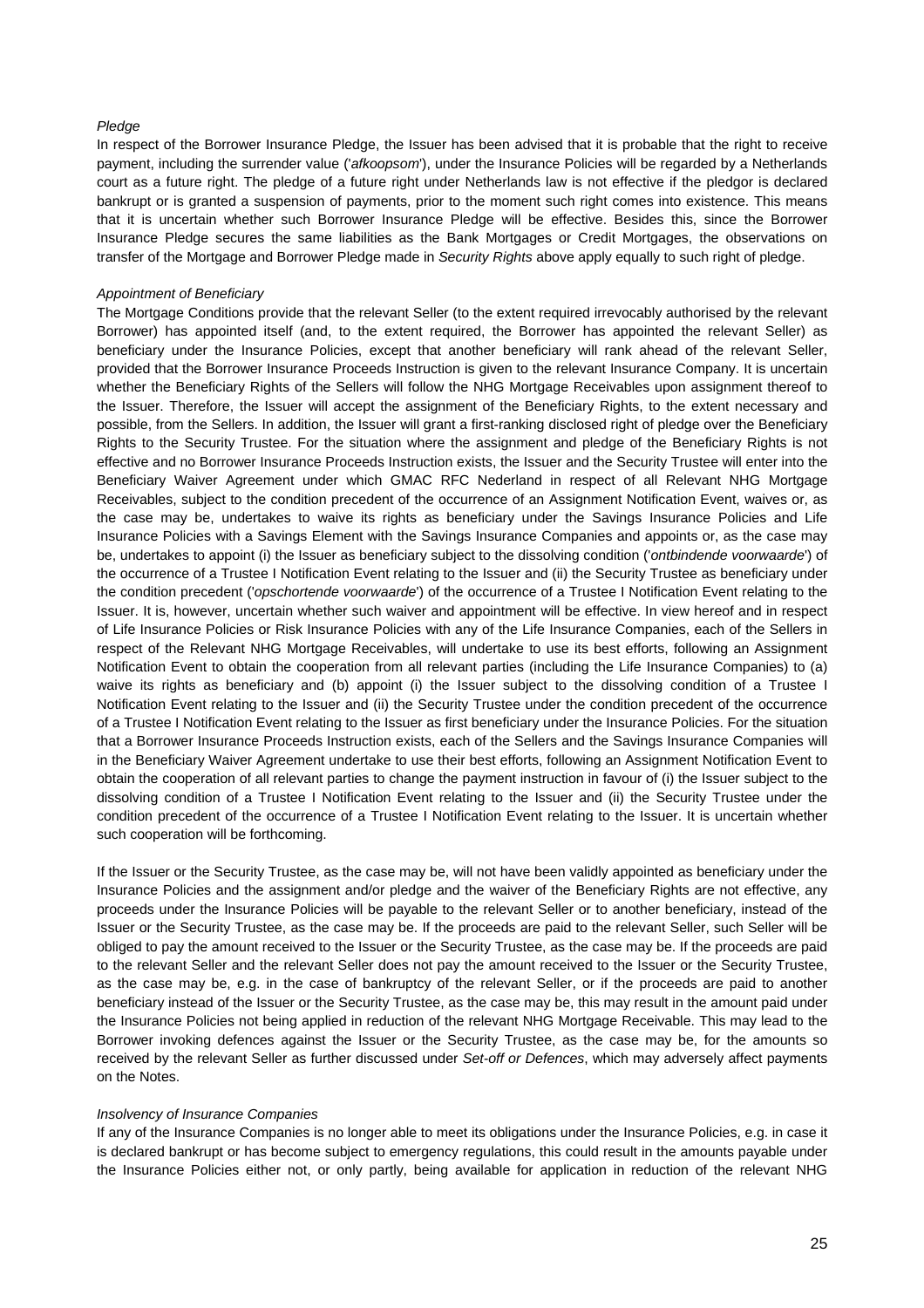*Pledge*

In respect of the Borrower Insurance Pledge, the Issuer has been advised that it is probable that the right to receive payment, including the surrender value ('*afkoopsom*'), under the Insurance Policies will be regarded by a Netherlands court as a future right. The pledge of a future right under Netherlands law is not effective if the pledgor is declared bankrupt or is granted a suspension of payments, prior to the moment such right comes into existence. This means that it is uncertain whether such Borrower Insurance Pledge will be effective. Besides this, since the Borrower Insurance Pledge secures the same liabilities as the Bank Mortgages or Credit Mortgages, the observations on transfer of the Mortgage and Borrower Pledge made in *Security Rights* above apply equally to such right of pledge.

*Appointment of Beneficiary*

The Mortgage Conditions provide that the relevant Seller (to the extent required irrevocably authorised by the relevant Borrower) has appointed itself (and, to the extent required, the Borrower has appointed the relevant Seller) as beneficiary under the Insurance Policies, except that another beneficiary will rank ahead of the relevant Seller, provided that the Borrower Insurance Proceeds Instruction is given to the relevant Insurance Company. It is uncertain whether the Beneficiary Rights of the Sellers will follow the NHG Mortgage Receivables upon assignment thereof to the Issuer. Therefore, the Issuer will accept the assignment of the Beneficiary Rights, to the extent necessary and possible, from the Sellers. In addition, the Issuer will grant a first-ranking disclosed right of pledge over the Beneficiary Rights to the Security Trustee. For the situation where the assignment and pledge of the Beneficiary Rights is not effective and no Borrower Insurance Proceeds Instruction exists, the Issuer and the Security Trustee will enter into the Beneficiary Waiver Agreement under which GMAC RFC Nederland in respect of all Relevant NHG Mortgage Receivables, subject to the condition precedent of the occurrence of an Assignment Notification Event, waives or, as the case may be, undertakes to waive its rights as beneficiary under the Savings Insurance Policies and Life Insurance Policies with a Savings Element with the Savings Insurance Companies and appoints or, as the case may be, undertakes to appoint (i) the Issuer as beneficiary subject to the dissolving condition ('*ontbindende voorwaarde*') of the occurrence of a Trustee I Notification Event relating to the Issuer and (ii) the Security Trustee as beneficiary under the condition precedent ('*opschortende voorwaarde*') of the occurrence of a Trustee I Notification Event relating to the Issuer. It is, however, uncertain whether such waiver and appointment will be effective. In view hereof and in respect of Life Insurance Policies or Risk Insurance Policies with any of the Life Insurance Companies, each of the Sellers in respect of the Relevant NHG Mortgage Receivables, will undertake to use its best efforts, following an Assignment Notification Event to obtain the cooperation from all relevant parties (including the Life Insurance Companies) to (a) waive its rights as beneficiary and (b) appoint (i) the Issuer subject to the dissolving condition of a Trustee I Notification Event relating to the Issuer and (ii) the Security Trustee under the condition precedent of the occurrence of a Trustee I Notification Event relating to the Issuer as first beneficiary under the Insurance Policies. For the situation that a Borrower Insurance Proceeds Instruction exists, each of the Sellers and the Savings Insurance Companies will in the Beneficiary Waiver Agreement undertake to use their best efforts, following an Assignment Notification Event to obtain the cooperation of all relevant parties to change the payment instruction in favour of (i) the Issuer subject to the dissolving condition of a Trustee I Notification Event relating to the Issuer and (ii) the Security Trustee under the condition precedent of the occurrence of a Trustee I Notification Event relating to the Issuer. It is uncertain whether such cooperation will be forthcoming.

If the Issuer or the Security Trustee, as the case may be, will not have been validly appointed as beneficiary under the Insurance Policies and the assignment and/or pledge and the waiver of the Beneficiary Rights are not effective, any proceeds under the Insurance Policies will be payable to the relevant Seller or to another beneficiary, instead of the Issuer or the Security Trustee, as the case may be. If the proceeds are paid to the relevant Seller, such Seller will be obliged to pay the amount received to the Issuer or the Security Trustee, as the case may be. If the proceeds are paid to the relevant Seller and the relevant Seller does not pay the amount received to the Issuer or the Security Trustee, as the case may be, e.g. in the case of bankruptcy of the relevant Seller, or if the proceeds are paid to another beneficiary instead of the Issuer or the Security Trustee, as the case may be, this may result in the amount paid under the Insurance Policies not being applied in reduction of the relevant NHG Mortgage Receivable. This may lead to the Borrower invoking defences against the Issuer or the Security Trustee, as the case may be, for the amounts so received by the relevant Seller as further discussed under *Set-off or Defences*, which may adversely affect payments on the Notes.

*Insolvency of Insurance Companies*

If any of the Insurance Companies is no longer able to meet its obligations under the Insurance Policies, e.g. in case it is declared bankrupt or has become subject to emergency regulations, this could result in the amounts payable under the Insurance Policies either not, or only partly, being available for application in reduction of the relevant NHG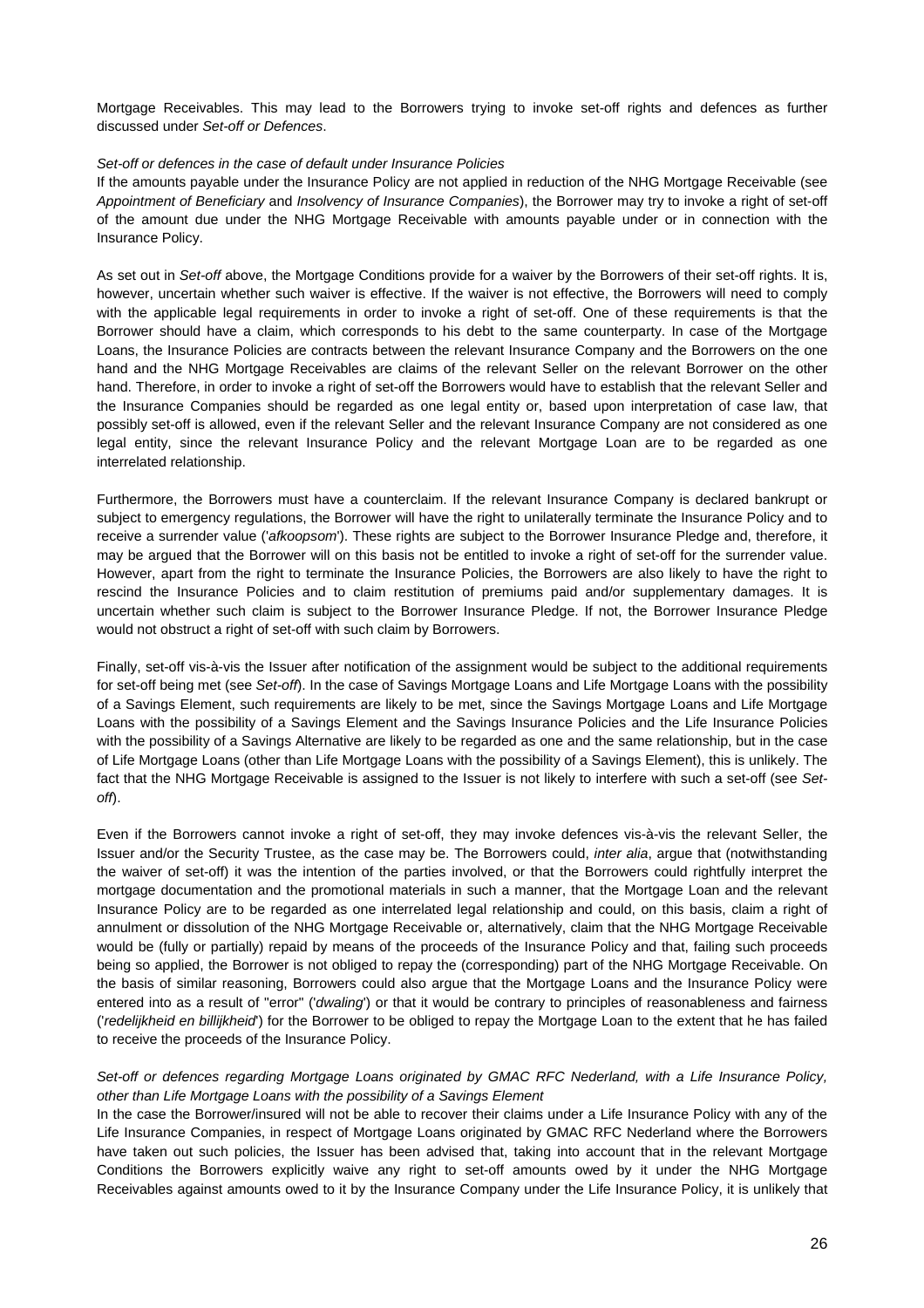Mortgage Receivables. This may lead to the Borrowers trying to invoke set-off rights and defences as further discussed under *Set-off or Defences*.

*Set-off or defences in the case of default under Insurance Policies*

If the amounts payable under the Insurance Policy are not applied in reduction of the NHG Mortgage Receivable (see *Appointment of Beneficiary* and *Insolvency of Insurance Companies*), the Borrower may try to invoke a right of set-off of the amount due under the NHG Mortgage Receivable with amounts payable under or in connection with the Insurance Policy.

As set out in *Set-off* above, the Mortgage Conditions provide for a waiver by the Borrowers of their set-off rights. It is, however, uncertain whether such waiver is effective. If the waiver is not effective, the Borrowers will need to comply with the applicable legal requirements in order to invoke a right of set-off. One of these requirements is that the Borrower should have a claim, which corresponds to his debt to the same counterparty. In case of the Mortgage Loans, the Insurance Policies are contracts between the relevant Insurance Company and the Borrowers on the one hand and the NHG Mortgage Receivables are claims of the relevant Seller on the relevant Borrower on the other hand. Therefore, in order to invoke a right of set-off the Borrowers would have to establish that the relevant Seller and the Insurance Companies should be regarded as one legal entity or, based upon interpretation of case law, that possibly set-off is allowed, even if the relevant Seller and the relevant Insurance Company are not considered as one legal entity, since the relevant Insurance Policy and the relevant Mortgage Loan are to be regarded as one interrelated relationship.

Furthermore, the Borrowers must have a counterclaim. If the relevant Insurance Company is declared bankrupt or subject to emergency regulations, the Borrower will have the right to unilaterally terminate the Insurance Policy and to receive a surrender value ('*afkoopsom*'). These rights are subject to the Borrower Insurance Pledge and, therefore, it may be argued that the Borrower will on this basis not be entitled to invoke a right of set-off for the surrender value. However, apart from the right to terminate the Insurance Policies, the Borrowers are also likely to have the right to rescind the Insurance Policies and to claim restitution of premiums paid and/or supplementary damages. It is uncertain whether such claim is subject to the Borrower Insurance Pledge. If not, the Borrower Insurance Pledge would not obstruct a right of set-off with such claim by Borrowers.

Finally, set-off vis-à-vis the Issuer after notification of the assignment would be subject to the additional requirements for set-off being met (see *Set-off*). In the case of Savings Mortgage Loans and Life Mortgage Loans with the possibility of a Savings Element, such requirements are likely to be met, since the Savings Mortgage Loans and Life Mortgage Loans with the possibility of a Savings Element and the Savings Insurance Policies and the Life Insurance Policies with the possibility of a Savings Alternative are likely to be regarded as one and the same relationship, but in the case of Life Mortgage Loans (other than Life Mortgage Loans with the possibility of a Savings Element), this is unlikely. The fact that the NHG Mortgage Receivable is assigned to the Issuer is not likely to interfere with such a set-off (see *Set-off*).

Even if the Borrowers cannot invoke a right of set-off, they may invoke defences vis-à-vis the relevant Seller, the Issuer and/or the Security Trustee, as the case may be. The Borrowers could, *inter alia*, argue that (notwithstanding the waiver of set-off) it was the intention of the parties involved, or that the Borrowers could rightfully interpret the mortgage documentation and the promotional materials in such a manner, that the Mortgage Loan and the relevant Insurance Policy are to be regarded as one interrelated legal relationship and could, on this basis, claim a right of annulment or dissolution of the NHG Mortgage Receivable or, alternatively, claim that the NHG Mortgage Receivable would be (fully or partially) repaid by means of the proceeds of the Insurance Policy and that, failing such proceeds being so applied, the Borrower is not obliged to repay the (corresponding) part of the NHG Mortgage Receivable. On the basis of similar reasoning, Borrowers could also argue that the Mortgage Loans and the Insurance Policy were entered into as a result of "error" ('*dwaling*') or that it would be contrary to principles of reasonableness and fairness ('*redelijkheid en billijkheid*') for the Borrower to be obliged to repay the Mortgage Loan to the extent that he has failed to receive the proceeds of the Insurance Policy.

*Set-off or defences regarding Mortgage Loans originated by GMAC RFC Nederland, with a Life Insurance Policy, other than Life Mortgage Loans with the possibility of a Savings Element*

In the case the Borrower/insured will not be able to recover their claims under a Life Insurance Policy with any of the Life Insurance Companies, in respect of Mortgage Loans originated by GMAC RFC Nederland where the Borrowers have taken out such policies, the Issuer has been advised that, taking into account that in the relevant Mortgage Conditions the Borrowers explicitly waive any right to set-off amounts owed by it under the NHG Mortgage Receivables against amounts owed to it by the Insurance Company under the Life Insurance Policy, it is unlikely that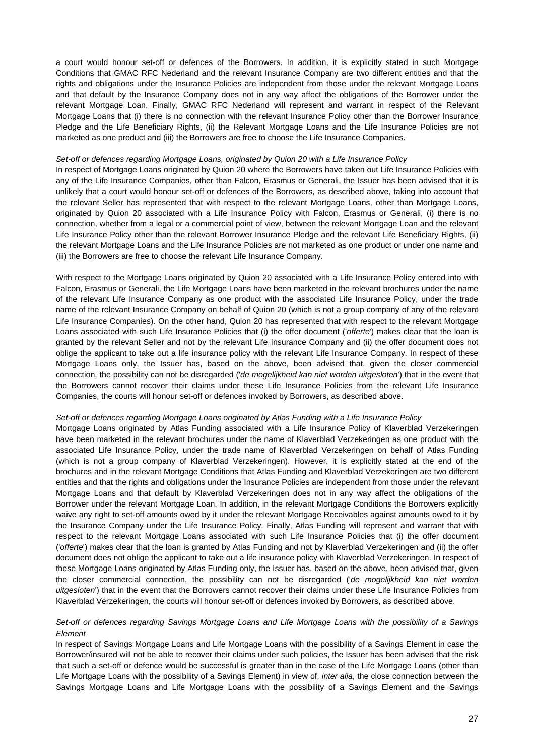a court would honour set-off or defences of the Borrowers. In addition, it is explicitly stated in such Mortgage Conditions that GMAC RFC Nederland and the relevant Insurance Company are two different entities and that the rights and obligations under the Insurance Policies are independent from those under the relevant Mortgage Loans and that default by the Insurance Company does not in any way affect the obligations of the Borrower under the relevant Mortgage Loan. Finally, GMAC RFC Nederland will represent and warrant in respect of the Relevant Mortgage Loans that (i) there is no connection with the relevant Insurance Policy other than the Borrower Insurance Pledge and the Life Beneficiary Rights, (ii) the Relevant Mortgage Loans and the Life Insurance Policies are not marketed as one product and (iii) the Borrowers are free to choose the Life Insurance Companies.

*Set-off or defences regarding Mortgage Loans, originated by Quion 20 with a Life Insurance Policy*

In respect of Mortgage Loans originated by Quion 20 where the Borrowers have taken out Life Insurance Policies with any of the Life Insurance Companies, other than Falcon, Erasmus or Generali, the Issuer has been advised that it is unlikely that a court would honour set-off or defences of the Borrowers, as described above, taking into account that the relevant Seller has represented that with respect to the relevant Mortgage Loans, other than Mortgage Loans, originated by Quion 20 associated with a Life Insurance Policy with Falcon, Erasmus or Generali, (i) there is no connection, whether from a legal or a commercial point of view, between the relevant Mortgage Loan and the relevant Life Insurance Policy other than the relevant Borrower Insurance Pledge and the relevant Life Beneficiary Rights, (ii) the relevant Mortgage Loans and the Life Insurance Policies are not marketed as one product or under one name and (iii) the Borrowers are free to choose the relevant Life Insurance Company.

With respect to the Mortgage Loans originated by Quion 20 associated with a Life Insurance Policy entered into with Falcon, Erasmus or Generali, the Life Mortgage Loans have been marketed in the relevant brochures under the name of the relevant Life Insurance Company as one product with the associated Life Insurance Policy, under the trade name of the relevant Insurance Company on behalf of Quion 20 (which is not a group company of any of the relevant Life Insurance Companies). On the other hand, Quion 20 has represented that with respect to the relevant Mortgage Loans associated with such Life Insurance Policies that (i) the offer document ('*offerte*') makes clear that the loan is granted by the relevant Seller and not by the relevant Life Insurance Company and (ii) the offer document does not oblige the applicant to take out a life insurance policy with the relevant Life Insurance Company. In respect of these Mortgage Loans only, the Issuer has, based on the above, been advised that, given the closer commercial connection, the possibility can not be disregarded ('*de mogelijkheid kan niet worden uitgesloten*') that in the event that the Borrowers cannot recover their claims under these Life Insurance Policies from the relevant Life Insurance Companies, the courts will honour set-off or defences invoked by Borrowers, as described above.

*Set-off or defences regarding Mortgage Loans originated by Atlas Funding with a Life Insurance Policy*

Mortgage Loans originated by Atlas Funding associated with a Life Insurance Policy of Klaverblad Verzekeringen have been marketed in the relevant brochures under the name of Klaverblad Verzekeringen as one product with the associated Life Insurance Policy, under the trade name of Klaverblad Verzekeringen on behalf of Atlas Funding (which is not a group company of Klaverblad Verzekeringen). However, it is explicitly stated at the end of the brochures and in the relevant Mortgage Conditions that Atlas Funding and Klaverblad Verzekeringen are two different entities and that the rights and obligations under the Insurance Policies are independent from those under the relevant Mortgage Loans and that default by Klaverblad Verzekeringen does not in any way affect the obligations of the Borrower under the relevant Mortgage Loan. In addition, in the relevant Mortgage Conditions the Borrowers explicitly waive any right to set-off amounts owed by it under the relevant Mortgage Receivables against amounts owed to it by the Insurance Company under the Life Insurance Policy. Finally, Atlas Funding will represent and warrant that with respect to the relevant Mortgage Loans associated with such Life Insurance Policies that (i) the offer document ('*offerte*') makes clear that the loan is granted by Atlas Funding and not by Klaverblad Verzekeringen and (ii) the offer document does not oblige the applicant to take out a life insurance policy with Klaverblad Verzekeringen. In respect of these Mortgage Loans originated by Atlas Funding only, the Issuer has, based on the above, been advised that, given the closer commercial connection, the possibility can not be disregarded ('*de mogelijkheid kan niet worden uitgesloten*') that in the event that the Borrowers cannot recover their claims under these Life Insurance Policies from Klaverblad Verzekeringen, the courts will honour set-off or defences invoked by Borrowers, as described above.

*Set-off or defences regarding Savings Mortgage Loans and Life Mortgage Loans with the possibility of a Savings Element*

In respect of Savings Mortgage Loans and Life Mortgage Loans with the possibility of a Savings Element in case the Borrower/insured will not be able to recover their claims under such policies, the Issuer has been advised that the risk that such a set-off or defence would be successful is greater than in the case of the Life Mortgage Loans (other than Life Mortgage Loans with the possibility of a Savings Element) in view of, *inter alia*, the close connection between the Savings Mortgage Loans and Life Mortgage Loans with the possibility of a Savings Element and the Savings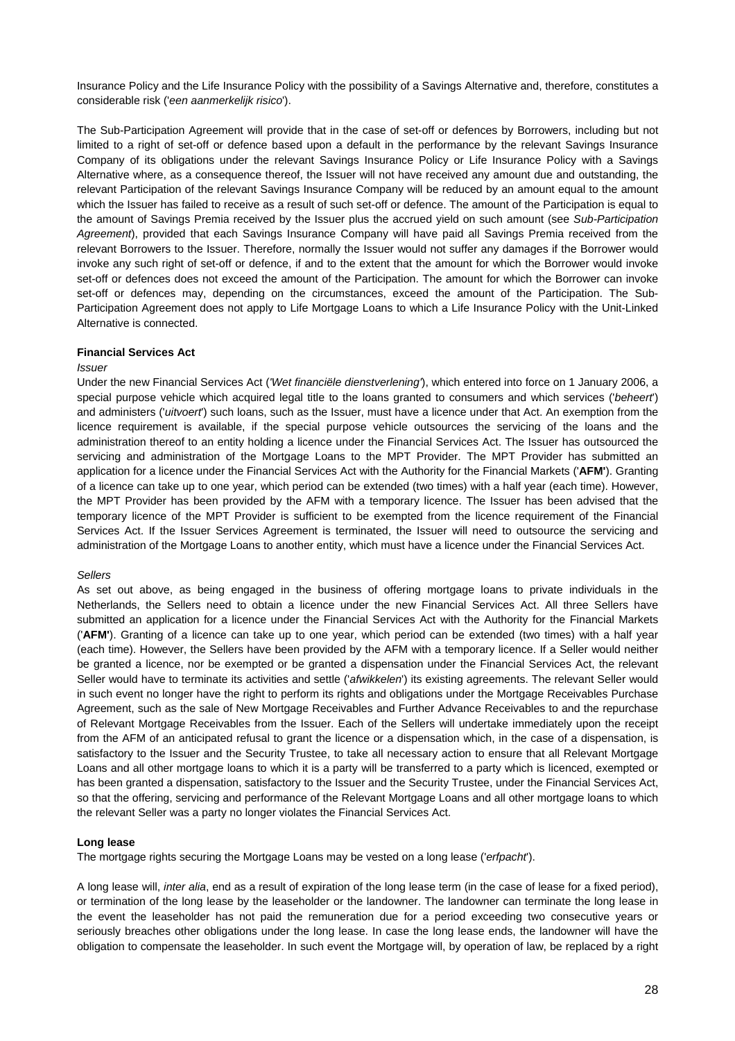Insurance Policy and the Life Insurance Policy with the possibility of a Savings Alternative and, therefore, constitutes a considerable risk ('*een aanmerkelijk risico*').

The Sub-Participation Agreement will provide that in the case of set-off or defences by Borrowers, including but not limited to a right of set-off or defence based upon a default in the performance by the relevant Savings Insurance Company of its obligations under the relevant Savings Insurance Policy or Life Insurance Policy with a Savings Alternative where, as a consequence thereof, the Issuer will not have received any amount due and outstanding, the relevant Participation of the relevant Savings Insurance Company will be reduced by an amount equal to the amount which the Issuer has failed to receive as a result of such set-off or defence. The amount of the Participation is equal to the amount of Savings Premia received by the Issuer plus the accrued yield on such amount (see *Sub-Participation Agreement*), provided that each Savings Insurance Company will have paid all Savings Premia received from the relevant Borrowers to the Issuer. Therefore, normally the Issuer would not suffer any damages if the Borrower would invoke any such right of set-off or defence, if and to the extent that the amount for which the Borrower would invoke set-off or defences does not exceed the amount of the Participation. The amount for which the Borrower can invoke set-off or defences may, depending on the circumstances, exceed the amount of the Participation. The Sub-Participation Agreement does not apply to Life Mortgage Loans to which a Life Insurance Policy with the Unit-Linked Alternative is connected.

**Financial Services Act**

*Issuer*

Under the new Financial Services Act ('*Wet financiële dienstverlening*'), which entered into force on 1 January 2006, a special purpose vehicle which acquired legal title to the loans granted to consumers and which services ('*beheert*') and administers ('*uitvoert*') such loans, such as the Issuer, must have a licence under that Act. An exemption from the licence requirement is available, if the special purpose vehicle outsources the servicing of the loans and the administration thereof to an entity holding a licence under the Financial Services Act. The Issuer has outsourced the servicing and administration of the Mortgage Loans to the MPT Provider. The MPT Provider has submitted an application for a licence under the Financial Services Act with the Authority for the Financial Markets ('**AFM**'). Granting of a licence can take up to one year, which period can be extended (two times) with a half year (each time). However, the MPT Provider has been provided by the AFM with a temporary licence. The Issuer has been advised that the temporary licence of the MPT Provider is sufficient to be exempted from the licence requirement of the Financial Services Act. If the Issuer Services Agreement is terminated, the Issuer will need to outsource the servicing and administration of the Mortgage Loans to another entity, which must have a licence under the Financial Services Act.

*Sellers*

As set out above, as being engaged in the business of offering mortgage loans to private individuals in the Netherlands, the Sellers need to obtain a licence under the new Financial Services Act. All three Sellers have submitted an application for a licence under the Financial Services Act with the Authority for the Financial Markets ('**AFM**'). Granting of a licence can take up to one year, which period can be extended (two times) with a half year (each time). However, the Sellers have been provided by the AFM with a temporary licence. If a Seller would neither be granted a licence, nor be exempted or be granted a dispensation under the Financial Services Act, the relevant Seller would have to terminate its activities and settle ('*afwikkelen*') its existing agreements. The relevant Seller would in such event no longer have the right to perform its rights and obligations under the Mortgage Receivables Purchase Agreement, such as the sale of New Mortgage Receivables and Further Advance Receivables to and the repurchase of Relevant Mortgage Receivables from the Issuer. Each of the Sellers will undertake immediately upon the receipt from the AFM of an anticipated refusal to grant the licence or a dispensation which, in the case of a dispensation, is satisfactory to the Issuer and the Security Trustee, to take all necessary action to ensure that all Relevant Mortgage Loans and all other mortgage loans to which it is a party will be transferred to a party which is licenced, exempted or has been granted a dispensation, satisfactory to the Issuer and the Security Trustee, under the Financial Services Act, so that the offering, servicing and performance of the Relevant Mortgage Loans and all other mortgage loans to which the relevant Seller was a party no longer violates the Financial Services Act.

**Long lease**

The mortgage rights securing the Mortgage Loans may be vested on a long lease ('*erfpacht*').

A long lease will, *inter alia*, end as a result of expiration of the long lease term (in the case of lease for a fixed period), or termination of the long lease by the leaseholder or the landowner. The landowner can terminate the long lease in the event the leaseholder has not paid the remuneration due for a period exceeding two consecutive years or seriously breaches other obligations under the long lease. In case the long lease ends, the landowner will have the obligation to compensate the leaseholder. In such event the Mortgage will, by operation of law, be replaced by a right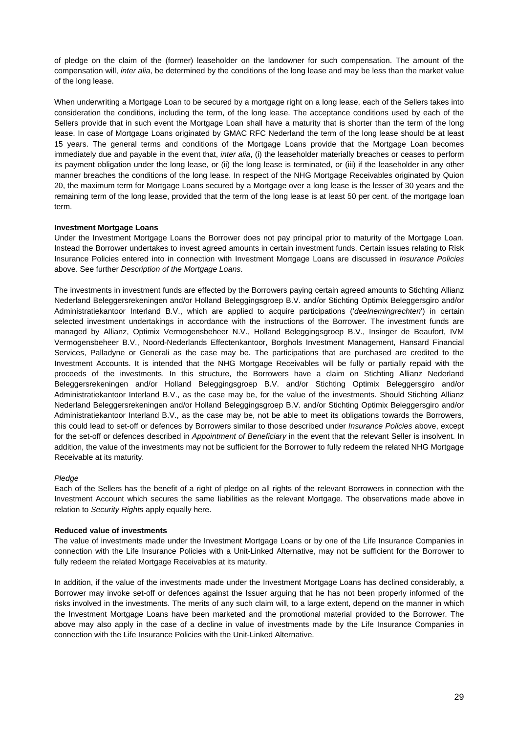of pledge on the claim of the (former) leaseholder on the landowner for such compensation. The amount of the compensation will, *inter alia*, be determined by the conditions of the long lease and may be less than the market value of the long lease.

When underwriting a Mortgage Loan to be secured by a mortgage right on a long lease, each of the Sellers takes into consideration the conditions, including the term, of the long lease. The acceptance conditions used by each of the Sellers provide that in such event the Mortgage Loan shall have a maturity that is shorter than the term of the long lease. In case of Mortgage Loans originated by GMAC RFC Nederland the term of the long lease should be at least 15 years. The general terms and conditions of the Mortgage Loans provide that the Mortgage Loan becomes immediately due and payable in the event that, *inter alia*, (i) the leaseholder materially breaches or ceases to perform its payment obligation under the long lease, or (ii) the long lease is terminated, or (iii) if the leaseholder in any other manner breaches the conditions of the long lease. In respect of the NHG Mortgage Receivables originated by Quion 20, the maximum term for Mortgage Loans secured by a Mortgage over a long lease is the lesser of 30 years and the remaining term of the long lease, provided that the term of the long lease is at least 50 per cent. of the mortgage loan term.

**Investment Mortgage Loans**

Under the Investment Mortgage Loans the Borrower does not pay principal prior to maturity of the Mortgage Loan. Instead the Borrower undertakes to invest agreed amounts in certain investment funds. Certain issues relating to Risk Insurance Policies entered into in connection with Investment Mortgage Loans are discussed in *Insurance Policies* above. See further *Description of the Mortgage Loans*.

The investments in investment funds are effected by the Borrowers paying certain agreed amounts to Stichting Allianz Nederland Beleggersrekeningen and/or Holland Beleggingsgroep B.V. and/or Stichting Optimix Beleggersgiro and/or Administratiekantoor Interland B.V., which are applied to acquire participations ('*deelnemingrechten*') in certain selected investment undertakings in accordance with the instructions of the Borrower. The investment funds are managed by Allianz, Optimix Vermogensbeheer N.V., Holland Beleggingsgroep B.V., Insinger de Beaufort, IVM Vermogensbeheer B.V., Noord-Nederlands Effectenkantoor, Borghols Investment Management, Hansard Financial Services, Palladyne or Generali as the case may be. The participations that are purchased are credited to the Investment Accounts. It is intended that the NHG Mortgage Receivables will be fully or partially repaid with the proceeds of the investments. In this structure, the Borrowers have a claim on Stichting Allianz Nederland Beleggersrekeningen and/or Holland Beleggingsgroep B.V. and/or Stichting Optimix Beleggersgiro and/or Administratiekantoor Interland B.V., as the case may be, for the value of the investments. Should Stichting Allianz Nederland Beleggersrekeningen and/or Holland Beleggingsgroep B.V. and/or Stichting Optimix Beleggersgiro and/or Administratiekantoor Interland B.V., as the case may be, not be able to meet its obligations towards the Borrowers, this could lead to set-off or defences by Borrowers similar to those described under *Insurance Policies* above, except for the set-off or defences described in *Appointment of Beneficiary* in the event that the relevant Seller is insolvent. In addition, the value of the investments may not be sufficient for the Borrower to fully redeem the related NHG Mortgage Receivable at its maturity.

*Pledge*

Each of the Sellers has the benefit of a right of pledge on all rights of the relevant Borrowers in connection with the Investment Account which secures the same liabilities as the relevant Mortgage. The observations made above in relation to *Security Rights* apply equally here.

**Reduced value of investments**

The value of investments made under the Investment Mortgage Loans or by one of the Life Insurance Companies in connection with the Life Insurance Policies with a Unit-Linked Alternative, may not be sufficient for the Borrower to fully redeem the related Mortgage Receivables at its maturity.

In addition, if the value of the investments made under the Investment Mortgage Loans has declined considerably, a Borrower may invoke set-off or defences against the Issuer arguing that he has not been properly informed of the risks involved in the investments. The merits of any such claim will, to a large extent, depend on the manner in which the Investment Mortgage Loans have been marketed and the promotional material provided to the Borrower. The above may also apply in the case of a decline in value of investments made by the Life Insurance Companies in connection with the Life Insurance Policies with the Unit-Linked Alternative.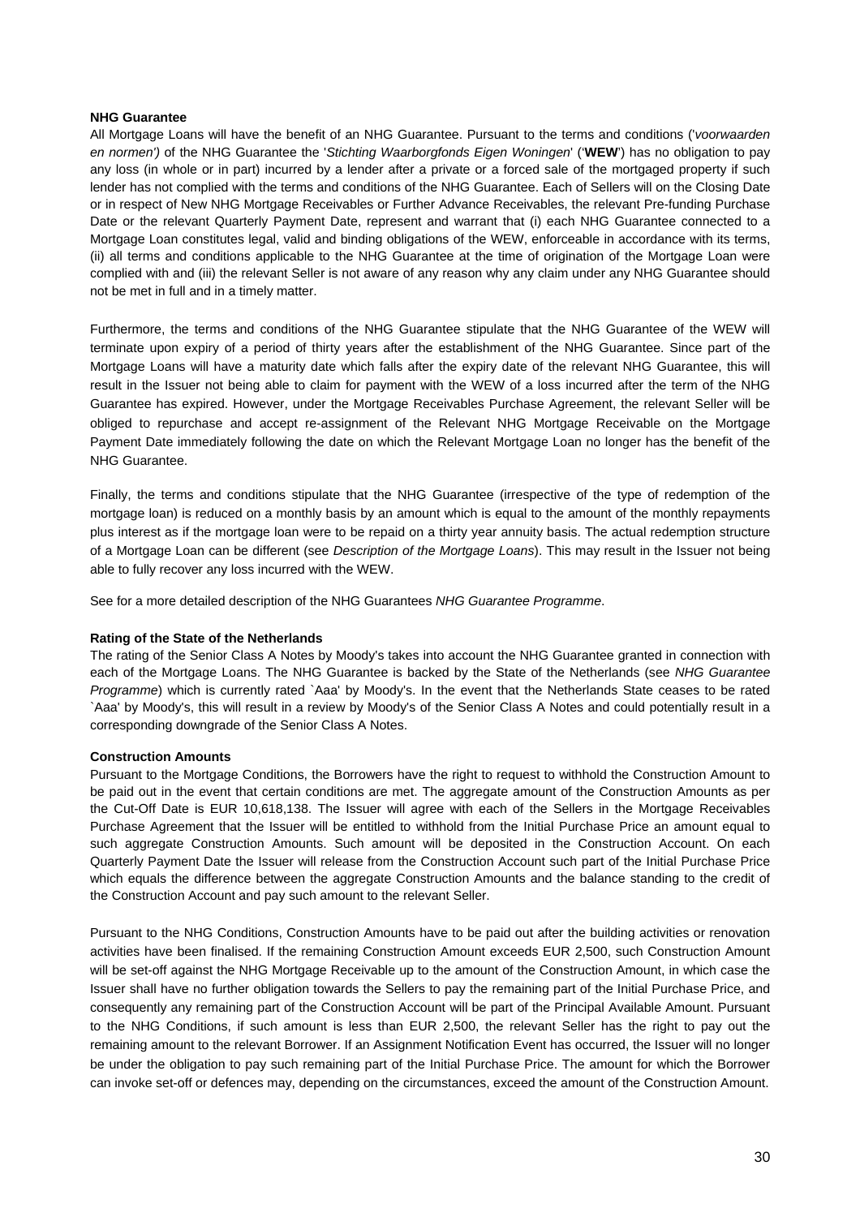**NHG Guarantee**

All Mortgage Loans will have the benefit of an NHG Guarantee. Pursuant to the terms and conditions ('*voorwaarden en normen')* of the NHG Guarantee the '*Stichting Waarborgfonds Eigen Woningen*' ('**WEW**') has no obligation to pay any loss (in whole or in part) incurred by a lender after a private or a forced sale of the mortgaged property if such lender has not complied with the terms and conditions of the NHG Guarantee. Each of Sellers will on the Closing Date or in respect of New NHG Mortgage Receivables or Further Advance Receivables, the relevant Pre-funding Purchase Date or the relevant Quarterly Payment Date, represent and warrant that (i) each NHG Guarantee connected to a Mortgage Loan constitutes legal, valid and binding obligations of the WEW, enforceable in accordance with its terms, (ii) all terms and conditions applicable to the NHG Guarantee at the time of origination of the Mortgage Loan were complied with and (iii) the relevant Seller is not aware of any reason why any claim under any NHG Guarantee should not be met in full and in a timely matter.

Furthermore, the terms and conditions of the NHG Guarantee stipulate that the NHG Guarantee of the WEW will terminate upon expiry of a period of thirty years after the establishment of the NHG Guarantee. Since part of the Mortgage Loans will have a maturity date which falls after the expiry date of the relevant NHG Guarantee, this will result in the Issuer not being able to claim for payment with the WEW of a loss incurred after the term of the NHG Guarantee has expired. However, under the Mortgage Receivables Purchase Agreement, the relevant Seller will be obliged to repurchase and accept re-assignment of the Relevant NHG Mortgage Receivable on the Mortgage Payment Date immediately following the date on which the Relevant Mortgage Loan no longer has the benefit of the NHG Guarantee.

Finally, the terms and conditions stipulate that the NHG Guarantee (irrespective of the type of redemption of the mortgage loan) is reduced on a monthly basis by an amount which is equal to the amount of the monthly repayments plus interest as if the mortgage loan were to be repaid on a thirty year annuity basis. The actual redemption structure of a Mortgage Loan can be different (see *Description of the Mortgage Loans*). This may result in the Issuer not being able to fully recover any loss incurred with the WEW.

See for a more detailed description of the NHG Guarantees *NHG Guarantee Programme*.

**Rating of the State of the Netherlands**

The rating of the Senior Class A Notes by Moody's takes into account the NHG Guarantee granted in connection with each of the Mortgage Loans. The NHG Guarantee is backed by the State of the Netherlands (see *NHG Guarantee Programme*) which is currently rated `Aaa' by Moody's. In the event that the Netherlands State ceases to be rated `Aaa' by Moody's, this will result in a review by Moody's of the Senior Class A Notes and could potentially result in a corresponding downgrade of the Senior Class A Notes.

**Construction Amounts**

Pursuant to the Mortgage Conditions, the Borrowers have the right to request to withhold the Construction Amount to be paid out in the event that certain conditions are met. The aggregate amount of the Construction Amounts as per the Cut-Off Date is EUR 10,618,138. The Issuer will agree with each of the Sellers in the Mortgage Receivables Purchase Agreement that the Issuer will be entitled to withhold from the Initial Purchase Price an amount equal to such aggregate Construction Amounts. Such amount will be deposited in the Construction Account. On each Quarterly Payment Date the Issuer will release from the Construction Account such part of the Initial Purchase Price which equals the difference between the aggregate Construction Amounts and the balance standing to the credit of the Construction Account and pay such amount to the relevant Seller.

Pursuant to the NHG Conditions, Construction Amounts have to be paid out after the building activities or renovation activities have been finalised. If the remaining Construction Amount exceeds EUR 2,500, such Construction Amount will be set-off against the NHG Mortgage Receivable up to the amount of the Construction Amount, in which case the Issuer shall have no further obligation towards the Sellers to pay the remaining part of the Initial Purchase Price, and consequently any remaining part of the Construction Account will be part of the Principal Available Amount. Pursuant to the NHG Conditions, if such amount is less than EUR 2,500, the relevant Seller has the right to pay out the remaining amount to the relevant Borrower. If an Assignment Notification Event has occurred, the Issuer will no longer be under the obligation to pay such remaining part of the Initial Purchase Price. The amount for which the Borrower can invoke set-off or defences may, depending on the circumstances, exceed the amount of the Construction Amount.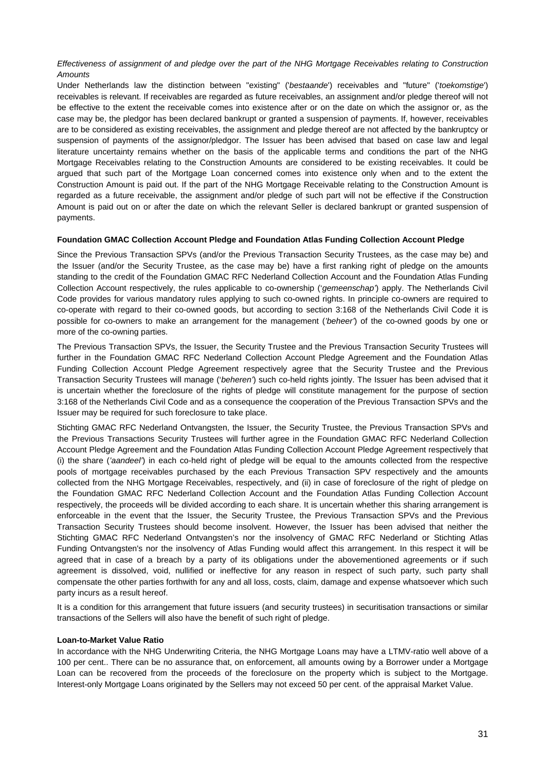*Effectiveness of assignment of and pledge over the part of the NHG Mortgage Receivables relating to Construction Amounts*

Under Netherlands law the distinction between "existing" ('*bestaande*') receivables and "future" ('*toekomstige*') receivables is relevant. If receivables are regarded as future receivables, an assignment and/or pledge thereof will not be effective to the extent the receivable comes into existence after or on the date on which the assignor or, as the case may be, the pledgor has been declared bankrupt or granted a suspension of payments. If, however, receivables are to be considered as existing receivables, the assignment and pledge thereof are not affected by the bankruptcy or suspension of payments of the assignor/pledgor. The Issuer has been advised that based on case law and legal literature uncertainty remains whether on the basis of the applicable terms and conditions the part of the NHG Mortgage Receivables relating to the Construction Amounts are considered to be existing receivables. It could be argued that such part of the Mortgage Loan concerned comes into existence only when and to the extent the Construction Amount is paid out. If the part of the NHG Mortgage Receivable relating to the Construction Amount is regarded as a future receivable, the assignment and/or pledge of such part will not be effective if the Construction Amount is paid out on or after the date on which the relevant Seller is declared bankrupt or granted suspension of payments.

**Foundation GMAC Collection Account Pledge and Foundation Atlas Funding Collection Account Pledge**

Since the Previous Transaction SPVs (and/or the Previous Transaction Security Trustees, as the case may be) and the Issuer (and/or the Security Trustee, as the case may be) have a first ranking right of pledge on the amounts standing to the credit of the Foundation GMAC RFC Nederland Collection Account and the Foundation Atlas Funding Collection Account respectively, the rules applicable to co-ownership ('*gemeenschap*') apply. The Netherlands Civil Code provides for various mandatory rules applying to such co-owned rights. In principle co-owners are required to co-operate with regard to their co-owned goods, but according to section 3:168 of the Netherlands Civil Code it is possible for co-owners to make an arrangement for the management ('*beheer*') of the co-owned goods by one or more of the co-owning parties.

The Previous Transaction SPVs, the Issuer, the Security Trustee and the Previous Transaction Security Trustees will further in the Foundation GMAC RFC Nederland Collection Account Pledge Agreement and the Foundation Atlas Funding Collection Account Pledge Agreement respectively agree that the Security Trustee and the Previous Transaction Security Trustees will manage ('*beheren*') such co-held rights jointly. The Issuer has been advised that it is uncertain whether the foreclosure of the rights of pledge will constitute management for the purpose of section 3:168 of the Netherlands Civil Code and as a consequence the cooperation of the Previous Transaction SPVs and the Issuer may be required for such foreclosure to take place.

Stichting GMAC RFC Nederland Ontvangsten, the Issuer, the Security Trustee, the Previous Transaction SPVs and the Previous Transactions Security Trustees will further agree in the Foundation GMAC RFC Nederland Collection Account Pledge Agreement and the Foundation Atlas Funding Collection Account Pledge Agreement respectively that (i) the share ('*aandeel*') in each co-held right of pledge will be equal to the amounts collected from the respective pools of mortgage receivables purchased by the each Previous Transaction SPV respectively and the amounts collected from the NHG Mortgage Receivables, respectively, and (ii) in case of foreclosure of the right of pledge on the Foundation GMAC RFC Nederland Collection Account and the Foundation Atlas Funding Collection Account respectively, the proceeds will be divided according to each share. It is uncertain whether this sharing arrangement is enforceable in the event that the Issuer, the Security Trustee, the Previous Transaction SPVs and the Previous Transaction Security Trustees should become insolvent. However, the Issuer has been advised that neither the Stichting GMAC RFC Nederland Ontvangsten's nor the insolvency of GMAC RFC Nederland or Stichting Atlas Funding Ontvangsten's nor the insolvency of Atlas Funding would affect this arrangement. In this respect it will be agreed that in case of a breach by a party of its obligations under the abovementioned agreements or if such agreement is dissolved, void, nullified or ineffective for any reason in respect of such party, such party shall compensate the other parties forthwith for any and all loss, costs, claim, damage and expense whatsoever which such party incurs as a result hereof.

It is a condition for this arrangement that future issuers (and security trustees) in securitisation transactions or similar transactions of the Sellers will also have the benefit of such right of pledge.

**Loan-to-Market Value Ratio**

In accordance with the NHG Underwriting Criteria, the NHG Mortgage Loans may have a LTMV-ratio well above of a 100 per cent.. There can be no assurance that, on enforcement, all amounts owing by a Borrower under a Mortgage Loan can be recovered from the proceeds of the foreclosure on the property which is subject to the Mortgage. Interest-only Mortgage Loans originated by the Sellers may not exceed 50 per cent. of the appraisal Market Value.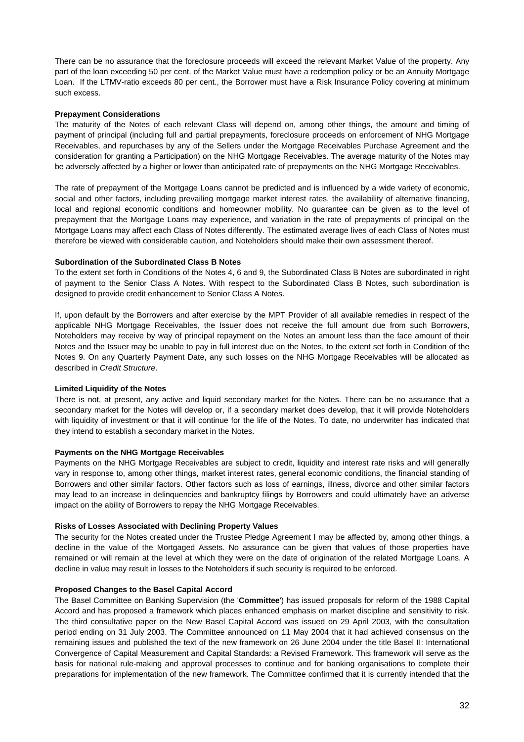There can be no assurance that the foreclosure proceeds will exceed the relevant Market Value of the property. Any part of the loan exceeding 50 per cent. of the Market Value must have a redemption policy or be an Annuity Mortgage Loan. If the LTMV-ratio exceeds 80 per cent., the Borrower must have a Risk Insurance Policy covering at minimum such excess.

**Prepayment Considerations**

The maturity of the Notes of each relevant Class will depend on, among other things, the amount and timing of payment of principal (including full and partial prepayments, foreclosure proceeds on enforcement of NHG Mortgage Receivables, and repurchases by any of the Sellers under the Mortgage Receivables Purchase Agreement and the consideration for granting a Participation) on the NHG Mortgage Receivables. The average maturity of the Notes may be adversely affected by a higher or lower than anticipated rate of prepayments on the NHG Mortgage Receivables.

The rate of prepayment of the Mortgage Loans cannot be predicted and is influenced by a wide variety of economic, social and other factors, including prevailing mortgage market interest rates, the availability of alternative financing, local and regional economic conditions and homeowner mobility. No guarantee can be given as to the level of prepayment that the Mortgage Loans may experience, and variation in the rate of prepayments of principal on the Mortgage Loans may affect each Class of Notes differently. The estimated average lives of each Class of Notes must therefore be viewed with considerable caution, and Noteholders should make their own assessment thereof.

**Subordination of the Subordinated Class B Notes**

To the extent set forth in Conditions of the Notes 4, 6 and 9, the Subordinated Class B Notes are subordinated in right of payment to the Senior Class A Notes. With respect to the Subordinated Class B Notes, such subordination is designed to provide credit enhancement to Senior Class A Notes.

If, upon default by the Borrowers and after exercise by the MPT Provider of all available remedies in respect of the applicable NHG Mortgage Receivables, the Issuer does not receive the full amount due from such Borrowers, Noteholders may receive by way of principal repayment on the Notes an amount less than the face amount of their Notes and the Issuer may be unable to pay in full interest due on the Notes, to the extent set forth in Condition of the Notes 9. On any Quarterly Payment Date, any such losses on the NHG Mortgage Receivables will be allocated as described in *Credit Structure*.

**Limited Liquidity of the Notes**

There is not, at present, any active and liquid secondary market for the Notes. There can be no assurance that a secondary market for the Notes will develop or, if a secondary market does develop, that it will provide Noteholders with liquidity of investment or that it will continue for the life of the Notes. To date, no underwriter has indicated that they intend to establish a secondary market in the Notes.

**Payments on the NHG Mortgage Receivables**

Payments on the NHG Mortgage Receivables are subject to credit, liquidity and interest rate risks and will generally vary in response to, among other things, market interest rates, general economic conditions, the financial standing of Borrowers and other similar factors. Other factors such as loss of earnings, illness, divorce and other similar factors may lead to an increase in delinquencies and bankruptcy filings by Borrowers and could ultimately have an adverse impact on the ability of Borrowers to repay the NHG Mortgage Receivables.

**Risks of Losses Associated with Declining Property Values**

The security for the Notes created under the Trustee Pledge Agreement I may be affected by, among other things, a decline in the value of the Mortgaged Assets. No assurance can be given that values of those properties have remained or will remain at the level at which they were on the date of origination of the related Mortgage Loans. A decline in value may result in losses to the Noteholders if such security is required to be enforced.

**Proposed Changes to the Basel Capital Accord**

The Basel Committee on Banking Supervision (the '**Committee**') has issued proposals for reform of the 1988 Capital Accord and has proposed a framework which places enhanced emphasis on market discipline and sensitivity to risk. The third consultative paper on the New Basel Capital Accord was issued on 29 April 2003, with the consultation period ending on 31 July 2003. The Committee announced on 11 May 2004 that it had achieved consensus on the remaining issues and published the text of the new framework on 26 June 2004 under the title Basel II: International Convergence of Capital Measurement and Capital Standards: a Revised Framework. This framework will serve as the basis for national rule-making and approval processes to continue and for banking organisations to complete their preparations for implementation of the new framework. The Committee confirmed that it is currently intended that the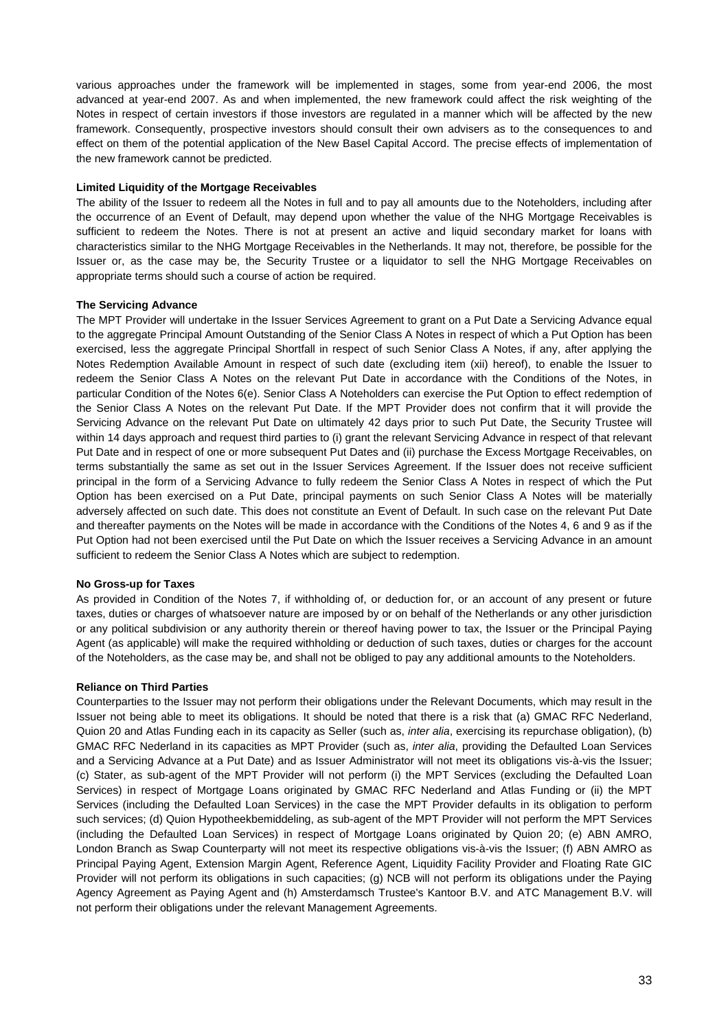various approaches under the framework will be implemented in stages, some from year-end 2006, the most advanced at year-end 2007. As and when implemented, the new framework could affect the risk weighting of the Notes in respect of certain investors if those investors are regulated in a manner which will be affected by the new framework. Consequently, prospective investors should consult their own advisers as to the consequences to and effect on them of the potential application of the New Basel Capital Accord. The precise effects of implementation of the new framework cannot be predicted.

**Limited Liquidity of the Mortgage Receivables**

The ability of the Issuer to redeem all the Notes in full and to pay all amounts due to the Noteholders, including after the occurrence of an Event of Default, may depend upon whether the value of the NHG Mortgage Receivables is sufficient to redeem the Notes. There is not at present an active and liquid secondary market for loans with characteristics similar to the NHG Mortgage Receivables in the Netherlands. It may not, therefore, be possible for the Issuer or, as the case may be, the Security Trustee or a liquidator to sell the NHG Mortgage Receivables on appropriate terms should such a course of action be required.

**The Servicing Advance**

The MPT Provider will undertake in the Issuer Services Agreement to grant on a Put Date a Servicing Advance equal to the aggregate Principal Amount Outstanding of the Senior Class A Notes in respect of which a Put Option has been exercised, less the aggregate Principal Shortfall in respect of such Senior Class A Notes, if any, after applying the Notes Redemption Available Amount in respect of such date (excluding item (xii) hereof), to enable the Issuer to redeem the Senior Class A Notes on the relevant Put Date in accordance with the Conditions of the Notes, in particular Condition of the Notes 6(e). Senior Class A Noteholders can exercise the Put Option to effect redemption of the Senior Class A Notes on the relevant Put Date. If the MPT Provider does not confirm that it will provide the Servicing Advance on the relevant Put Date on ultimately 42 days prior to such Put Date, the Security Trustee will within 14 days approach and request third parties to (i) grant the relevant Servicing Advance in respect of that relevant Put Date and in respect of one or more subsequent Put Dates and (ii) purchase the Excess Mortgage Receivables, on terms substantially the same as set out in the Issuer Services Agreement. If the Issuer does not receive sufficient principal in the form of a Servicing Advance to fully redeem the Senior Class A Notes in respect of which the Put Option has been exercised on a Put Date, principal payments on such Senior Class A Notes will be materially adversely affected on such date. This does not constitute an Event of Default. In such case on the relevant Put Date and thereafter payments on the Notes will be made in accordance with the Conditions of the Notes 4, 6 and 9 as if the Put Option had not been exercised until the Put Date on which the Issuer receives a Servicing Advance in an amount sufficient to redeem the Senior Class A Notes which are subject to redemption.

**No Gross-up for Taxes**

As provided in Condition of the Notes 7, if withholding of, or deduction for, or an account of any present or future taxes, duties or charges of whatsoever nature are imposed by or on behalf of the Netherlands or any other jurisdiction or any political subdivision or any authority therein or thereof having power to tax, the Issuer or the Principal Paying Agent (as applicable) will make the required withholding or deduction of such taxes, duties or charges for the account of the Noteholders, as the case may be, and shall not be obliged to pay any additional amounts to the Noteholders.

**Reliance on Third Parties**

Counterparties to the Issuer may not perform their obligations under the Relevant Documents, which may result in the Issuer not being able to meet its obligations. It should be noted that there is a risk that (a) GMAC RFC Nederland, Quion 20 and Atlas Funding each in its capacity as Seller (such as, *inter alia*, exercising its repurchase obligation), (b) GMAC RFC Nederland in its capacities as MPT Provider (such as, *inter alia*, providing the Defaulted Loan Services and a Servicing Advance at a Put Date) and as Issuer Administrator will not meet its obligations vis-à-vis the Issuer; (c) Stater, as sub-agent of the MPT Provider will not perform (i) the MPT Services (excluding the Defaulted Loan Services) in respect of Mortgage Loans originated by GMAC RFC Nederland and Atlas Funding or (ii) the MPT Services (including the Defaulted Loan Services) in the case the MPT Provider defaults in its obligation to perform such services; (d) Quion Hypotheekbemiddeling, as sub-agent of the MPT Provider will not perform the MPT Services (including the Defaulted Loan Services) in respect of Mortgage Loans originated by Quion 20; (e) ABN AMRO, London Branch as Swap Counterparty will not meet its respective obligations vis-à-vis the Issuer; (f) ABN AMRO as Principal Paying Agent, Extension Margin Agent, Reference Agent, Liquidity Facility Provider and Floating Rate GIC Provider will not perform its obligations in such capacities; (g) NCB will not perform its obligations under the Paying Agency Agreement as Paying Agent and (h) Amsterdamsch Trustee's Kantoor B.V. and ATC Management B.V. will not perform their obligations under the relevant Management Agreements.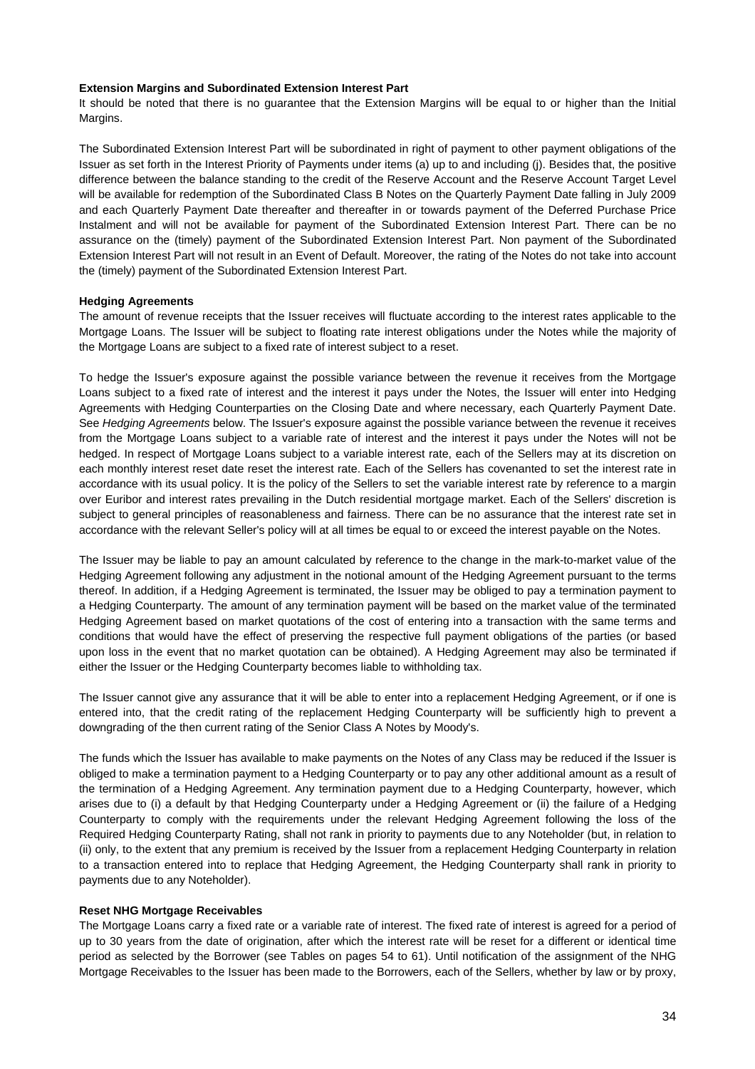**Extension Margins and Subordinated Extension Interest Part**

It should be noted that there is no guarantee that the Extension Margins will be equal to or higher than the Initial Margins.

The Subordinated Extension Interest Part will be subordinated in right of payment to other payment obligations of the Issuer as set forth in the Interest Priority of Payments under items (a) up to and including (j). Besides that, the positive difference between the balance standing to the credit of the Reserve Account and the Reserve Account Target Level will be available for redemption of the Subordinated Class B Notes on the Quarterly Payment Date falling in July 2009 and each Quarterly Payment Date thereafter and thereafter in or towards payment of the Deferred Purchase Price Instalment and will not be available for payment of the Subordinated Extension Interest Part. There can be no assurance on the (timely) payment of the Subordinated Extension Interest Part. Non payment of the Subordinated Extension Interest Part will not result in an Event of Default. Moreover, the rating of the Notes do not take into account the (timely) payment of the Subordinated Extension Interest Part.

**Hedging Agreements**

The amount of revenue receipts that the Issuer receives will fluctuate according to the interest rates applicable to the Mortgage Loans. The Issuer will be subject to floating rate interest obligations under the Notes while the majority of the Mortgage Loans are subject to a fixed rate of interest subject to a reset.

To hedge the Issuer's exposure against the possible variance between the revenue it receives from the Mortgage Loans subject to a fixed rate of interest and the interest it pays under the Notes, the Issuer will enter into Hedging Agreements with Hedging Counterparties on the Closing Date and where necessary, each Quarterly Payment Date. See *Hedging Agreements* below. The Issuer's exposure against the possible variance between the revenue it receives from the Mortgage Loans subject to a variable rate of interest and the interest it pays under the Notes will not be hedged. In respect of Mortgage Loans subject to a variable interest rate, each of the Sellers may at its discretion on each monthly interest reset date reset the interest rate. Each of the Sellers has covenanted to set the interest rate in accordance with its usual policy. It is the policy of the Sellers to set the variable interest rate by reference to a margin over Euribor and interest rates prevailing in the Dutch residential mortgage market. Each of the Sellers' discretion is subject to general principles of reasonableness and fairness. There can be no assurance that the interest rate set in accordance with the relevant Seller's policy will at all times be equal to or exceed the interest payable on the Notes.

The Issuer may be liable to pay an amount calculated by reference to the change in the mark-to-market value of the Hedging Agreement following any adjustment in the notional amount of the Hedging Agreement pursuant to the terms thereof. In addition, if a Hedging Agreement is terminated, the Issuer may be obliged to pay a termination payment to a Hedging Counterparty. The amount of any termination payment will be based on the market value of the terminated Hedging Agreement based on market quotations of the cost of entering into a transaction with the same terms and conditions that would have the effect of preserving the respective full payment obligations of the parties (or based upon loss in the event that no market quotation can be obtained). A Hedging Agreement may also be terminated if either the Issuer or the Hedging Counterparty becomes liable to withholding tax.

The Issuer cannot give any assurance that it will be able to enter into a replacement Hedging Agreement, or if one is entered into, that the credit rating of the replacement Hedging Counterparty will be sufficiently high to prevent a downgrading of the then current rating of the Senior Class A Notes by Moody's.

The funds which the Issuer has available to make payments on the Notes of any Class may be reduced if the Issuer is obliged to make a termination payment to a Hedging Counterparty or to pay any other additional amount as a result of the termination of a Hedging Agreement. Any termination payment due to a Hedging Counterparty, however, which arises due to (i) a default by that Hedging Counterparty under a Hedging Agreement or (ii) the failure of a Hedging Counterparty to comply with the requirements under the relevant Hedging Agreement following the loss of the Required Hedging Counterparty Rating, shall not rank in priority to payments due to any Noteholder (but, in relation to (ii) only, to the extent that any premium is received by the Issuer from a replacement Hedging Counterparty in relation to a transaction entered into to replace that Hedging Agreement, the Hedging Counterparty shall rank in priority to payments due to any Noteholder).

**Reset NHG Mortgage Receivables**

The Mortgage Loans carry a fixed rate or a variable rate of interest. The fixed rate of interest is agreed for a period of up to 30 years from the date of origination, after which the interest rate will be reset for a different or identical time period as selected by the Borrower (see Tables on pages 54 to 61). Until notification of the assignment of the NHG Mortgage Receivables to the Issuer has been made to the Borrowers, each of the Sellers, whether by law or by proxy,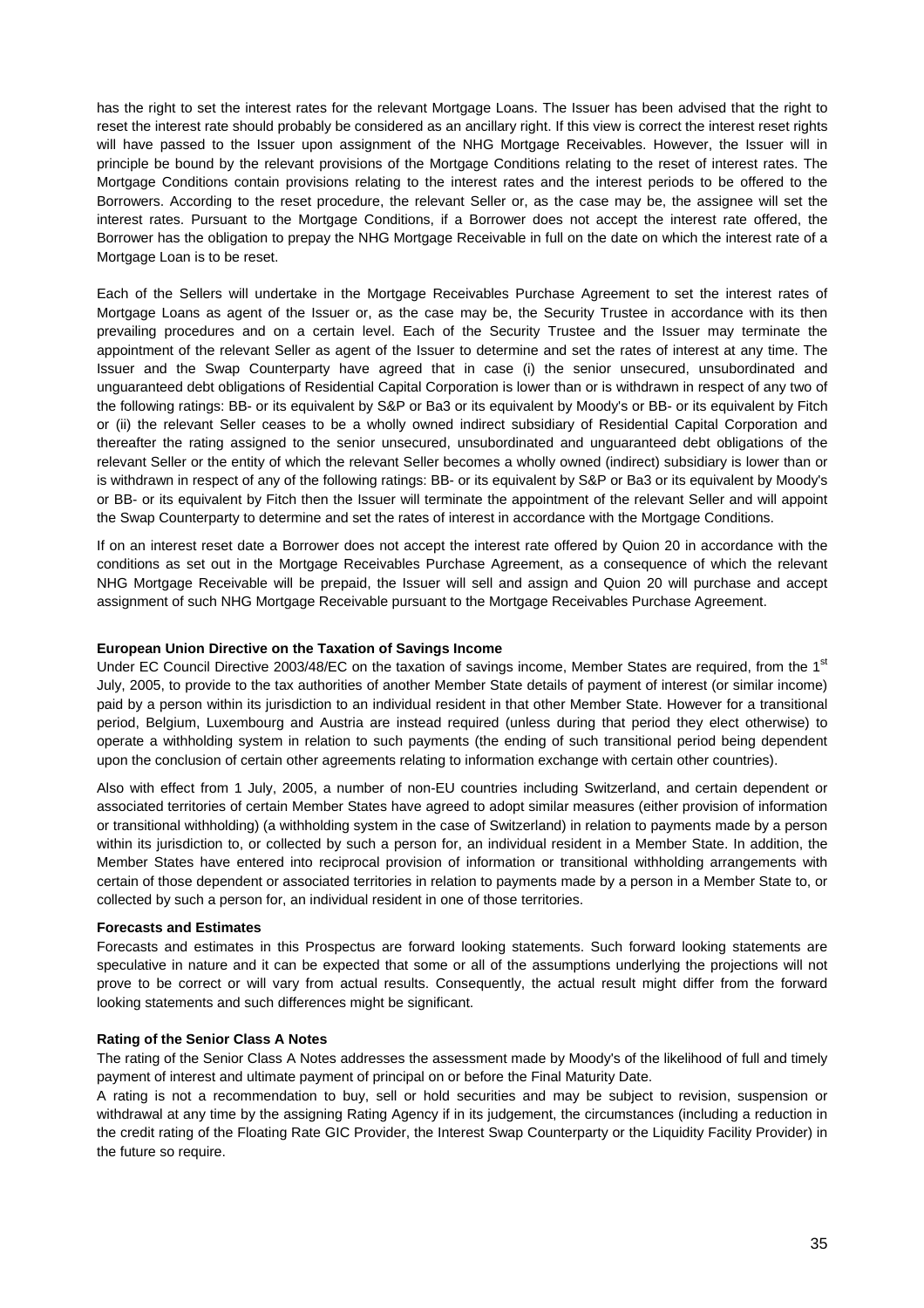has the right to set the interest rates for the relevant Mortgage Loans. The Issuer has been advised that the right to reset the interest rate should probably be considered as an ancillary right. If this view is correct the interest reset rights will have passed to the Issuer upon assignment of the NHG Mortgage Receivables. However, the Issuer will in principle be bound by the relevant provisions of the Mortgage Conditions relating to the reset of interest rates. The Mortgage Conditions contain provisions relating to the interest rates and the interest periods to be offered to the Borrowers. According to the reset procedure, the relevant Seller or, as the case may be, the assignee will set the interest rates. Pursuant to the Mortgage Conditions, if a Borrower does not accept the interest rate offered, the Borrower has the obligation to prepay the NHG Mortgage Receivable in full on the date on which the interest rate of a Mortgage Loan is to be reset.

Each of the Sellers will undertake in the Mortgage Receivables Purchase Agreement to set the interest rates of Mortgage Loans as agent of the Issuer or, as the case may be, the Security Trustee in accordance with its then prevailing procedures and on a certain level. Each of the Security Trustee and the Issuer may terminate the appointment of the relevant Seller as agent of the Issuer to determine and set the rates of interest at any time. The Issuer and the Swap Counterparty have agreed that in case (i) the senior unsecured, unsubordinated and unguaranteed debt obligations of Residential Capital Corporation is lower than or is withdrawn in respect of any two of the following ratings: BB- or its equivalent by S&P or Ba3 or its equivalent by Moody's or BB- or its equivalent by Fitch or (ii) the relevant Seller ceases to be a wholly owned indirect subsidiary of Residential Capital Corporation and thereafter the rating assigned to the senior unsecured, unsubordinated and unguaranteed debt obligations of the relevant Seller or the entity of which the relevant Seller becomes a wholly owned (indirect) subsidiary is lower than or is withdrawn in respect of any of the following ratings: BB- or its equivalent by S&P or Ba3 or its equivalent by Moody's or BB- or its equivalent by Fitch then the Issuer will terminate the appointment of the relevant Seller and will appoint the Swap Counterparty to determine and set the rates of interest in accordance with the Mortgage Conditions.

If on an interest reset date a Borrower does not accept the interest rate offered by Quion 20 in accordance with the conditions as set out in the Mortgage Receivables Purchase Agreement, as a consequence of which the relevant NHG Mortgage Receivable will be prepaid, the Issuer will sell and assign and Quion 20 will purchase and accept assignment of such NHG Mortgage Receivable pursuant to the Mortgage Receivables Purchase Agreement.

**European Union Directive on the Taxation of Savings Income**

Under EC Council Directive 2003/48/EC on the taxation of savings income, Member States are required, from the 1st July, 2005, to provide to the tax authorities of another Member State details of payment of interest (or similar income) paid by a person within its jurisdiction to an individual resident in that other Member State. However for a transitional period, Belgium, Luxembourg and Austria are instead required (unless during that period they elect otherwise) to operate a withholding system in relation to such payments (the ending of such transitional period being dependent upon the conclusion of certain other agreements relating to information exchange with certain other countries).

Also with effect from 1 July, 2005, a number of non-EU countries including Switzerland, and certain dependent or associated territories of certain Member States have agreed to adopt similar measures (either provision of information or transitional withholding) (a withholding system in the case of Switzerland) in relation to payments made by a person within its jurisdiction to, or collected by such a person for, an individual resident in a Member State. In addition, the Member States have entered into reciprocal provision of information or transitional withholding arrangements with certain of those dependent or associated territories in relation to payments made by a person in a Member State to, or collected by such a person for, an individual resident in one of those territories.

**Forecasts and Estimates**

Forecasts and estimates in this Prospectus are forward looking statements. Such forward looking statements are speculative in nature and it can be expected that some or all of the assumptions underlying the projections will not prove to be correct or will vary from actual results. Consequently, the actual result might differ from the forward looking statements and such differences might be significant.

**Rating of the Senior Class A Notes**

The rating of the Senior Class A Notes addresses the assessment made by Moody's of the likelihood of full and timely payment of interest and ultimate payment of principal on or before the Final Maturity Date.

A rating is not a recommendation to buy, sell or hold securities and may be subject to revision, suspension or withdrawal at any time by the assigning Rating Agency if in its judgement, the circumstances (including a reduction in the credit rating of the Floating Rate GIC Provider, the Interest Swap Counterparty or the Liquidity Facility Provider) in the future so require.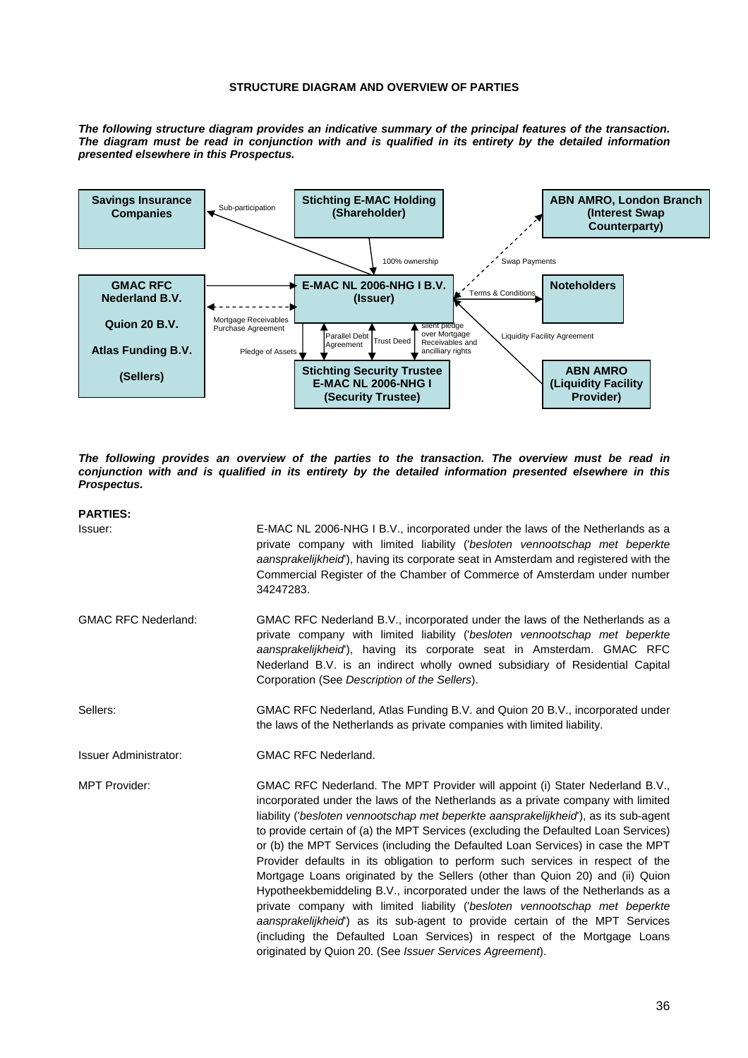**STRUCTURE DIAGRAM AND OVERVIEW OF PARTIES**

***The following structure diagram provides an indicative summary of the principal features of the transaction. The diagram must be read in conjunction with and is qualified in its entirety by the detailed information presented elsewhere in this Prospectus.***

**Savings Insurance Companies**

Sub-participation

**Stichting E-MAC Holding (Shareholder)**

**ABN AMRO, London Branch (Interest Swap Counterparty)**

100% ownership

Swap Payments

**GMAC RFC Nederland B.V.**

**Quion 20 B.V.**

**Atlas Funding B.V.**

**(Sellers)**

Mortgage Receivables Purchase Agreement

Pledge of Assets

**E-MAC NL 2006-NHG I B.V. (Issuer)**

Terms & Conditions

**Noteholders**

Parallel Debt Agreement

Trust Deed

silent pledge over Mortgage Receivables and ancilliary rights

Liquidity Facility Agreement

**Stichting Security Trustee E-MAC NL 2006-NHG I (Security Trustee)**

**ABN AMRO (Liquidity Facility Provider)**

***The following provides an overview of the parties to the transaction. The overview must be read in conjunction with and is qualified in its entirety by the detailed information presented elsewhere in this Prospectus.***

**PARTIES:**

| | |
|---|---|
| Issuer: | E-MAC NL 2006-NHG I B.V., incorporated under the laws of the Netherlands as a private company with limited liability ('*besloten vennootschap met beperkte aansprakelijkheid*'), having its corporate seat in Amsterdam and registered with the Commercial Register of the Chamber of Commerce of Amsterdam under number 34247283. |
| GMAC RFC Nederland: | GMAC RFC Nederland B.V., incorporated under the laws of the Netherlands as a private company with limited liability ('*besloten vennootschap met beperkte aansprakelijkheid*'), having its corporate seat in Amsterdam. GMAC RFC Nederland B.V. is an indirect wholly owned subsidiary of Residential Capital Corporation (See *Description of the Sellers*). |
| Sellers: | GMAC RFC Nederland, Atlas Funding B.V. and Quion 20 B.V., incorporated under the laws of the Netherlands as private companies with limited liability. |
| Issuer Administrator: | GMAC RFC Nederland. |
| MPT Provider: | GMAC RFC Nederland. The MPT Provider will appoint (i) Stater Nederland B.V., incorporated under the laws of the Netherlands as a private company with limited liability ('*besloten vennootschap met beperkte aansprakelijkheid*'), as its sub-agent to provide certain of (a) the MPT Services (excluding the Defaulted Loan Services) or (b) the MPT Services (including the Defaulted Loan Services) in case the MPT Provider defaults in its obligation to perform such services in respect of the Mortgage Loans originated by the Sellers (other than Quion 20) and (ii) Quion Hypotheekbemiddeling B.V., incorporated under the laws of the Netherlands as a private company with limited liability ('*besloten vennootschap met beperkte aansprakelijkheid*') as its sub-agent to provide certain of the MPT Services (including the Defaulted Loan Services) in respect of the Mortgage Loans originated by Quion 20. (See *Issuer Services Agreement*). |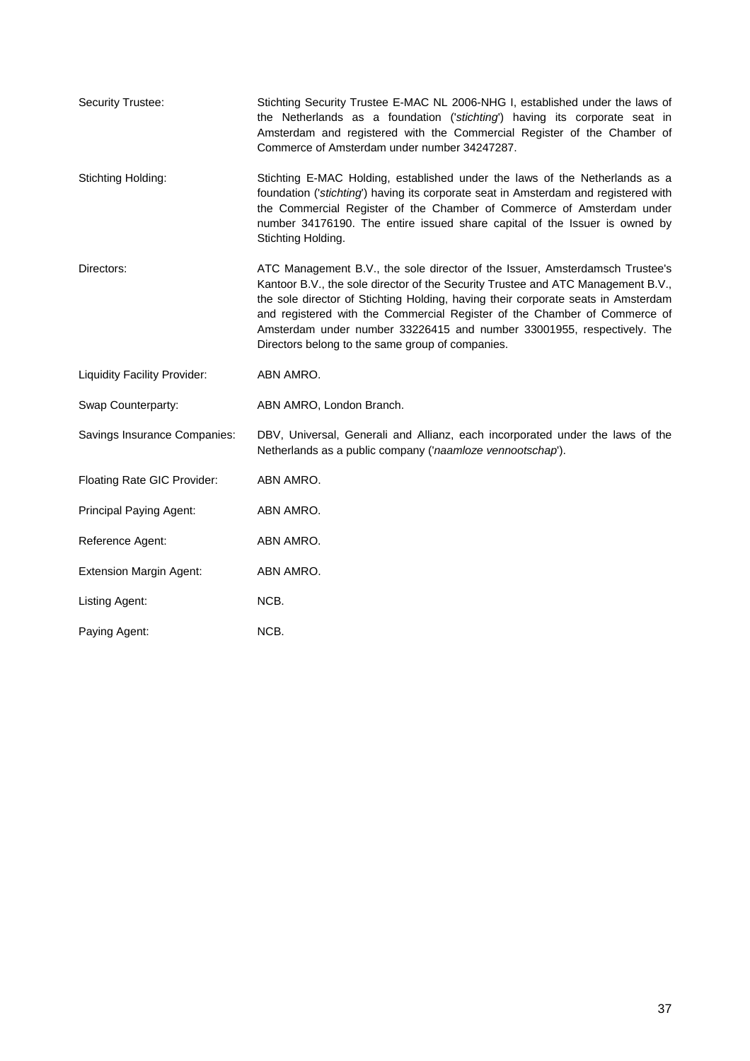| | |
|---|---|
| Security Trustee: | Stichting Security Trustee E-MAC NL 2006-NHG I, established under the laws of the Netherlands as a foundation ('*stichting*') having its corporate seat in Amsterdam and registered with the Commercial Register of the Chamber of Commerce of Amsterdam under number 34247287. |
| Stichting Holding: | Stichting E-MAC Holding, established under the laws of the Netherlands as a foundation ('*stichting*') having its corporate seat in Amsterdam and registered with the Commercial Register of the Chamber of Commerce of Amsterdam under number 34176190. The entire issued share capital of the Issuer is owned by Stichting Holding. |
| Directors: | ATC Management B.V., the sole director of the Issuer, Amsterdamsch Trustee's Kantoor B.V., the sole director of the Security Trustee and ATC Management B.V., the sole director of Stichting Holding, having their corporate seats in Amsterdam and registered with the Commercial Register of the Chamber of Commerce of Amsterdam under number 33226415 and number 33001955, respectively. The Directors belong to the same group of companies. |
| Liquidity Facility Provider: | ABN AMRO. |
| Swap Counterparty: | ABN AMRO, London Branch. |
| Savings Insurance Companies: | DBV, Universal, Generali and Allianz, each incorporated under the laws of the Netherlands as a public company ('*naamloze vennootschap*'). |
| Floating Rate GIC Provider: | ABN AMRO. |
| Principal Paying Agent: | ABN AMRO. |
| Reference Agent: | ABN AMRO. |
| Extension Margin Agent: | ABN AMRO. |
| Listing Agent: | NCB. |
| Paying Agent: | NCB. |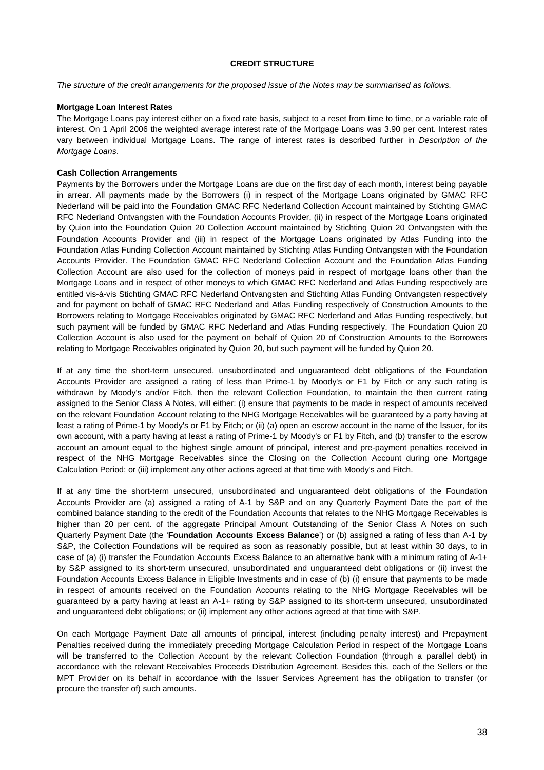## CREDIT STRUCTURE

*The structure of the credit arrangements for the proposed issue of the Notes may be summarised as follows.*

**Mortgage Loan Interest Rates**

The Mortgage Loans pay interest either on a fixed rate basis, subject to a reset from time to time, or a variable rate of interest. On 1 April 2006 the weighted average interest rate of the Mortgage Loans was 3.90 per cent. Interest rates vary between individual Mortgage Loans. The range of interest rates is described further in *Description of the Mortgage Loans*.

**Cash Collection Arrangements**

Payments by the Borrowers under the Mortgage Loans are due on the first day of each month, interest being payable in arrear. All payments made by the Borrowers (i) in respect of the Mortgage Loans originated by GMAC RFC Nederland will be paid into the Foundation GMAC RFC Nederland Collection Account maintained by Stichting GMAC RFC Nederland Ontvangsten with the Foundation Accounts Provider, (ii) in respect of the Mortgage Loans originated by Quion into the Foundation Quion 20 Collection Account maintained by Stichting Quion 20 Ontvangsten with the Foundation Accounts Provider and (iii) in respect of the Mortgage Loans originated by Atlas Funding into the Foundation Atlas Funding Collection Account maintained by Stichting Atlas Funding Ontvangsten with the Foundation Accounts Provider. The Foundation GMAC RFC Nederland Collection Account and the Foundation Atlas Funding Collection Account are also used for the collection of moneys paid in respect of mortgage loans other than the Mortgage Loans and in respect of other moneys to which GMAC RFC Nederland and Atlas Funding respectively are entitled vis-à-vis Stichting GMAC RFC Nederland Ontvangsten and Stichting Atlas Funding Ontvangsten respectively and for payment on behalf of GMAC RFC Nederland and Atlas Funding respectively of Construction Amounts to the Borrowers relating to Mortgage Receivables originated by GMAC RFC Nederland and Atlas Funding respectively, but such payment will be funded by GMAC RFC Nederland and Atlas Funding respectively. The Foundation Quion 20 Collection Account is also used for the payment on behalf of Quion 20 of Construction Amounts to the Borrowers relating to Mortgage Receivables originated by Quion 20, but such payment will be funded by Quion 20.

If at any time the short-term unsecured, unsubordinated and unguaranteed debt obligations of the Foundation Accounts Provider are assigned a rating of less than Prime-1 by Moody's or F1 by Fitch or any such rating is withdrawn by Moody's and/or Fitch, then the relevant Collection Foundation, to maintain the then current rating assigned to the Senior Class A Notes, will either: (i) ensure that payments to be made in respect of amounts received on the relevant Foundation Account relating to the NHG Mortgage Receivables will be guaranteed by a party having at least a rating of Prime-1 by Moody's or F1 by Fitch; or (ii) (a) open an escrow account in the name of the Issuer, for its own account, with a party having at least a rating of Prime-1 by Moody's or F1 by Fitch, and (b) transfer to the escrow account an amount equal to the highest single amount of principal, interest and pre-payment penalties received in respect of the NHG Mortgage Receivables since the Closing on the Collection Account during one Mortgage Calculation Period; or (iii) implement any other actions agreed at that time with Moody's and Fitch.

If at any time the short-term unsecured, unsubordinated and unguaranteed debt obligations of the Foundation Accounts Provider are (a) assigned a rating of A-1 by S&P and on any Quarterly Payment Date the part of the combined balance standing to the credit of the Foundation Accounts that relates to the NHG Mortgage Receivables is higher than 20 per cent. of the aggregate Principal Amount Outstanding of the Senior Class A Notes on such Quarterly Payment Date (the '**Foundation Accounts Excess Balance**') or (b) assigned a rating of less than A-1 by S&P, the Collection Foundations will be required as soon as reasonably possible, but at least within 30 days, to in case of (a) (i) transfer the Foundation Accounts Excess Balance to an alternative bank with a minimum rating of A-1+ by S&P assigned to its short-term unsecured, unsubordinated and unguaranteed debt obligations or (ii) invest the Foundation Accounts Excess Balance in Eligible Investments and in case of (b) (i) ensure that payments to be made in respect of amounts received on the Foundation Accounts relating to the NHG Mortgage Receivables will be guaranteed by a party having at least an A-1+ rating by S&P assigned to its short-term unsecured, unsubordinated and unguaranteed debt obligations; or (ii) implement any other actions agreed at that time with S&P.

On each Mortgage Payment Date all amounts of principal, interest (including penalty interest) and Prepayment Penalties received during the immediately preceding Mortgage Calculation Period in respect of the Mortgage Loans will be transferred to the Collection Account by the relevant Collection Foundation (through a parallel debt) in accordance with the relevant Receivables Proceeds Distribution Agreement. Besides this, each of the Sellers or the MPT Provider on its behalf in accordance with the Issuer Services Agreement has the obligation to transfer (or procure the transfer of) such amounts.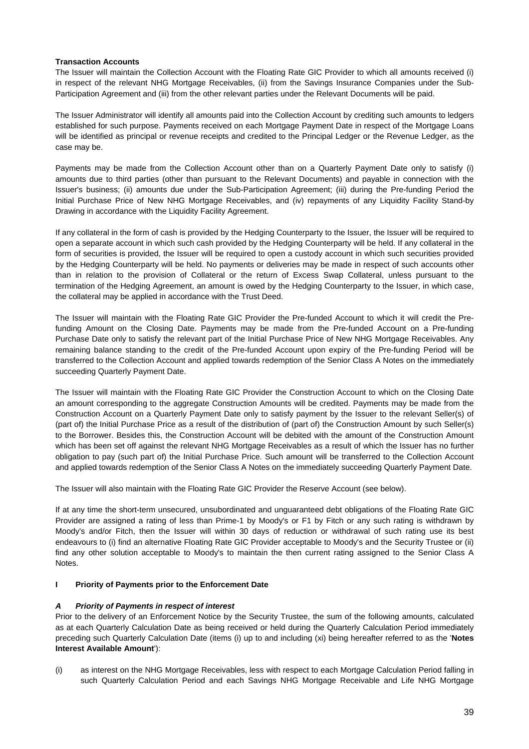**Transaction Accounts**

The Issuer will maintain the Collection Account with the Floating Rate GIC Provider to which all amounts received (i) in respect of the relevant NHG Mortgage Receivables, (ii) from the Savings Insurance Companies under the Sub-Participation Agreement and (iii) from the other relevant parties under the Relevant Documents will be paid.

The Issuer Administrator will identify all amounts paid into the Collection Account by crediting such amounts to ledgers established for such purpose. Payments received on each Mortgage Payment Date in respect of the Mortgage Loans will be identified as principal or revenue receipts and credited to the Principal Ledger or the Revenue Ledger, as the case may be.

Payments may be made from the Collection Account other than on a Quarterly Payment Date only to satisfy (i) amounts due to third parties (other than pursuant to the Relevant Documents) and payable in connection with the Issuer's business; (ii) amounts due under the Sub-Participation Agreement; (iii) during the Pre-funding Period the Initial Purchase Price of New NHG Mortgage Receivables, and (iv) repayments of any Liquidity Facility Stand-by Drawing in accordance with the Liquidity Facility Agreement.

If any collateral in the form of cash is provided by the Hedging Counterparty to the Issuer, the Issuer will be required to open a separate account in which such cash provided by the Hedging Counterparty will be held. If any collateral in the form of securities is provided, the Issuer will be required to open a custody account in which such securities provided by the Hedging Counterparty will be held. No payments or deliveries may be made in respect of such accounts other than in relation to the provision of Collateral or the return of Excess Swap Collateral, unless pursuant to the termination of the Hedging Agreement, an amount is owed by the Hedging Counterparty to the Issuer, in which case, the collateral may be applied in accordance with the Trust Deed.

The Issuer will maintain with the Floating Rate GIC Provider the Pre-funded Account to which it will credit the Pre-funding Amount on the Closing Date. Payments may be made from the Pre-funded Account on a Pre-funding Purchase Date only to satisfy the relevant part of the Initial Purchase Price of New NHG Mortgage Receivables. Any remaining balance standing to the credit of the Pre-funded Account upon expiry of the Pre-funding Period will be transferred to the Collection Account and applied towards redemption of the Senior Class A Notes on the immediately succeeding Quarterly Payment Date.

The Issuer will maintain with the Floating Rate GIC Provider the Construction Account to which on the Closing Date an amount corresponding to the aggregate Construction Amounts will be credited. Payments may be made from the Construction Account on a Quarterly Payment Date only to satisfy payment by the Issuer to the relevant Seller(s) of (part of) the Initial Purchase Price as a result of the distribution of (part of) the Construction Amount by such Seller(s) to the Borrower. Besides this, the Construction Account will be debited with the amount of the Construction Amount which has been set off against the relevant NHG Mortgage Receivables as a result of which the Issuer has no further obligation to pay (such part of) the Initial Purchase Price. Such amount will be transferred to the Collection Account and applied towards redemption of the Senior Class A Notes on the immediately succeeding Quarterly Payment Date.

The Issuer will also maintain with the Floating Rate GIC Provider the Reserve Account (see below).

If at any time the short-term unsecured, unsubordinated and unguaranteed debt obligations of the Floating Rate GIC Provider are assigned a rating of less than Prime-1 by Moody's or F1 by Fitch or any such rating is withdrawn by Moody's and/or Fitch, then the Issuer will within 30 days of reduction or withdrawal of such rating use its best endeavours to (i) find an alternative Floating Rate GIC Provider acceptable to Moody's and the Security Trustee or (ii) find any other solution acceptable to Moody's to maintain the then current rating assigned to the Senior Class A Notes.

**I Priority of Payments prior to the Enforcement Date**

***A Priority of Payments in respect of interest***

Prior to the delivery of an Enforcement Notice by the Security Trustee, the sum of the following amounts, calculated as at each Quarterly Calculation Date as being received or held during the Quarterly Calculation Period immediately preceding such Quarterly Calculation Date (items (i) up to and including (xi) being hereafter referred to as the '**Notes Interest Available Amount**'):

(i) as interest on the NHG Mortgage Receivables, less with respect to each Mortgage Calculation Period falling in such Quarterly Calculation Period and each Savings NHG Mortgage Receivable and Life NHG Mortgage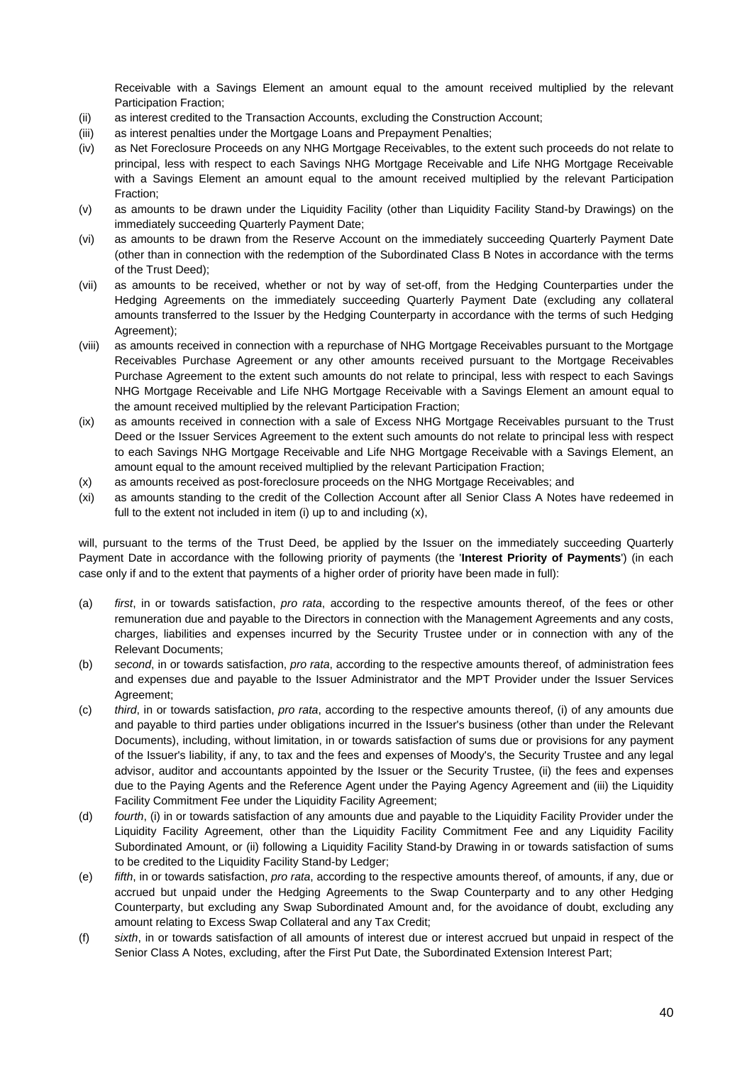Receivable with a Savings Element an amount equal to the amount received multiplied by the relevant Participation Fraction;

(ii) as interest credited to the Transaction Accounts, excluding the Construction Account;

(iii) as interest penalties under the Mortgage Loans and Prepayment Penalties;

(iv) as Net Foreclosure Proceeds on any NHG Mortgage Receivables, to the extent such proceeds do not relate to principal, less with respect to each Savings NHG Mortgage Receivable and Life NHG Mortgage Receivable with a Savings Element an amount equal to the amount received multiplied by the relevant Participation Fraction;

(v) as amounts to be drawn under the Liquidity Facility (other than Liquidity Facility Stand-by Drawings) on the immediately succeeding Quarterly Payment Date;

(vi) as amounts to be drawn from the Reserve Account on the immediately succeeding Quarterly Payment Date (other than in connection with the redemption of the Subordinated Class B Notes in accordance with the terms of the Trust Deed);

(vii) as amounts to be received, whether or not by way of set-off, from the Hedging Counterparties under the Hedging Agreements on the immediately succeeding Quarterly Payment Date (excluding any collateral amounts transferred to the Issuer by the Hedging Counterparty in accordance with the terms of such Hedging Agreement);

(viii) as amounts received in connection with a repurchase of NHG Mortgage Receivables pursuant to the Mortgage Receivables Purchase Agreement or any other amounts received pursuant to the Mortgage Receivables Purchase Agreement to the extent such amounts do not relate to principal, less with respect to each Savings NHG Mortgage Receivable and Life NHG Mortgage Receivable with a Savings Element an amount equal to the amount received multiplied by the relevant Participation Fraction;

(ix) as amounts received in connection with a sale of Excess NHG Mortgage Receivables pursuant to the Trust Deed or the Issuer Services Agreement to the extent such amounts do not relate to principal less with respect to each Savings NHG Mortgage Receivable and Life NHG Mortgage Receivable with a Savings Element, an amount equal to the amount received multiplied by the relevant Participation Fraction;

(x) as amounts received as post-foreclosure proceeds on the NHG Mortgage Receivables; and

(xi) as amounts standing to the credit of the Collection Account after all Senior Class A Notes have redeemed in full to the extent not included in item (i) up to and including (x),

will, pursuant to the terms of the Trust Deed, be applied by the Issuer on the immediately succeeding Quarterly Payment Date in accordance with the following priority of payments (the '**Interest Priority of Payments**') (in each case only if and to the extent that payments of a higher order of priority have been made in full):

(a) *first*, in or towards satisfaction, *pro rata*, according to the respective amounts thereof, of the fees or other remuneration due and payable to the Directors in connection with the Management Agreements and any costs, charges, liabilities and expenses incurred by the Security Trustee under or in connection with any of the Relevant Documents;

(b) *second*, in or towards satisfaction, *pro rata*, according to the respective amounts thereof, of administration fees and expenses due and payable to the Issuer Administrator and the MPT Provider under the Issuer Services Agreement;

(c) *third*, in or towards satisfaction, *pro rata*, according to the respective amounts thereof, (i) of any amounts due and payable to third parties under obligations incurred in the Issuer's business (other than under the Relevant Documents), including, without limitation, in or towards satisfaction of sums due or provisions for any payment of the Issuer's liability, if any, to tax and the fees and expenses of Moody's, the Security Trustee and any legal advisor, auditor and accountants appointed by the Issuer or the Security Trustee, (ii) the fees and expenses due to the Paying Agents and the Reference Agent under the Paying Agency Agreement and (iii) the Liquidity Facility Commitment Fee under the Liquidity Facility Agreement;

(d) *fourth*, (i) in or towards satisfaction of any amounts due and payable to the Liquidity Facility Provider under the Liquidity Facility Agreement, other than the Liquidity Facility Commitment Fee and any Liquidity Facility Subordinated Amount, or (ii) following a Liquidity Facility Stand-by Drawing in or towards satisfaction of sums to be credited to the Liquidity Facility Stand-by Ledger;

(e) *fifth*, in or towards satisfaction, *pro rata*, according to the respective amounts thereof, of amounts, if any, due or accrued but unpaid under the Hedging Agreements to the Swap Counterparty and to any other Hedging Counterparty, but excluding any Swap Subordinated Amount and, for the avoidance of doubt, excluding any amount relating to Excess Swap Collateral and any Tax Credit;

(f) *sixth*, in or towards satisfaction of all amounts of interest due or interest accrued but unpaid in respect of the Senior Class A Notes, excluding, after the First Put Date, the Subordinated Extension Interest Part;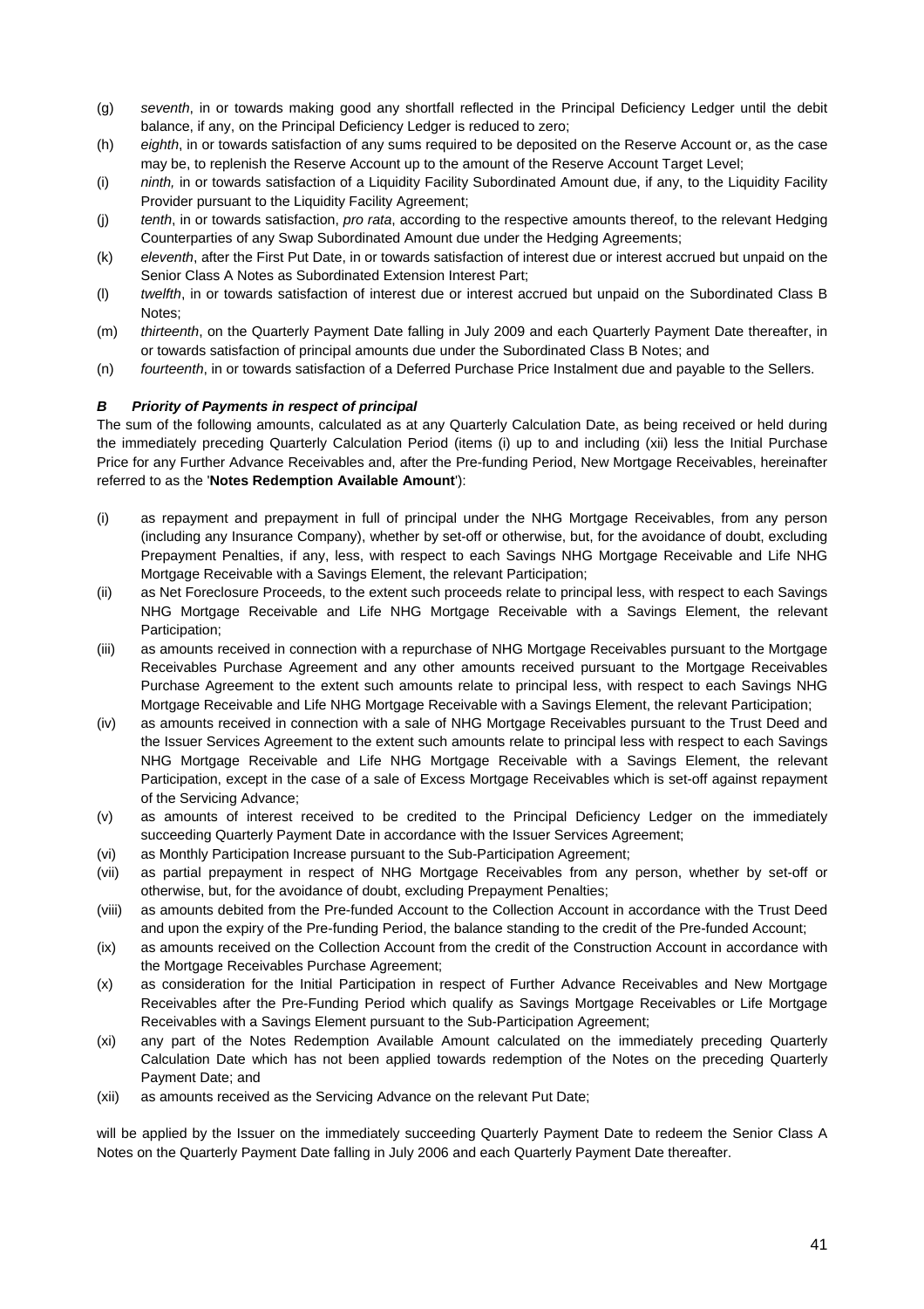(g) *seventh*, in or towards making good any shortfall reflected in the Principal Deficiency Ledger until the debit balance, if any, on the Principal Deficiency Ledger is reduced to zero;

(h) *eighth*, in or towards satisfaction of any sums required to be deposited on the Reserve Account or, as the case may be, to replenish the Reserve Account up to the amount of the Reserve Account Target Level;

(i) *ninth,* in or towards satisfaction of a Liquidity Facility Subordinated Amount due, if any, to the Liquidity Facility Provider pursuant to the Liquidity Facility Agreement;

(j) *tenth*, in or towards satisfaction, *pro rata*, according to the respective amounts thereof, to the relevant Hedging Counterparties of any Swap Subordinated Amount due under the Hedging Agreements;

(k) *eleventh*, after the First Put Date, in or towards satisfaction of interest due or interest accrued but unpaid on the Senior Class A Notes as Subordinated Extension Interest Part;

(l) *twelfth*, in or towards satisfaction of interest due or interest accrued but unpaid on the Subordinated Class B Notes;

(m) *thirteenth*, on the Quarterly Payment Date falling in July 2009 and each Quarterly Payment Date thereafter, in or towards satisfaction of principal amounts due under the Subordinated Class B Notes; and

(n) *fourteenth*, in or towards satisfaction of a Deferred Purchase Price Instalment due and payable to the Sellers.

***B Priority of Payments in respect of principal***

The sum of the following amounts, calculated as at any Quarterly Calculation Date, as being received or held during the immediately preceding Quarterly Calculation Period (items (i) up to and including (xii) less the Initial Purchase Price for any Further Advance Receivables and, after the Pre-funding Period, New Mortgage Receivables, hereinafter referred to as the '**Notes Redemption Available Amount**'):

(i) as repayment and prepayment in full of principal under the NHG Mortgage Receivables, from any person (including any Insurance Company), whether by set-off or otherwise, but, for the avoidance of doubt, excluding Prepayment Penalties, if any, less, with respect to each Savings NHG Mortgage Receivable and Life NHG Mortgage Receivable with a Savings Element, the relevant Participation;

(ii) as Net Foreclosure Proceeds, to the extent such proceeds relate to principal less, with respect to each Savings NHG Mortgage Receivable and Life NHG Mortgage Receivable with a Savings Element, the relevant Participation;

(iii) as amounts received in connection with a repurchase of NHG Mortgage Receivables pursuant to the Mortgage Receivables Purchase Agreement and any other amounts received pursuant to the Mortgage Receivables Purchase Agreement to the extent such amounts relate to principal less, with respect to each Savings NHG Mortgage Receivable and Life NHG Mortgage Receivable with a Savings Element, the relevant Participation;

(iv) as amounts received in connection with a sale of NHG Mortgage Receivables pursuant to the Trust Deed and the Issuer Services Agreement to the extent such amounts relate to principal less with respect to each Savings NHG Mortgage Receivable and Life NHG Mortgage Receivable with a Savings Element, the relevant Participation, except in the case of a sale of Excess Mortgage Receivables which is set-off against repayment of the Servicing Advance;

(v) as amounts of interest received to be credited to the Principal Deficiency Ledger on the immediately succeeding Quarterly Payment Date in accordance with the Issuer Services Agreement;

(vi) as Monthly Participation Increase pursuant to the Sub-Participation Agreement;

(vii) as partial prepayment in respect of NHG Mortgage Receivables from any person, whether by set-off or otherwise, but, for the avoidance of doubt, excluding Prepayment Penalties;

(viii) as amounts debited from the Pre-funded Account to the Collection Account in accordance with the Trust Deed and upon the expiry of the Pre-funding Period, the balance standing to the credit of the Pre-funded Account;

(ix) as amounts received on the Collection Account from the credit of the Construction Account in accordance with the Mortgage Receivables Purchase Agreement;

(x) as consideration for the Initial Participation in respect of Further Advance Receivables and New Mortgage Receivables after the Pre-Funding Period which qualify as Savings Mortgage Receivables or Life Mortgage Receivables with a Savings Element pursuant to the Sub-Participation Agreement;

(xi) any part of the Notes Redemption Available Amount calculated on the immediately preceding Quarterly Calculation Date which has not been applied towards redemption of the Notes on the preceding Quarterly Payment Date; and

(xii) as amounts received as the Servicing Advance on the relevant Put Date;

will be applied by the Issuer on the immediately succeeding Quarterly Payment Date to redeem the Senior Class A Notes on the Quarterly Payment Date falling in July 2006 and each Quarterly Payment Date thereafter.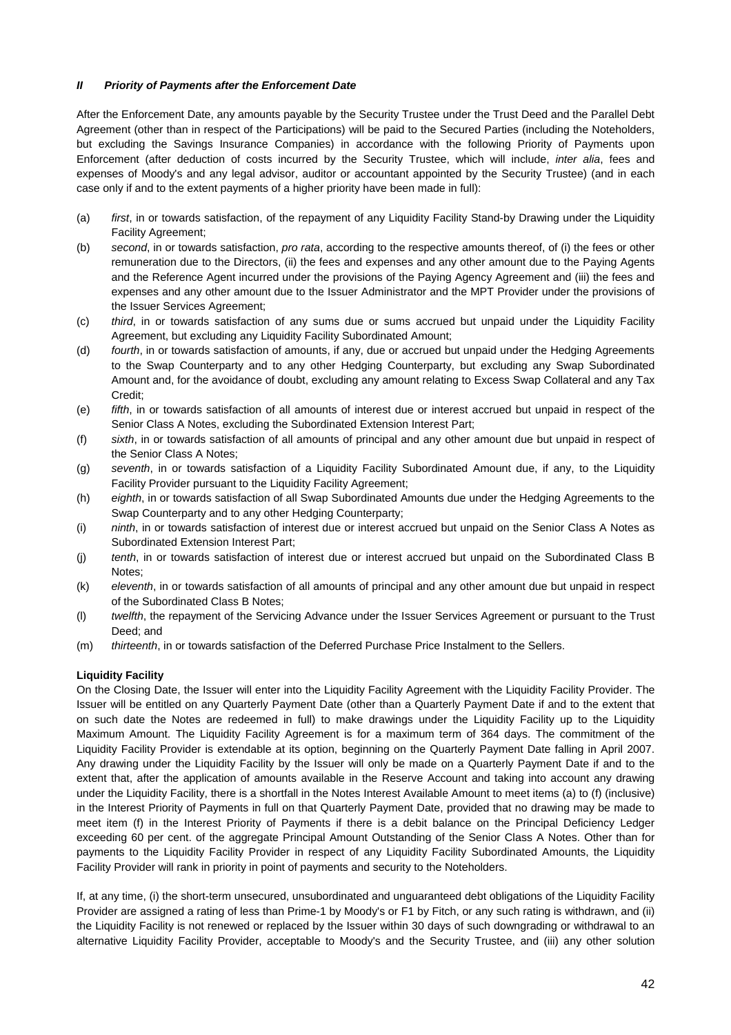### *II Priority of Payments after the Enforcement Date*

After the Enforcement Date, any amounts payable by the Security Trustee under the Trust Deed and the Parallel Debt Agreement (other than in respect of the Participations) will be paid to the Secured Parties (including the Noteholders, but excluding the Savings Insurance Companies) in accordance with the following Priority of Payments upon Enforcement (after deduction of costs incurred by the Security Trustee, which will include, *inter alia*, fees and expenses of Moody's and any legal advisor, auditor or accountant appointed by the Security Trustee) (and in each case only if and to the extent payments of a higher priority have been made in full):

- (a) *first*, in or towards satisfaction, of the repayment of any Liquidity Facility Stand-by Drawing under the Liquidity Facility Agreement;
- (b) *second*, in or towards satisfaction, *pro rata*, according to the respective amounts thereof, of (i) the fees or other remuneration due to the Directors, (ii) the fees and expenses and any other amount due to the Paying Agents and the Reference Agent incurred under the provisions of the Paying Agency Agreement and (iii) the fees and expenses and any other amount due to the Issuer Administrator and the MPT Provider under the provisions of the Issuer Services Agreement;
- (c) *third*, in or towards satisfaction of any sums due or sums accrued but unpaid under the Liquidity Facility Agreement, but excluding any Liquidity Facility Subordinated Amount;
- (d) *fourth*, in or towards satisfaction of amounts, if any, due or accrued but unpaid under the Hedging Agreements to the Swap Counterparty and to any other Hedging Counterparty, but excluding any Swap Subordinated Amount and, for the avoidance of doubt, excluding any amount relating to Excess Swap Collateral and any Tax Credit;
- (e) *fifth*, in or towards satisfaction of all amounts of interest due or interest accrued but unpaid in respect of the Senior Class A Notes, excluding the Subordinated Extension Interest Part;
- (f) *sixth*, in or towards satisfaction of all amounts of principal and any other amount due but unpaid in respect of the Senior Class A Notes;
- (g) *seventh*, in or towards satisfaction of a Liquidity Facility Subordinated Amount due, if any, to the Liquidity Facility Provider pursuant to the Liquidity Facility Agreement;
- (h) *eighth*, in or towards satisfaction of all Swap Subordinated Amounts due under the Hedging Agreements to the Swap Counterparty and to any other Hedging Counterparty;
- (i) *ninth*, in or towards satisfaction of interest due or interest accrued but unpaid on the Senior Class A Notes as Subordinated Extension Interest Part;
- (j) *tenth*, in or towards satisfaction of interest due or interest accrued but unpaid on the Subordinated Class B Notes;
- (k) *eleventh*, in or towards satisfaction of all amounts of principal and any other amount due but unpaid in respect of the Subordinated Class B Notes;
- (l) *twelfth*, the repayment of the Servicing Advance under the Issuer Services Agreement or pursuant to the Trust Deed; and
- (m) *thirteenth*, in or towards satisfaction of the Deferred Purchase Price Instalment to the Sellers.

**Liquidity Facility**

On the Closing Date, the Issuer will enter into the Liquidity Facility Agreement with the Liquidity Facility Provider. The Issuer will be entitled on any Quarterly Payment Date (other than a Quarterly Payment Date if and to the extent that on such date the Notes are redeemed in full) to make drawings under the Liquidity Facility up to the Liquidity Maximum Amount. The Liquidity Facility Agreement is for a maximum term of 364 days. The commitment of the Liquidity Facility Provider is extendable at its option, beginning on the Quarterly Payment Date falling in April 2007. Any drawing under the Liquidity Facility by the Issuer will only be made on a Quarterly Payment Date if and to the extent that, after the application of amounts available in the Reserve Account and taking into account any drawing under the Liquidity Facility, there is a shortfall in the Notes Interest Available Amount to meet items (a) to (f) (inclusive) in the Interest Priority of Payments in full on that Quarterly Payment Date, provided that no drawing may be made to meet item (f) in the Interest Priority of Payments if there is a debit balance on the Principal Deficiency Ledger exceeding 60 per cent. of the aggregate Principal Amount Outstanding of the Senior Class A Notes. Other than for payments to the Liquidity Facility Provider in respect of any Liquidity Facility Subordinated Amounts, the Liquidity Facility Provider will rank in priority in point of payments and security to the Noteholders.

If, at any time, (i) the short-term unsecured, unsubordinated and unguaranteed debt obligations of the Liquidity Facility Provider are assigned a rating of less than Prime-1 by Moody's or F1 by Fitch, or any such rating is withdrawn, and (ii) the Liquidity Facility is not renewed or replaced by the Issuer within 30 days of such downgrading or withdrawal to an alternative Liquidity Facility Provider, acceptable to Moody's and the Security Trustee, and (iii) any other solution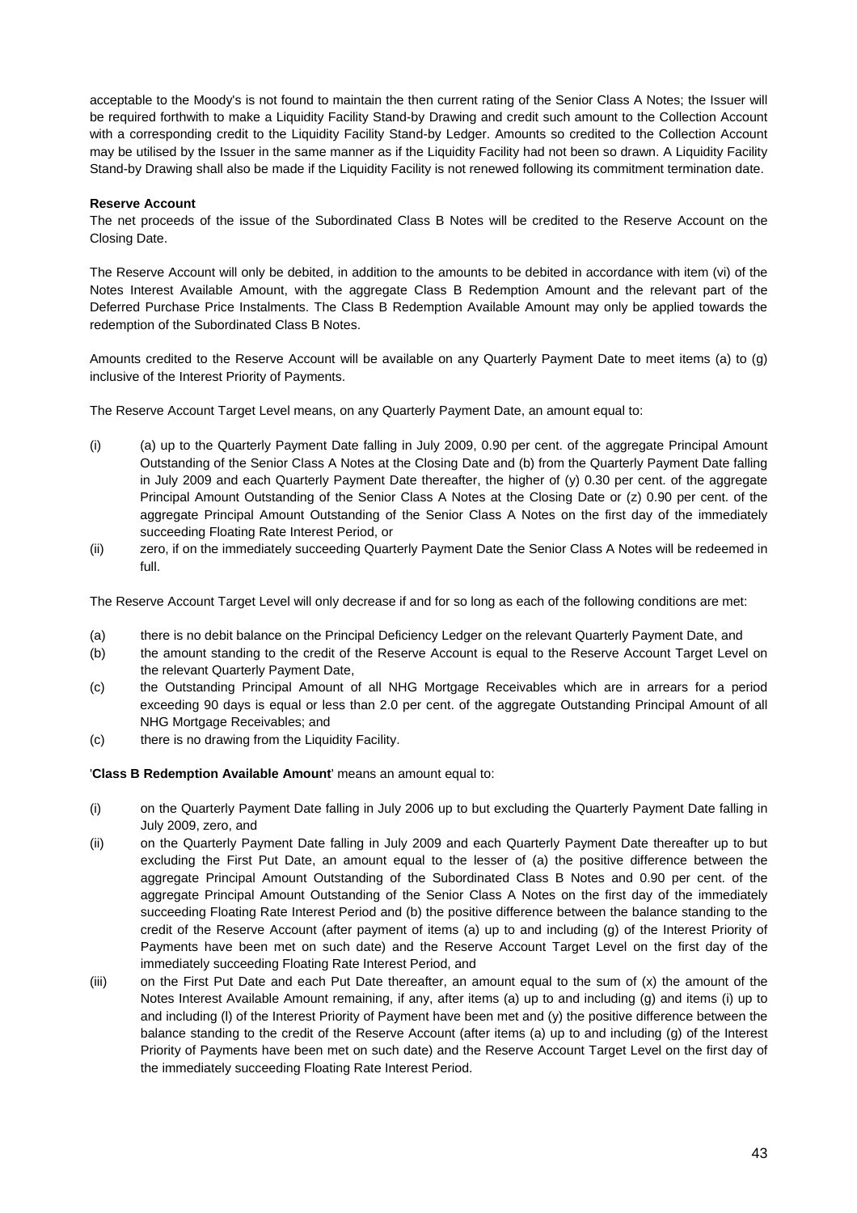acceptable to the Moody's is not found to maintain the then current rating of the Senior Class A Notes; the Issuer will be required forthwith to make a Liquidity Facility Stand-by Drawing and credit such amount to the Collection Account with a corresponding credit to the Liquidity Facility Stand-by Ledger. Amounts so credited to the Collection Account may be utilised by the Issuer in the same manner as if the Liquidity Facility had not been so drawn. A Liquidity Facility Stand-by Drawing shall also be made if the Liquidity Facility is not renewed following its commitment termination date.

**Reserve Account**

The net proceeds of the issue of the Subordinated Class B Notes will be credited to the Reserve Account on the Closing Date.

The Reserve Account will only be debited, in addition to the amounts to be debited in accordance with item (vi) of the Notes Interest Available Amount, with the aggregate Class B Redemption Amount and the relevant part of the Deferred Purchase Price Instalments. The Class B Redemption Available Amount may only be applied towards the redemption of the Subordinated Class B Notes.

Amounts credited to the Reserve Account will be available on any Quarterly Payment Date to meet items (a) to (g) inclusive of the Interest Priority of Payments.

The Reserve Account Target Level means, on any Quarterly Payment Date, an amount equal to:

(i) (a) up to the Quarterly Payment Date falling in July 2009, 0.90 per cent. of the aggregate Principal Amount Outstanding of the Senior Class A Notes at the Closing Date and (b) from the Quarterly Payment Date falling in July 2009 and each Quarterly Payment Date thereafter, the higher of (y) 0.30 per cent. of the aggregate Principal Amount Outstanding of the Senior Class A Notes at the Closing Date or (z) 0.90 per cent. of the aggregate Principal Amount Outstanding of the Senior Class A Notes on the first day of the immediately succeeding Floating Rate Interest Period, or

(ii) zero, if on the immediately succeeding Quarterly Payment Date the Senior Class A Notes will be redeemed in full.

The Reserve Account Target Level will only decrease if and for so long as each of the following conditions are met:

(a) there is no debit balance on the Principal Deficiency Ledger on the relevant Quarterly Payment Date, and

(b) the amount standing to the credit of the Reserve Account is equal to the Reserve Account Target Level on the relevant Quarterly Payment Date,

(c) the Outstanding Principal Amount of all NHG Mortgage Receivables which are in arrears for a period exceeding 90 days is equal or less than 2.0 per cent. of the aggregate Outstanding Principal Amount of all NHG Mortgage Receivables; and

(c) there is no drawing from the Liquidity Facility.

'**Class B Redemption Available Amount**' means an amount equal to:

(i) on the Quarterly Payment Date falling in July 2006 up to but excluding the Quarterly Payment Date falling in July 2009, zero, and

(ii) on the Quarterly Payment Date falling in July 2009 and each Quarterly Payment Date thereafter up to but excluding the First Put Date, an amount equal to the lesser of (a) the positive difference between the aggregate Principal Amount Outstanding of the Subordinated Class B Notes and 0.90 per cent. of the aggregate Principal Amount Outstanding of the Senior Class A Notes on the first day of the immediately succeeding Floating Rate Interest Period and (b) the positive difference between the balance standing to the credit of the Reserve Account (after payment of items (a) up to and including (g) of the Interest Priority of Payments have been met on such date) and the Reserve Account Target Level on the first day of the immediately succeeding Floating Rate Interest Period, and

(iii) on the First Put Date and each Put Date thereafter, an amount equal to the sum of (x) the amount of the Notes Interest Available Amount remaining, if any, after items (a) up to and including (g) and items (i) up to and including (l) of the Interest Priority of Payment have been met and (y) the positive difference between the balance standing to the credit of the Reserve Account (after items (a) up to and including (g) of the Interest Priority of Payments have been met on such date) and the Reserve Account Target Level on the first day of the immediately succeeding Floating Rate Interest Period.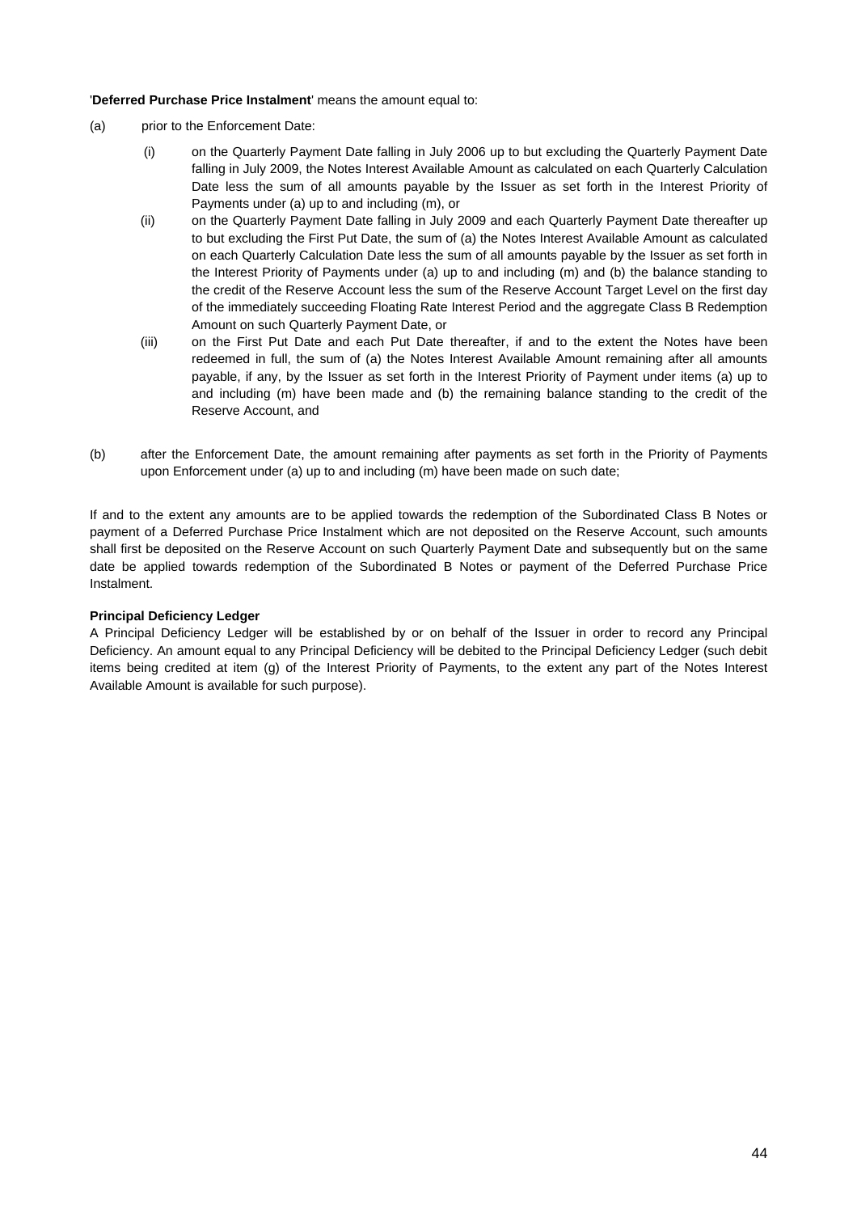'**Deferred Purchase Price Instalment**' means the amount equal to:

(a) prior to the Enforcement Date:

(i) on the Quarterly Payment Date falling in July 2006 up to but excluding the Quarterly Payment Date falling in July 2009, the Notes Interest Available Amount as calculated on each Quarterly Calculation Date less the sum of all amounts payable by the Issuer as set forth in the Interest Priority of Payments under (a) up to and including (m), or

(ii) on the Quarterly Payment Date falling in July 2009 and each Quarterly Payment Date thereafter up to but excluding the First Put Date, the sum of (a) the Notes Interest Available Amount as calculated on each Quarterly Calculation Date less the sum of all amounts payable by the Issuer as set forth in the Interest Priority of Payments under (a) up to and including (m) and (b) the balance standing to the credit of the Reserve Account less the sum of the Reserve Account Target Level on the first day of the immediately succeeding Floating Rate Interest Period and the aggregate Class B Redemption Amount on such Quarterly Payment Date, or

(iii) on the First Put Date and each Put Date thereafter, if and to the extent the Notes have been redeemed in full, the sum of (a) the Notes Interest Available Amount remaining after all amounts payable, if any, by the Issuer as set forth in the Interest Priority of Payment under items (a) up to and including (m) have been made and (b) the remaining balance standing to the credit of the Reserve Account, and

(b) after the Enforcement Date, the amount remaining after payments as set forth in the Priority of Payments upon Enforcement under (a) up to and including (m) have been made on such date;

If and to the extent any amounts are to be applied towards the redemption of the Subordinated Class B Notes or payment of a Deferred Purchase Price Instalment which are not deposited on the Reserve Account, such amounts shall first be deposited on the Reserve Account on such Quarterly Payment Date and subsequently but on the same date be applied towards redemption of the Subordinated B Notes or payment of the Deferred Purchase Price Instalment.

**Principal Deficiency Ledger**

A Principal Deficiency Ledger will be established by or on behalf of the Issuer in order to record any Principal Deficiency. An amount equal to any Principal Deficiency will be debited to the Principal Deficiency Ledger (such debit items being credited at item (g) of the Interest Priority of Payments, to the extent any part of the Notes Interest Available Amount is available for such purpose).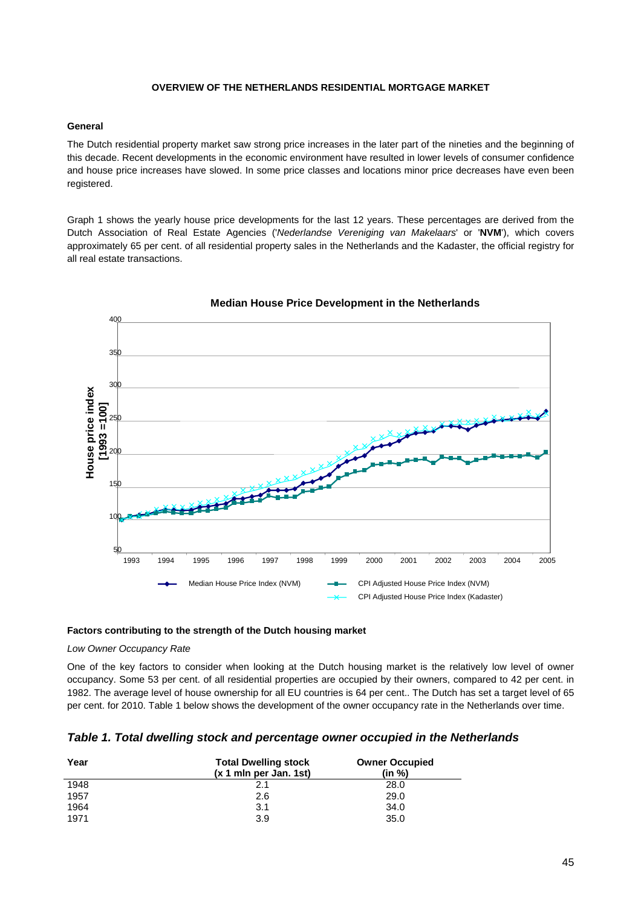**OVERVIEW OF THE NETHERLANDS RESIDENTIAL MORTGAGE MARKET**

**General**

The Dutch residential property market saw strong price increases in the later part of the nineties and the beginning of this decade. Recent developments in the economic environment have resulted in lower levels of consumer confidence and house price increases have slowed. In some price classes and locations minor price decreases have even been registered.

Graph 1 shows the yearly house price developments for the last 12 years. These percentages are derived from the Dutch Association of Real Estate Agencies ('*Nederlandse Vereniging van Makelaars*' or '**NVM**'), which covers approximately 65 per cent. of all residential property sales in the Netherlands and the Kadaster, the official registry for all real estate transactions.

**Median House Price Development in the Netherlands**

House price index [1993 =100]

Median House Price Index (NVM) — CPI Adjusted House Price Index (NVM) — CPI Adjusted House Price Index (Kadaster)

**Factors contributing to the strength of the Dutch housing market**

*Low Owner Occupancy Rate*

One of the key factors to consider when looking at the Dutch housing market is the relatively low level of owner occupancy. Some 53 per cent. of all residential properties are occupied by their owners, compared to 42 per cent. in 1982. The average level of house ownership for all EU countries is 64 per cent.. The Dutch has set a target level of 65 per cent. for 2010. Table 1 below shows the development of the owner occupancy rate in the Netherlands over time.

***Table 1. Total dwelling stock and percentage owner occupied in the Netherlands***

| Year | Total Dwelling stock (x 1 mln per Jan. 1st) | Owner Occupied (in %) |
|---|---|---|
| 1948 | 2.1 | 28.0 |
| 1957 | 2.6 | 29.0 |
| 1964 | 3.1 | 34.0 |
| 1971 | 3.9 | 35.0 |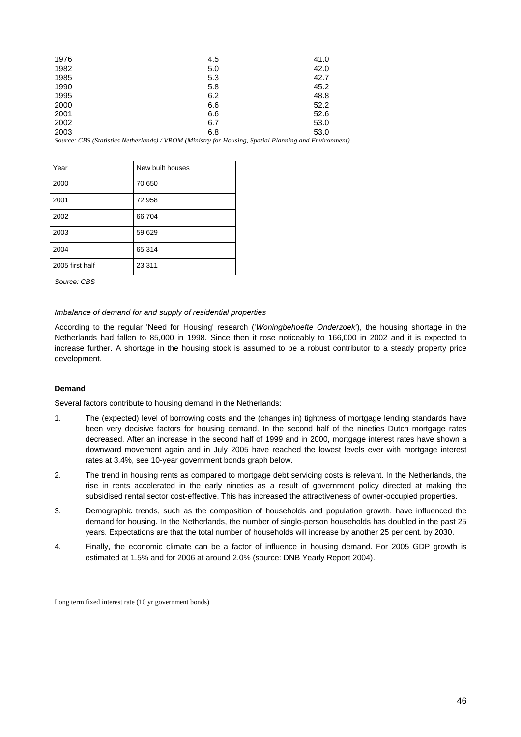| | | |
|---|---|---|
| 1976 | 4.5 | 41.0 |
| 1982 | 5.0 | 42.0 |
| 1985 | 5.3 | 42.7 |
| 1990 | 5.8 | 45.2 |
| 1995 | 6.2 | 48.8 |
| 2000 | 6.6 | 52.2 |
| 2001 | 6.6 | 52.6 |
| 2002 | 6.7 | 53.0 |
| 2003 | 6.8 | 53.0 |

*Source: CBS (Statistics Netherlands) / VROM (Ministry for Housing, Spatial Planning and Environment)*

| Year | New built houses |
|---|---|
| 2000 | 70,650 |
| 2001 | 72,958 |
| 2002 | 66,704 |
| 2003 | 59,629 |
| 2004 | 65,314 |
| 2005 first half | 23,311 |

*Source: CBS*

*Imbalance of demand for and supply of residential properties*

According to the regular 'Need for Housing' research ('*Woningbehoefte Onderzoek*'), the housing shortage in the Netherlands had fallen to 85,000 in 1998. Since then it rose noticeably to 166,000 in 2002 and it is expected to increase further. A shortage in the housing stock is assumed to be a robust contributor to a steady property price development.

**Demand**

Several factors contribute to housing demand in the Netherlands:

1. The (expected) level of borrowing costs and the (changes in) tightness of mortgage lending standards have been very decisive factors for housing demand. In the second half of the nineties Dutch mortgage rates decreased. After an increase in the second half of 1999 and in 2000, mortgage interest rates have shown a downward movement again and in July 2005 have reached the lowest levels ever with mortgage interest rates at 3.4%, see 10-year government bonds graph below.

2. The trend in housing rents as compared to mortgage debt servicing costs is relevant. In the Netherlands, the rise in rents accelerated in the early nineties as a result of government policy directed at making the subsidised rental sector cost-effective. This has increased the attractiveness of owner-occupied properties.

3. Demographic trends, such as the composition of households and population growth, have influenced the demand for housing. In the Netherlands, the number of single-person households has doubled in the past 25 years. Expectations are that the total number of households will increase by another 25 per cent. by 2030.

4. Finally, the economic climate can be a factor of influence in housing demand. For 2005 GDP growth is estimated at 1.5% and for 2006 at around 2.0% (source: DNB Yearly Report 2004).

Long term fixed interest rate (10 yr government bonds)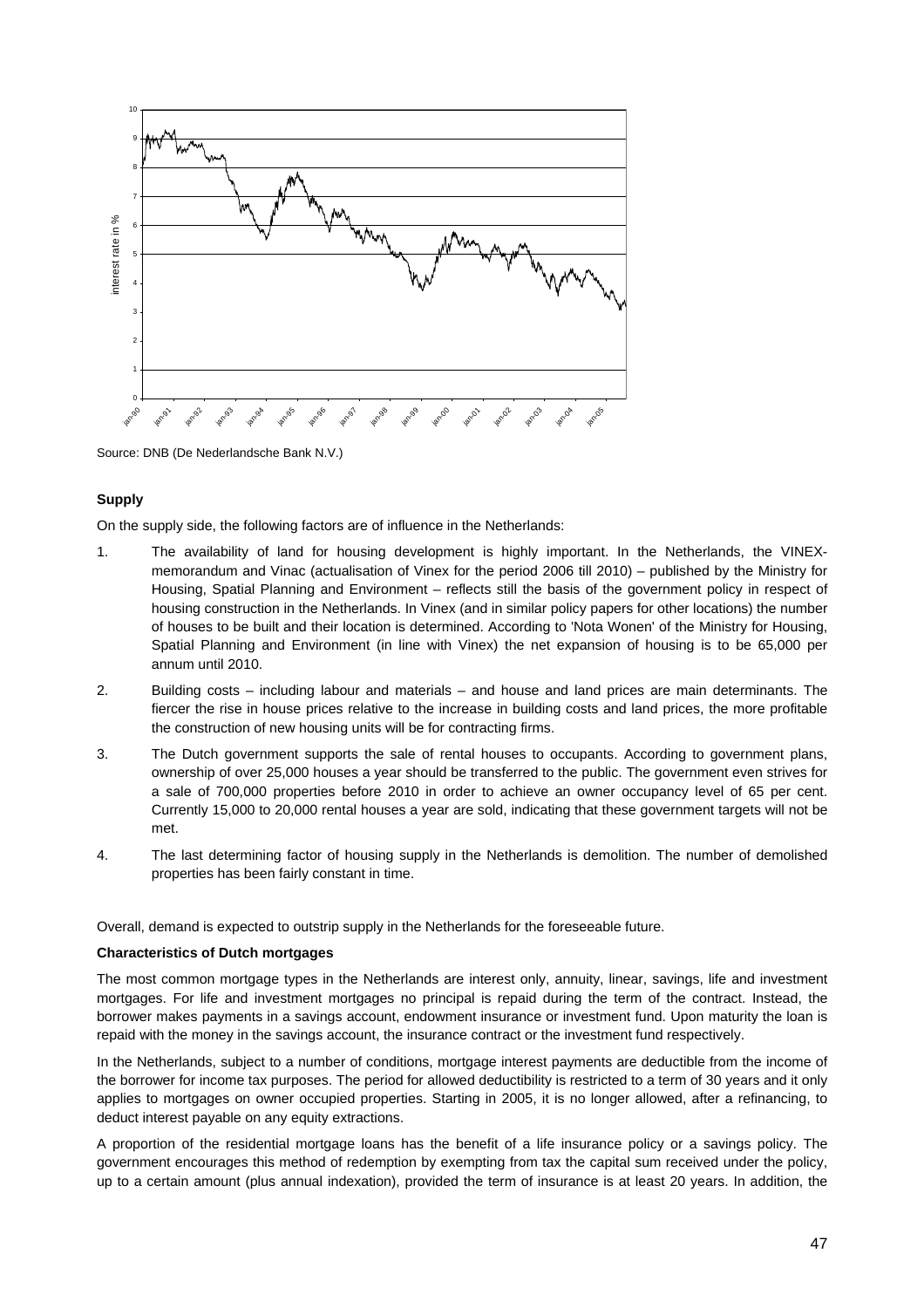Source: DNB (De Nederlandsche Bank N.V.)

**Supply**

On the supply side, the following factors are of influence in the Netherlands:

1. The availability of land for housing development is highly important. In the Netherlands, the VINEX-memorandum and Vinac (actualisation of Vinex for the period 2006 till 2010) – published by the Ministry for Housing, Spatial Planning and Environment – reflects still the basis of the government policy in respect of housing construction in the Netherlands. In Vinex (and in similar policy papers for other locations) the number of houses to be built and their location is determined. According to 'Nota Wonen' of the Ministry for Housing, Spatial Planning and Environment (in line with Vinex) the net expansion of housing is to be 65,000 per annum until 2010.

2. Building costs – including labour and materials – and house and land prices are main determinants. The fiercer the rise in house prices relative to the increase in building costs and land prices, the more profitable the construction of new housing units will be for contracting firms.

3. The Dutch government supports the sale of rental houses to occupants. According to government plans, ownership of over 25,000 houses a year should be transferred to the public. The government even strives for a sale of 700,000 properties before 2010 in order to achieve an owner occupancy level of 65 per cent. Currently 15,000 to 20,000 rental houses a year are sold, indicating that these government targets will not be met.

4. The last determining factor of housing supply in the Netherlands is demolition. The number of demolished properties has been fairly constant in time.

Overall, demand is expected to outstrip supply in the Netherlands for the foreseeable future.

**Characteristics of Dutch mortgages**

The most common mortgage types in the Netherlands are interest only, annuity, linear, savings, life and investment mortgages. For life and investment mortgages no principal is repaid during the term of the contract. Instead, the borrower makes payments in a savings account, endowment insurance or investment fund. Upon maturity the loan is repaid with the money in the savings account, the insurance contract or the investment fund respectively.

In the Netherlands, subject to a number of conditions, mortgage interest payments are deductible from the income of the borrower for income tax purposes. The period for allowed deductibility is restricted to a term of 30 years and it only applies to mortgages on owner occupied properties. Starting in 2005, it is no longer allowed, after a refinancing, to deduct interest payable on any equity extractions.

A proportion of the residential mortgage loans has the benefit of a life insurance policy or a savings policy. The government encourages this method of redemption by exempting from tax the capital sum received under the policy, up to a certain amount (plus annual indexation), provided the term of insurance is at least 20 years. In addition, the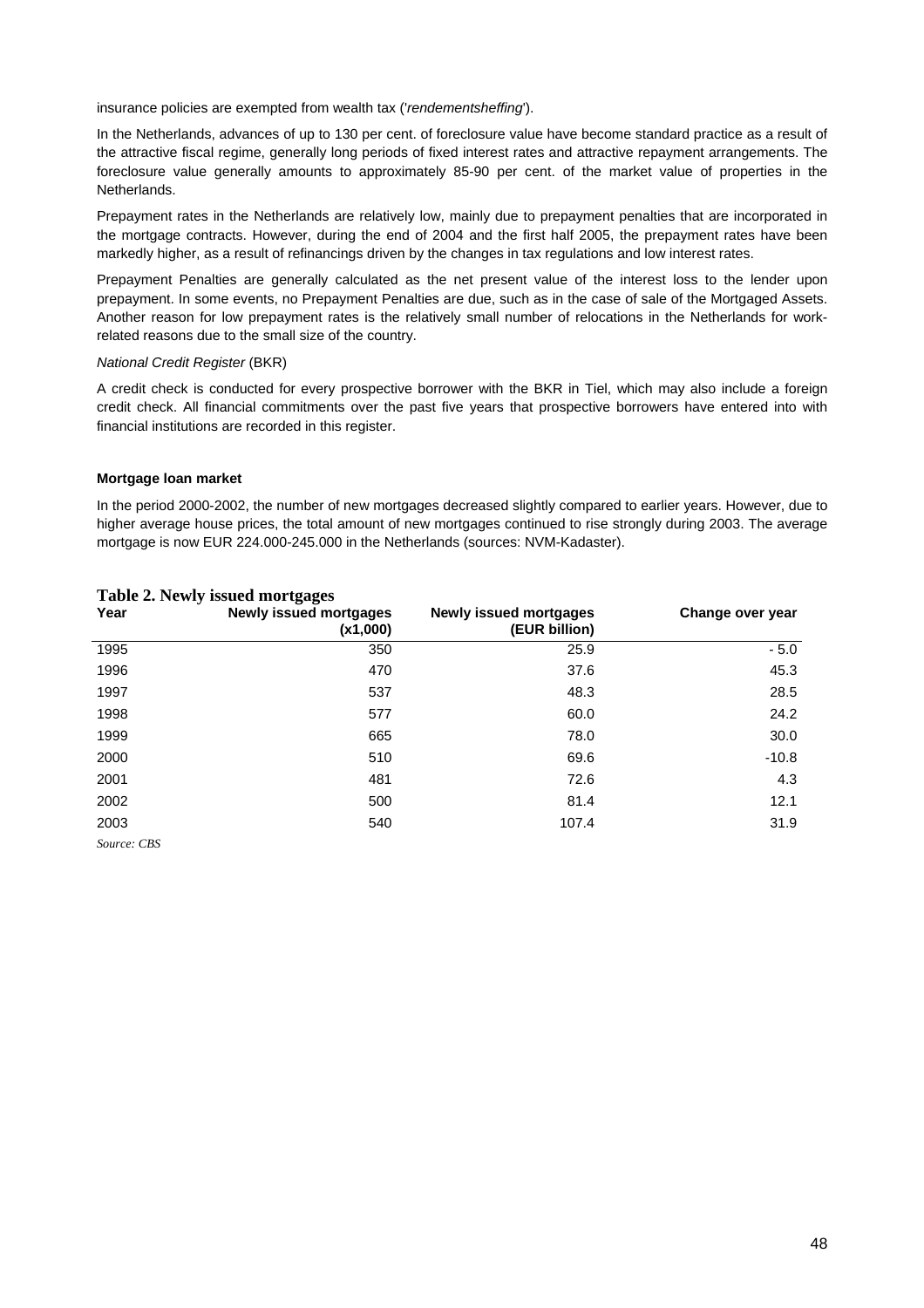insurance policies are exempted from wealth tax ('*rendementsheffing*').

In the Netherlands, advances of up to 130 per cent. of foreclosure value have become standard practice as a result of the attractive fiscal regime, generally long periods of fixed interest rates and attractive repayment arrangements. The foreclosure value generally amounts to approximately 85-90 per cent. of the market value of properties in the Netherlands.

Prepayment rates in the Netherlands are relatively low, mainly due to prepayment penalties that are incorporated in the mortgage contracts. However, during the end of 2004 and the first half 2005, the prepayment rates have been markedly higher, as a result of refinancings driven by the changes in tax regulations and low interest rates.

Prepayment Penalties are generally calculated as the net present value of the interest loss to the lender upon prepayment. In some events, no Prepayment Penalties are due, such as in the case of sale of the Mortgaged Assets. Another reason for low prepayment rates is the relatively small number of relocations in the Netherlands for work-related reasons due to the small size of the country.

*National Credit Register* (BKR)

A credit check is conducted for every prospective borrower with the BKR in Tiel, which may also include a foreign credit check. All financial commitments over the past five years that prospective borrowers have entered into with financial institutions are recorded in this register.

**Mortgage loan market**

In the period 2000-2002, the number of new mortgages decreased slightly compared to earlier years. However, due to higher average house prices, the total amount of new mortgages continued to rise strongly during 2003. The average mortgage is now EUR 224.000-245.000 in the Netherlands (sources: NVM-Kadaster).

**Table 2. Newly issued mortgages**

| Year | Newly issued mortgages (x1,000) | Newly issued mortgages (EUR billion) | Change over year |
|---|---|---|---|
| 1995 | 350 | 25.9 | - 5.0 |
| 1996 | 470 | 37.6 | 45.3 |
| 1997 | 537 | 48.3 | 28.5 |
| 1998 | 577 | 60.0 | 24.2 |
| 1999 | 665 | 78.0 | 30.0 |
| 2000 | 510 | 69.6 | -10.8 |
| 2001 | 481 | 72.6 | 4.3 |
| 2002 | 500 | 81.4 | 12.1 |
| 2003 | 540 | 107.4 | 31.9 |

*Source: CBS*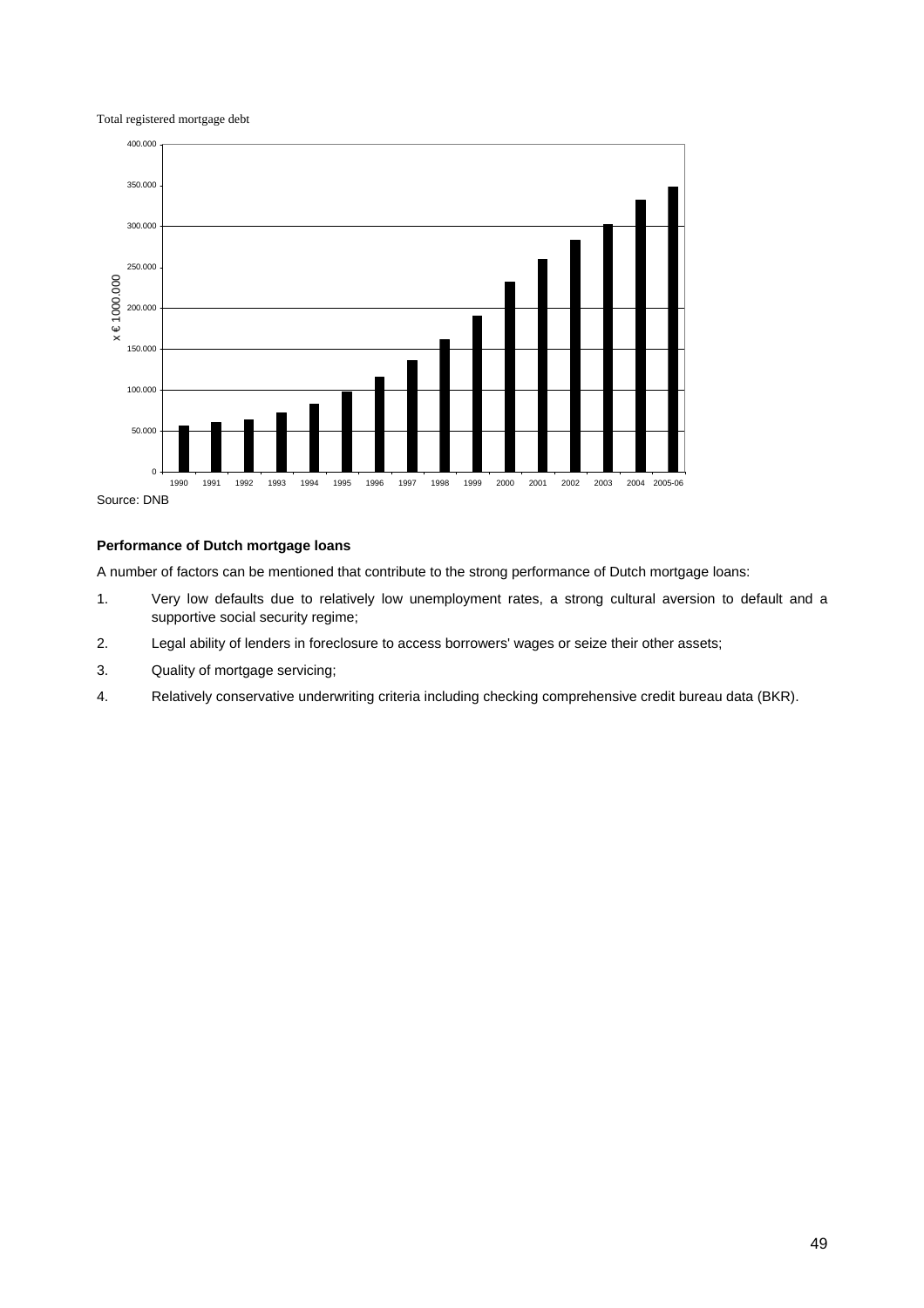Total registered mortgage debt

Source: DNB

**Performance of Dutch mortgage loans**

A number of factors can be mentioned that contribute to the strong performance of Dutch mortgage loans:

1. Very low defaults due to relatively low unemployment rates, a strong cultural aversion to default and a supportive social security regime;
2. Legal ability of lenders in foreclosure to access borrowers' wages or seize their other assets;
3. Quality of mortgage servicing;
4. Relatively conservative underwriting criteria including checking comprehensive credit bureau data (BKR).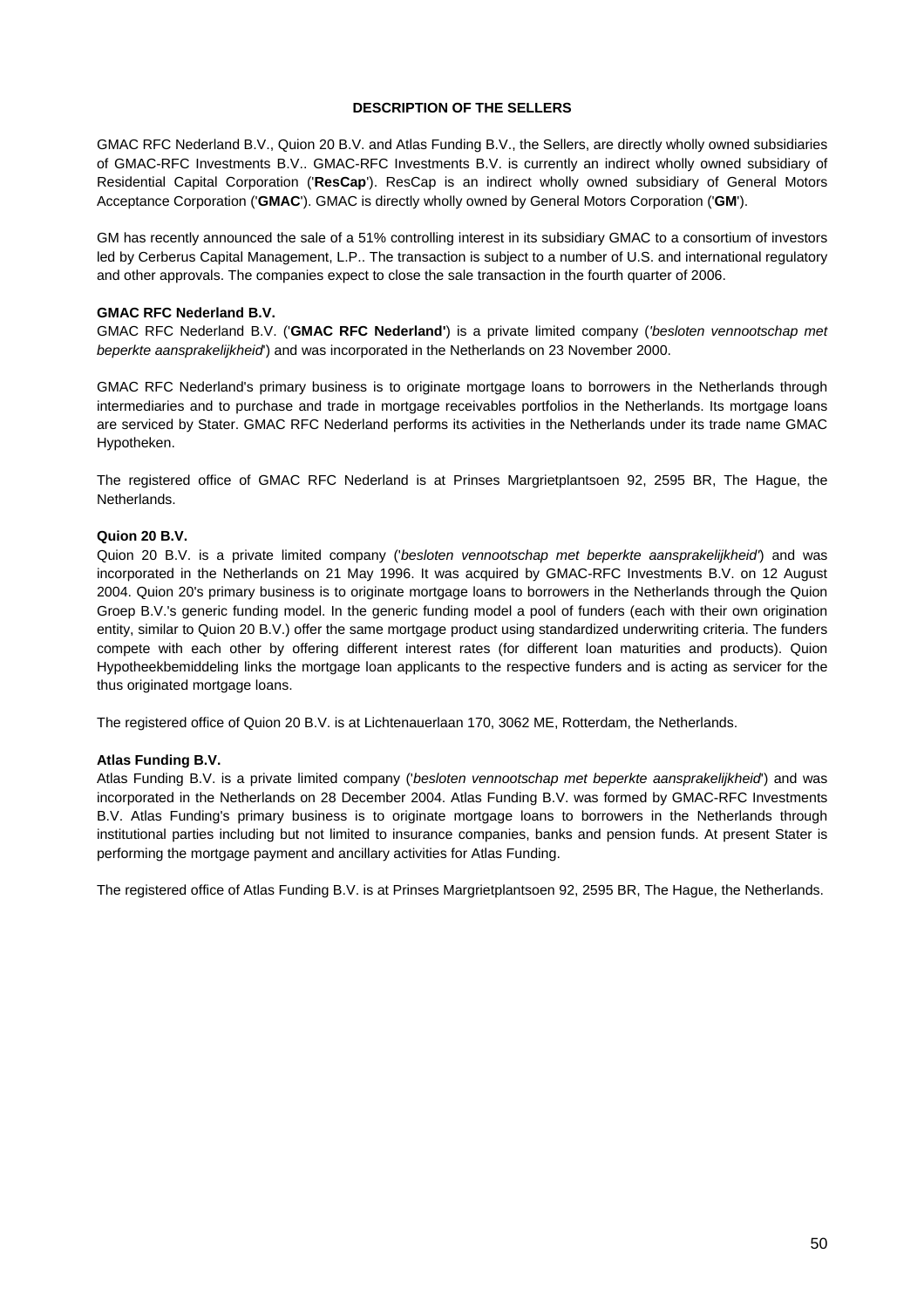## DESCRIPTION OF THE SELLERS

GMAC RFC Nederland B.V., Quion 20 B.V. and Atlas Funding B.V., the Sellers, are directly wholly owned subsidiaries of GMAC-RFC Investments B.V.. GMAC-RFC Investments B.V. is currently an indirect wholly owned subsidiary of Residential Capital Corporation ('**ResCap**'). ResCap is an indirect wholly owned subsidiary of General Motors Acceptance Corporation ('**GMAC**'). GMAC is directly wholly owned by General Motors Corporation ('**GM**').

GM has recently announced the sale of a 51% controlling interest in its subsidiary GMAC to a consortium of investors led by Cerberus Capital Management, L.P.. The transaction is subject to a number of U.S. and international regulatory and other approvals. The companies expect to close the sale transaction in the fourth quarter of 2006.

### GMAC RFC Nederland B.V.

GMAC RFC Nederland B.V. ('**GMAC RFC Nederland'**) is a private limited company (*'besloten vennootschap met beperkte aansprakelijkheid'*) and was incorporated in the Netherlands on 23 November 2000.

GMAC RFC Nederland's primary business is to originate mortgage loans to borrowers in the Netherlands through intermediaries and to purchase and trade in mortgage receivables portfolios in the Netherlands. Its mortgage loans are serviced by Stater. GMAC RFC Nederland performs its activities in the Netherlands under its trade name GMAC Hypotheken.

The registered office of GMAC RFC Nederland is at Prinses Margrietplantsoen 92, 2595 BR, The Hague, the Netherlands.

### Quion 20 B.V.

Quion 20 B.V. is a private limited company ('*besloten vennootschap met beperkte aansprakelijkheid'*) and was incorporated in the Netherlands on 21 May 1996. It was acquired by GMAC-RFC Investments B.V. on 12 August 2004. Quion 20's primary business is to originate mortgage loans to borrowers in the Netherlands through the Quion Groep B.V.'s generic funding model. In the generic funding model a pool of funders (each with their own origination entity, similar to Quion 20 B.V.) offer the same mortgage product using standardized underwriting criteria. The funders compete with each other by offering different interest rates (for different loan maturities and products). Quion Hypotheekbemiddeling links the mortgage loan applicants to the respective funders and is acting as servicer for the thus originated mortgage loans.

The registered office of Quion 20 B.V. is at Lichtenauerlaan 170, 3062 ME, Rotterdam, the Netherlands.

### Atlas Funding B.V.

Atlas Funding B.V. is a private limited company ('*besloten vennootschap met beperkte aansprakelijkheid*') and was incorporated in the Netherlands on 28 December 2004. Atlas Funding B.V. was formed by GMAC-RFC Investments B.V. Atlas Funding's primary business is to originate mortgage loans to borrowers in the Netherlands through institutional parties including but not limited to insurance companies, banks and pension funds. At present Stater is performing the mortgage payment and ancillary activities for Atlas Funding.

The registered office of Atlas Funding B.V. is at Prinses Margrietplantsoen 92, 2595 BR, The Hague, the Netherlands.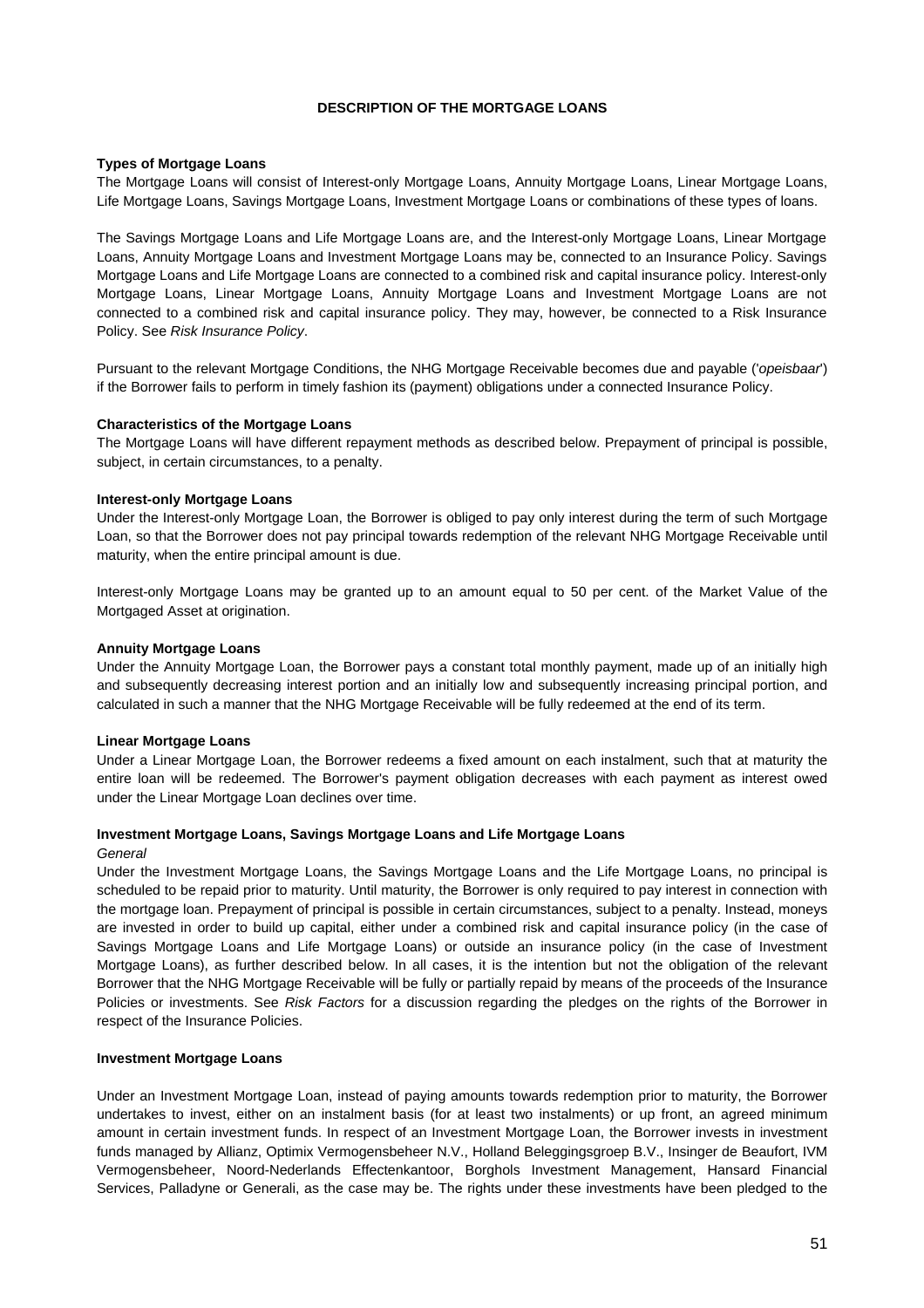# DESCRIPTION OF THE MORTGAGE LOANS

**Types of Mortgage Loans**

The Mortgage Loans will consist of Interest-only Mortgage Loans, Annuity Mortgage Loans, Linear Mortgage Loans, Life Mortgage Loans, Savings Mortgage Loans, Investment Mortgage Loans or combinations of these types of loans.

The Savings Mortgage Loans and Life Mortgage Loans are, and the Interest-only Mortgage Loans, Linear Mortgage Loans, Annuity Mortgage Loans and Investment Mortgage Loans may be, connected to an Insurance Policy. Savings Mortgage Loans and Life Mortgage Loans are connected to a combined risk and capital insurance policy. Interest-only Mortgage Loans, Linear Mortgage Loans, Annuity Mortgage Loans and Investment Mortgage Loans are not connected to a combined risk and capital insurance policy. They may, however, be connected to a Risk Insurance Policy. See *Risk Insurance Policy*.

Pursuant to the relevant Mortgage Conditions, the NHG Mortgage Receivable becomes due and payable ('*opeisbaar*') if the Borrower fails to perform in timely fashion its (payment) obligations under a connected Insurance Policy.

**Characteristics of the Mortgage Loans**

The Mortgage Loans will have different repayment methods as described below. Prepayment of principal is possible, subject, in certain circumstances, to a penalty.

**Interest-only Mortgage Loans**

Under the Interest-only Mortgage Loan, the Borrower is obliged to pay only interest during the term of such Mortgage Loan, so that the Borrower does not pay principal towards redemption of the relevant NHG Mortgage Receivable until maturity, when the entire principal amount is due.

Interest-only Mortgage Loans may be granted up to an amount equal to 50 per cent. of the Market Value of the Mortgaged Asset at origination.

**Annuity Mortgage Loans**

Under the Annuity Mortgage Loan, the Borrower pays a constant total monthly payment, made up of an initially high and subsequently decreasing interest portion and an initially low and subsequently increasing principal portion, and calculated in such a manner that the NHG Mortgage Receivable will be fully redeemed at the end of its term.

**Linear Mortgage Loans**

Under a Linear Mortgage Loan, the Borrower redeems a fixed amount on each instalment, such that at maturity the entire loan will be redeemed. The Borrower's payment obligation decreases with each payment as interest owed under the Linear Mortgage Loan declines over time.

**Investment Mortgage Loans, Savings Mortgage Loans and Life Mortgage Loans**

*General*

Under the Investment Mortgage Loans, the Savings Mortgage Loans and the Life Mortgage Loans, no principal is scheduled to be repaid prior to maturity. Until maturity, the Borrower is only required to pay interest in connection with the mortgage loan. Prepayment of principal is possible in certain circumstances, subject to a penalty. Instead, moneys are invested in order to build up capital, either under a combined risk and capital insurance policy (in the case of Savings Mortgage Loans and Life Mortgage Loans) or outside an insurance policy (in the case of Investment Mortgage Loans), as further described below. In all cases, it is the intention but not the obligation of the relevant Borrower that the NHG Mortgage Receivable will be fully or partially repaid by means of the proceeds of the Insurance Policies or investments. See *Risk Factors* for a discussion regarding the pledges on the rights of the Borrower in respect of the Insurance Policies.

**Investment Mortgage Loans**

Under an Investment Mortgage Loan, instead of paying amounts towards redemption prior to maturity, the Borrower undertakes to invest, either on an instalment basis (for at least two instalments) or up front, an agreed minimum amount in certain investment funds. In respect of an Investment Mortgage Loan, the Borrower invests in investment funds managed by Allianz, Optimix Vermogensbeheer N.V., Holland Beleggingsgroep B.V., Insinger de Beaufort, IVM Vermogensbeheer, Noord-Nederlands Effectenkantoor, Borghols Investment Management, Hansard Financial Services, Palladyne or Generali, as the case may be. The rights under these investments have been pledged to the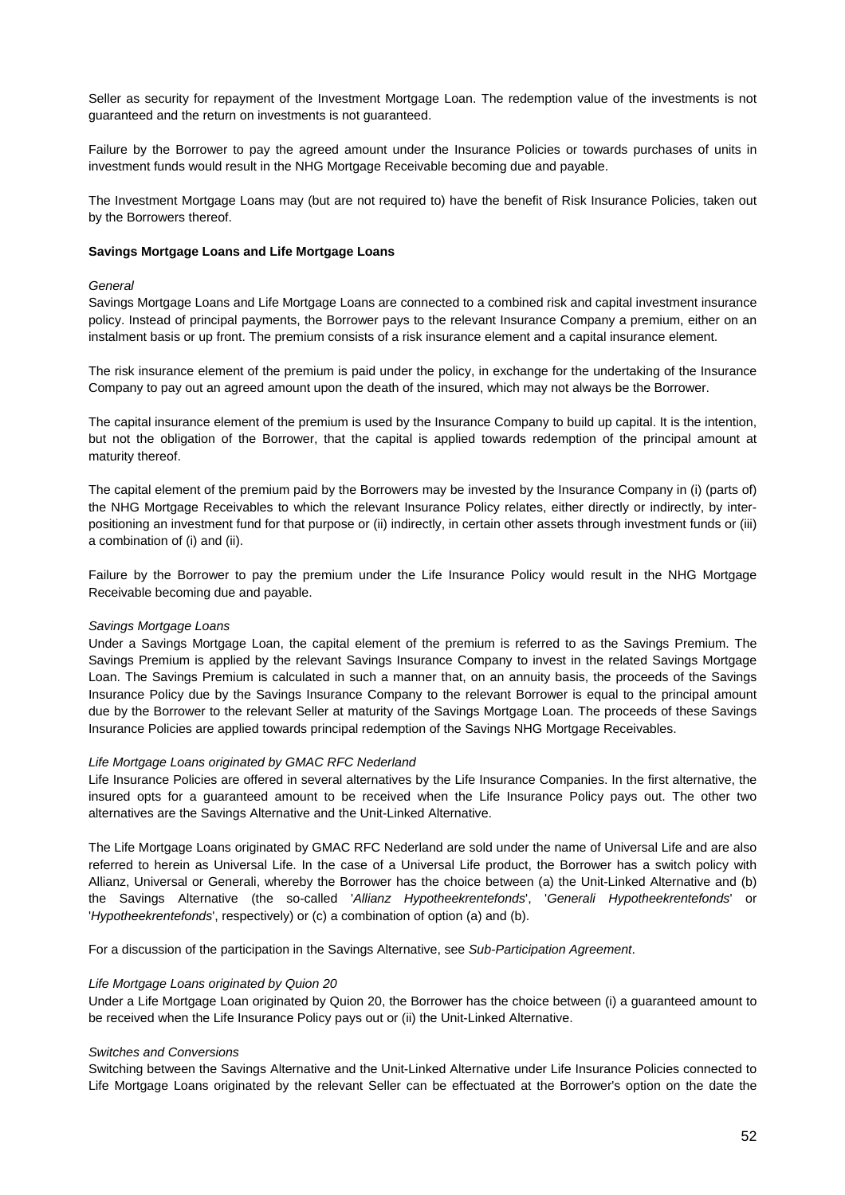Seller as security for repayment of the Investment Mortgage Loan. The redemption value of the investments is not guaranteed and the return on investments is not guaranteed.

Failure by the Borrower to pay the agreed amount under the Insurance Policies or towards purchases of units in investment funds would result in the NHG Mortgage Receivable becoming due and payable.

The Investment Mortgage Loans may (but are not required to) have the benefit of Risk Insurance Policies, taken out by the Borrowers thereof.

**Savings Mortgage Loans and Life Mortgage Loans**

*General*

Savings Mortgage Loans and Life Mortgage Loans are connected to a combined risk and capital investment insurance policy. Instead of principal payments, the Borrower pays to the relevant Insurance Company a premium, either on an instalment basis or up front. The premium consists of a risk insurance element and a capital insurance element.

The risk insurance element of the premium is paid under the policy, in exchange for the undertaking of the Insurance Company to pay out an agreed amount upon the death of the insured, which may not always be the Borrower.

The capital insurance element of the premium is used by the Insurance Company to build up capital. It is the intention, but not the obligation of the Borrower, that the capital is applied towards redemption of the principal amount at maturity thereof.

The capital element of the premium paid by the Borrowers may be invested by the Insurance Company in (i) (parts of) the NHG Mortgage Receivables to which the relevant Insurance Policy relates, either directly or indirectly, by inter-positioning an investment fund for that purpose or (ii) indirectly, in certain other assets through investment funds or (iii) a combination of (i) and (ii).

Failure by the Borrower to pay the premium under the Life Insurance Policy would result in the NHG Mortgage Receivable becoming due and payable.

*Savings Mortgage Loans*

Under a Savings Mortgage Loan, the capital element of the premium is referred to as the Savings Premium. The Savings Premium is applied by the relevant Savings Insurance Company to invest in the related Savings Mortgage Loan. The Savings Premium is calculated in such a manner that, on an annuity basis, the proceeds of the Savings Insurance Policy due by the Savings Insurance Company to the relevant Borrower is equal to the principal amount due by the Borrower to the relevant Seller at maturity of the Savings Mortgage Loan. The proceeds of these Savings Insurance Policies are applied towards principal redemption of the Savings NHG Mortgage Receivables.

*Life Mortgage Loans originated by GMAC RFC Nederland*

Life Insurance Policies are offered in several alternatives by the Life Insurance Companies. In the first alternative, the insured opts for a guaranteed amount to be received when the Life Insurance Policy pays out. The other two alternatives are the Savings Alternative and the Unit-Linked Alternative.

The Life Mortgage Loans originated by GMAC RFC Nederland are sold under the name of Universal Life and are also referred to herein as Universal Life. In the case of a Universal Life product, the Borrower has a switch policy with Allianz, Universal or Generali, whereby the Borrower has the choice between (a) the Unit-Linked Alternative and (b) the Savings Alternative (the so-called '*Allianz Hypotheekrentefonds*', '*Generali Hypotheekrentefonds*' or '*Hypotheekrentefonds*', respectively) or (c) a combination of option (a) and (b).

For a discussion of the participation in the Savings Alternative, see *Sub-Participation Agreement*.

*Life Mortgage Loans originated by Quion 20*

Under a Life Mortgage Loan originated by Quion 20, the Borrower has the choice between (i) a guaranteed amount to be received when the Life Insurance Policy pays out or (ii) the Unit-Linked Alternative.

*Switches and Conversions*

Switching between the Savings Alternative and the Unit-Linked Alternative under Life Insurance Policies connected to Life Mortgage Loans originated by the relevant Seller can be effectuated at the Borrower's option on the date the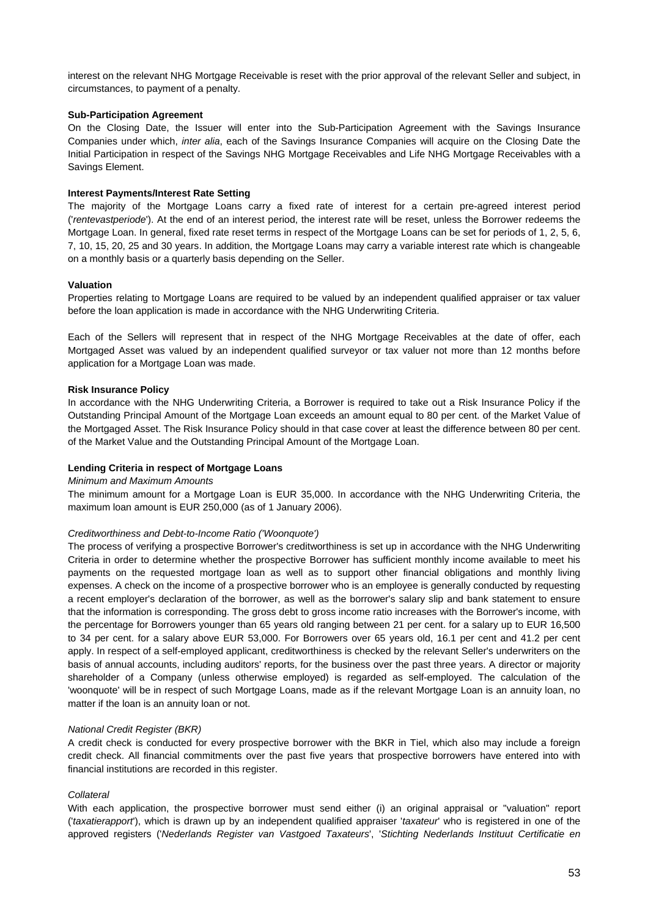interest on the relevant NHG Mortgage Receivable is reset with the prior approval of the relevant Seller and subject, in circumstances, to payment of a penalty.

**Sub-Participation Agreement**

On the Closing Date, the Issuer will enter into the Sub-Participation Agreement with the Savings Insurance Companies under which, *inter alia*, each of the Savings Insurance Companies will acquire on the Closing Date the Initial Participation in respect of the Savings NHG Mortgage Receivables and Life NHG Mortgage Receivables with a Savings Element.

**Interest Payments/Interest Rate Setting**

The majority of the Mortgage Loans carry a fixed rate of interest for a certain pre-agreed interest period ('*rentevastperiode*'). At the end of an interest period, the interest rate will be reset, unless the Borrower redeems the Mortgage Loan. In general, fixed rate reset terms in respect of the Mortgage Loans can be set for periods of 1, 2, 5, 6, 7, 10, 15, 20, 25 and 30 years. In addition, the Mortgage Loans may carry a variable interest rate which is changeable on a monthly basis or a quarterly basis depending on the Seller.

**Valuation**

Properties relating to Mortgage Loans are required to be valued by an independent qualified appraiser or tax valuer before the loan application is made in accordance with the NHG Underwriting Criteria.

Each of the Sellers will represent that in respect of the NHG Mortgage Receivables at the date of offer, each Mortgaged Asset was valued by an independent qualified surveyor or tax valuer not more than 12 months before application for a Mortgage Loan was made.

**Risk Insurance Policy**

In accordance with the NHG Underwriting Criteria, a Borrower is required to take out a Risk Insurance Policy if the Outstanding Principal Amount of the Mortgage Loan exceeds an amount equal to 80 per cent. of the Market Value of the Mortgaged Asset. The Risk Insurance Policy should in that case cover at least the difference between 80 per cent. of the Market Value and the Outstanding Principal Amount of the Mortgage Loan.

**Lending Criteria in respect of Mortgage Loans**

*Minimum and Maximum Amounts*

The minimum amount for a Mortgage Loan is EUR 35,000. In accordance with the NHG Underwriting Criteria, the maximum loan amount is EUR 250,000 (as of 1 January 2006).

*Creditworthiness and Debt-to-Income Ratio ('Woonquote')*

The process of verifying a prospective Borrower's creditworthiness is set up in accordance with the NHG Underwriting Criteria in order to determine whether the prospective Borrower has sufficient monthly income available to meet his payments on the requested mortgage loan as well as to support other financial obligations and monthly living expenses. A check on the income of a prospective borrower who is an employee is generally conducted by requesting a recent employer's declaration of the borrower, as well as the borrower's salary slip and bank statement to ensure that the information is corresponding. The gross debt to gross income ratio increases with the Borrower's income, with the percentage for Borrowers younger than 65 years old ranging between 21 per cent. for a salary up to EUR 16,500 to 34 per cent. for a salary above EUR 53,000. For Borrowers over 65 years old, 16.1 per cent and 41.2 per cent apply. In respect of a self-employed applicant, creditworthiness is checked by the relevant Seller's underwriters on the basis of annual accounts, including auditors' reports, for the business over the past three years. A director or majority shareholder of a Company (unless otherwise employed) is regarded as self-employed. The calculation of the 'woonquote' will be in respect of such Mortgage Loans, made as if the relevant Mortgage Loan is an annuity loan, no matter if the loan is an annuity loan or not.

*National Credit Register (BKR)*

A credit check is conducted for every prospective borrower with the BKR in Tiel, which also may include a foreign credit check. All financial commitments over the past five years that prospective borrowers have entered into with financial institutions are recorded in this register.

*Collateral*

With each application, the prospective borrower must send either (i) an original appraisal or "valuation" report ('*taxatierapport*'), which is drawn up by an independent qualified appraiser '*taxateur*' who is registered in one of the approved registers ('*Nederlands Register van Vastgoed Taxateurs*', '*Stichting Nederlands Instituut Certificatie en*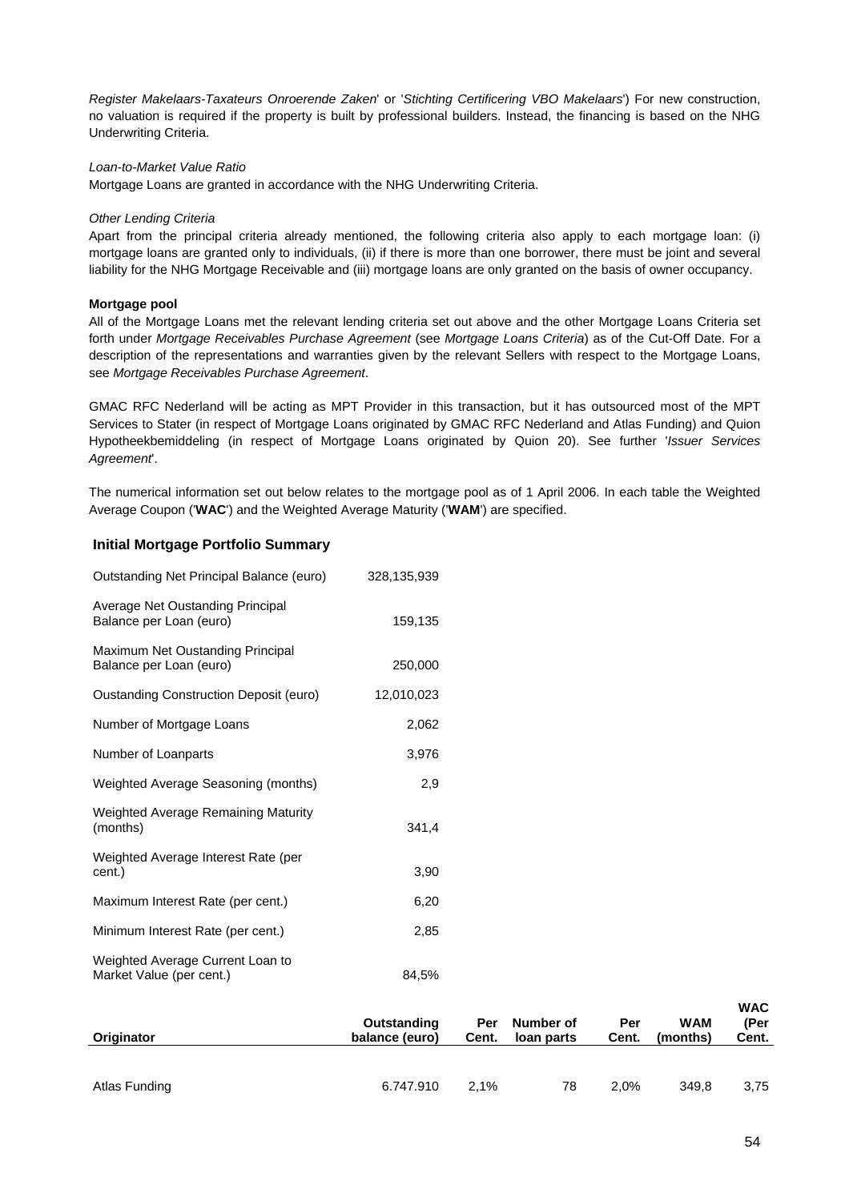*Register Makelaars-Taxateurs Onroerende Zaken*' or '*Stichting Certificering VBO Makelaars*') For new construction, no valuation is required if the property is built by professional builders. Instead, the financing is based on the NHG Underwriting Criteria.

*Loan-to-Market Value Ratio*

Mortgage Loans are granted in accordance with the NHG Underwriting Criteria.

*Other Lending Criteria*

Apart from the principal criteria already mentioned, the following criteria also apply to each mortgage loan: (i) mortgage loans are granted only to individuals, (ii) if there is more than one borrower, there must be joint and several liability for the NHG Mortgage Receivable and (iii) mortgage loans are only granted on the basis of owner occupancy.

**Mortgage pool**

All of the Mortgage Loans met the relevant lending criteria set out above and the other Mortgage Loans Criteria set forth under *Mortgage Receivables Purchase Agreement* (see *Mortgage Loans Criteria*) as of the Cut-Off Date. For a description of the representations and warranties given by the relevant Sellers with respect to the Mortgage Loans, see *Mortgage Receivables Purchase Agreement*.

GMAC RFC Nederland will be acting as MPT Provider in this transaction, but it has outsourced most of the MPT Services to Stater (in respect of Mortgage Loans originated by GMAC RFC Nederland and Atlas Funding) and Quion Hypotheekbemiddeling (in respect of Mortgage Loans originated by Quion 20). See further '*Issuer Services Agreement*'.

The numerical information set out below relates to the mortgage pool as of 1 April 2006. In each table the Weighted Average Coupon ('**WAC**') and the Weighted Average Maturity ('**WAM**') are specified.

**Initial Mortgage Portfolio Summary**

| | |
|---|---|
| Outstanding Net Principal Balance (euro) | 328,135,939 |
| Average Net Oustanding Principal Balance per Loan (euro) | 159,135 |
| Maximum Net Oustanding Principal Balance per Loan (euro) | 250,000 |
| Oustanding Construction Deposit (euro) | 12,010,023 |
| Number of Mortgage Loans | 2,062 |
| Number of Loanparts | 3,976 |
| Weighted Average Seasoning (months) | 2,9 |
| Weighted Average Remaining Maturity (months) | 341,4 |
| Weighted Average Interest Rate (per cent.) | 3,90 |
| Maximum Interest Rate (per cent.) | 6,20 |
| Minimum Interest Rate (per cent.) | 2,85 |
| Weighted Average Current Loan to Market Value (per cent.) | 84,5% |

| Originator | Outstanding balance (euro) | Per Cent. | Number of loan parts | Per Cent. | WAM (months) | WAC (Per Cent. |
|---|---|---|---|---|---|---|
| Atlas Funding | 6.747.910 | 2,1% | 78 | 2,0% | 349,8 | 3,75 |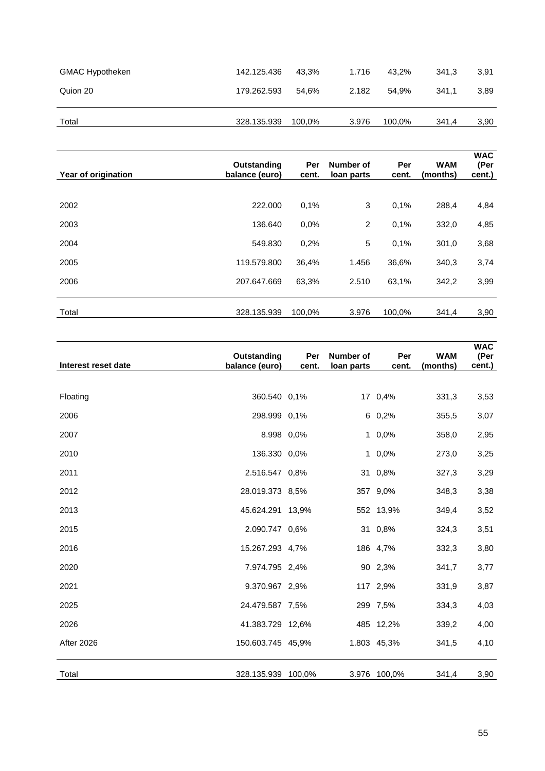| | | | | | | |
|---|---|---|---|---|---|---|
| GMAC Hypotheken | 142.125.436 | 43,3% | 1.716 | 43,2% | 341,3 | 3,91 |
| Quion 20 | 179.262.593 | 54,6% | 2.182 | 54,9% | 341,1 | 3,89 |
| Total | 328.135.939 | 100,0% | 3.976 | 100,0% | 341,4 | 3,90 |

| Year of origination | Outstanding balance (euro) | Per cent. | Number of loan parts | Per cent. | WAM (months) | WAC (Per cent.) |
|---|---|---|---|---|---|---|
| 2002 | 222.000 | 0,1% | 3 | 0,1% | 288,4 | 4,84 |
| 2003 | 136.640 | 0,0% | 2 | 0,1% | 332,0 | 4,85 |
| 2004 | 549.830 | 0,2% | 5 | 0,1% | 301,0 | 3,68 |
| 2005 | 119.579.800 | 36,4% | 1.456 | 36,6% | 340,3 | 3,74 |
| 2006 | 207.647.669 | 63,3% | 2.510 | 63,1% | 342,2 | 3,99 |
| Total | 328.135.939 | 100,0% | 3.976 | 100,0% | 341,4 | 3,90 |

| Interest reset date | Outstanding balance (euro) | Per cent. | Number of loan parts | Per cent. | WAM (months) | WAC (Per cent.) |
|---|---|---|---|---|---|---|
| Floating | 360.540 | 0,1% | 17 | 0,4% | 331,3 | 3,53 |
| 2006 | 298.999 | 0,1% | 6 | 0,2% | 355,5 | 3,07 |
| 2007 | 8.998 | 0,0% | 1 | 0,0% | 358,0 | 2,95 |
| 2010 | 136.330 | 0,0% | 1 | 0,0% | 273,0 | 3,25 |
| 2011 | 2.516.547 | 0,8% | 31 | 0,8% | 327,3 | 3,29 |
| 2012 | 28.019.373 | 8,5% | 357 | 9,0% | 348,3 | 3,38 |
| 2013 | 45.624.291 | 13,9% | 552 | 13,9% | 349,4 | 3,52 |
| 2015 | 2.090.747 | 0,6% | 31 | 0,8% | 324,3 | 3,51 |
| 2016 | 15.267.293 | 4,7% | 186 | 4,7% | 332,3 | 3,80 |
| 2020 | 7.974.795 | 2,4% | 90 | 2,3% | 341,7 | 3,77 |
| 2021 | 9.370.967 | 2,9% | 117 | 2,9% | 331,9 | 3,87 |
| 2025 | 24.479.587 | 7,5% | 299 | 7,5% | 334,3 | 4,03 |
| 2026 | 41.383.729 | 12,6% | 485 | 12,2% | 339,2 | 4,00 |
| After 2026 | 150.603.745 | 45,9% | 1.803 | 45,3% | 341,5 | 4,10 |
| Total | 328.135.939 | 100,0% | 3.976 | 100,0% | 341,4 | 3,90 |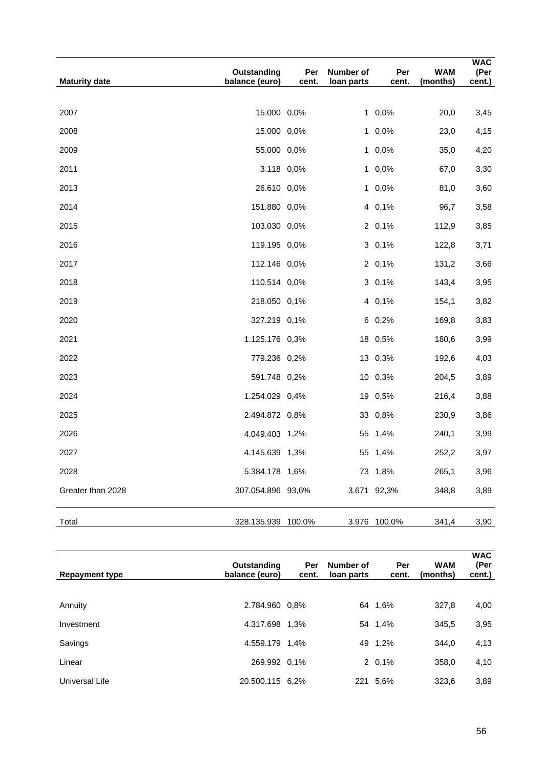| Maturity date | Outstanding balance (euro) | Per cent. | Number of loan parts | Per cent. | WAM (months) | WAC (Per cent.) |
|---|---|---|---|---|---|---|
| 2007 | 15.000 | 0,0% | 1 | 0,0% | 20,0 | 3,45 |
| 2008 | 15.000 | 0,0% | 1 | 0,0% | 23,0 | 4,15 |
| 2009 | 55.000 | 0,0% | 1 | 0,0% | 35,0 | 4,20 |
| 2011 | 3.118 | 0,0% | 1 | 0,0% | 67,0 | 3,30 |
| 2013 | 26.610 | 0,0% | 1 | 0,0% | 81,0 | 3,60 |
| 2014 | 151.880 | 0,0% | 4 | 0,1% | 96,7 | 3,58 |
| 2015 | 103.030 | 0,0% | 2 | 0,1% | 112,9 | 3,85 |
| 2016 | 119.195 | 0,0% | 3 | 0,1% | 122,8 | 3,71 |
| 2017 | 112.146 | 0,0% | 2 | 0,1% | 131,2 | 3,66 |
| 2018 | 110.514 | 0,0% | 3 | 0,1% | 143,4 | 3,95 |
| 2019 | 218.050 | 0,1% | 4 | 0,1% | 154,1 | 3,82 |
| 2020 | 327.219 | 0,1% | 6 | 0,2% | 169,8 | 3,83 |
| 2021 | 1.125.176 | 0,3% | 18 | 0,5% | 180,6 | 3,99 |
| 2022 | 779.236 | 0,2% | 13 | 0,3% | 192,6 | 4,03 |
| 2023 | 591.748 | 0,2% | 10 | 0,3% | 204,5 | 3,89 |
| 2024 | 1.254.029 | 0,4% | 19 | 0,5% | 216,4 | 3,88 |
| 2025 | 2.494.872 | 0,8% | 33 | 0,8% | 230,9 | 3,86 |
| 2026 | 4.049.403 | 1,2% | 55 | 1,4% | 240,1 | 3,99 |
| 2027 | 4.145.639 | 1,3% | 55 | 1,4% | 252,2 | 3,97 |
| 2028 | 5.384.178 | 1,6% | 73 | 1,8% | 265,1 | 3,96 |
| Greater than 2028 | 307.054.896 | 93,6% | 3.671 | 92,3% | 348,8 | 3,89 |
| Total | 328.135.939 | 100,0% | 3.976 | 100,0% | 341,4 | 3,90 |

| Repayment type | Outstanding balance (euro) | Per cent. | Number of loan parts | Per cent. | WAM (months) | WAC (Per cent.) |
|---|---|---|---|---|---|---|
| Annuity | 2.784.960 | 0,8% | 64 | 1,6% | 327,8 | 4,00 |
| Investment | 4.317.698 | 1,3% | 54 | 1,4% | 345,5 | 3,95 |
| Savings | 4.559.179 | 1,4% | 49 | 1,2% | 344,0 | 4,13 |
| Linear | 269.992 | 0,1% | 2 | 0,1% | 358,0 | 4,10 |
| Universal Life | 20.500.115 | 6,2% | 221 | 5,6% | 323,6 | 3,89 |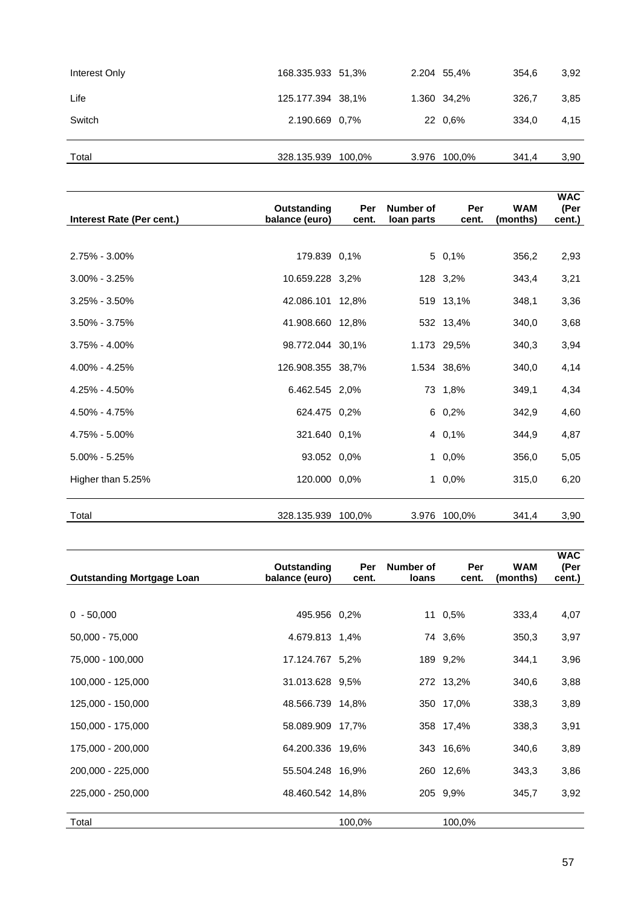| | | | | | | |
|---|---|---|---|---|---|---|
| Interest Only | 168.335.933 | 51,3% | 2.204 | 55,4% | 354,6 | 3,92 |
| Life | 125.177.394 | 38,1% | 1.360 | 34,2% | 326,7 | 3,85 |
| Switch | 2.190.669 | 0,7% | 22 | 0,6% | 334,0 | 4,15 |
| Total | 328.135.939 | 100,0% | 3.976 | 100,0% | 341,4 | 3,90 |

| Interest Rate (Per cent.) | Outstanding balance (euro) | Per cent. | Number of loan parts | Per cent. | WAM (months) | WAC (Per cent.) |
|---|---|---|---|---|---|---|
| 2.75% - 3.00% | 179.839 | 0,1% | 5 | 0,1% | 356,2 | 2,93 |
| 3.00% - 3.25% | 10.659.228 | 3,2% | 128 | 3,2% | 343,4 | 3,21 |
| 3.25% - 3.50% | 42.086.101 | 12,8% | 519 | 13,1% | 348,1 | 3,36 |
| 3.50% - 3.75% | 41.908.660 | 12,8% | 532 | 13,4% | 340,0 | 3,68 |
| 3.75% - 4.00% | 98.772.044 | 30,1% | 1.173 | 29,5% | 340,3 | 3,94 |
| 4.00% - 4.25% | 126.908.355 | 38,7% | 1.534 | 38,6% | 340,0 | 4,14 |
| 4.25% - 4.50% | 6.462.545 | 2,0% | 73 | 1,8% | 349,1 | 4,34 |
| 4.50% - 4.75% | 624.475 | 0,2% | 6 | 0,2% | 342,9 | 4,60 |
| 4.75% - 5.00% | 321.640 | 0,1% | 4 | 0,1% | 344,9 | 4,87 |
| 5.00% - 5.25% | 93.052 | 0,0% | 1 | 0,0% | 356,0 | 5,05 |
| Higher than 5.25% | 120.000 | 0,0% | 1 | 0,0% | 315,0 | 6,20 |
| Total | 328.135.939 | 100,0% | 3.976 | 100,0% | 341,4 | 3,90 |

| Outstanding Mortgage Loan | Outstanding balance (euro) | Per cent. | Number of loans | Per cent. | WAM (months) | WAC (Per cent.) |
|---|---|---|---|---|---|---|
| 0 - 50,000 | 495.956 | 0,2% | 11 | 0,5% | 333,4 | 4,07 |
| 50,000 - 75,000 | 4.679.813 | 1,4% | 74 | 3,6% | 350,3 | 3,97 |
| 75,000 - 100,000 | 17.124.767 | 5,2% | 189 | 9,2% | 344,1 | 3,96 |
| 100,000 - 125,000 | 31.013.628 | 9,5% | 272 | 13,2% | 340,6 | 3,88 |
| 125,000 - 150,000 | 48.566.739 | 14,8% | 350 | 17,0% | 338,3 | 3,89 |
| 150,000 - 175,000 | 58.089.909 | 17,7% | 358 | 17,4% | 338,3 | 3,91 |
| 175,000 - 200,000 | 64.200.336 | 19,6% | 343 | 16,6% | 340,6 | 3,89 |
| 200,000 - 225,000 | 55.504.248 | 16,9% | 260 | 12,6% | 343,3 | 3,86 |
| 225,000 - 250,000 | 48.460.542 | 14,8% | 205 | 9,9% | 345,7 | 3,92 |
| Total | | 100,0% | | 100,0% | | |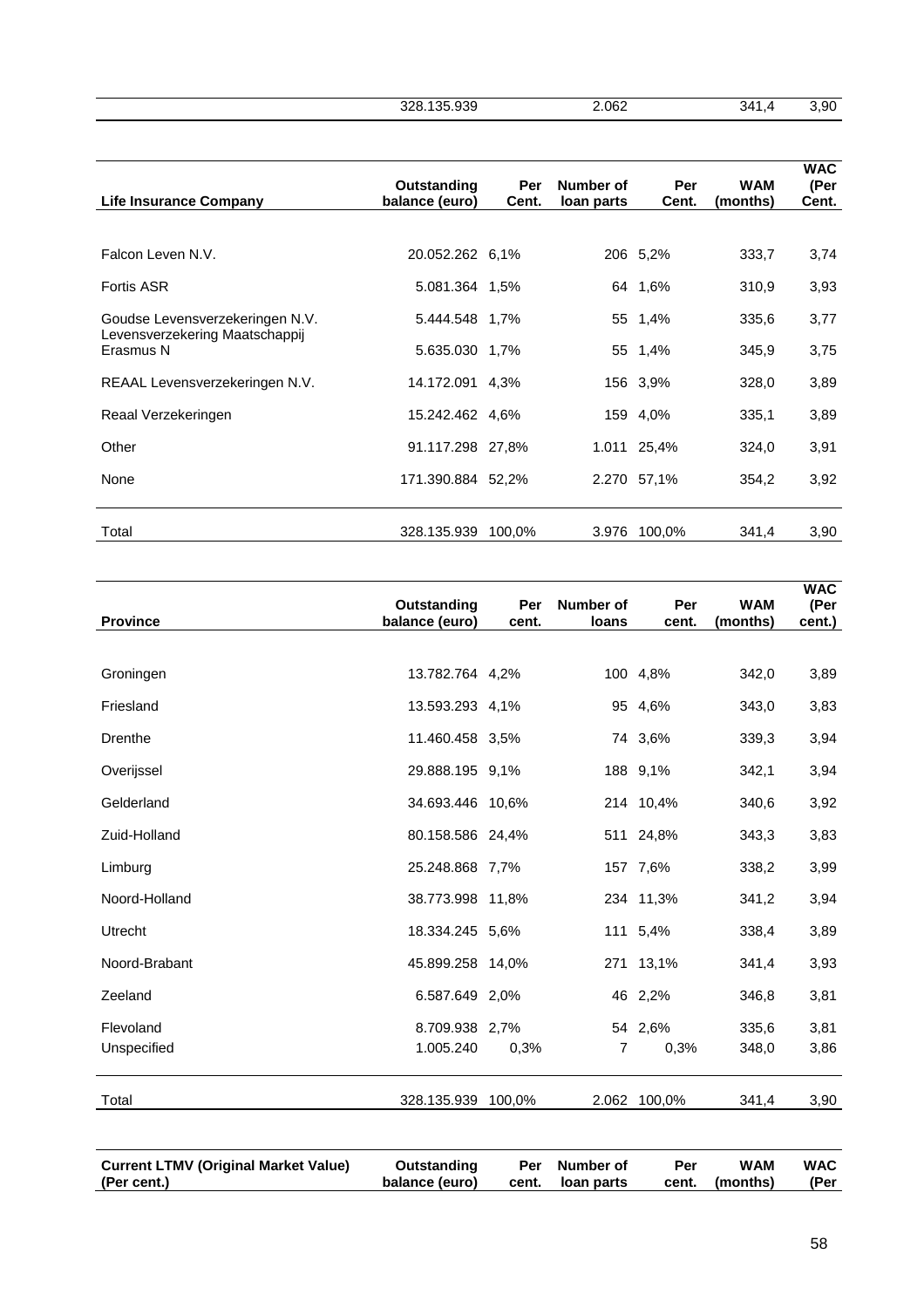| | | | | | | |
|---|---|---|---|---|---|---|
| | 328.135.939 | | 2.062 | | 341,4 | 3,90 |

| Life Insurance Company | Outstanding balance (euro) | Per Cent. | Number of loan parts | Per Cent. | WAM (months) | WAC (Per Cent. |
|---|---|---|---|---|---|---|
| Falcon Leven N.V. | 20.052.262 | 6,1% | 206 | 5,2% | 333,7 | 3,74 |
| Fortis ASR | 5.081.364 | 1,5% | 64 | 1,6% | 310,9 | 3,93 |
| Goudse Levensverzekeringen N.V. | 5.444.548 | 1,7% | 55 | 1,4% | 335,6 | 3,77 |
| Levensverzekering Maatschappij Erasmus N | 5.635.030 | 1,7% | 55 | 1,4% | 345,9 | 3,75 |
| REAAL Levensverzekeringen N.V. | 14.172.091 | 4,3% | 156 | 3,9% | 328,0 | 3,89 |
| Reaal Verzekeringen | 15.242.462 | 4,6% | 159 | 4,0% | 335,1 | 3,89 |
| Other | 91.117.298 | 27,8% | 1.011 | 25,4% | 324,0 | 3,91 |
| None | 171.390.884 | 52,2% | 2.270 | 57,1% | 354,2 | 3,92 |
| Total | 328.135.939 | 100,0% | 3.976 | 100,0% | 341,4 | 3,90 |

| Province | Outstanding balance (euro) | Per cent. | Number of loans | Per cent. | WAM (months) | WAC (Per cent.) |
|---|---|---|---|---|---|---|
| Groningen | 13.782.764 | 4,2% | 100 | 4,8% | 342,0 | 3,89 |
| Friesland | 13.593.293 | 4,1% | 95 | 4,6% | 343,0 | 3,83 |
| Drenthe | 11.460.458 | 3,5% | 74 | 3,6% | 339,3 | 3,94 |
| Overijssel | 29.888.195 | 9,1% | 188 | 9,1% | 342,1 | 3,94 |
| Gelderland | 34.693.446 | 10,6% | 214 | 10,4% | 340,6 | 3,92 |
| Zuid-Holland | 80.158.586 | 24,4% | 511 | 24,8% | 343,3 | 3,83 |
| Limburg | 25.248.868 | 7,7% | 157 | 7,6% | 338,2 | 3,99 |
| Noord-Holland | 38.773.998 | 11,8% | 234 | 11,3% | 341,2 | 3,94 |
| Utrecht | 18.334.245 | 5,6% | 111 | 5,4% | 338,4 | 3,89 |
| Noord-Brabant | 45.899.258 | 14,0% | 271 | 13,1% | 341,4 | 3,93 |
| Zeeland | 6.587.649 | 2,0% | 46 | 2,2% | 346,8 | 3,81 |
| Flevoland | 8.709.938 | 2,7% | 54 | 2,6% | 335,6 | 3,81 |
| Unspecified | 1.005.240 | 0,3% | 7 | 0,3% | 348,0 | 3,86 |
| Total | 328.135.939 | 100,0% | 2.062 | 100,0% | 341,4 | 3,90 |

| Current LTMV (Original Market Value) (Per cent.) | Outstanding balance (euro) | Per cent. | Number of loan parts | Per cent. | WAM (months) | WAC (Per |
|---|---|---|---|---|---|---|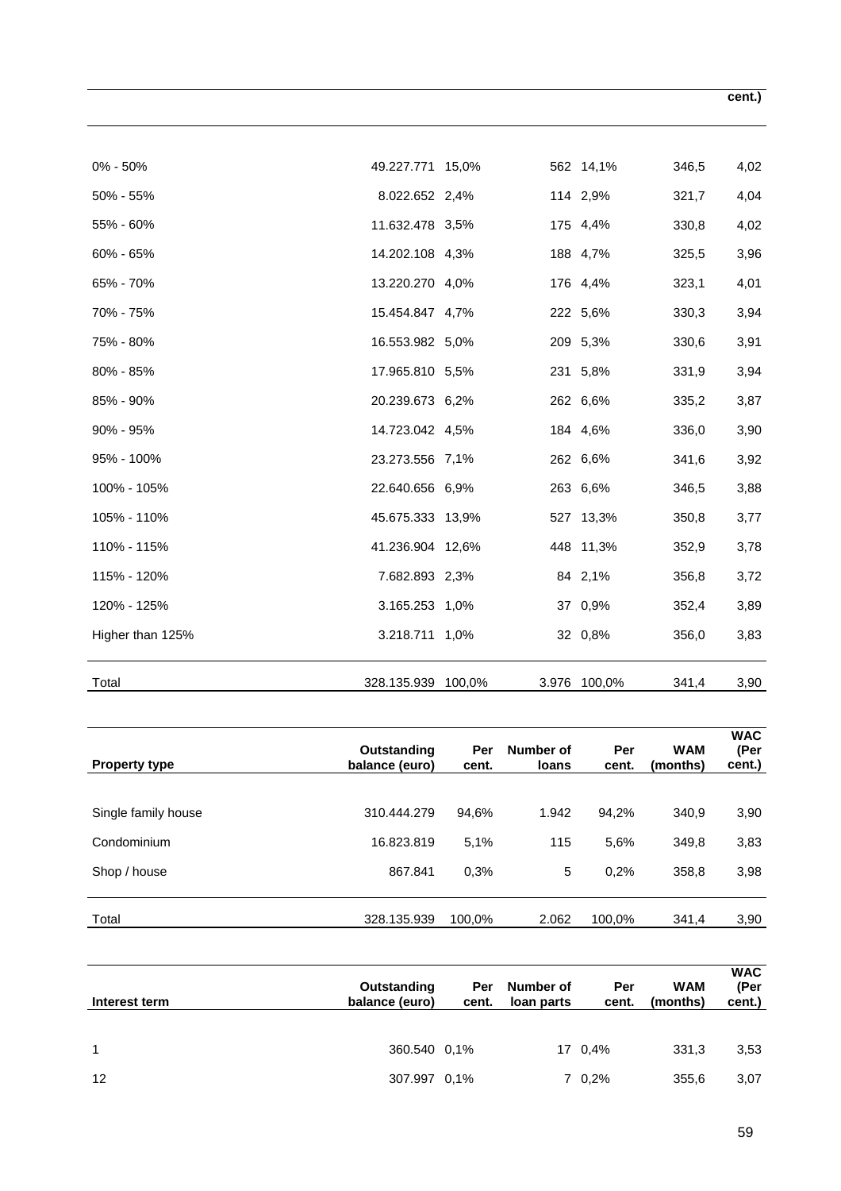| | | | | | | cent.) |
|---|---|---|---|---|---|---|
| 0% - 50% | 49.227.771 | 15,0% | 562 | 14,1% | 346,5 | 4,02 |
| 50% - 55% | 8.022.652 | 2,4% | 114 | 2,9% | 321,7 | 4,04 |
| 55% - 60% | 11.632.478 | 3,5% | 175 | 4,4% | 330,8 | 4,02 |
| 60% - 65% | 14.202.108 | 4,3% | 188 | 4,7% | 325,5 | 3,96 |
| 65% - 70% | 13.220.270 | 4,0% | 176 | 4,4% | 323,1 | 4,01 |
| 70% - 75% | 15.454.847 | 4,7% | 222 | 5,6% | 330,3 | 3,94 |
| 75% - 80% | 16.553.982 | 5,0% | 209 | 5,3% | 330,6 | 3,91 |
| 80% - 85% | 17.965.810 | 5,5% | 231 | 5,8% | 331,9 | 3,94 |
| 85% - 90% | 20.239.673 | 6,2% | 262 | 6,6% | 335,2 | 3,87 |
| 90% - 95% | 14.723.042 | 4,5% | 184 | 4,6% | 336,0 | 3,90 |
| 95% - 100% | 23.273.556 | 7,1% | 262 | 6,6% | 341,6 | 3,92 |
| 100% - 105% | 22.640.656 | 6,9% | 263 | 6,6% | 346,5 | 3,88 |
| 105% - 110% | 45.675.333 | 13,9% | 527 | 13,3% | 350,8 | 3,77 |
| 110% - 115% | 41.236.904 | 12,6% | 448 | 11,3% | 352,9 | 3,78 |
| 115% - 120% | 7.682.893 | 2,3% | 84 | 2,1% | 356,8 | 3,72 |
| 120% - 125% | 3.165.253 | 1,0% | 37 | 0,9% | 352,4 | 3,89 |
| Higher than 125% | 3.218.711 | 1,0% | 32 | 0,8% | 356,0 | 3,83 |
| Total | 328.135.939 | 100,0% | 3.976 | 100,0% | 341,4 | 3,90 |

| **Property type** | **Outstanding balance (euro)** | **Per cent.** | **Number of loans** | **Per cent.** | **WAM (months)** | **WAC (Per cent.)** |
|---|---|---|---|---|---|---|
| Single family house | 310.444.279 | 94,6% | 1.942 | 94,2% | 340,9 | 3,90 |
| Condominium | 16.823.819 | 5,1% | 115 | 5,6% | 349,8 | 3,83 |
| Shop / house | 867.841 | 0,3% | 5 | 0,2% | 358,8 | 3,98 |
| Total | 328.135.939 | 100,0% | 2.062 | 100,0% | 341,4 | 3,90 |

| **Interest term** | **Outstanding balance (euro)** | **Per cent.** | **Number of loan parts** | **Per cent.** | **WAM (months)** | **WAC (Per cent.)** |
|---|---|---|---|---|---|---|
| 1 | 360.540 | 0,1% | 17 | 0,4% | 331,3 | 3,53 |
| 12 | 307.997 | 0,1% | 7 | 0,2% | 355,6 | 3,07 |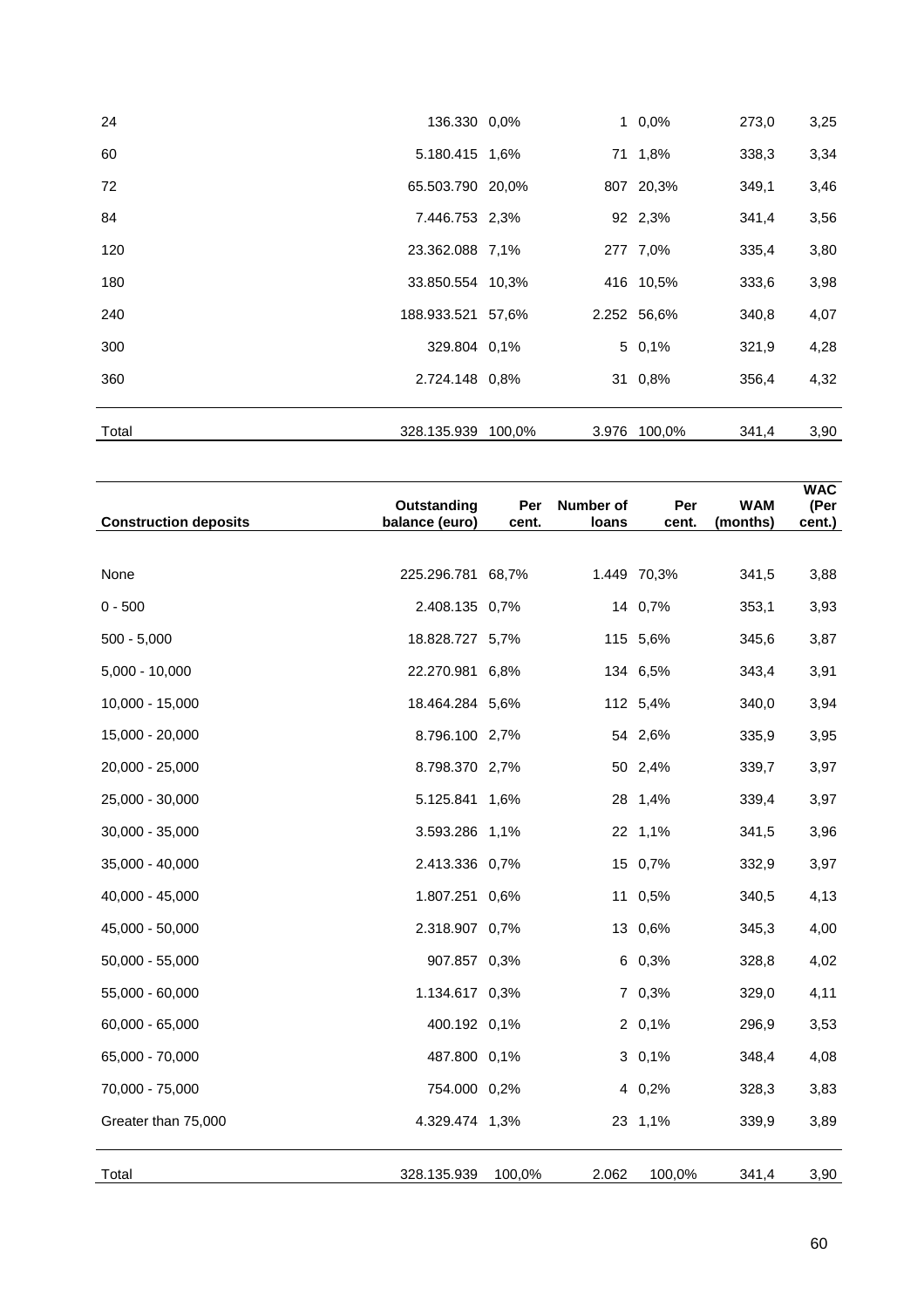| | | | | | | |
|---|---|---|---|---|---|---|
| 24 | 136.330 | 0,0% | 1 | 0,0% | 273,0 | 3,25 |
| 60 | 5.180.415 | 1,6% | 71 | 1,8% | 338,3 | 3,34 |
| 72 | 65.503.790 | 20,0% | 807 | 20,3% | 349,1 | 3,46 |
| 84 | 7.446.753 | 2,3% | 92 | 2,3% | 341,4 | 3,56 |
| 120 | 23.362.088 | 7,1% | 277 | 7,0% | 335,4 | 3,80 |
| 180 | 33.850.554 | 10,3% | 416 | 10,5% | 333,6 | 3,98 |
| 240 | 188.933.521 | 57,6% | 2.252 | 56,6% | 340,8 | 4,07 |
| 300 | 329.804 | 0,1% | 5 | 0,1% | 321,9 | 4,28 |
| 360 | 2.724.148 | 0,8% | 31 | 0,8% | 356,4 | 4,32 |
| Total | 328.135.939 | 100,0% | 3.976 | 100,0% | 341,4 | 3,90 |

| Construction deposits | Outstanding balance (euro) | Per cent. | Number of loans | Per cent. | WAM (months) | WAC (Per cent.) |
|---|---|---|---|---|---|---|
| None | 225.296.781 | 68,7% | 1.449 | 70,3% | 341,5 | 3,88 |
| 0 - 500 | 2.408.135 | 0,7% | 14 | 0,7% | 353,1 | 3,93 |
| 500 - 5,000 | 18.828.727 | 5,7% | 115 | 5,6% | 345,6 | 3,87 |
| 5,000 - 10,000 | 22.270.981 | 6,8% | 134 | 6,5% | 343,4 | 3,91 |
| 10,000 - 15,000 | 18.464.284 | 5,6% | 112 | 5,4% | 340,0 | 3,94 |
| 15,000 - 20,000 | 8.796.100 | 2,7% | 54 | 2,6% | 335,9 | 3,95 |
| 20,000 - 25,000 | 8.798.370 | 2,7% | 50 | 2,4% | 339,7 | 3,97 |
| 25,000 - 30,000 | 5.125.841 | 1,6% | 28 | 1,4% | 339,4 | 3,97 |
| 30,000 - 35,000 | 3.593.286 | 1,1% | 22 | 1,1% | 341,5 | 3,96 |
| 35,000 - 40,000 | 2.413.336 | 0,7% | 15 | 0,7% | 332,9 | 3,97 |
| 40,000 - 45,000 | 1.807.251 | 0,6% | 11 | 0,5% | 340,5 | 4,13 |
| 45,000 - 50,000 | 2.318.907 | 0,7% | 13 | 0,6% | 345,3 | 4,00 |
| 50,000 - 55,000 | 907.857 | 0,3% | 6 | 0,3% | 328,8 | 4,02 |
| 55,000 - 60,000 | 1.134.617 | 0,3% | 7 | 0,3% | 329,0 | 4,11 |
| 60,000 - 65,000 | 400.192 | 0,1% | 2 | 0,1% | 296,9 | 3,53 |
| 65,000 - 70,000 | 487.800 | 0,1% | 3 | 0,1% | 348,4 | 4,08 |
| 70,000 - 75,000 | 754.000 | 0,2% | 4 | 0,2% | 328,3 | 3,83 |
| Greater than 75,000 | 4.329.474 | 1,3% | 23 | 1,1% | 339,9 | 3,89 |
| Total | 328.135.939 | 100,0% | 2.062 | 100,0% | 341,4 | 3,90 |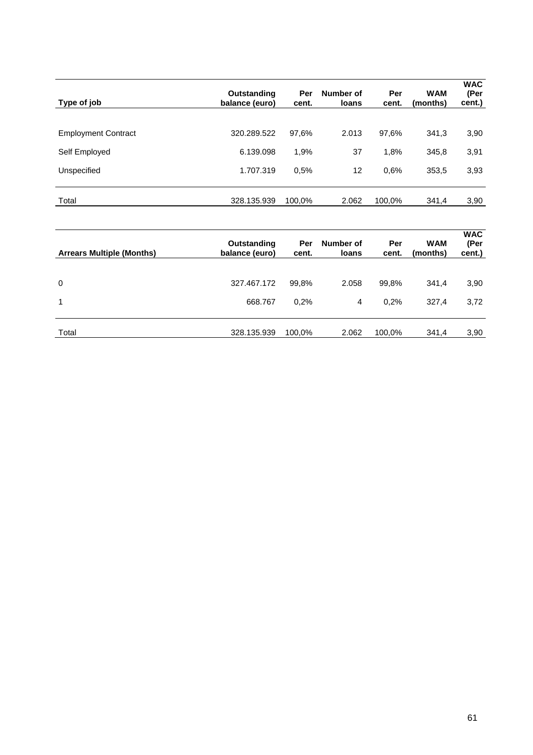| Type of job | Outstanding balance (euro) | Per cent. | Number of loans | Per cent. | WAM (months) | WAC (Per cent.) |
|---|---|---|---|---|---|---|
| Employment Contract | 320.289.522 | 97,6% | 2.013 | 97,6% | 341,3 | 3,90 |
| Self Employed | 6.139.098 | 1,9% | 37 | 1,8% | 345,8 | 3,91 |
| Unspecified | 1.707.319 | 0,5% | 12 | 0,6% | 353,5 | 3,93 |
| Total | 328.135.939 | 100,0% | 2.062 | 100,0% | 341,4 | 3,90 |

| Arrears Multiple (Months) | Outstanding balance (euro) | Per cent. | Number of loans | Per cent. | WAM (months) | WAC (Per cent.) |
|---|---|---|---|---|---|---|
| 0 | 327.467.172 | 99,8% | 2.058 | 99,8% | 341,4 | 3,90 |
| 1 | 668.767 | 0,2% | 4 | 0,2% | 327,4 | 3,72 |
| Total | 328.135.939 | 100,0% | 2.062 | 100,0% | 341,4 | 3,90 |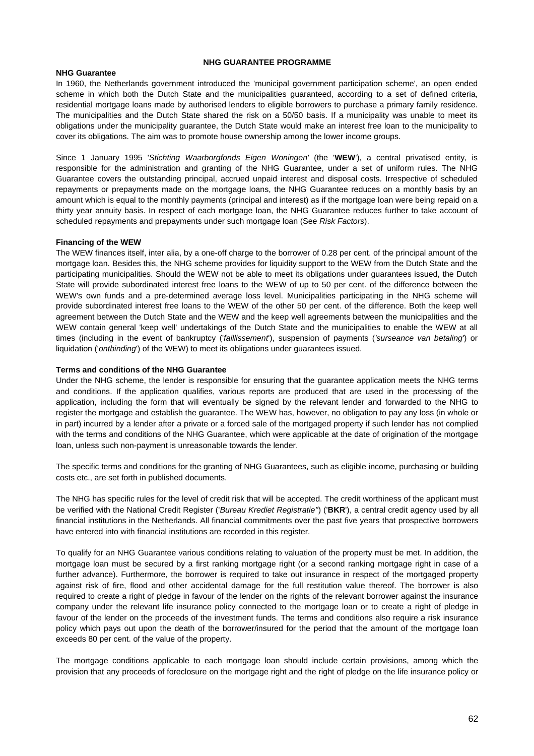## NHG GUARANTEE PROGRAMME

**NHG Guarantee**

In 1960, the Netherlands government introduced the 'municipal government participation scheme', an open ended scheme in which both the Dutch State and the municipalities guaranteed, according to a set of defined criteria, residential mortgage loans made by authorised lenders to eligible borrowers to purchase a primary family residence. The municipalities and the Dutch State shared the risk on a 50/50 basis. If a municipality was unable to meet its obligations under the municipality guarantee, the Dutch State would make an interest free loan to the municipality to cover its obligations. The aim was to promote house ownership among the lower income groups.

Since 1 January 1995 '*Stichting Waarborgfonds Eigen Woningen*' (the '**WEW**'), a central privatised entity, is responsible for the administration and granting of the NHG Guarantee, under a set of uniform rules. The NHG Guarantee covers the outstanding principal, accrued unpaid interest and disposal costs. Irrespective of scheduled repayments or prepayments made on the mortgage loans, the NHG Guarantee reduces on a monthly basis by an amount which is equal to the monthly payments (principal and interest) as if the mortgage loan were being repaid on a thirty year annuity basis. In respect of each mortgage loan, the NHG Guarantee reduces further to take account of scheduled repayments and prepayments under such mortgage loan (See *Risk Factors*).

**Financing of the WEW**

The WEW finances itself, inter alia, by a one-off charge to the borrower of 0.28 per cent. of the principal amount of the mortgage loan. Besides this, the NHG scheme provides for liquidity support to the WEW from the Dutch State and the participating municipalities. Should the WEW not be able to meet its obligations under guarantees issued, the Dutch State will provide subordinated interest free loans to the WEW of up to 50 per cent. of the difference between the WEW's own funds and a pre-determined average loss level. Municipalities participating in the NHG scheme will provide subordinated interest free loans to the WEW of the other 50 per cent. of the difference. Both the keep well agreement between the Dutch State and the WEW and the keep well agreements between the municipalities and the WEW contain general 'keep well' undertakings of the Dutch State and the municipalities to enable the WEW at all times (including in the event of bankruptcy ('*faillissement*'), suspension of payments ('*surseance van betaling*') or liquidation ('*ontbinding*') of the WEW) to meet its obligations under guarantees issued.

**Terms and conditions of the NHG Guarantee**

Under the NHG scheme, the lender is responsible for ensuring that the guarantee application meets the NHG terms and conditions. If the application qualifies, various reports are produced that are used in the processing of the application, including the form that will eventually be signed by the relevant lender and forwarded to the NHG to register the mortgage and establish the guarantee. The WEW has, however, no obligation to pay any loss (in whole or in part) incurred by a lender after a private or a forced sale of the mortgaged property if such lender has not complied with the terms and conditions of the NHG Guarantee, which were applicable at the date of origination of the mortgage loan, unless such non-payment is unreasonable towards the lender.

The specific terms and conditions for the granting of NHG Guarantees, such as eligible income, purchasing or building costs etc., are set forth in published documents.

The NHG has specific rules for the level of credit risk that will be accepted. The credit worthiness of the applicant must be verified with the National Credit Register ('*Bureau Krediet Registratie"*) ('**BKR**'), a central credit agency used by all financial institutions in the Netherlands. All financial commitments over the past five years that prospective borrowers have entered into with financial institutions are recorded in this register.

To qualify for an NHG Guarantee various conditions relating to valuation of the property must be met. In addition, the mortgage loan must be secured by a first ranking mortgage right (or a second ranking mortgage right in case of a further advance). Furthermore, the borrower is required to take out insurance in respect of the mortgaged property against risk of fire, flood and other accidental damage for the full restitution value thereof. The borrower is also required to create a right of pledge in favour of the lender on the rights of the relevant borrower against the insurance company under the relevant life insurance policy connected to the mortgage loan or to create a right of pledge in favour of the lender on the proceeds of the investment funds. The terms and conditions also require a risk insurance policy which pays out upon the death of the borrower/insured for the period that the amount of the mortgage loan exceeds 80 per cent. of the value of the property.

The mortgage conditions applicable to each mortgage loan should include certain provisions, among which the provision that any proceeds of foreclosure on the mortgage right and the right of pledge on the life insurance policy or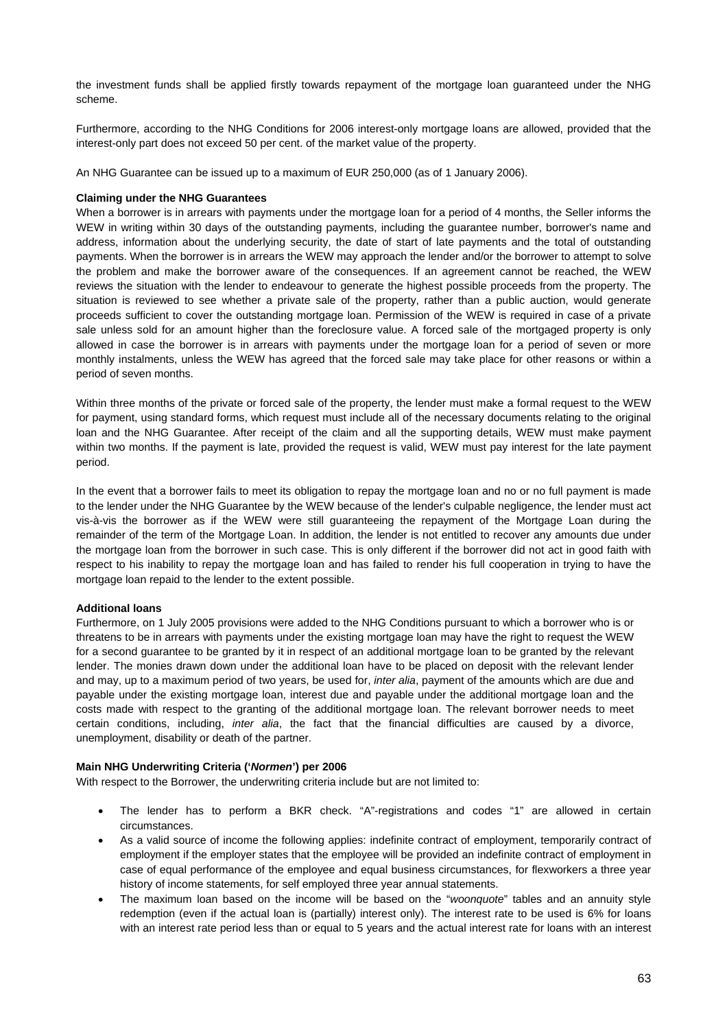the investment funds shall be applied firstly towards repayment of the mortgage loan guaranteed under the NHG scheme.

Furthermore, according to the NHG Conditions for 2006 interest-only mortgage loans are allowed, provided that the interest-only part does not exceed 50 per cent. of the market value of the property.

An NHG Guarantee can be issued up to a maximum of EUR 250,000 (as of 1 January 2006).

**Claiming under the NHG Guarantees**

When a borrower is in arrears with payments under the mortgage loan for a period of 4 months, the Seller informs the WEW in writing within 30 days of the outstanding payments, including the guarantee number, borrower's name and address, information about the underlying security, the date of start of late payments and the total of outstanding payments. When the borrower is in arrears the WEW may approach the lender and/or the borrower to attempt to solve the problem and make the borrower aware of the consequences. If an agreement cannot be reached, the WEW reviews the situation with the lender to endeavour to generate the highest possible proceeds from the property. The situation is reviewed to see whether a private sale of the property, rather than a public auction, would generate proceeds sufficient to cover the outstanding mortgage loan. Permission of the WEW is required in case of a private sale unless sold for an amount higher than the foreclosure value. A forced sale of the mortgaged property is only allowed in case the borrower is in arrears with payments under the mortgage loan for a period of seven or more monthly instalments, unless the WEW has agreed that the forced sale may take place for other reasons or within a period of seven months.

Within three months of the private or forced sale of the property, the lender must make a formal request to the WEW for payment, using standard forms, which request must include all of the necessary documents relating to the original loan and the NHG Guarantee. After receipt of the claim and all the supporting details, WEW must make payment within two months. If the payment is late, provided the request is valid, WEW must pay interest for the late payment period.

In the event that a borrower fails to meet its obligation to repay the mortgage loan and no or no full payment is made to the lender under the NHG Guarantee by the WEW because of the lender's culpable negligence, the lender must act vis-à-vis the borrower as if the WEW were still guaranteeing the repayment of the Mortgage Loan during the remainder of the term of the Mortgage Loan. In addition, the lender is not entitled to recover any amounts due under the mortgage loan from the borrower in such case. This is only different if the borrower did not act in good faith with respect to his inability to repay the mortgage loan and has failed to render his full cooperation in trying to have the mortgage loan repaid to the lender to the extent possible.

**Additional loans**

Furthermore, on 1 July 2005 provisions were added to the NHG Conditions pursuant to which a borrower who is or threatens to be in arrears with payments under the existing mortgage loan may have the right to request the WEW for a second guarantee to be granted by it in respect of an additional mortgage loan to be granted by the relevant lender. The monies drawn down under the additional loan have to be placed on deposit with the relevant lender and may, up to a maximum period of two years, be used for, *inter alia*, payment of the amounts which are due and payable under the existing mortgage loan, interest due and payable under the additional mortgage loan and the costs made with respect to the granting of the additional mortgage loan. The relevant borrower needs to meet certain conditions, including, *inter alia*, the fact that the financial difficulties are caused by a divorce, unemployment, disability or death of the partner.

**Main NHG Underwriting Criteria ('*Normen*') per 2006**

With respect to the Borrower, the underwriting criteria include but are not limited to:

- The lender has to perform a BKR check. "A"-registrations and codes "1" are allowed in certain circumstances.
- As a valid source of income the following applies: indefinite contract of employment, temporarily contract of employment if the employer states that the employee will be provided an indefinite contract of employment in case of equal performance of the employee and equal business circumstances, for flexworkers a three year history of income statements, for self employed three year annual statements.
- The maximum loan based on the income will be based on the "*woonquote*" tables and an annuity style redemption (even if the actual loan is (partially) interest only). The interest rate to be used is 6% for loans with an interest rate period less than or equal to 5 years and the actual interest rate for loans with an interest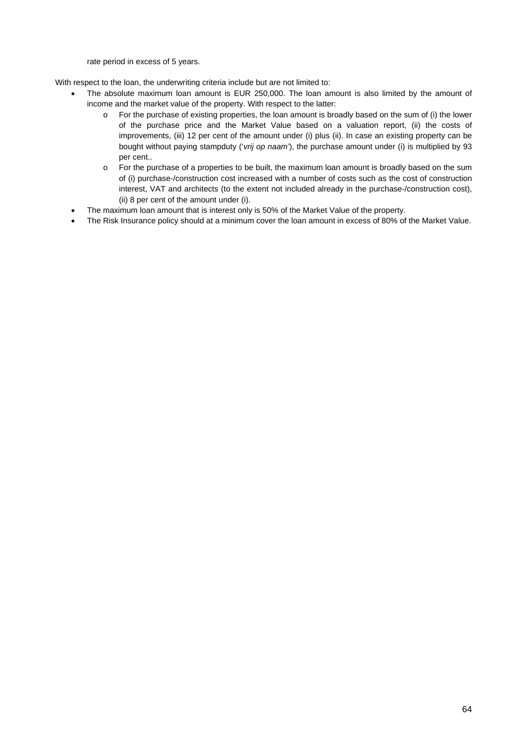rate period in excess of 5 years.

With respect to the loan, the underwriting criteria include but are not limited to:

- The absolute maximum loan amount is EUR 250,000. The loan amount is also limited by the amount of income and the market value of the property. With respect to the latter:
  - For the purchase of existing properties, the loan amount is broadly based on the sum of (i) the lower of the purchase price and the Market Value based on a valuation report, (ii) the costs of improvements, (iii) 12 per cent of the amount under (i) plus (ii). In case an existing property can be bought without paying stampduty ('*vrij op naam*'), the purchase amount under (i) is multiplied by 93 per cent..
  - For the purchase of a properties to be built, the maximum loan amount is broadly based on the sum of (i) purchase-/construction cost increased with a number of costs such as the cost of construction interest, VAT and architects (to the extent not included already in the purchase-/construction cost), (ii) 8 per cent of the amount under (i).
- The maximum loan amount that is interest only is 50% of the Market Value of the property.
- The Risk Insurance policy should at a minimum cover the loan amount in excess of 80% of the Market Value.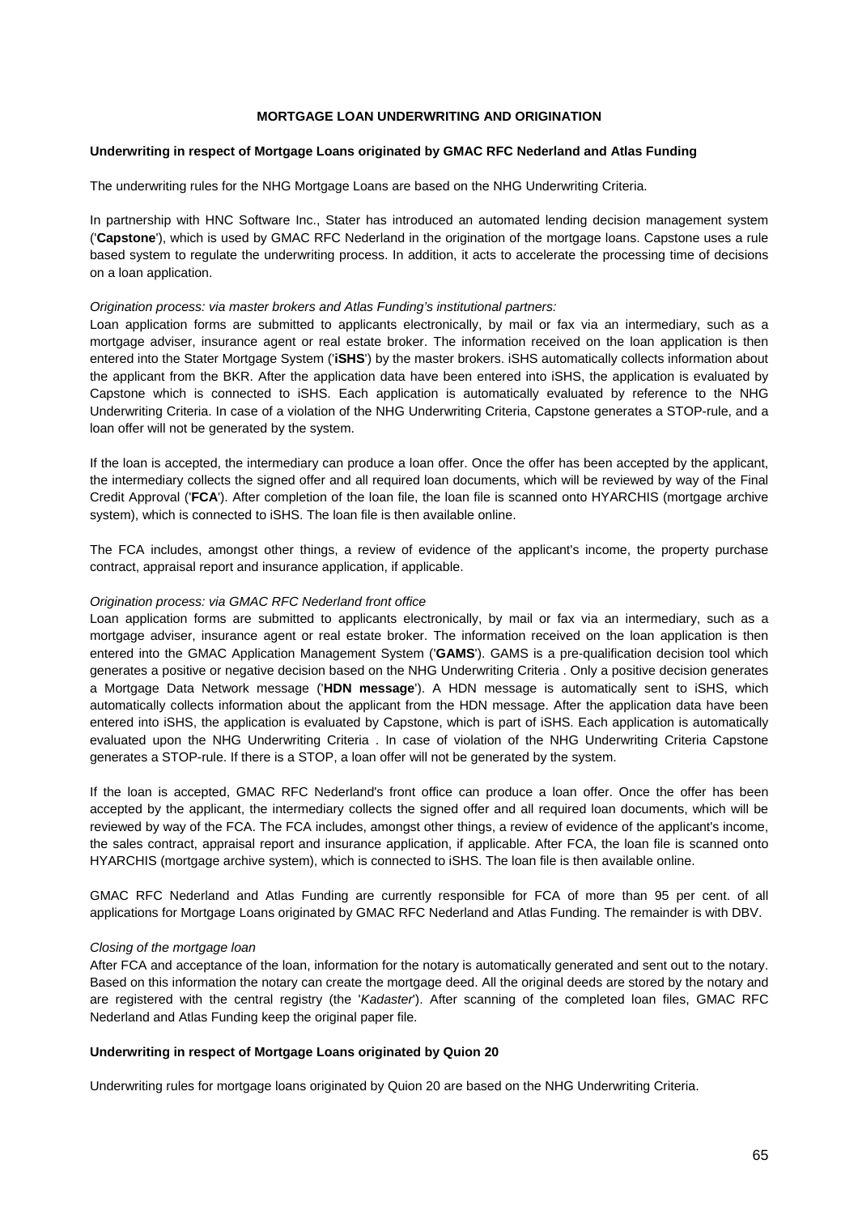# MORTGAGE LOAN UNDERWRITING AND ORIGINATION

## Underwriting in respect of Mortgage Loans originated by GMAC RFC Nederland and Atlas Funding

The underwriting rules for the NHG Mortgage Loans are based on the NHG Underwriting Criteria.

In partnership with HNC Software Inc., Stater has introduced an automated lending decision management system ('**Capstone**'), which is used by GMAC RFC Nederland in the origination of the mortgage loans. Capstone uses a rule based system to regulate the underwriting process. In addition, it acts to accelerate the processing time of decisions on a loan application.

*Origination process: via master brokers and Atlas Funding's institutional partners:*

Loan application forms are submitted to applicants electronically, by mail or fax via an intermediary, such as a mortgage adviser, insurance agent or real estate broker. The information received on the loan application is then entered into the Stater Mortgage System ('**iSHS**') by the master brokers. iSHS automatically collects information about the applicant from the BKR. After the application data have been entered into iSHS, the application is evaluated by Capstone which is connected to iSHS. Each application is automatically evaluated by reference to the NHG Underwriting Criteria. In case of a violation of the NHG Underwriting Criteria, Capstone generates a STOP-rule, and a loan offer will not be generated by the system.

If the loan is accepted, the intermediary can produce a loan offer. Once the offer has been accepted by the applicant, the intermediary collects the signed offer and all required loan documents, which will be reviewed by way of the Final Credit Approval ('**FCA**'). After completion of the loan file, the loan file is scanned onto HYARCHIS (mortgage archive system), which is connected to iSHS. The loan file is then available online.

The FCA includes, amongst other things, a review of evidence of the applicant's income, the property purchase contract, appraisal report and insurance application, if applicable.

*Origination process: via GMAC RFC Nederland front office*

Loan application forms are submitted to applicants electronically, by mail or fax via an intermediary, such as a mortgage adviser, insurance agent or real estate broker. The information received on the loan application is then entered into the GMAC Application Management System ('**GAMS**'). GAMS is a pre-qualification decision tool which generates a positive or negative decision based on the NHG Underwriting Criteria . Only a positive decision generates a Mortgage Data Network message ('**HDN message**'). A HDN message is automatically sent to iSHS, which automatically collects information about the applicant from the HDN message. After the application data have been entered into iSHS, the application is evaluated by Capstone, which is part of iSHS. Each application is automatically evaluated upon the NHG Underwriting Criteria . In case of violation of the NHG Underwriting Criteria Capstone generates a STOP-rule. If there is a STOP, a loan offer will not be generated by the system.

If the loan is accepted, GMAC RFC Nederland's front office can produce a loan offer. Once the offer has been accepted by the applicant, the intermediary collects the signed offer and all required loan documents, which will be reviewed by way of the FCA. The FCA includes, amongst other things, a review of evidence of the applicant's income, the sales contract, appraisal report and insurance application, if applicable. After FCA, the loan file is scanned onto HYARCHIS (mortgage archive system), which is connected to iSHS. The loan file is then available online.

GMAC RFC Nederland and Atlas Funding are currently responsible for FCA of more than 95 per cent. of all applications for Mortgage Loans originated by GMAC RFC Nederland and Atlas Funding. The remainder is with DBV.

*Closing of the mortgage loan*

After FCA and acceptance of the loan, information for the notary is automatically generated and sent out to the notary. Based on this information the notary can create the mortgage deed. All the original deeds are stored by the notary and are registered with the central registry (the '*Kadaster*'). After scanning of the completed loan files, GMAC RFC Nederland and Atlas Funding keep the original paper file.

## Underwriting in respect of Mortgage Loans originated by Quion 20

Underwriting rules for mortgage loans originated by Quion 20 are based on the NHG Underwriting Criteria.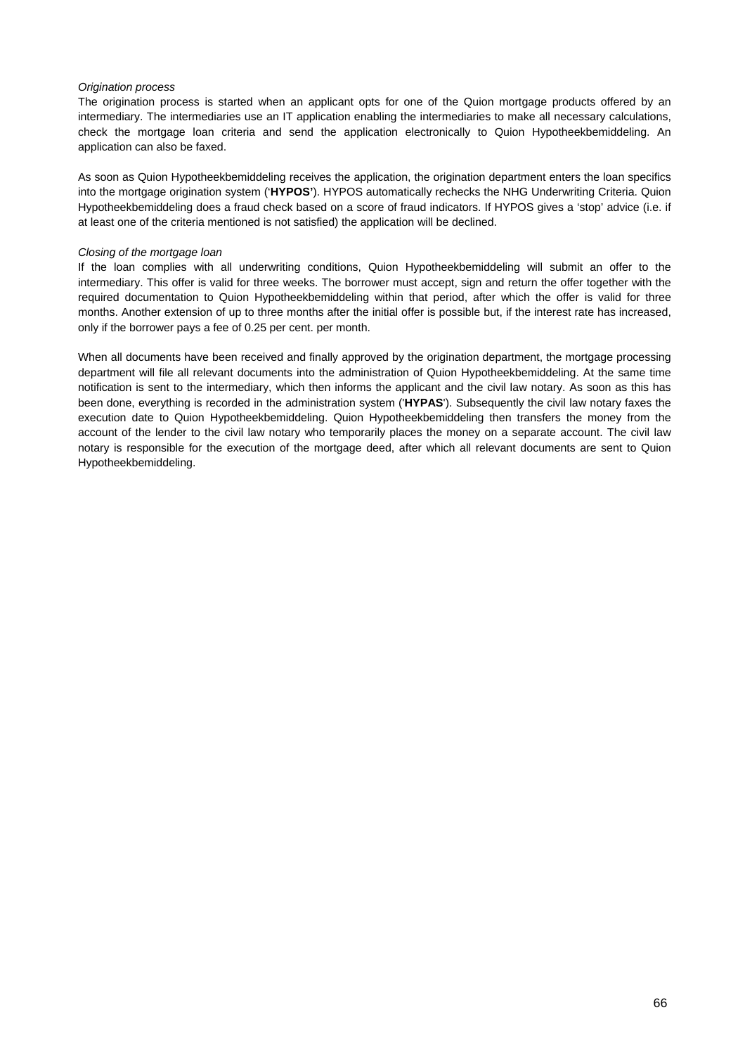*Origination process*

The origination process is started when an applicant opts for one of the Quion mortgage products offered by an intermediary. The intermediaries use an IT application enabling the intermediaries to make all necessary calculations, check the mortgage loan criteria and send the application electronically to Quion Hypotheekbemiddeling. An application can also be faxed.

As soon as Quion Hypotheekbemiddeling receives the application, the origination department enters the loan specifics into the mortgage origination system ('**HYPOS**'). HYPOS automatically rechecks the NHG Underwriting Criteria. Quion Hypotheekbemiddeling does a fraud check based on a score of fraud indicators. If HYPOS gives a 'stop' advice (i.e. if at least one of the criteria mentioned is not satisfied) the application will be declined.

*Closing of the mortgage loan*

If the loan complies with all underwriting conditions, Quion Hypotheekbemiddeling will submit an offer to the intermediary. This offer is valid for three weeks. The borrower must accept, sign and return the offer together with the required documentation to Quion Hypotheekbemiddeling within that period, after which the offer is valid for three months. Another extension of up to three months after the initial offer is possible but, if the interest rate has increased, only if the borrower pays a fee of 0.25 per cent. per month.

When all documents have been received and finally approved by the origination department, the mortgage processing department will file all relevant documents into the administration of Quion Hypotheekbemiddeling. At the same time notification is sent to the intermediary, which then informs the applicant and the civil law notary. As soon as this has been done, everything is recorded in the administration system ('**HYPAS**'). Subsequently the civil law notary faxes the execution date to Quion Hypotheekbemiddeling. Quion Hypotheekbemiddeling then transfers the money from the account of the lender to the civil law notary who temporarily places the money on a separate account. The civil law notary is responsible for the execution of the mortgage deed, after which all relevant documents are sent to Quion Hypotheekbemiddeling.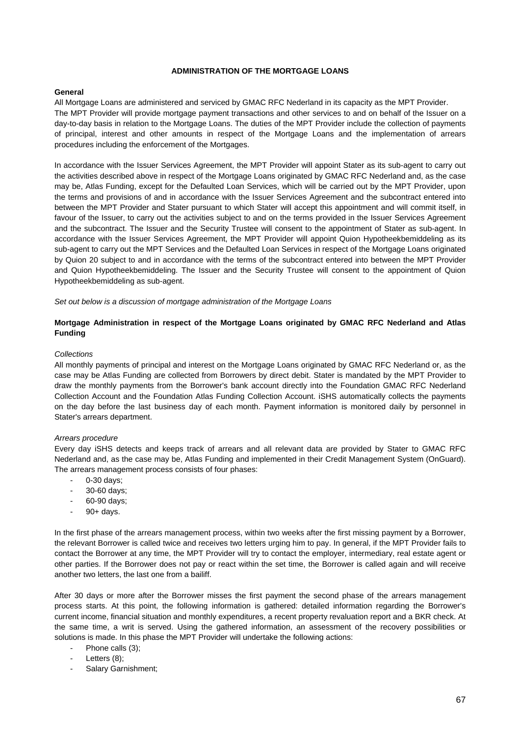# ADMINISTRATION OF THE MORTGAGE LOANS

**General**

All Mortgage Loans are administered and serviced by GMAC RFC Nederland in its capacity as the MPT Provider. The MPT Provider will provide mortgage payment transactions and other services to and on behalf of the Issuer on a day-to-day basis in relation to the Mortgage Loans. The duties of the MPT Provider include the collection of payments of principal, interest and other amounts in respect of the Mortgage Loans and the implementation of arrears procedures including the enforcement of the Mortgages.

In accordance with the Issuer Services Agreement, the MPT Provider will appoint Stater as its sub-agent to carry out the activities described above in respect of the Mortgage Loans originated by GMAC RFC Nederland and, as the case may be, Atlas Funding, except for the Defaulted Loan Services, which will be carried out by the MPT Provider, upon the terms and provisions of and in accordance with the Issuer Services Agreement and the subcontract entered into between the MPT Provider and Stater pursuant to which Stater will accept this appointment and will commit itself, in favour of the Issuer, to carry out the activities subject to and on the terms provided in the Issuer Services Agreement and the subcontract. The Issuer and the Security Trustee will consent to the appointment of Stater as sub-agent. In accordance with the Issuer Services Agreement, the MPT Provider will appoint Quion Hypotheekbemiddeling as its sub-agent to carry out the MPT Services and the Defaulted Loan Services in respect of the Mortgage Loans originated by Quion 20 subject to and in accordance with the terms of the subcontract entered into between the MPT Provider and Quion Hypotheekbemiddeling. The Issuer and the Security Trustee will consent to the appointment of Quion Hypotheekbemiddeling as sub-agent.

*Set out below is a discussion of mortgage administration of the Mortgage Loans*

**Mortgage Administration in respect of the Mortgage Loans originated by GMAC RFC Nederland and Atlas Funding**

*Collections*

All monthly payments of principal and interest on the Mortgage Loans originated by GMAC RFC Nederland or, as the case may be Atlas Funding are collected from Borrowers by direct debit. Stater is mandated by the MPT Provider to draw the monthly payments from the Borrower's bank account directly into the Foundation GMAC RFC Nederland Collection Account and the Foundation Atlas Funding Collection Account. iSHS automatically collects the payments on the day before the last business day of each month. Payment information is monitored daily by personnel in Stater's arrears department.

*Arrears procedure*

Every day iSHS detects and keeps track of arrears and all relevant data are provided by Stater to GMAC RFC Nederland and, as the case may be, Atlas Funding and implemented in their Credit Management System (OnGuard). The arrears management process consists of four phases:

- 0-30 days;
- 30-60 days;
- 60-90 days;
- 90+ days.

In the first phase of the arrears management process, within two weeks after the first missing payment by a Borrower, the relevant Borrower is called twice and receives two letters urging him to pay. In general, if the MPT Provider fails to contact the Borrower at any time, the MPT Provider will try to contact the employer, intermediary, real estate agent or other parties. If the Borrower does not pay or react within the set time, the Borrower is called again and will receive another two letters, the last one from a bailiff.

After 30 days or more after the Borrower misses the first payment the second phase of the arrears management process starts. At this point, the following information is gathered: detailed information regarding the Borrower's current income, financial situation and monthly expenditures, a recent property revaluation report and a BKR check. At the same time, a writ is served. Using the gathered information, an assessment of the recovery possibilities or solutions is made. In this phase the MPT Provider will undertake the following actions:

- Phone calls (3);
- Letters (8);
- Salary Garnishment;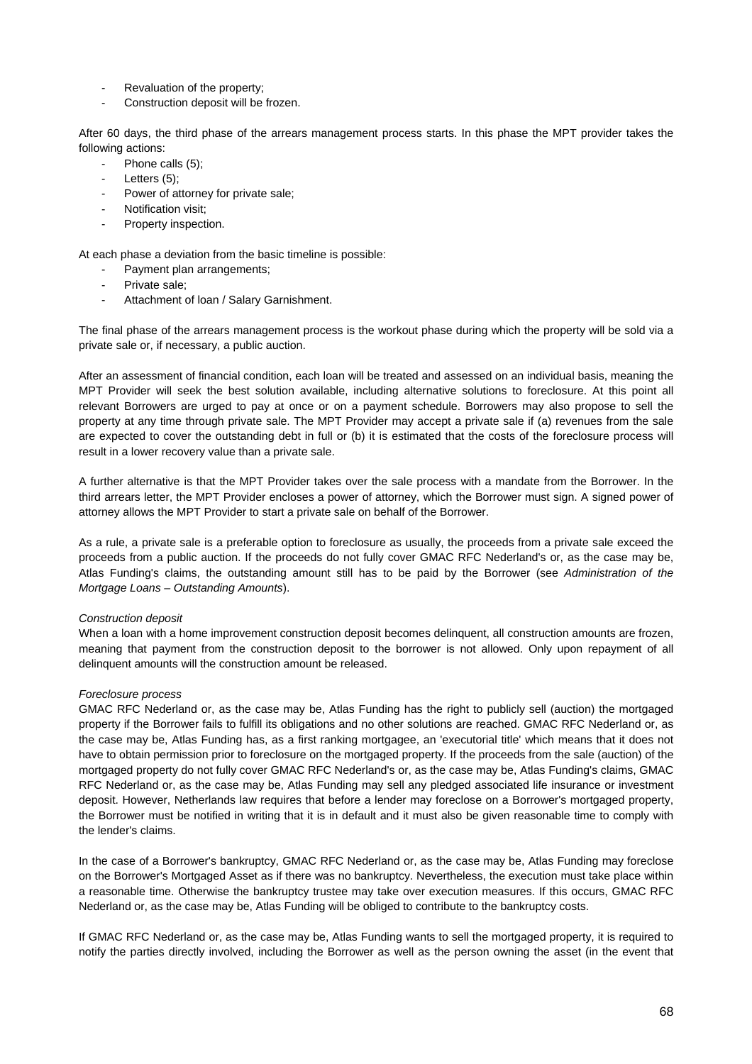- Revaluation of the property;
- Construction deposit will be frozen.

After 60 days, the third phase of the arrears management process starts. In this phase the MPT provider takes the following actions:

- Phone calls (5);
- Letters (5);
- Power of attorney for private sale;
- Notification visit;
- Property inspection.

At each phase a deviation from the basic timeline is possible:

- Payment plan arrangements;
- Private sale;
- Attachment of loan / Salary Garnishment.

The final phase of the arrears management process is the workout phase during which the property will be sold via a private sale or, if necessary, a public auction.

After an assessment of financial condition, each loan will be treated and assessed on an individual basis, meaning the MPT Provider will seek the best solution available, including alternative solutions to foreclosure. At this point all relevant Borrowers are urged to pay at once or on a payment schedule. Borrowers may also propose to sell the property at any time through private sale. The MPT Provider may accept a private sale if (a) revenues from the sale are expected to cover the outstanding debt in full or (b) it is estimated that the costs of the foreclosure process will result in a lower recovery value than a private sale.

A further alternative is that the MPT Provider takes over the sale process with a mandate from the Borrower. In the third arrears letter, the MPT Provider encloses a power of attorney, which the Borrower must sign. A signed power of attorney allows the MPT Provider to start a private sale on behalf of the Borrower.

As a rule, a private sale is a preferable option to foreclosure as usually, the proceeds from a private sale exceed the proceeds from a public auction. If the proceeds do not fully cover GMAC RFC Nederland's or, as the case may be, Atlas Funding's claims, the outstanding amount still has to be paid by the Borrower (see *Administration of the Mortgage Loans – Outstanding Amounts*).

*Construction deposit*

When a loan with a home improvement construction deposit becomes delinquent, all construction amounts are frozen, meaning that payment from the construction deposit to the borrower is not allowed. Only upon repayment of all delinquent amounts will the construction amount be released.

*Foreclosure process*

GMAC RFC Nederland or, as the case may be, Atlas Funding has the right to publicly sell (auction) the mortgaged property if the Borrower fails to fulfill its obligations and no other solutions are reached. GMAC RFC Nederland or, as the case may be, Atlas Funding has, as a first ranking mortgagee, an 'executorial title' which means that it does not have to obtain permission prior to foreclosure on the mortgaged property. If the proceeds from the sale (auction) of the mortgaged property do not fully cover GMAC RFC Nederland's or, as the case may be, Atlas Funding's claims, GMAC RFC Nederland or, as the case may be, Atlas Funding may sell any pledged associated life insurance or investment deposit. However, Netherlands law requires that before a lender may foreclose on a Borrower's mortgaged property, the Borrower must be notified in writing that it is in default and it must also be given reasonable time to comply with the lender's claims.

In the case of a Borrower's bankruptcy, GMAC RFC Nederland or, as the case may be, Atlas Funding may foreclose on the Borrower's Mortgaged Asset as if there was no bankruptcy. Nevertheless, the execution must take place within a reasonable time. Otherwise the bankruptcy trustee may take over execution measures. If this occurs, GMAC RFC Nederland or, as the case may be, Atlas Funding will be obliged to contribute to the bankruptcy costs.

If GMAC RFC Nederland or, as the case may be, Atlas Funding wants to sell the mortgaged property, it is required to notify the parties directly involved, including the Borrower as well as the person owning the asset (in the event that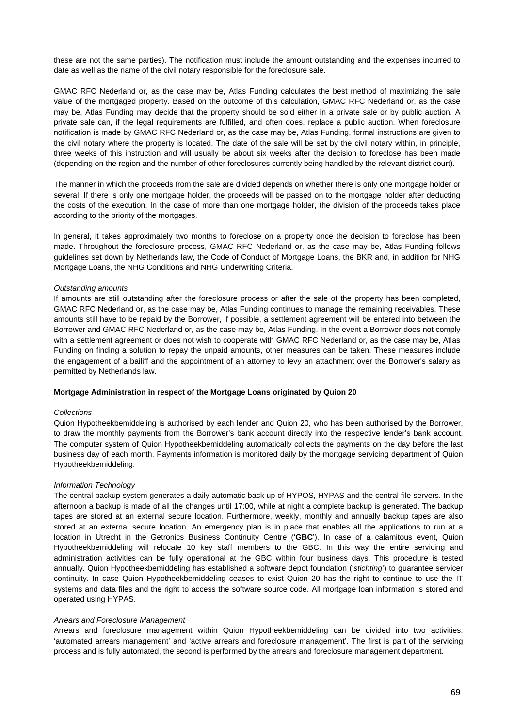these are not the same parties). The notification must include the amount outstanding and the expenses incurred to date as well as the name of the civil notary responsible for the foreclosure sale.

GMAC RFC Nederland or, as the case may be, Atlas Funding calculates the best method of maximizing the sale value of the mortgaged property. Based on the outcome of this calculation, GMAC RFC Nederland or, as the case may be, Atlas Funding may decide that the property should be sold either in a private sale or by public auction. A private sale can, if the legal requirements are fulfilled, and often does, replace a public auction. When foreclosure notification is made by GMAC RFC Nederland or, as the case may be, Atlas Funding, formal instructions are given to the civil notary where the property is located. The date of the sale will be set by the civil notary within, in principle, three weeks of this instruction and will usually be about six weeks after the decision to foreclose has been made (depending on the region and the number of other foreclosures currently being handled by the relevant district court).

The manner in which the proceeds from the sale are divided depends on whether there is only one mortgage holder or several. If there is only one mortgage holder, the proceeds will be passed on to the mortgage holder after deducting the costs of the execution. In the case of more than one mortgage holder, the division of the proceeds takes place according to the priority of the mortgages.

In general, it takes approximately two months to foreclose on a property once the decision to foreclose has been made. Throughout the foreclosure process, GMAC RFC Nederland or, as the case may be, Atlas Funding follows guidelines set down by Netherlands law, the Code of Conduct of Mortgage Loans, the BKR and, in addition for NHG Mortgage Loans, the NHG Conditions and NHG Underwriting Criteria.

*Outstanding amounts*

If amounts are still outstanding after the foreclosure process or after the sale of the property has been completed, GMAC RFC Nederland or, as the case may be, Atlas Funding continues to manage the remaining receivables. These amounts still have to be repaid by the Borrower, if possible, a settlement agreement will be entered into between the Borrower and GMAC RFC Nederland or, as the case may be, Atlas Funding. In the event a Borrower does not comply with a settlement agreement or does not wish to cooperate with GMAC RFC Nederland or, as the case may be, Atlas Funding on finding a solution to repay the unpaid amounts, other measures can be taken. These measures include the engagement of a bailiff and the appointment of an attorney to levy an attachment over the Borrower's salary as permitted by Netherlands law.

**Mortgage Administration in respect of the Mortgage Loans originated by Quion 20**

*Collections*

Quion Hypotheekbemiddeling is authorised by each lender and Quion 20, who has been authorised by the Borrower, to draw the monthly payments from the Borrower's bank account directly into the respective lender's bank account. The computer system of Quion Hypotheekbemiddeling automatically collects the payments on the day before the last business day of each month. Payments information is monitored daily by the mortgage servicing department of Quion Hypotheekbemiddeling.

*Information Technology*

The central backup system generates a daily automatic back up of HYPOS, HYPAS and the central file servers. In the afternoon a backup is made of all the changes until 17:00, while at night a complete backup is generated. The backup tapes are stored at an external secure location. Furthermore, weekly, monthly and annually backup tapes are also stored at an external secure location. An emergency plan is in place that enables all the applications to run at a location in Utrecht in the Getronics Business Continuity Centre ('**GBC**'). In case of a calamitous event, Quion Hypotheekbemiddeling will relocate 10 key staff members to the GBC. In this way the entire servicing and administration activities can be fully operational at the GBC within four business days. This procedure is tested annually. Quion Hypotheekbemiddeling has established a software depot foundation ('*stichting'*) to guarantee servicer continuity. In case Quion Hypotheekbemiddeling ceases to exist Quion 20 has the right to continue to use the IT systems and data files and the right to access the software source code. All mortgage loan information is stored and operated using HYPAS.

*Arrears and Foreclosure Management*

Arrears and foreclosure management within Quion Hypotheekbemiddeling can be divided into two activities: 'automated arrears management' and 'active arrears and foreclosure management'. The first is part of the servicing process and is fully automated, the second is performed by the arrears and foreclosure management department.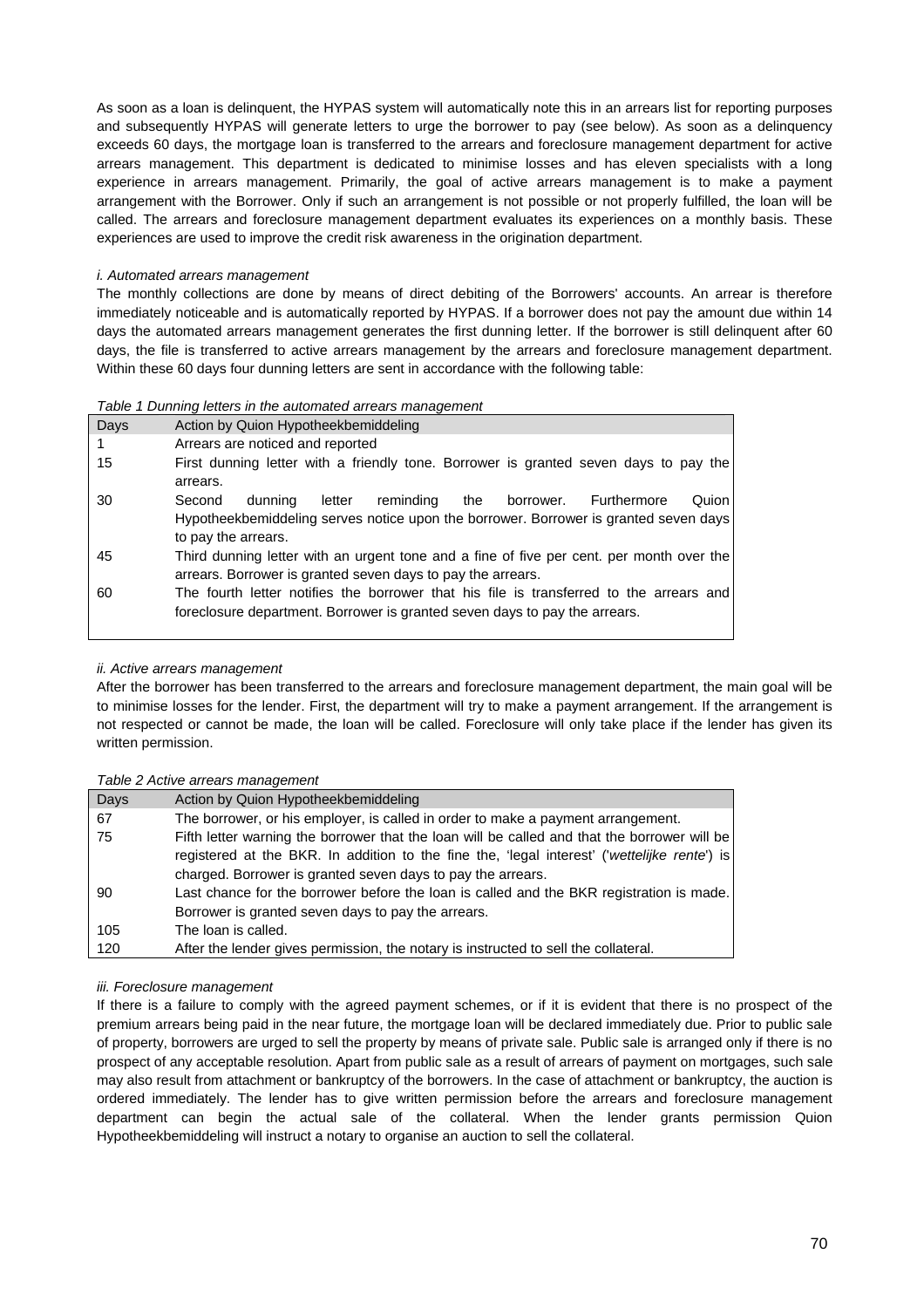As soon as a loan is delinquent, the HYPAS system will automatically note this in an arrears list for reporting purposes and subsequently HYPAS will generate letters to urge the borrower to pay (see below). As soon as a delinquency exceeds 60 days, the mortgage loan is transferred to the arrears and foreclosure management department for active arrears management. This department is dedicated to minimise losses and has eleven specialists with a long experience in arrears management. Primarily, the goal of active arrears management is to make a payment arrangement with the Borrower. Only if such an arrangement is not possible or not properly fulfilled, the loan will be called. The arrears and foreclosure management department evaluates its experiences on a monthly basis. These experiences are used to improve the credit risk awareness in the origination department.

*i. Automated arrears management*

The monthly collections are done by means of direct debiting of the Borrowers' accounts. An arrear is therefore immediately noticeable and is automatically reported by HYPAS. If a borrower does not pay the amount due within 14 days the automated arrears management generates the first dunning letter. If the borrower is still delinquent after 60 days, the file is transferred to active arrears management by the arrears and foreclosure management department. Within these 60 days four dunning letters are sent in accordance with the following table:

*Table 1 Dunning letters in the automated arrears management*

| Days | Action by Quion Hypotheekbemiddeling |
|---|---|
| 1 | Arrears are noticed and reported |
| 15 | First dunning letter with a friendly tone. Borrower is granted seven days to pay the arrears. |
| 30 | Second dunning letter reminding the borrower. Furthermore Quion Hypotheekbemiddeling serves notice upon the borrower. Borrower is granted seven days to pay the arrears. |
| 45 | Third dunning letter with an urgent tone and a fine of five per cent. per month over the arrears. Borrower is granted seven days to pay the arrears. |
| 60 | The fourth letter notifies the borrower that his file is transferred to the arrears and foreclosure department. Borrower is granted seven days to pay the arrears. |

*ii. Active arrears management*

After the borrower has been transferred to the arrears and foreclosure management department, the main goal will be to minimise losses for the lender. First, the department will try to make a payment arrangement. If the arrangement is not respected or cannot be made, the loan will be called. Foreclosure will only take place if the lender has given its written permission.

*Table 2 Active arrears management*

| Days | Action by Quion Hypotheekbemiddeling |
|---|---|
| 67 | The borrower, or his employer, is called in order to make a payment arrangement. |
| 75 | Fifth letter warning the borrower that the loan will be called and that the borrower will be registered at the BKR. In addition to the fine the, 'legal interest' ('*wettelijke rente*') is charged. Borrower is granted seven days to pay the arrears. |
| 90 | Last chance for the borrower before the loan is called and the BKR registration is made. Borrower is granted seven days to pay the arrears. |
| 105 | The loan is called. |
| 120 | After the lender gives permission, the notary is instructed to sell the collateral. |

*iii. Foreclosure management*

If there is a failure to comply with the agreed payment schemes, or if it is evident that there is no prospect of the premium arrears being paid in the near future, the mortgage loan will be declared immediately due. Prior to public sale of property, borrowers are urged to sell the property by means of private sale. Public sale is arranged only if there is no prospect of any acceptable resolution. Apart from public sale as a result of arrears of payment on mortgages, such sale may also result from attachment or bankruptcy of the borrowers. In the case of attachment or bankruptcy, the auction is ordered immediately. The lender has to give written permission before the arrears and foreclosure management department can begin the actual sale of the collateral. When the lender grants permission Quion Hypotheekbemiddeling will instruct a notary to organise an auction to sell the collateral.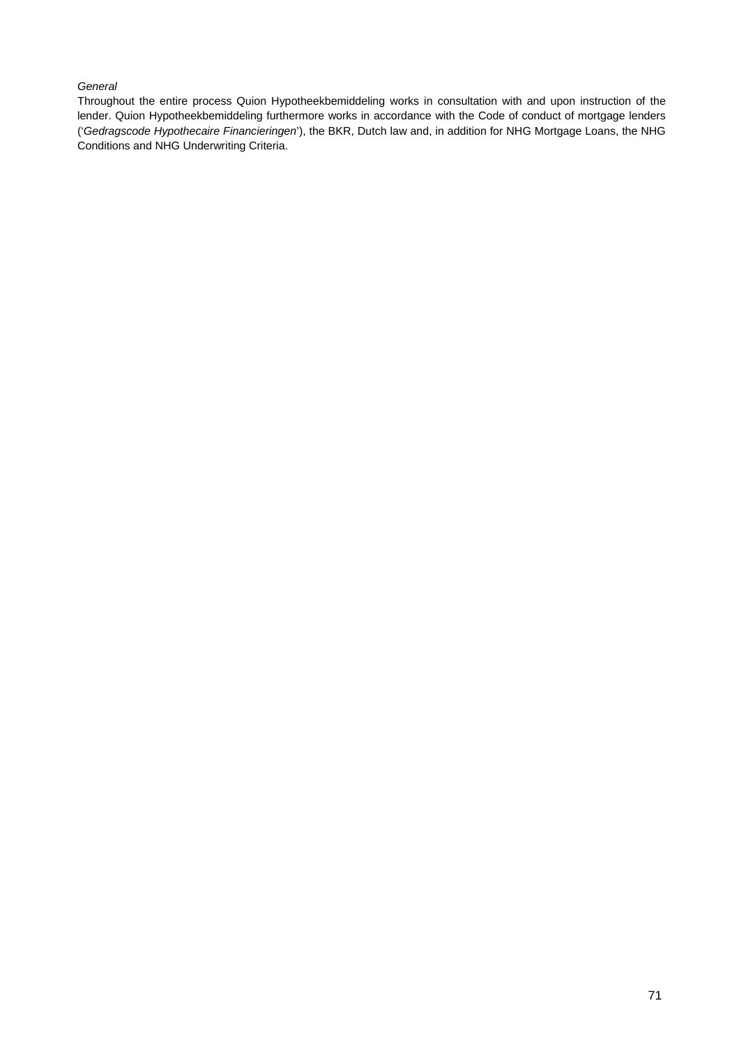*General*

Throughout the entire process Quion Hypotheekbemiddeling works in consultation with and upon instruction of the lender. Quion Hypotheekbemiddeling furthermore works in accordance with the Code of conduct of mortgage lenders ('*Gedragscode Hypothecaire Financieringen*'), the BKR, Dutch law and, in addition for NHG Mortgage Loans, the NHG Conditions and NHG Underwriting Criteria.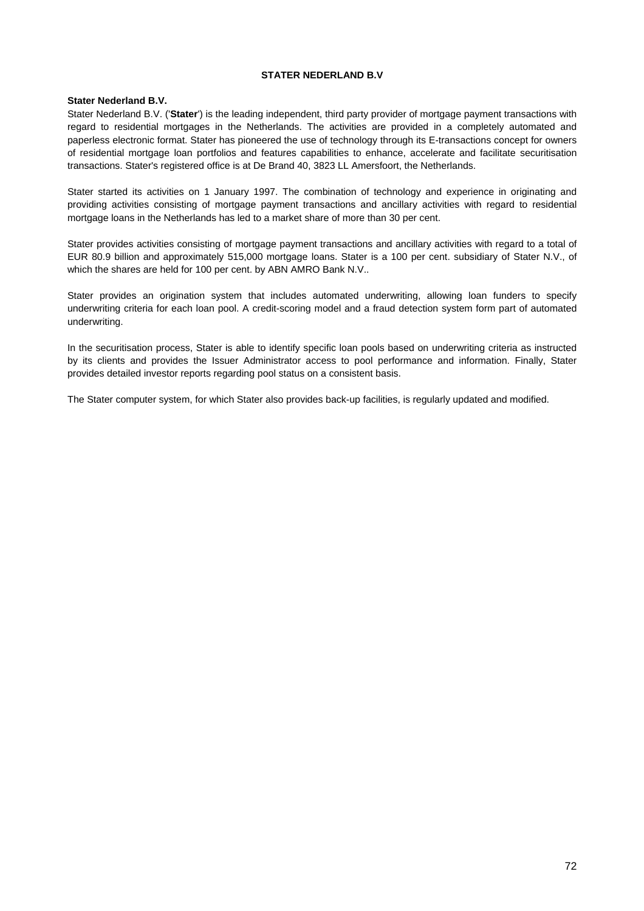# STATER NEDERLAND B.V

**Stater Nederland B.V.**

Stater Nederland B.V. ('**Stater**') is the leading independent, third party provider of mortgage payment transactions with regard to residential mortgages in the Netherlands. The activities are provided in a completely automated and paperless electronic format. Stater has pioneered the use of technology through its E-transactions concept for owners of residential mortgage loan portfolios and features capabilities to enhance, accelerate and facilitate securitisation transactions. Stater's registered office is at De Brand 40, 3823 LL Amersfoort, the Netherlands.

Stater started its activities on 1 January 1997. The combination of technology and experience in originating and providing activities consisting of mortgage payment transactions and ancillary activities with regard to residential mortgage loans in the Netherlands has led to a market share of more than 30 per cent.

Stater provides activities consisting of mortgage payment transactions and ancillary activities with regard to a total of EUR 80.9 billion and approximately 515,000 mortgage loans. Stater is a 100 per cent. subsidiary of Stater N.V., of which the shares are held for 100 per cent. by ABN AMRO Bank N.V..

Stater provides an origination system that includes automated underwriting, allowing loan funders to specify underwriting criteria for each loan pool. A credit-scoring model and a fraud detection system form part of automated underwriting.

In the securitisation process, Stater is able to identify specific loan pools based on underwriting criteria as instructed by its clients and provides the Issuer Administrator access to pool performance and information. Finally, Stater provides detailed investor reports regarding pool status on a consistent basis.

The Stater computer system, for which Stater also provides back-up facilities, is regularly updated and modified.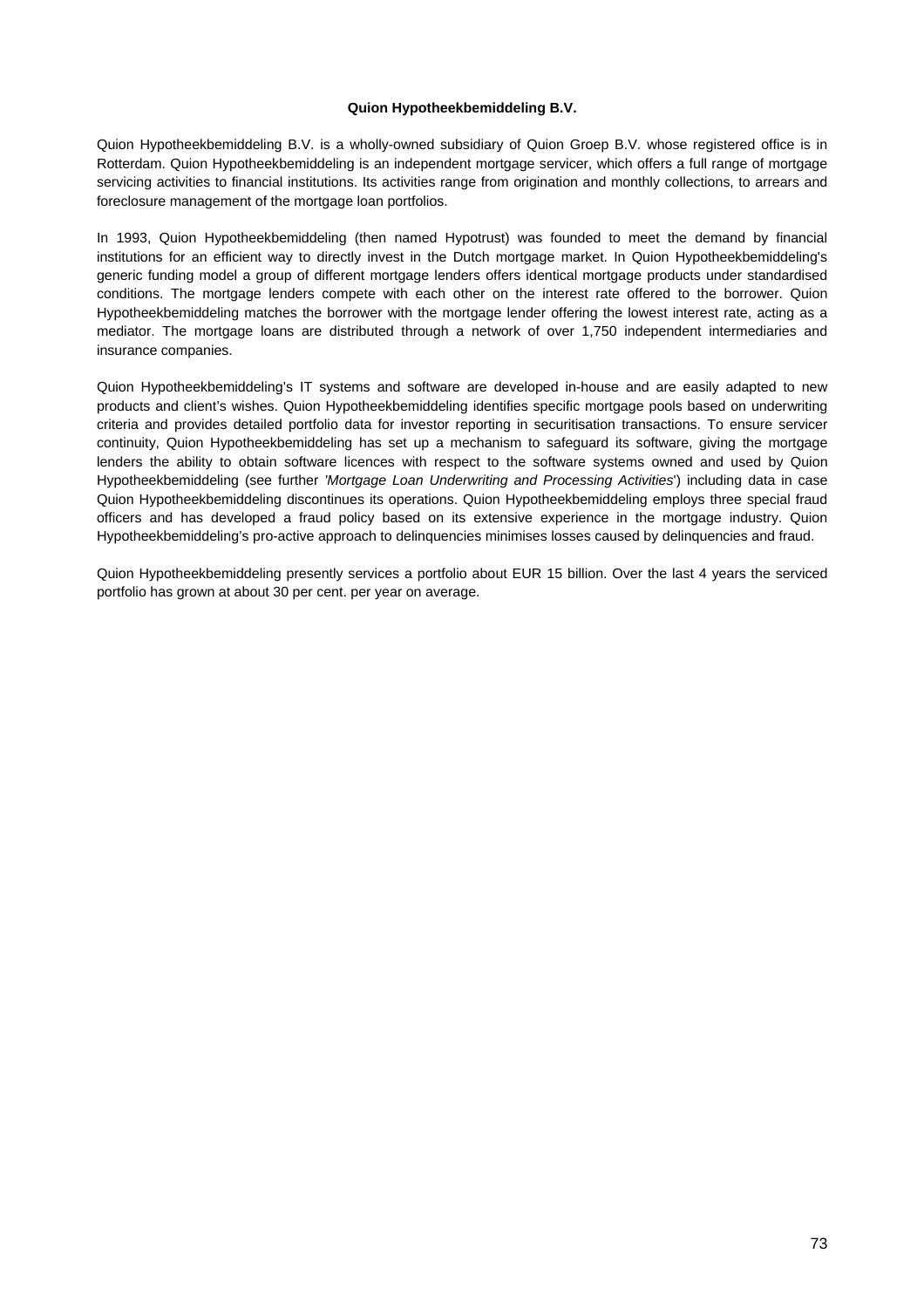**Quion Hypotheekbemiddeling B.V.**

Quion Hypotheekbemiddeling B.V. is a wholly-owned subsidiary of Quion Groep B.V. whose registered office is in Rotterdam. Quion Hypotheekbemiddeling is an independent mortgage servicer, which offers a full range of mortgage servicing activities to financial institutions. Its activities range from origination and monthly collections, to arrears and foreclosure management of the mortgage loan portfolios.

In 1993, Quion Hypotheekbemiddeling (then named Hypotrust) was founded to meet the demand by financial institutions for an efficient way to directly invest in the Dutch mortgage market. In Quion Hypotheekbemiddeling's generic funding model a group of different mortgage lenders offers identical mortgage products under standardised conditions. The mortgage lenders compete with each other on the interest rate offered to the borrower. Quion Hypotheekbemiddeling matches the borrower with the mortgage lender offering the lowest interest rate, acting as a mediator. The mortgage loans are distributed through a network of over 1,750 independent intermediaries and insurance companies.

Quion Hypotheekbemiddeling's IT systems and software are developed in-house and are easily adapted to new products and client's wishes. Quion Hypotheekbemiddeling identifies specific mortgage pools based on underwriting criteria and provides detailed portfolio data for investor reporting in securitisation transactions. To ensure servicer continuity, Quion Hypotheekbemiddeling has set up a mechanism to safeguard its software, giving the mortgage lenders the ability to obtain software licences with respect to the software systems owned and used by Quion Hypotheekbemiddeling (see further *'Mortgage Loan Underwriting and Processing Activities*') including data in case Quion Hypotheekbemiddeling discontinues its operations. Quion Hypotheekbemiddeling employs three special fraud officers and has developed a fraud policy based on its extensive experience in the mortgage industry. Quion Hypotheekbemiddeling's pro-active approach to delinquencies minimises losses caused by delinquencies and fraud.

Quion Hypotheekbemiddeling presently services a portfolio about EUR 15 billion. Over the last 4 years the serviced portfolio has grown at about 30 per cent. per year on average.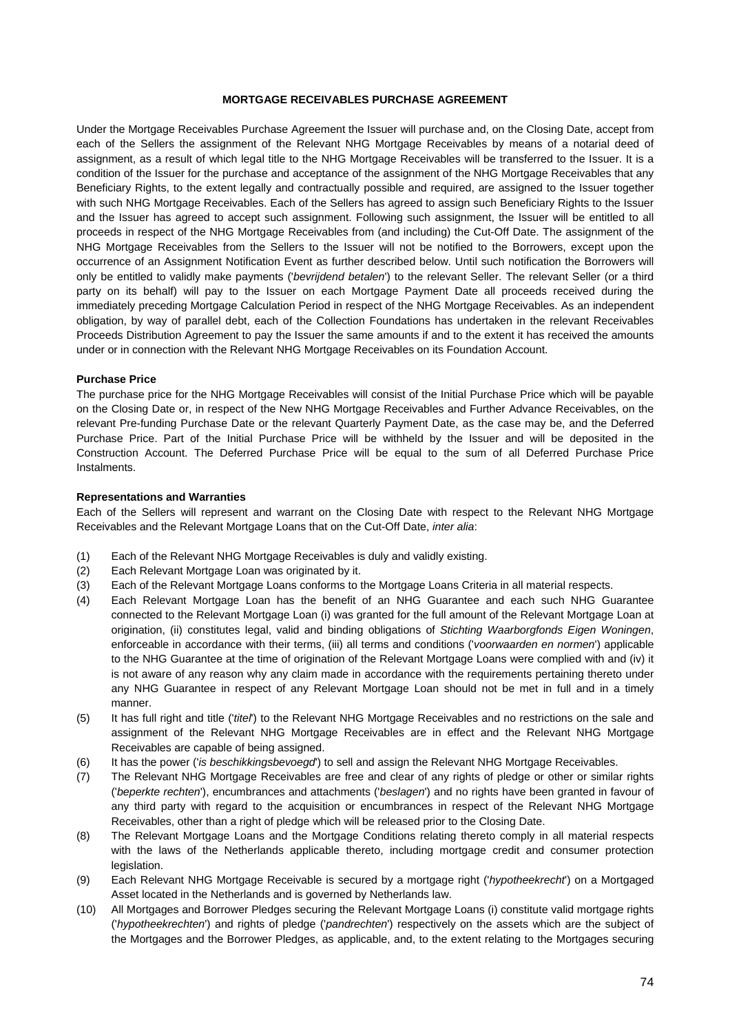## MORTGAGE RECEIVABLES PURCHASE AGREEMENT

Under the Mortgage Receivables Purchase Agreement the Issuer will purchase and, on the Closing Date, accept from each of the Sellers the assignment of the Relevant NHG Mortgage Receivables by means of a notarial deed of assignment, as a result of which legal title to the NHG Mortgage Receivables will be transferred to the Issuer. It is a condition of the Issuer for the purchase and acceptance of the assignment of the NHG Mortgage Receivables that any Beneficiary Rights, to the extent legally and contractually possible and required, are assigned to the Issuer together with such NHG Mortgage Receivables. Each of the Sellers has agreed to assign such Beneficiary Rights to the Issuer and the Issuer has agreed to accept such assignment. Following such assignment, the Issuer will be entitled to all proceeds in respect of the NHG Mortgage Receivables from (and including) the Cut-Off Date. The assignment of the NHG Mortgage Receivables from the Sellers to the Issuer will not be notified to the Borrowers, except upon the occurrence of an Assignment Notification Event as further described below. Until such notification the Borrowers will only be entitled to validly make payments ('*bevrijdend betalen*') to the relevant Seller. The relevant Seller (or a third party on its behalf) will pay to the Issuer on each Mortgage Payment Date all proceeds received during the immediately preceding Mortgage Calculation Period in respect of the NHG Mortgage Receivables. As an independent obligation, by way of parallel debt, each of the Collection Foundations has undertaken in the relevant Receivables Proceeds Distribution Agreement to pay the Issuer the same amounts if and to the extent it has received the amounts under or in connection with the Relevant NHG Mortgage Receivables on its Foundation Account.

**Purchase Price**

The purchase price for the NHG Mortgage Receivables will consist of the Initial Purchase Price which will be payable on the Closing Date or, in respect of the New NHG Mortgage Receivables and Further Advance Receivables, on the relevant Pre-funding Purchase Date or the relevant Quarterly Payment Date, as the case may be, and the Deferred Purchase Price. Part of the Initial Purchase Price will be withheld by the Issuer and will be deposited in the Construction Account. The Deferred Purchase Price will be equal to the sum of all Deferred Purchase Price Instalments.

**Representations and Warranties**

Each of the Sellers will represent and warrant on the Closing Date with respect to the Relevant NHG Mortgage Receivables and the Relevant Mortgage Loans that on the Cut-Off Date, *inter alia*:

(1) Each of the Relevant NHG Mortgage Receivables is duly and validly existing.

(2) Each Relevant Mortgage Loan was originated by it.

(3) Each of the Relevant Mortgage Loans conforms to the Mortgage Loans Criteria in all material respects.

(4) Each Relevant Mortgage Loan has the benefit of an NHG Guarantee and each such NHG Guarantee connected to the Relevant Mortgage Loan (i) was granted for the full amount of the Relevant Mortgage Loan at origination, (ii) constitutes legal, valid and binding obligations of *Stichting Waarborgfonds Eigen Woningen*, enforceable in accordance with their terms, (iii) all terms and conditions ('*voorwaarden en normen*') applicable to the NHG Guarantee at the time of origination of the Relevant Mortgage Loans were complied with and (iv) it is not aware of any reason why any claim made in accordance with the requirements pertaining thereto under any NHG Guarantee in respect of any Relevant Mortgage Loan should not be met in full and in a timely manner.

(5) It has full right and title ('*titel*') to the Relevant NHG Mortgage Receivables and no restrictions on the sale and assignment of the Relevant NHG Mortgage Receivables are in effect and the Relevant NHG Mortgage Receivables are capable of being assigned.

(6) It has the power ('*is beschikkingsbevoegd*') to sell and assign the Relevant NHG Mortgage Receivables.

(7) The Relevant NHG Mortgage Receivables are free and clear of any rights of pledge or other or similar rights ('*beperkte rechten*'), encumbrances and attachments ('*beslagen*') and no rights have been granted in favour of any third party with regard to the acquisition or encumbrances in respect of the Relevant NHG Mortgage Receivables, other than a right of pledge which will be released prior to the Closing Date.

(8) The Relevant Mortgage Loans and the Mortgage Conditions relating thereto comply in all material respects with the laws of the Netherlands applicable thereto, including mortgage credit and consumer protection legislation.

(9) Each Relevant NHG Mortgage Receivable is secured by a mortgage right ('*hypotheekrecht*') on a Mortgaged Asset located in the Netherlands and is governed by Netherlands law.

(10) All Mortgages and Borrower Pledges securing the Relevant Mortgage Loans (i) constitute valid mortgage rights ('*hypotheekrechten*') and rights of pledge ('*pandrechten*') respectively on the assets which are the subject of the Mortgages and the Borrower Pledges, as applicable, and, to the extent relating to the Mortgages securing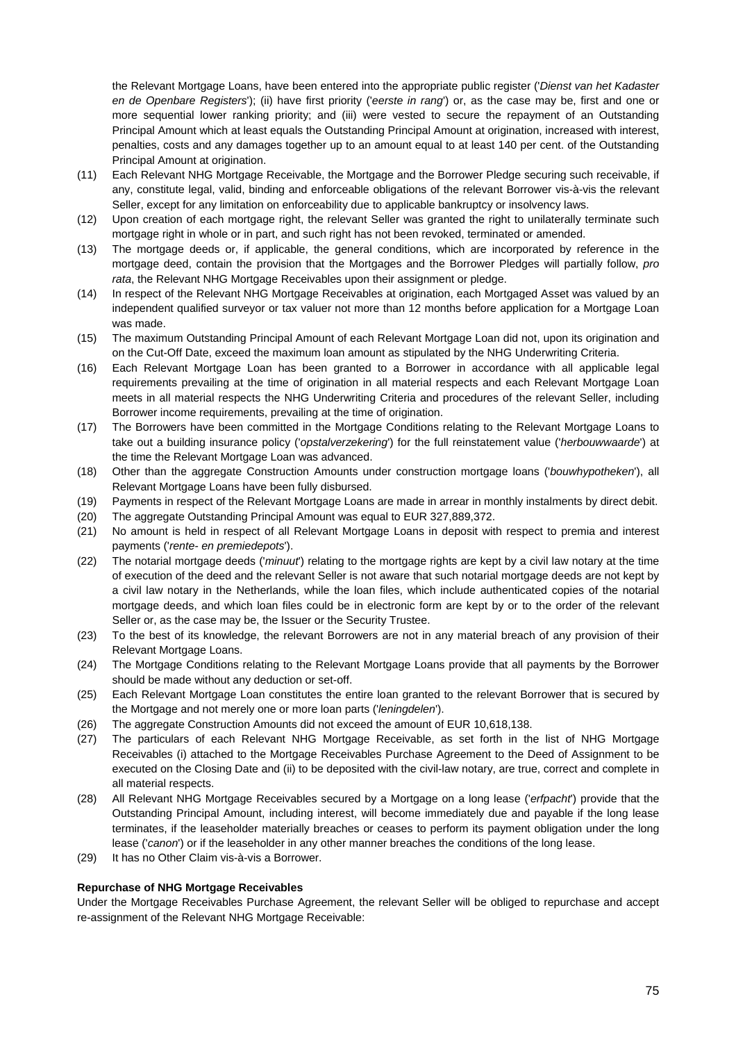the Relevant Mortgage Loans, have been entered into the appropriate public register ('*Dienst van het Kadaster en de Openbare Registers*'); (ii) have first priority ('*eerste in rang*') or, as the case may be, first and one or more sequential lower ranking priority; and (iii) were vested to secure the repayment of an Outstanding Principal Amount which at least equals the Outstanding Principal Amount at origination, increased with interest, penalties, costs and any damages together up to an amount equal to at least 140 per cent. of the Outstanding Principal Amount at origination.

(11) Each Relevant NHG Mortgage Receivable, the Mortgage and the Borrower Pledge securing such receivable, if any, constitute legal, valid, binding and enforceable obligations of the relevant Borrower vis-à-vis the relevant Seller, except for any limitation on enforceability due to applicable bankruptcy or insolvency laws.

(12) Upon creation of each mortgage right, the relevant Seller was granted the right to unilaterally terminate such mortgage right in whole or in part, and such right has not been revoked, terminated or amended.

(13) The mortgage deeds or, if applicable, the general conditions, which are incorporated by reference in the mortgage deed, contain the provision that the Mortgages and the Borrower Pledges will partially follow, *pro rata*, the Relevant NHG Mortgage Receivables upon their assignment or pledge.

(14) In respect of the Relevant NHG Mortgage Receivables at origination, each Mortgaged Asset was valued by an independent qualified surveyor or tax valuer not more than 12 months before application for a Mortgage Loan was made.

(15) The maximum Outstanding Principal Amount of each Relevant Mortgage Loan did not, upon its origination and on the Cut-Off Date, exceed the maximum loan amount as stipulated by the NHG Underwriting Criteria.

(16) Each Relevant Mortgage Loan has been granted to a Borrower in accordance with all applicable legal requirements prevailing at the time of origination in all material respects and each Relevant Mortgage Loan meets in all material respects the NHG Underwriting Criteria and procedures of the relevant Seller, including Borrower income requirements, prevailing at the time of origination.

(17) The Borrowers have been committed in the Mortgage Conditions relating to the Relevant Mortgage Loans to take out a building insurance policy ('*opstalverzekering*') for the full reinstatement value ('*herbouwwaarde*') at the time the Relevant Mortgage Loan was advanced.

(18) Other than the aggregate Construction Amounts under construction mortgage loans ('*bouwhypotheken*'), all Relevant Mortgage Loans have been fully disbursed.

(19) Payments in respect of the Relevant Mortgage Loans are made in arrear in monthly instalments by direct debit.

(20) The aggregate Outstanding Principal Amount was equal to EUR 327,889,372.

(21) No amount is held in respect of all Relevant Mortgage Loans in deposit with respect to premia and interest payments ('*rente- en premiedepots*').

(22) The notarial mortgage deeds ('*minuut*') relating to the mortgage rights are kept by a civil law notary at the time of execution of the deed and the relevant Seller is not aware that such notarial mortgage deeds are not kept by a civil law notary in the Netherlands, while the loan files, which include authenticated copies of the notarial mortgage deeds, and which loan files could be in electronic form are kept by or to the order of the relevant Seller or, as the case may be, the Issuer or the Security Trustee.

(23) To the best of its knowledge, the relevant Borrowers are not in any material breach of any provision of their Relevant Mortgage Loans.

(24) The Mortgage Conditions relating to the Relevant Mortgage Loans provide that all payments by the Borrower should be made without any deduction or set-off.

(25) Each Relevant Mortgage Loan constitutes the entire loan granted to the relevant Borrower that is secured by the Mortgage and not merely one or more loan parts ('*leningdelen*').

(26) The aggregate Construction Amounts did not exceed the amount of EUR 10,618,138.

(27) The particulars of each Relevant NHG Mortgage Receivable, as set forth in the list of NHG Mortgage Receivables (i) attached to the Mortgage Receivables Purchase Agreement to the Deed of Assignment to be executed on the Closing Date and (ii) to be deposited with the civil-law notary, are true, correct and complete in all material respects.

(28) All Relevant NHG Mortgage Receivables secured by a Mortgage on a long lease ('*erfpacht*') provide that the Outstanding Principal Amount, including interest, will become immediately due and payable if the long lease terminates, if the leaseholder materially breaches or ceases to perform its payment obligation under the long lease ('*canon*') or if the leaseholder in any other manner breaches the conditions of the long lease.

(29) It has no Other Claim vis-à-vis a Borrower.

**Repurchase of NHG Mortgage Receivables**

Under the Mortgage Receivables Purchase Agreement, the relevant Seller will be obliged to repurchase and accept re-assignment of the Relevant NHG Mortgage Receivable: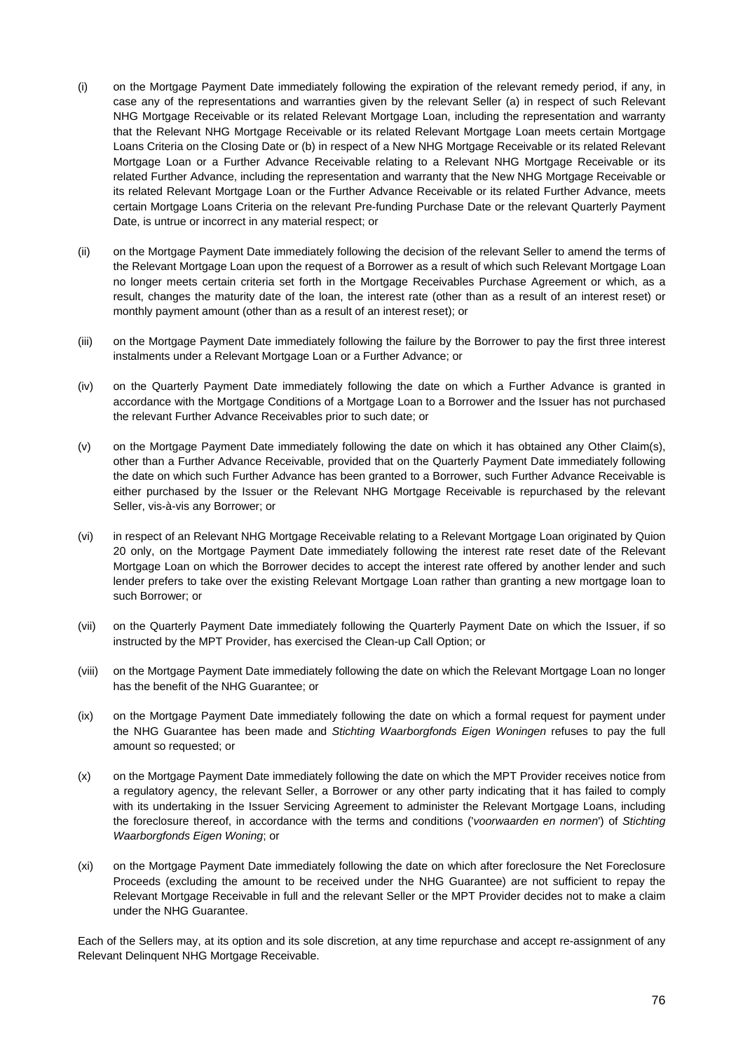(i) on the Mortgage Payment Date immediately following the expiration of the relevant remedy period, if any, in case any of the representations and warranties given by the relevant Seller (a) in respect of such Relevant NHG Mortgage Receivable or its related Relevant Mortgage Loan, including the representation and warranty that the Relevant NHG Mortgage Receivable or its related Relevant Mortgage Loan meets certain Mortgage Loans Criteria on the Closing Date or (b) in respect of a New NHG Mortgage Receivable or its related Relevant Mortgage Loan or a Further Advance Receivable relating to a Relevant NHG Mortgage Receivable or its related Further Advance, including the representation and warranty that the New NHG Mortgage Receivable or its related Relevant Mortgage Loan or the Further Advance Receivable or its related Further Advance, meets certain Mortgage Loans Criteria on the relevant Pre-funding Purchase Date or the relevant Quarterly Payment Date, is untrue or incorrect in any material respect; or

(ii) on the Mortgage Payment Date immediately following the decision of the relevant Seller to amend the terms of the Relevant Mortgage Loan upon the request of a Borrower as a result of which such Relevant Mortgage Loan no longer meets certain criteria set forth in the Mortgage Receivables Purchase Agreement or which, as a result, changes the maturity date of the loan, the interest rate (other than as a result of an interest reset) or monthly payment amount (other than as a result of an interest reset); or

(iii) on the Mortgage Payment Date immediately following the failure by the Borrower to pay the first three interest instalments under a Relevant Mortgage Loan or a Further Advance; or

(iv) on the Quarterly Payment Date immediately following the date on which a Further Advance is granted in accordance with the Mortgage Conditions of a Mortgage Loan to a Borrower and the Issuer has not purchased the relevant Further Advance Receivables prior to such date; or

(v) on the Mortgage Payment Date immediately following the date on which it has obtained any Other Claim(s), other than a Further Advance Receivable, provided that on the Quarterly Payment Date immediately following the date on which such Further Advance has been granted to a Borrower, such Further Advance Receivable is either purchased by the Issuer or the Relevant NHG Mortgage Receivable is repurchased by the relevant Seller, vis-à-vis any Borrower; or

(vi) in respect of an Relevant NHG Mortgage Receivable relating to a Relevant Mortgage Loan originated by Quion 20 only, on the Mortgage Payment Date immediately following the interest rate reset date of the Relevant Mortgage Loan on which the Borrower decides to accept the interest rate offered by another lender and such lender prefers to take over the existing Relevant Mortgage Loan rather than granting a new mortgage loan to such Borrower; or

(vii) on the Quarterly Payment Date immediately following the Quarterly Payment Date on which the Issuer, if so instructed by the MPT Provider, has exercised the Clean-up Call Option; or

(viii) on the Mortgage Payment Date immediately following the date on which the Relevant Mortgage Loan no longer has the benefit of the NHG Guarantee; or

(ix) on the Mortgage Payment Date immediately following the date on which a formal request for payment under the NHG Guarantee has been made and *Stichting Waarborgfonds Eigen Woningen* refuses to pay the full amount so requested; or

(x) on the Mortgage Payment Date immediately following the date on which the MPT Provider receives notice from a regulatory agency, the relevant Seller, a Borrower or any other party indicating that it has failed to comply with its undertaking in the Issuer Servicing Agreement to administer the Relevant Mortgage Loans, including the foreclosure thereof, in accordance with the terms and conditions ('*voorwaarden en normen*') of *Stichting Waarborgfonds Eigen Woning*; or

(xi) on the Mortgage Payment Date immediately following the date on which after foreclosure the Net Foreclosure Proceeds (excluding the amount to be received under the NHG Guarantee) are not sufficient to repay the Relevant Mortgage Receivable in full and the relevant Seller or the MPT Provider decides not to make a claim under the NHG Guarantee.

Each of the Sellers may, at its option and its sole discretion, at any time repurchase and accept re-assignment of any Relevant Delinquent NHG Mortgage Receivable.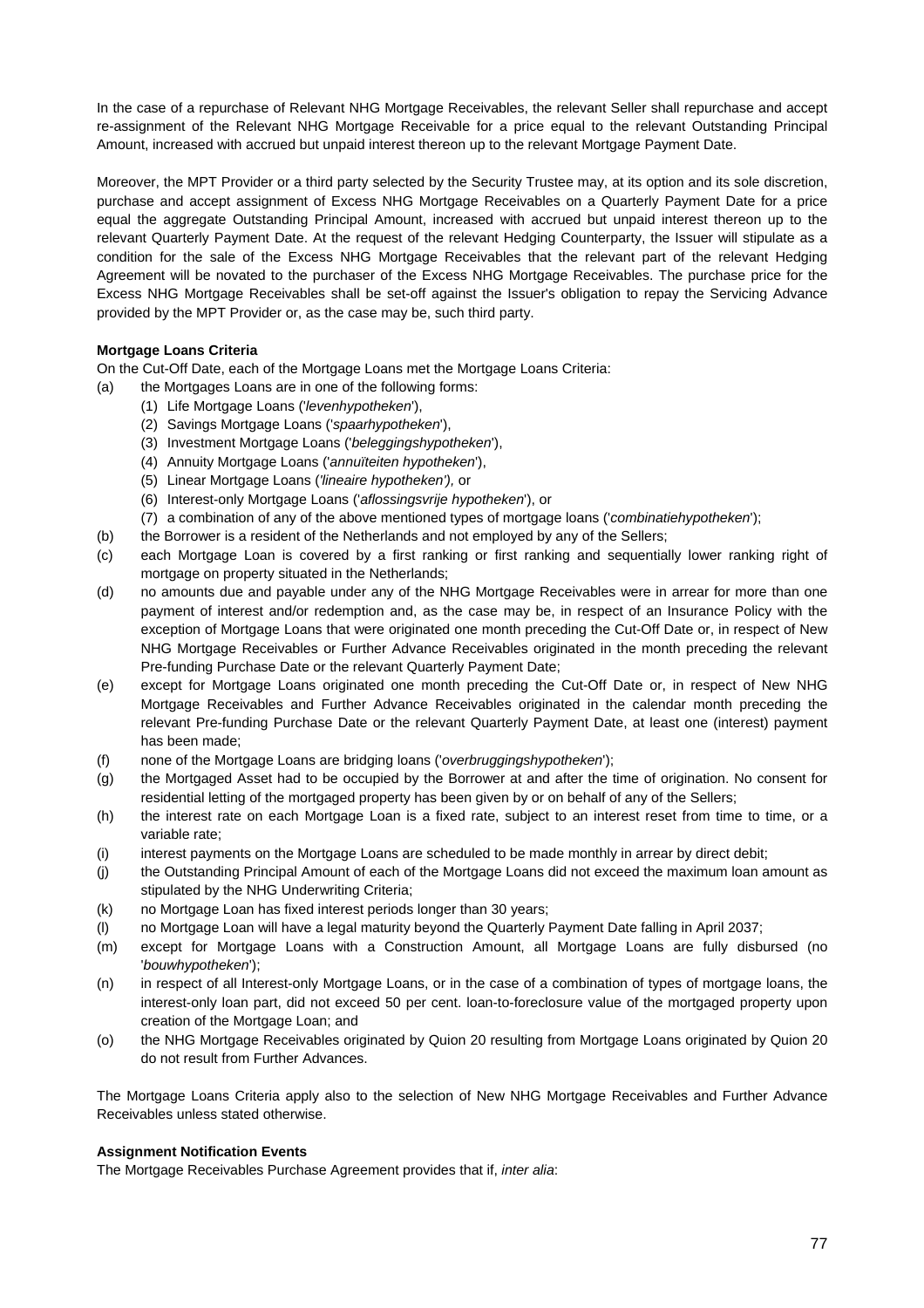In the case of a repurchase of Relevant NHG Mortgage Receivables, the relevant Seller shall repurchase and accept re-assignment of the Relevant NHG Mortgage Receivable for a price equal to the relevant Outstanding Principal Amount, increased with accrued but unpaid interest thereon up to the relevant Mortgage Payment Date.

Moreover, the MPT Provider or a third party selected by the Security Trustee may, at its option and its sole discretion, purchase and accept assignment of Excess NHG Mortgage Receivables on a Quarterly Payment Date for a price equal the aggregate Outstanding Principal Amount, increased with accrued but unpaid interest thereon up to the relevant Quarterly Payment Date. At the request of the relevant Hedging Counterparty, the Issuer will stipulate as a condition for the sale of the Excess NHG Mortgage Receivables that the relevant part of the relevant Hedging Agreement will be novated to the purchaser of the Excess NHG Mortgage Receivables. The purchase price for the Excess NHG Mortgage Receivables shall be set-off against the Issuer's obligation to repay the Servicing Advance provided by the MPT Provider or, as the case may be, such third party.

**Mortgage Loans Criteria**

On the Cut-Off Date, each of the Mortgage Loans met the Mortgage Loans Criteria:

(a) the Mortgages Loans are in one of the following forms:
   (1) Life Mortgage Loans ('*levenhypotheken*'),
   (2) Savings Mortgage Loans ('*spaarhypotheken*'),
   (3) Investment Mortgage Loans ('*beleggingshypotheken*'),
   (4) Annuity Mortgage Loans ('*annuïteiten hypotheken*'),
   (5) Linear Mortgage Loans (*'lineaire hypotheken'),* or
   (6) Interest-only Mortgage Loans ('*aflossingsvrije hypotheken*'), or
   (7) a combination of any of the above mentioned types of mortgage loans ('*combinatiehypotheken*');

(b) the Borrower is a resident of the Netherlands and not employed by any of the Sellers;

(c) each Mortgage Loan is covered by a first ranking or first ranking and sequentially lower ranking right of mortgage on property situated in the Netherlands;

(d) no amounts due and payable under any of the NHG Mortgage Receivables were in arrear for more than one payment of interest and/or redemption and, as the case may be, in respect of an Insurance Policy with the exception of Mortgage Loans that were originated one month preceding the Cut-Off Date or, in respect of New NHG Mortgage Receivables or Further Advance Receivables originated in the month preceding the relevant Pre-funding Purchase Date or the relevant Quarterly Payment Date;

(e) except for Mortgage Loans originated one month preceding the Cut-Off Date or, in respect of New NHG Mortgage Receivables and Further Advance Receivables originated in the calendar month preceding the relevant Pre-funding Purchase Date or the relevant Quarterly Payment Date, at least one (interest) payment has been made;

(f) none of the Mortgage Loans are bridging loans ('*overbruggingshypotheken*');

(g) the Mortgaged Asset had to be occupied by the Borrower at and after the time of origination. No consent for residential letting of the mortgaged property has been given by or on behalf of any of the Sellers;

(h) the interest rate on each Mortgage Loan is a fixed rate, subject to an interest reset from time to time, or a variable rate;

(i) interest payments on the Mortgage Loans are scheduled to be made monthly in arrear by direct debit;

(j) the Outstanding Principal Amount of each of the Mortgage Loans did not exceed the maximum loan amount as stipulated by the NHG Underwriting Criteria;

(k) no Mortgage Loan has fixed interest periods longer than 30 years;

(l) no Mortgage Loan will have a legal maturity beyond the Quarterly Payment Date falling in April 2037;

(m) except for Mortgage Loans with a Construction Amount, all Mortgage Loans are fully disbursed (no '*bouwhypotheken*');

(n) in respect of all Interest-only Mortgage Loans, or in the case of a combination of types of mortgage loans, the interest-only loan part, did not exceed 50 per cent. loan-to-foreclosure value of the mortgaged property upon creation of the Mortgage Loan; and

(o) the NHG Mortgage Receivables originated by Quion 20 resulting from Mortgage Loans originated by Quion 20 do not result from Further Advances.

The Mortgage Loans Criteria apply also to the selection of New NHG Mortgage Receivables and Further Advance Receivables unless stated otherwise.

**Assignment Notification Events**

The Mortgage Receivables Purchase Agreement provides that if, *inter alia*: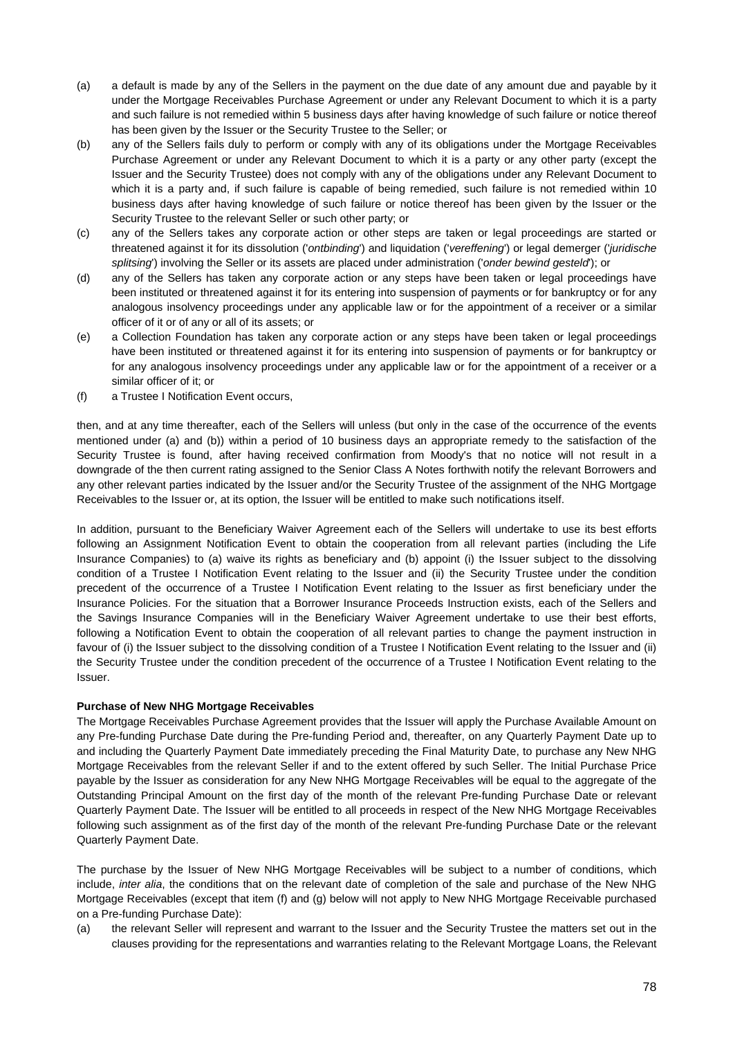(a) a default is made by any of the Sellers in the payment on the due date of any amount due and payable by it under the Mortgage Receivables Purchase Agreement or under any Relevant Document to which it is a party and such failure is not remedied within 5 business days after having knowledge of such failure or notice thereof has been given by the Issuer or the Security Trustee to the Seller; or

(b) any of the Sellers fails duly to perform or comply with any of its obligations under the Mortgage Receivables Purchase Agreement or under any Relevant Document to which it is a party or any other party (except the Issuer and the Security Trustee) does not comply with any of the obligations under any Relevant Document to which it is a party and, if such failure is capable of being remedied, such failure is not remedied within 10 business days after having knowledge of such failure or notice thereof has been given by the Issuer or the Security Trustee to the relevant Seller or such other party; or

(c) any of the Sellers takes any corporate action or other steps are taken or legal proceedings are started or threatened against it for its dissolution ('*ontbinding*') and liquidation ('*vereffening*') or legal demerger ('*juridische splitsing*') involving the Seller or its assets are placed under administration ('*onder bewind gesteld*'); or

(d) any of the Sellers has taken any corporate action or any steps have been taken or legal proceedings have been instituted or threatened against it for its entering into suspension of payments or for bankruptcy or for any analogous insolvency proceedings under any applicable law or for the appointment of a receiver or a similar officer of it or of any or all of its assets; or

(e) a Collection Foundation has taken any corporate action or any steps have been taken or legal proceedings have been instituted or threatened against it for its entering into suspension of payments or for bankruptcy or for any analogous insolvency proceedings under any applicable law or for the appointment of a receiver or a similar officer of it; or

(f) a Trustee I Notification Event occurs,

then, and at any time thereafter, each of the Sellers will unless (but only in the case of the occurrence of the events mentioned under (a) and (b)) within a period of 10 business days an appropriate remedy to the satisfaction of the Security Trustee is found, after having received confirmation from Moody's that no notice will not result in a downgrade of the then current rating assigned to the Senior Class A Notes forthwith notify the relevant Borrowers and any other relevant parties indicated by the Issuer and/or the Security Trustee of the assignment of the NHG Mortgage Receivables to the Issuer or, at its option, the Issuer will be entitled to make such notifications itself.

In addition, pursuant to the Beneficiary Waiver Agreement each of the Sellers will undertake to use its best efforts following an Assignment Notification Event to obtain the cooperation from all relevant parties (including the Life Insurance Companies) to (a) waive its rights as beneficiary and (b) appoint (i) the Issuer subject to the dissolving condition of a Trustee I Notification Event relating to the Issuer and (ii) the Security Trustee under the condition precedent of the occurrence of a Trustee I Notification Event relating to the Issuer as first beneficiary under the Insurance Policies. For the situation that a Borrower Insurance Proceeds Instruction exists, each of the Sellers and the Savings Insurance Companies will in the Beneficiary Waiver Agreement undertake to use their best efforts, following a Notification Event to obtain the cooperation of all relevant parties to change the payment instruction in favour of (i) the Issuer subject to the dissolving condition of a Trustee I Notification Event relating to the Issuer and (ii) the Security Trustee under the condition precedent of the occurrence of a Trustee I Notification Event relating to the Issuer.

**Purchase of New NHG Mortgage Receivables**

The Mortgage Receivables Purchase Agreement provides that the Issuer will apply the Purchase Available Amount on any Pre-funding Purchase Date during the Pre-funding Period and, thereafter, on any Quarterly Payment Date up to and including the Quarterly Payment Date immediately preceding the Final Maturity Date, to purchase any New NHG Mortgage Receivables from the relevant Seller if and to the extent offered by such Seller. The Initial Purchase Price payable by the Issuer as consideration for any New NHG Mortgage Receivables will be equal to the aggregate of the Outstanding Principal Amount on the first day of the month of the relevant Pre-funding Purchase Date or relevant Quarterly Payment Date. The Issuer will be entitled to all proceeds in respect of the New NHG Mortgage Receivables following such assignment as of the first day of the month of the relevant Pre-funding Purchase Date or the relevant Quarterly Payment Date.

The purchase by the Issuer of New NHG Mortgage Receivables will be subject to a number of conditions, which include, *inter alia*, the conditions that on the relevant date of completion of the sale and purchase of the New NHG Mortgage Receivables (except that item (f) and (g) below will not apply to New NHG Mortgage Receivable purchased on a Pre-funding Purchase Date):

(a) the relevant Seller will represent and warrant to the Issuer and the Security Trustee the matters set out in the clauses providing for the representations and warranties relating to the Relevant Mortgage Loans, the Relevant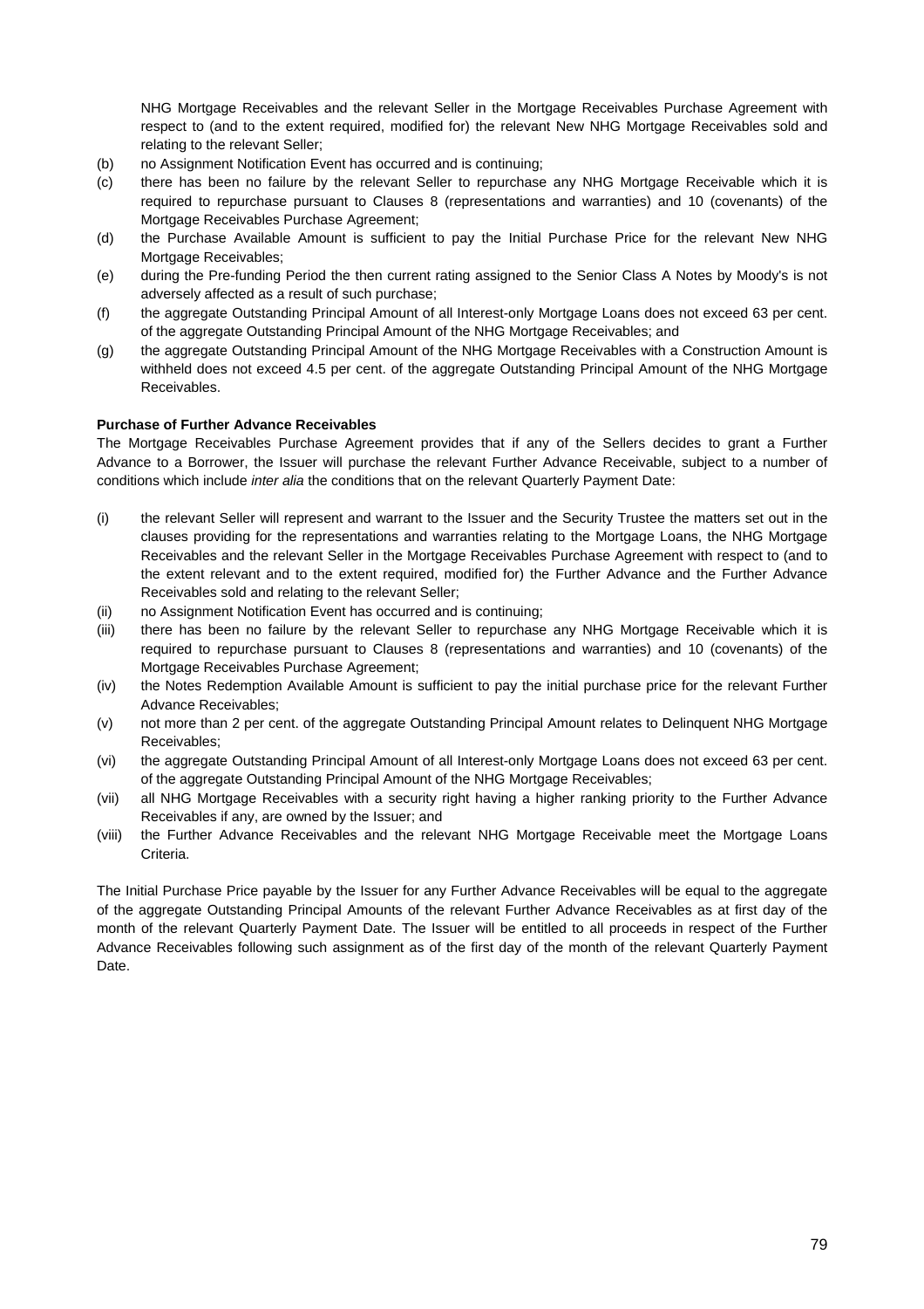NHG Mortgage Receivables and the relevant Seller in the Mortgage Receivables Purchase Agreement with respect to (and to the extent required, modified for) the relevant New NHG Mortgage Receivables sold and relating to the relevant Seller;

(b) no Assignment Notification Event has occurred and is continuing;

(c) there has been no failure by the relevant Seller to repurchase any NHG Mortgage Receivable which it is required to repurchase pursuant to Clauses 8 (representations and warranties) and 10 (covenants) of the Mortgage Receivables Purchase Agreement;

(d) the Purchase Available Amount is sufficient to pay the Initial Purchase Price for the relevant New NHG Mortgage Receivables;

(e) during the Pre-funding Period the then current rating assigned to the Senior Class A Notes by Moody's is not adversely affected as a result of such purchase;

(f) the aggregate Outstanding Principal Amount of all Interest-only Mortgage Loans does not exceed 63 per cent. of the aggregate Outstanding Principal Amount of the NHG Mortgage Receivables; and

(g) the aggregate Outstanding Principal Amount of the NHG Mortgage Receivables with a Construction Amount is withheld does not exceed 4.5 per cent. of the aggregate Outstanding Principal Amount of the NHG Mortgage Receivables.

**Purchase of Further Advance Receivables**

The Mortgage Receivables Purchase Agreement provides that if any of the Sellers decides to grant a Further Advance to a Borrower, the Issuer will purchase the relevant Further Advance Receivable, subject to a number of conditions which include *inter alia* the conditions that on the relevant Quarterly Payment Date:

(i) the relevant Seller will represent and warrant to the Issuer and the Security Trustee the matters set out in the clauses providing for the representations and warranties relating to the Mortgage Loans, the NHG Mortgage Receivables and the relevant Seller in the Mortgage Receivables Purchase Agreement with respect to (and to the extent relevant and to the extent required, modified for) the Further Advance and the Further Advance Receivables sold and relating to the relevant Seller;

(ii) no Assignment Notification Event has occurred and is continuing;

(iii) there has been no failure by the relevant Seller to repurchase any NHG Mortgage Receivable which it is required to repurchase pursuant to Clauses 8 (representations and warranties) and 10 (covenants) of the Mortgage Receivables Purchase Agreement;

(iv) the Notes Redemption Available Amount is sufficient to pay the initial purchase price for the relevant Further Advance Receivables;

(v) not more than 2 per cent. of the aggregate Outstanding Principal Amount relates to Delinquent NHG Mortgage Receivables;

(vi) the aggregate Outstanding Principal Amount of all Interest-only Mortgage Loans does not exceed 63 per cent. of the aggregate Outstanding Principal Amount of the NHG Mortgage Receivables;

(vii) all NHG Mortgage Receivables with a security right having a higher ranking priority to the Further Advance Receivables if any, are owned by the Issuer; and

(viii) the Further Advance Receivables and the relevant NHG Mortgage Receivable meet the Mortgage Loans Criteria.

The Initial Purchase Price payable by the Issuer for any Further Advance Receivables will be equal to the aggregate of the aggregate Outstanding Principal Amounts of the relevant Further Advance Receivables as at first day of the month of the relevant Quarterly Payment Date. The Issuer will be entitled to all proceeds in respect of the Further Advance Receivables following such assignment as of the first day of the month of the relevant Quarterly Payment Date.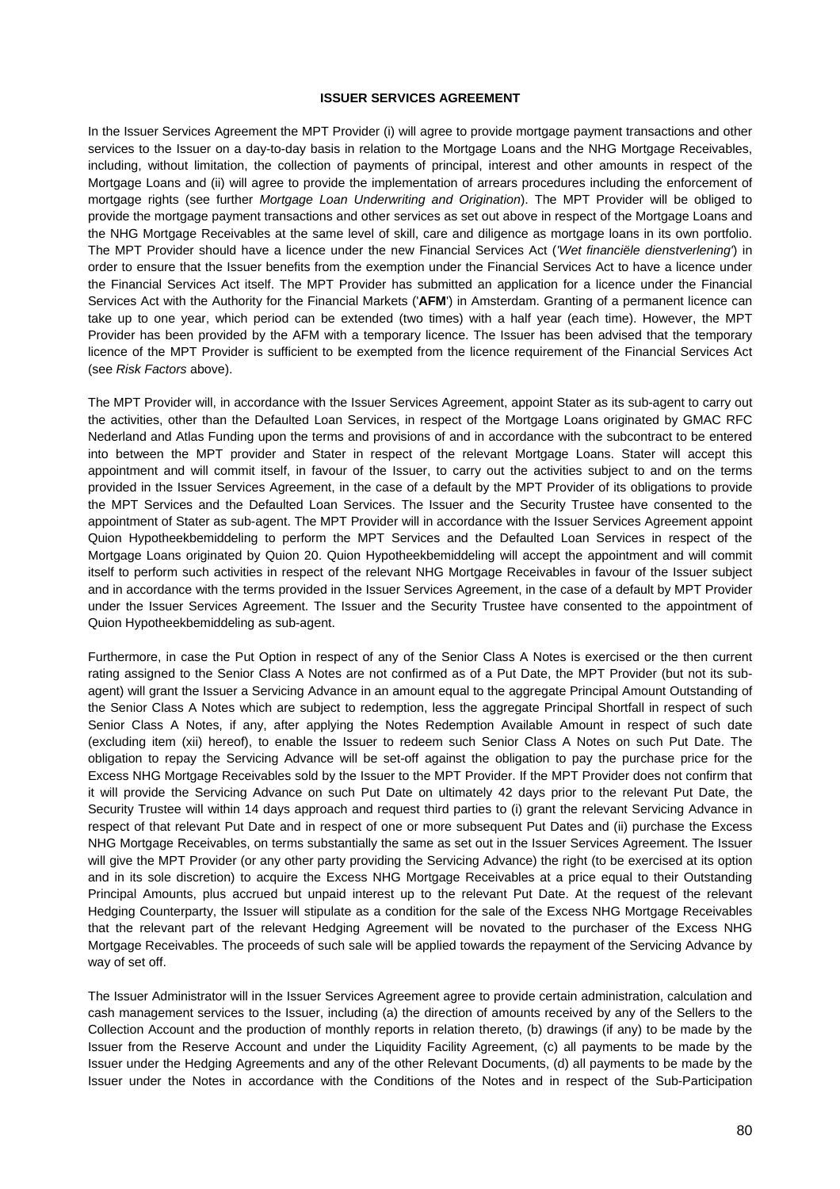**ISSUER SERVICES AGREEMENT**

In the Issuer Services Agreement the MPT Provider (i) will agree to provide mortgage payment transactions and other services to the Issuer on a day-to-day basis in relation to the Mortgage Loans and the NHG Mortgage Receivables, including, without limitation, the collection of payments of principal, interest and other amounts in respect of the Mortgage Loans and (ii) will agree to provide the implementation of arrears procedures including the enforcement of mortgage rights (see further *Mortgage Loan Underwriting and Origination*). The MPT Provider will be obliged to provide the mortgage payment transactions and other services as set out above in respect of the Mortgage Loans and the NHG Mortgage Receivables at the same level of skill, care and diligence as mortgage loans in its own portfolio. The MPT Provider should have a licence under the new Financial Services Act (*'Wet financiële dienstverlening'*) in order to ensure that the Issuer benefits from the exemption under the Financial Services Act to have a licence under the Financial Services Act itself. The MPT Provider has submitted an application for a licence under the Financial Services Act with the Authority for the Financial Markets ('**AFM**') in Amsterdam. Granting of a permanent licence can take up to one year, which period can be extended (two times) with a half year (each time). However, the MPT Provider has been provided by the AFM with a temporary licence. The Issuer has been advised that the temporary licence of the MPT Provider is sufficient to be exempted from the licence requirement of the Financial Services Act (see *Risk Factors* above).

The MPT Provider will, in accordance with the Issuer Services Agreement, appoint Stater as its sub-agent to carry out the activities, other than the Defaulted Loan Services, in respect of the Mortgage Loans originated by GMAC RFC Nederland and Atlas Funding upon the terms and provisions of and in accordance with the subcontract to be entered into between the MPT provider and Stater in respect of the relevant Mortgage Loans. Stater will accept this appointment and will commit itself, in favour of the Issuer, to carry out the activities subject to and on the terms provided in the Issuer Services Agreement, in the case of a default by the MPT Provider of its obligations to provide the MPT Services and the Defaulted Loan Services. The Issuer and the Security Trustee have consented to the appointment of Stater as sub-agent. The MPT Provider will in accordance with the Issuer Services Agreement appoint Quion Hypotheekbemiddeling to perform the MPT Services and the Defaulted Loan Services in respect of the Mortgage Loans originated by Quion 20. Quion Hypotheekbemiddeling will accept the appointment and will commit itself to perform such activities in respect of the relevant NHG Mortgage Receivables in favour of the Issuer subject and in accordance with the terms provided in the Issuer Services Agreement, in the case of a default by MPT Provider under the Issuer Services Agreement. The Issuer and the Security Trustee have consented to the appointment of Quion Hypotheekbemiddeling as sub-agent.

Furthermore, in case the Put Option in respect of any of the Senior Class A Notes is exercised or the then current rating assigned to the Senior Class A Notes are not confirmed as of a Put Date, the MPT Provider (but not its sub-agent) will grant the Issuer a Servicing Advance in an amount equal to the aggregate Principal Amount Outstanding of the Senior Class A Notes which are subject to redemption, less the aggregate Principal Shortfall in respect of such Senior Class A Notes, if any, after applying the Notes Redemption Available Amount in respect of such date (excluding item (xii) hereof), to enable the Issuer to redeem such Senior Class A Notes on such Put Date. The obligation to repay the Servicing Advance will be set-off against the obligation to pay the purchase price for the Excess NHG Mortgage Receivables sold by the Issuer to the MPT Provider. If the MPT Provider does not confirm that it will provide the Servicing Advance on such Put Date on ultimately 42 days prior to the relevant Put Date, the Security Trustee will within 14 days approach and request third parties to (i) grant the relevant Servicing Advance in respect of that relevant Put Date and in respect of one or more subsequent Put Dates and (ii) purchase the Excess NHG Mortgage Receivables, on terms substantially the same as set out in the Issuer Services Agreement. The Issuer will give the MPT Provider (or any other party providing the Servicing Advance) the right (to be exercised at its option and in its sole discretion) to acquire the Excess NHG Mortgage Receivables at a price equal to their Outstanding Principal Amounts, plus accrued but unpaid interest up to the relevant Put Date. At the request of the relevant Hedging Counterparty, the Issuer will stipulate as a condition for the sale of the Excess NHG Mortgage Receivables that the relevant part of the relevant Hedging Agreement will be novated to the purchaser of the Excess NHG Mortgage Receivables. The proceeds of such sale will be applied towards the repayment of the Servicing Advance by way of set off.

The Issuer Administrator will in the Issuer Services Agreement agree to provide certain administration, calculation and cash management services to the Issuer, including (a) the direction of amounts received by any of the Sellers to the Collection Account and the production of monthly reports in relation thereto, (b) drawings (if any) to be made by the Issuer from the Reserve Account and under the Liquidity Facility Agreement, (c) all payments to be made by the Issuer under the Hedging Agreements and any of the other Relevant Documents, (d) all payments to be made by the Issuer under the Notes in accordance with the Conditions of the Notes and in respect of the Sub-Participation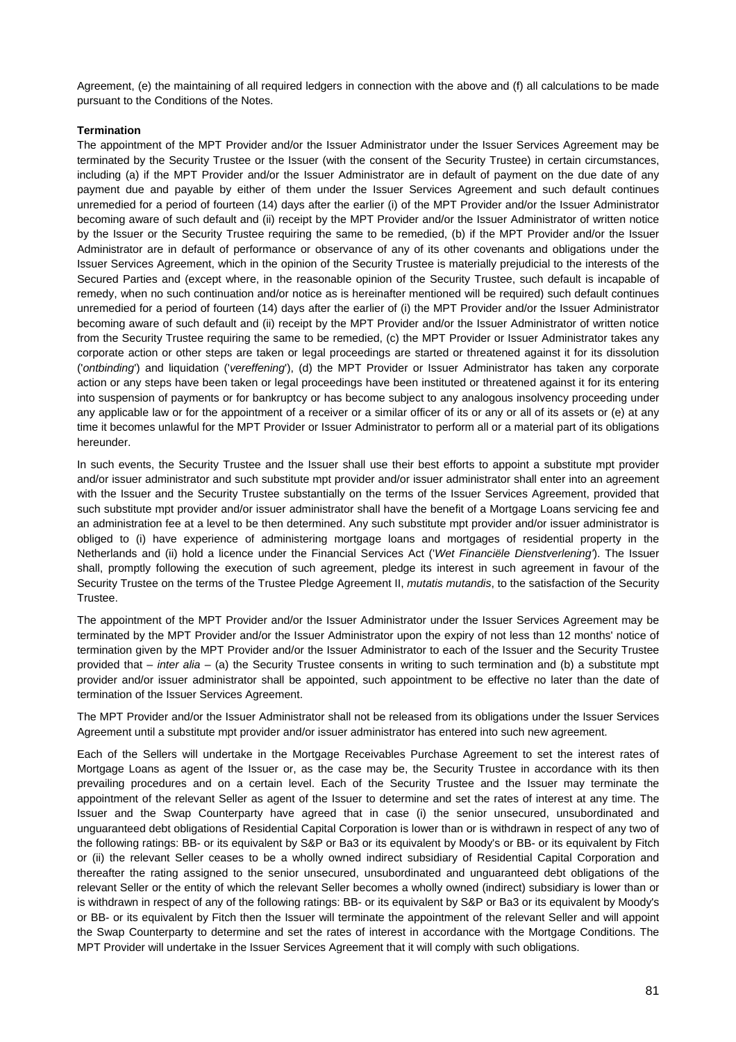Agreement, (e) the maintaining of all required ledgers in connection with the above and (f) all calculations to be made pursuant to the Conditions of the Notes.

**Termination**

The appointment of the MPT Provider and/or the Issuer Administrator under the Issuer Services Agreement may be terminated by the Security Trustee or the Issuer (with the consent of the Security Trustee) in certain circumstances, including (a) if the MPT Provider and/or the Issuer Administrator are in default of payment on the due date of any payment due and payable by either of them under the Issuer Services Agreement and such default continues unremedied for a period of fourteen (14) days after the earlier (i) of the MPT Provider and/or the Issuer Administrator becoming aware of such default and (ii) receipt by the MPT Provider and/or the Issuer Administrator of written notice by the Issuer or the Security Trustee requiring the same to be remedied, (b) if the MPT Provider and/or the Issuer Administrator are in default of performance or observance of any of its other covenants and obligations under the Issuer Services Agreement, which in the opinion of the Security Trustee is materially prejudicial to the interests of the Secured Parties and (except where, in the reasonable opinion of the Security Trustee, such default is incapable of remedy, when no such continuation and/or notice as is hereinafter mentioned will be required) such default continues unremedied for a period of fourteen (14) days after the earlier of (i) the MPT Provider and/or the Issuer Administrator becoming aware of such default and (ii) receipt by the MPT Provider and/or the Issuer Administrator of written notice from the Security Trustee requiring the same to be remedied, (c) the MPT Provider or Issuer Administrator takes any corporate action or other steps are taken or legal proceedings are started or threatened against it for its dissolution ('*ontbinding*') and liquidation ('*vereffening*'), (d) the MPT Provider or Issuer Administrator has taken any corporate action or any steps have been taken or legal proceedings have been instituted or threatened against it for its entering into suspension of payments or for bankruptcy or has become subject to any analogous insolvency proceeding under any applicable law or for the appointment of a receiver or a similar officer of its or any or all of its assets or (e) at any time it becomes unlawful for the MPT Provider or Issuer Administrator to perform all or a material part of its obligations hereunder.

In such events, the Security Trustee and the Issuer shall use their best efforts to appoint a substitute mpt provider and/or issuer administrator and such substitute mpt provider and/or issuer administrator shall enter into an agreement with the Issuer and the Security Trustee substantially on the terms of the Issuer Services Agreement, provided that such substitute mpt provider and/or issuer administrator shall have the benefit of a Mortgage Loans servicing fee and an administration fee at a level to be then determined. Any such substitute mpt provider and/or issuer administrator is obliged to (i) have experience of administering mortgage loans and mortgages of residential property in the Netherlands and (ii) hold a licence under the Financial Services Act ('*Wet Financiële Dienstverlening*'). The Issuer shall, promptly following the execution of such agreement, pledge its interest in such agreement in favour of the Security Trustee on the terms of the Trustee Pledge Agreement II, *mutatis mutandis*, to the satisfaction of the Security Trustee.

The appointment of the MPT Provider and/or the Issuer Administrator under the Issuer Services Agreement may be terminated by the MPT Provider and/or the Issuer Administrator upon the expiry of not less than 12 months' notice of termination given by the MPT Provider and/or the Issuer Administrator to each of the Issuer and the Security Trustee provided that – *inter alia* – (a) the Security Trustee consents in writing to such termination and (b) a substitute mpt provider and/or issuer administrator shall be appointed, such appointment to be effective no later than the date of termination of the Issuer Services Agreement.

The MPT Provider and/or the Issuer Administrator shall not be released from its obligations under the Issuer Services Agreement until a substitute mpt provider and/or issuer administrator has entered into such new agreement.

Each of the Sellers will undertake in the Mortgage Receivables Purchase Agreement to set the interest rates of Mortgage Loans as agent of the Issuer or, as the case may be, the Security Trustee in accordance with its then prevailing procedures and on a central level. Each of the Security Trustee and the Issuer may terminate the appointment of the relevant Seller as agent of the Issuer to determine and set the rates of interest at any time. The Issuer and the Swap Counterparty have agreed that in case (i) the senior unsecured, unsubordinated and unguaranteed debt obligations of Residential Capital Corporation is lower than or is withdrawn in respect of any two of the following ratings: BB- or its equivalent by S&P or Ba3 or its equivalent by Moody's or BB- or its equivalent by Fitch or (ii) the relevant Seller ceases to be a wholly owned indirect subsidiary of Residential Capital Corporation and thereafter the rating assigned to the senior unsecured, unsubordinated and unguaranteed debt obligations of the relevant Seller or the entity of which the relevant Seller becomes a wholly owned (indirect) subsidiary is lower than or is withdrawn in respect of any of the following ratings: BB- or its equivalent by S&P or Ba3 or its equivalent by Moody's or BB- or its equivalent by Fitch then the Issuer will terminate the appointment of the relevant Seller and will appoint the Swap Counterparty to determine and set the rates of interest in accordance with the Mortgage Conditions. The MPT Provider will undertake in the Issuer Services Agreement that it will comply with such obligations.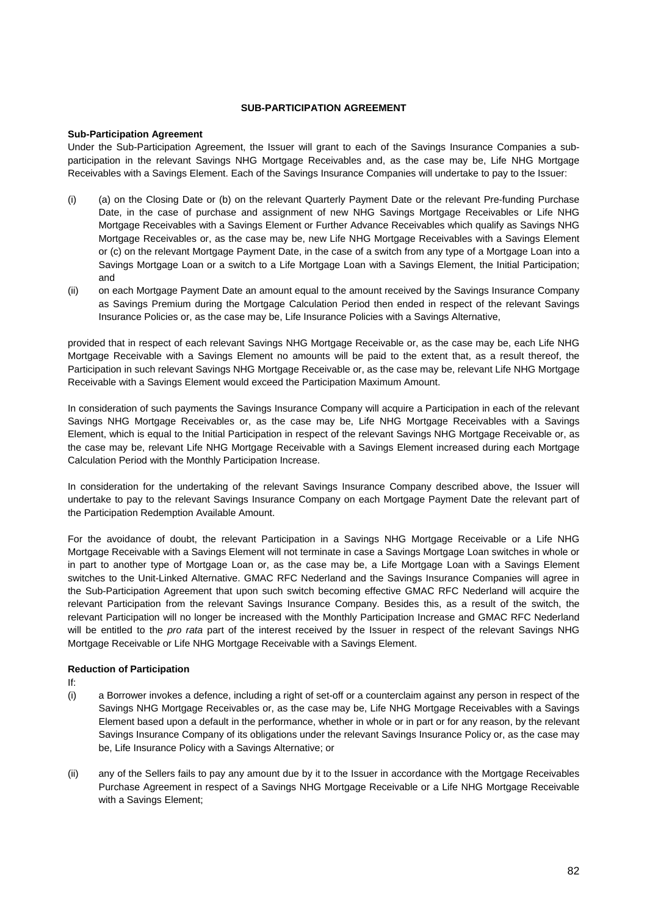## SUB-PARTICIPATION AGREEMENT

**Sub-Participation Agreement**

Under the Sub-Participation Agreement, the Issuer will grant to each of the Savings Insurance Companies a sub-participation in the relevant Savings NHG Mortgage Receivables and, as the case may be, Life NHG Mortgage Receivables with a Savings Element. Each of the Savings Insurance Companies will undertake to pay to the Issuer:

(i) (a) on the Closing Date or (b) on the relevant Quarterly Payment Date or the relevant Pre-funding Purchase Date, in the case of purchase and assignment of new NHG Savings Mortgage Receivables or Life NHG Mortgage Receivables with a Savings Element or Further Advance Receivables which qualify as Savings NHG Mortgage Receivables or, as the case may be, new Life NHG Mortgage Receivables with a Savings Element or (c) on the relevant Mortgage Payment Date, in the case of a switch from any type of a Mortgage Loan into a Savings Mortgage Loan or a switch to a Life Mortgage Loan with a Savings Element, the Initial Participation; and

(ii) on each Mortgage Payment Date an amount equal to the amount received by the Savings Insurance Company as Savings Premium during the Mortgage Calculation Period then ended in respect of the relevant Savings Insurance Policies or, as the case may be, Life Insurance Policies with a Savings Alternative,

provided that in respect of each relevant Savings NHG Mortgage Receivable or, as the case may be, each Life NHG Mortgage Receivable with a Savings Element no amounts will be paid to the extent that, as a result thereof, the Participation in such relevant Savings NHG Mortgage Receivable or, as the case may be, relevant Life NHG Mortgage Receivable with a Savings Element would exceed the Participation Maximum Amount.

In consideration of such payments the Savings Insurance Company will acquire a Participation in each of the relevant Savings NHG Mortgage Receivables or, as the case may be, Life NHG Mortgage Receivables with a Savings Element, which is equal to the Initial Participation in respect of the relevant Savings NHG Mortgage Receivable or, as the case may be, relevant Life NHG Mortgage Receivable with a Savings Element increased during each Mortgage Calculation Period with the Monthly Participation Increase.

In consideration for the undertaking of the relevant Savings Insurance Company described above, the Issuer will undertake to pay to the relevant Savings Insurance Company on each Mortgage Payment Date the relevant part of the Participation Redemption Available Amount.

For the avoidance of doubt, the relevant Participation in a Savings NHG Mortgage Receivable or a Life NHG Mortgage Receivable with a Savings Element will not terminate in case a Savings Mortgage Loan switches in whole or in part to another type of Mortgage Loan or, as the case may be, a Life Mortgage Loan with a Savings Element switches to the Unit-Linked Alternative. GMAC RFC Nederland and the Savings Insurance Companies will agree in the Sub-Participation Agreement that upon such switch becoming effective GMAC RFC Nederland will acquire the relevant Participation from the relevant Savings Insurance Company. Besides this, as a result of the switch, the relevant Participation will no longer be increased with the Monthly Participation Increase and GMAC RFC Nederland will be entitled to the *pro rata* part of the interest received by the Issuer in respect of the relevant Savings NHG Mortgage Receivable or Life NHG Mortgage Receivable with a Savings Element.

**Reduction of Participation**

If:

(i) a Borrower invokes a defence, including a right of set-off or a counterclaim against any person in respect of the Savings NHG Mortgage Receivables or, as the case may be, Life NHG Mortgage Receivables with a Savings Element based upon a default in the performance, whether in whole or in part or for any reason, by the relevant Savings Insurance Company of its obligations under the relevant Savings Insurance Policy or, as the case may be, Life Insurance Policy with a Savings Alternative; or

(ii) any of the Sellers fails to pay any amount due by it to the Issuer in accordance with the Mortgage Receivables Purchase Agreement in respect of a Savings NHG Mortgage Receivable or a Life NHG Mortgage Receivable with a Savings Element;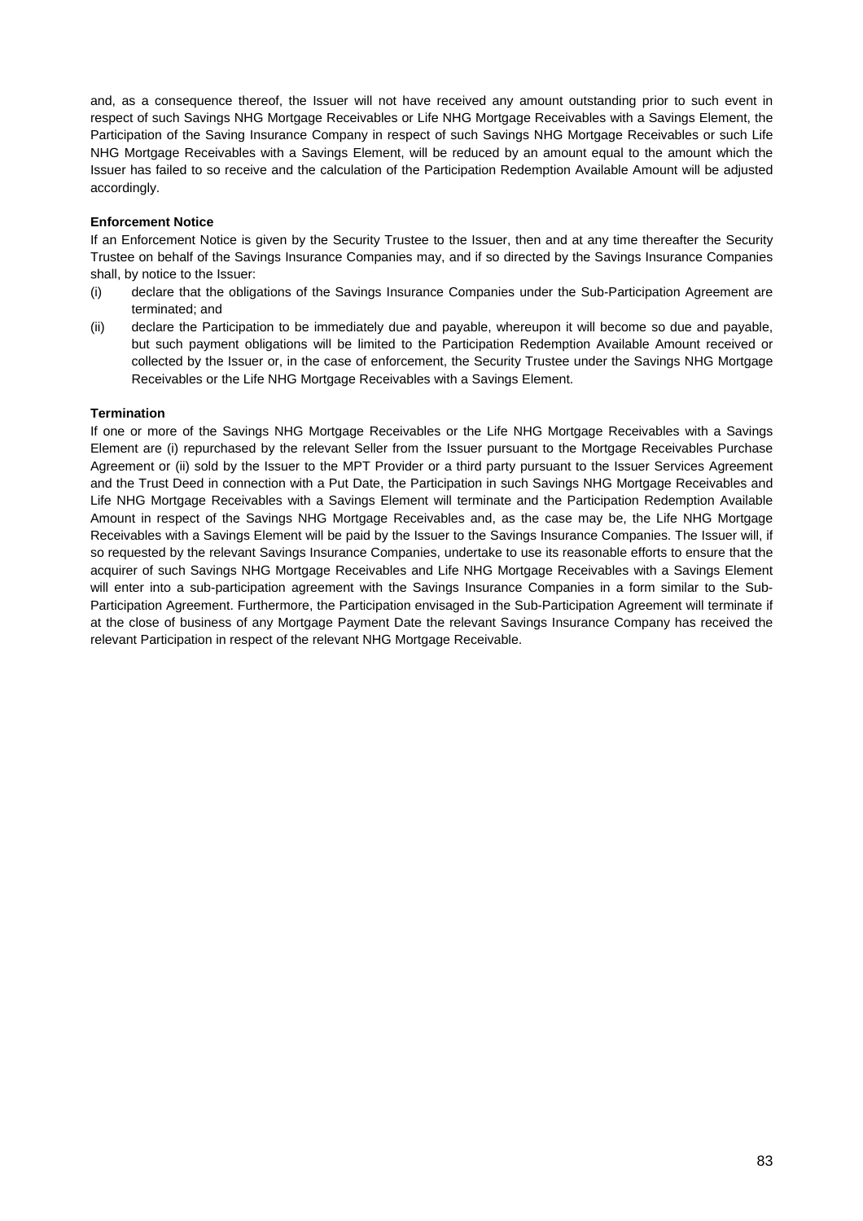and, as a consequence thereof, the Issuer will not have received any amount outstanding prior to such event in respect of such Savings NHG Mortgage Receivables or Life NHG Mortgage Receivables with a Savings Element, the Participation of the Saving Insurance Company in respect of such Savings NHG Mortgage Receivables or such Life NHG Mortgage Receivables with a Savings Element, will be reduced by an amount equal to the amount which the Issuer has failed to so receive and the calculation of the Participation Redemption Available Amount will be adjusted accordingly.

**Enforcement Notice**

If an Enforcement Notice is given by the Security Trustee to the Issuer, then and at any time thereafter the Security Trustee on behalf of the Savings Insurance Companies may, and if so directed by the Savings Insurance Companies shall, by notice to the Issuer:

(i) declare that the obligations of the Savings Insurance Companies under the Sub-Participation Agreement are terminated; and

(ii) declare the Participation to be immediately due and payable, whereupon it will become so due and payable, but such payment obligations will be limited to the Participation Redemption Available Amount received or collected by the Issuer or, in the case of enforcement, the Security Trustee under the Savings NHG Mortgage Receivables or the Life NHG Mortgage Receivables with a Savings Element.

**Termination**

If one or more of the Savings NHG Mortgage Receivables or the Life NHG Mortgage Receivables with a Savings Element are (i) repurchased by the relevant Seller from the Issuer pursuant to the Mortgage Receivables Purchase Agreement or (ii) sold by the Issuer to the MPT Provider or a third party pursuant to the Issuer Services Agreement and the Trust Deed in connection with a Put Date, the Participation in such Savings NHG Mortgage Receivables and Life NHG Mortgage Receivables with a Savings Element will terminate and the Participation Redemption Available Amount in respect of the Savings NHG Mortgage Receivables and, as the case may be, the Life NHG Mortgage Receivables with a Savings Element will be paid by the Issuer to the Savings Insurance Companies. The Issuer will, if so requested by the relevant Savings Insurance Companies, undertake to use its reasonable efforts to ensure that the acquirer of such Savings NHG Mortgage Receivables and Life NHG Mortgage Receivables with a Savings Element will enter into a sub-participation agreement with the Savings Insurance Companies in a form similar to the Sub-Participation Agreement. Furthermore, the Participation envisaged in the Sub-Participation Agreement will terminate if at the close of business of any Mortgage Payment Date the relevant Savings Insurance Company has received the relevant Participation in respect of the relevant NHG Mortgage Receivable.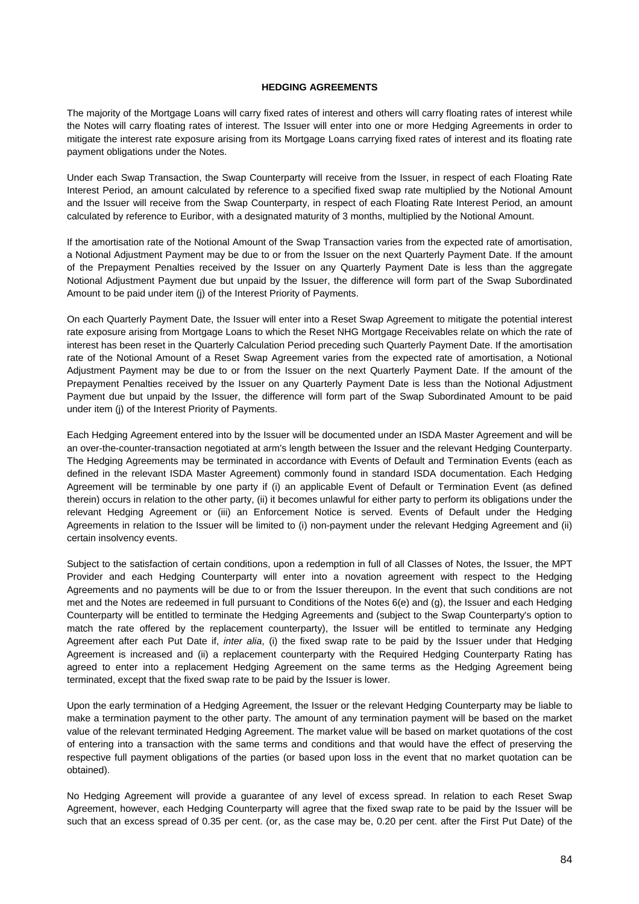**HEDGING AGREEMENTS**

The majority of the Mortgage Loans will carry fixed rates of interest and others will carry floating rates of interest while the Notes will carry floating rates of interest. The Issuer will enter into one or more Hedging Agreements in order to mitigate the interest rate exposure arising from its Mortgage Loans carrying fixed rates of interest and its floating rate payment obligations under the Notes.

Under each Swap Transaction, the Swap Counterparty will receive from the Issuer, in respect of each Floating Rate Interest Period, an amount calculated by reference to a specified fixed swap rate multiplied by the Notional Amount and the Issuer will receive from the Swap Counterparty, in respect of each Floating Rate Interest Period, an amount calculated by reference to Euribor, with a designated maturity of 3 months, multiplied by the Notional Amount.

If the amortisation rate of the Notional Amount of the Swap Transaction varies from the expected rate of amortisation, a Notional Adjustment Payment may be due to or from the Issuer on the next Quarterly Payment Date. If the amount of the Prepayment Penalties received by the Issuer on any Quarterly Payment Date is less than the aggregate Notional Adjustment Payment due but unpaid by the Issuer, the difference will form part of the Swap Subordinated Amount to be paid under item (j) of the Interest Priority of Payments.

On each Quarterly Payment Date, the Issuer will enter into a Reset Swap Agreement to mitigate the potential interest rate exposure arising from Mortgage Loans to which the Reset NHG Mortgage Receivables relate on which the rate of interest has been reset in the Quarterly Calculation Period preceding such Quarterly Payment Date. If the amortisation rate of the Notional Amount of a Reset Swap Agreement varies from the expected rate of amortisation, a Notional Adjustment Payment may be due to or from the Issuer on the next Quarterly Payment Date. If the amount of the Prepayment Penalties received by the Issuer on any Quarterly Payment Date is less than the Notional Adjustment Payment due but unpaid by the Issuer, the difference will form part of the Swap Subordinated Amount to be paid under item (j) of the Interest Priority of Payments.

Each Hedging Agreement entered into by the Issuer will be documented under an ISDA Master Agreement and will be an over-the-counter-transaction negotiated at arm's length between the Issuer and the relevant Hedging Counterparty. The Hedging Agreements may be terminated in accordance with Events of Default and Termination Events (each as defined in the relevant ISDA Master Agreement) commonly found in standard ISDA documentation. Each Hedging Agreement will be terminable by one party if (i) an applicable Event of Default or Termination Event (as defined therein) occurs in relation to the other party, (ii) it becomes unlawful for either party to perform its obligations under the relevant Hedging Agreement or (iii) an Enforcement Notice is served. Events of Default under the Hedging Agreements in relation to the Issuer will be limited to (i) non-payment under the relevant Hedging Agreement and (ii) certain insolvency events.

Subject to the satisfaction of certain conditions, upon a redemption in full of all Classes of Notes, the Issuer, the MPT Provider and each Hedging Counterparty will enter into a novation agreement with respect to the Hedging Agreements and no payments will be due to or from the Issuer thereupon. In the event that such conditions are not met and the Notes are redeemed in full pursuant to Conditions of the Notes 6(e) and (g), the Issuer and each Hedging Counterparty will be entitled to terminate the Hedging Agreements and (subject to the Swap Counterparty's option to match the rate offered by the replacement counterparty), the Issuer will be entitled to terminate any Hedging Agreement after each Put Date if, *inter alia*, (i) the fixed swap rate to be paid by the Issuer under that Hedging Agreement is increased and (ii) a replacement counterparty with the Required Hedging Counterparty Rating has agreed to enter into a replacement Hedging Agreement on the same terms as the Hedging Agreement being terminated, except that the fixed swap rate to be paid by the Issuer is lower.

Upon the early termination of a Hedging Agreement, the Issuer or the relevant Hedging Counterparty may be liable to make a termination payment to the other party. The amount of any termination payment will be based on the market value of the relevant terminated Hedging Agreement. The market value will be based on market quotations of the cost of entering into a transaction with the same terms and conditions and that would have the effect of preserving the respective full payment obligations of the parties (or based upon loss in the event that no market quotation can be obtained).

No Hedging Agreement will provide a guarantee of any level of excess spread. In relation to each Reset Swap Agreement, however, each Hedging Counterparty will agree that the fixed swap rate to be paid by the Issuer will be such that an excess spread of 0.35 per cent. (or, as the case may be, 0.20 per cent. after the First Put Date) of the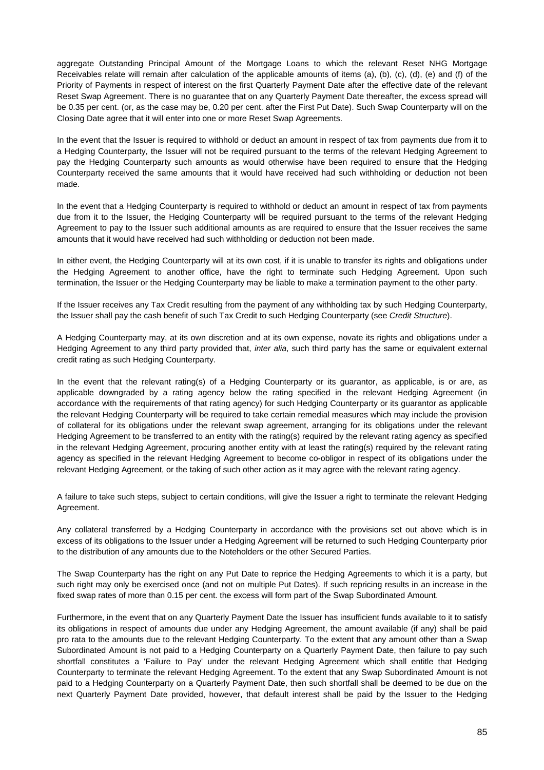aggregate Outstanding Principal Amount of the Mortgage Loans to which the relevant Reset NHG Mortgage Receivables relate will remain after calculation of the applicable amounts of items (a), (b), (c), (d), (e) and (f) of the Priority of Payments in respect of interest on the first Quarterly Payment Date after the effective date of the relevant Reset Swap Agreement. There is no guarantee that on any Quarterly Payment Date thereafter, the excess spread will be 0.35 per cent. (or, as the case may be, 0.20 per cent. after the First Put Date). Such Swap Counterparty will on the Closing Date agree that it will enter into one or more Reset Swap Agreements.

In the event that the Issuer is required to withhold or deduct an amount in respect of tax from payments due from it to a Hedging Counterparty, the Issuer will not be required pursuant to the terms of the relevant Hedging Agreement to pay the Hedging Counterparty such amounts as would otherwise have been required to ensure that the Hedging Counterparty received the same amounts that it would have received had such withholding or deduction not been made.

In the event that a Hedging Counterparty is required to withhold or deduct an amount in respect of tax from payments due from it to the Issuer, the Hedging Counterparty will be required pursuant to the terms of the relevant Hedging Agreement to pay to the Issuer such additional amounts as are required to ensure that the Issuer receives the same amounts that it would have received had such withholding or deduction not been made.

In either event, the Hedging Counterparty will at its own cost, if it is unable to transfer its rights and obligations under the Hedging Agreement to another office, have the right to terminate such Hedging Agreement. Upon such termination, the Issuer or the Hedging Counterparty may be liable to make a termination payment to the other party.

If the Issuer receives any Tax Credit resulting from the payment of any withholding tax by such Hedging Counterparty, the Issuer shall pay the cash benefit of such Tax Credit to such Hedging Counterparty (see *Credit Structure*).

A Hedging Counterparty may, at its own discretion and at its own expense, novate its rights and obligations under a Hedging Agreement to any third party provided that, *inter alia*, such third party has the same or equivalent external credit rating as such Hedging Counterparty.

In the event that the relevant rating(s) of a Hedging Counterparty or its guarantor, as applicable, is or are, as applicable downgraded by a rating agency below the rating specified in the relevant Hedging Agreement (in accordance with the requirements of that rating agency) for such Hedging Counterparty or its guarantor as applicable the relevant Hedging Counterparty will be required to take certain remedial measures which may include the provision of collateral for its obligations under the relevant swap agreement, arranging for its obligations under the relevant Hedging Agreement to be transferred to an entity with the rating(s) required by the relevant rating agency as specified in the relevant Hedging Agreement, procuring another entity with at least the rating(s) required by the relevant rating agency as specified in the relevant Hedging Agreement to become co-obligor in respect of its obligations under the relevant Hedging Agreement, or the taking of such other action as it may agree with the relevant rating agency.

A failure to take such steps, subject to certain conditions, will give the Issuer a right to terminate the relevant Hedging Agreement.

Any collateral transferred by a Hedging Counterparty in accordance with the provisions set out above which is in excess of its obligations to the Issuer under a Hedging Agreement will be returned to such Hedging Counterparty prior to the distribution of any amounts due to the Noteholders or the other Secured Parties.

The Swap Counterparty has the right on any Put Date to reprice the Hedging Agreements to which it is a party, but such right may only be exercised once (and not on multiple Put Dates). If such repricing results in an increase in the fixed swap rates of more than 0.15 per cent. the excess will form part of the Swap Subordinated Amount.

Furthermore, in the event that on any Quarterly Payment Date the Issuer has insufficient funds available to it to satisfy its obligations in respect of amounts due under any Hedging Agreement, the amount available (if any) shall be paid pro rata to the amounts due to the relevant Hedging Counterparty. To the extent that any amount other than a Swap Subordinated Amount is not paid to a Hedging Counterparty on a Quarterly Payment Date, then failure to pay such shortfall constitutes a 'Failure to Pay' under the relevant Hedging Agreement which shall entitle that Hedging Counterparty to terminate the relevant Hedging Agreement. To the extent that any Swap Subordinated Amount is not paid to a Hedging Counterparty on a Quarterly Payment Date, then such shortfall shall be deemed to be due on the next Quarterly Payment Date provided, however, that default interest shall be paid by the Issuer to the Hedging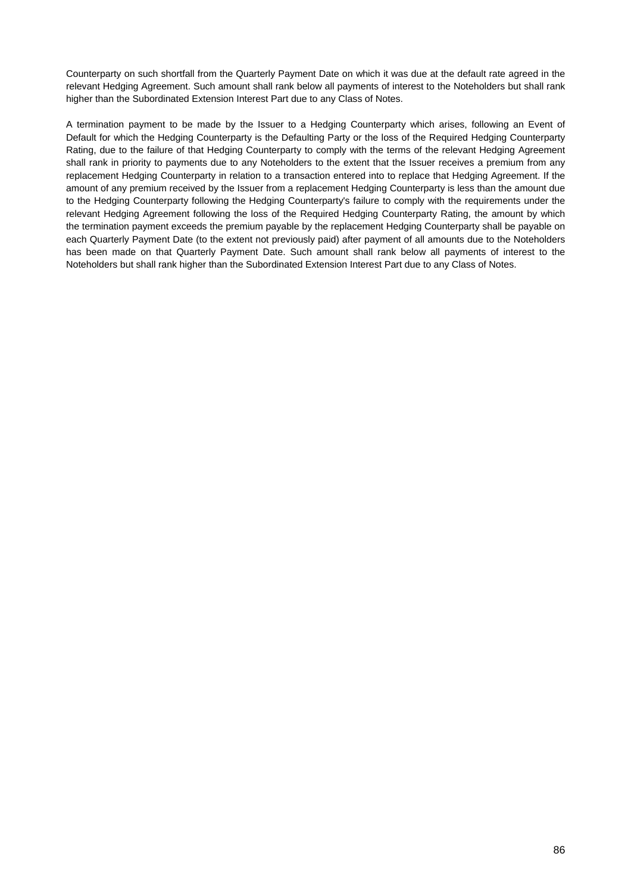Counterparty on such shortfall from the Quarterly Payment Date on which it was due at the default rate agreed in the relevant Hedging Agreement. Such amount shall rank below all payments of interest to the Noteholders but shall rank higher than the Subordinated Extension Interest Part due to any Class of Notes.

A termination payment to be made by the Issuer to a Hedging Counterparty which arises, following an Event of Default for which the Hedging Counterparty is the Defaulting Party or the loss of the Required Hedging Counterparty Rating, due to the failure of that Hedging Counterparty to comply with the terms of the relevant Hedging Agreement shall rank in priority to payments due to any Noteholders to the extent that the Issuer receives a premium from any replacement Hedging Counterparty in relation to a transaction entered into to replace that Hedging Agreement. If the amount of any premium received by the Issuer from a replacement Hedging Counterparty is less than the amount due to the Hedging Counterparty following the Hedging Counterparty's failure to comply with the requirements under the relevant Hedging Agreement following the loss of the Required Hedging Counterparty Rating, the amount by which the termination payment exceeds the premium payable by the replacement Hedging Counterparty shall be payable on each Quarterly Payment Date (to the extent not previously paid) after payment of all amounts due to the Noteholders has been made on that Quarterly Payment Date. Such amount shall rank below all payments of interest to the Noteholders but shall rank higher than the Subordinated Extension Interest Part due to any Class of Notes.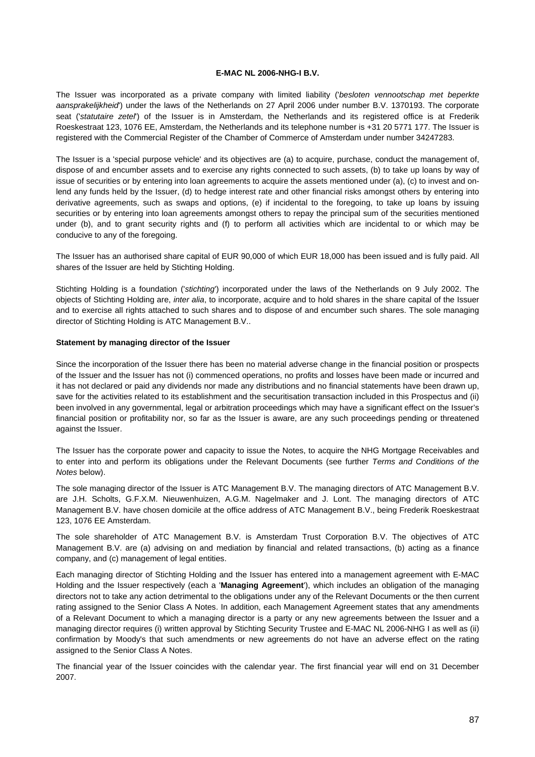**E-MAC NL 2006-NHG-I B.V.**

The Issuer was incorporated as a private company with limited liability ('*besloten vennootschap met beperkte aansprakelijkheid*') under the laws of the Netherlands on 27 April 2006 under number B.V. 1370193. The corporate seat ('*statutaire zetel*') of the Issuer is in Amsterdam, the Netherlands and its registered office is at Frederik Roeskestraat 123, 1076 EE, Amsterdam, the Netherlands and its telephone number is +31 20 5771 177. The Issuer is registered with the Commercial Register of the Chamber of Commerce of Amsterdam under number 34247283.

The Issuer is a 'special purpose vehicle' and its objectives are (a) to acquire, purchase, conduct the management of, dispose of and encumber assets and to exercise any rights connected to such assets, (b) to take up loans by way of issue of securities or by entering into loan agreements to acquire the assets mentioned under (a), (c) to invest and on-lend any funds held by the Issuer, (d) to hedge interest rate and other financial risks amongst others by entering into derivative agreements, such as swaps and options, (e) if incidental to the foregoing, to take up loans by issuing securities or by entering into loan agreements amongst others to repay the principal sum of the securities mentioned under (b), and to grant security rights and (f) to perform all activities which are incidental to or which may be conducive to any of the foregoing.

The Issuer has an authorised share capital of EUR 90,000 of which EUR 18,000 has been issued and is fully paid. All shares of the Issuer are held by Stichting Holding.

Stichting Holding is a foundation ('*stichting*') incorporated under the laws of the Netherlands on 9 July 2002. The objects of Stichting Holding are, *inter alia*, to incorporate, acquire and to hold shares in the share capital of the Issuer and to exercise all rights attached to such shares and to dispose of and encumber such shares. The sole managing director of Stichting Holding is ATC Management B.V..

**Statement by managing director of the Issuer**

Since the incorporation of the Issuer there has been no material adverse change in the financial position or prospects of the Issuer and the Issuer has not (i) commenced operations, no profits and losses have been made or incurred and it has not declared or paid any dividends nor made any distributions and no financial statements have been drawn up, save for the activities related to its establishment and the securitisation transaction included in this Prospectus and (ii) been involved in any governmental, legal or arbitration proceedings which may have a significant effect on the Issuer's financial position or profitability nor, so far as the Issuer is aware, are any such proceedings pending or threatened against the Issuer.

The Issuer has the corporate power and capacity to issue the Notes, to acquire the NHG Mortgage Receivables and to enter into and perform its obligations under the Relevant Documents (see further *Terms and Conditions of the Notes* below).

The sole managing director of the Issuer is ATC Management B.V. The managing directors of ATC Management B.V. are J.H. Scholts, G.F.X.M. Nieuwenhuizen, A.G.M. Nagelmaker and J. Lont. The managing directors of ATC Management B.V. have chosen domicile at the office address of ATC Management B.V., being Frederik Roeskestraat 123, 1076 EE Amsterdam.

The sole shareholder of ATC Management B.V. is Amsterdam Trust Corporation B.V. The objectives of ATC Management B.V. are (a) advising on and mediation by financial and related transactions, (b) acting as a finance company, and (c) management of legal entities.

Each managing director of Stichting Holding and the Issuer has entered into a management agreement with E-MAC Holding and the Issuer respectively (each a '**Managing Agreement**'), which includes an obligation of the managing directors not to take any action detrimental to the obligations under any of the Relevant Documents or the then current rating assigned to the Senior Class A Notes. In addition, each Management Agreement states that any amendments of a Relevant Document to which a managing director is a party or any new agreements between the Issuer and a managing director requires (i) written approval by Stichting Security Trustee and E-MAC NL 2006-NHG I as well as (ii) confirmation by Moody's that such amendments or new agreements do not have an adverse effect on the rating assigned to the Senior Class A Notes.

The financial year of the Issuer coincides with the calendar year. The first financial year will end on 31 December 2007.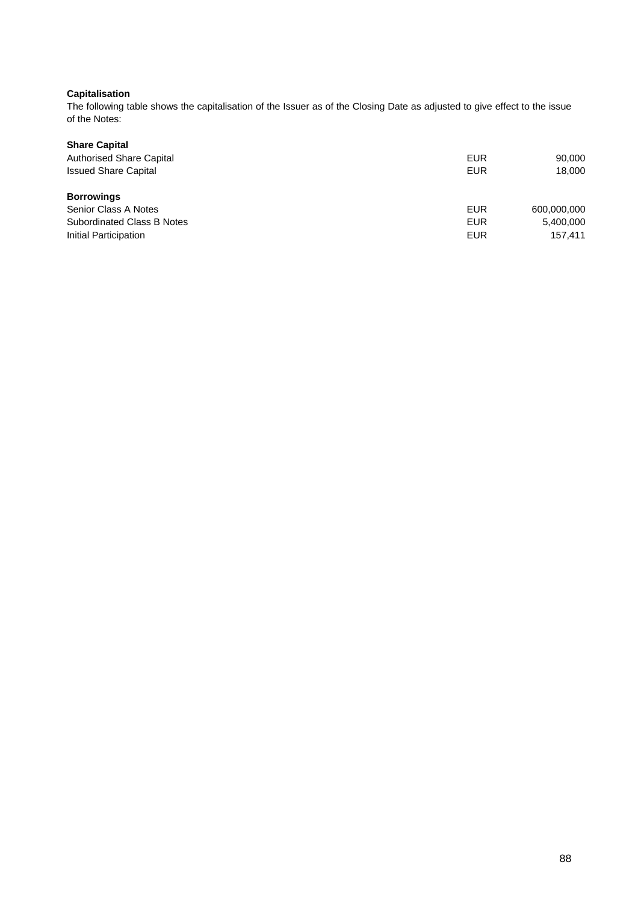**Capitalisation**

The following table shows the capitalisation of the Issuer as of the Closing Date as adjusted to give effect to the issue of the Notes:

| | | |
|---|---|---|
| **Share Capital** | | |
| Authorised Share Capital | EUR | 90,000 |
| Issued Share Capital | EUR | 18,000 |
| | | |
| **Borrowings** | | |
| Senior Class A Notes | EUR | 600,000,000 |
| Subordinated Class B Notes | EUR | 5,400,000 |
| Initial Participation | EUR | 157,411 |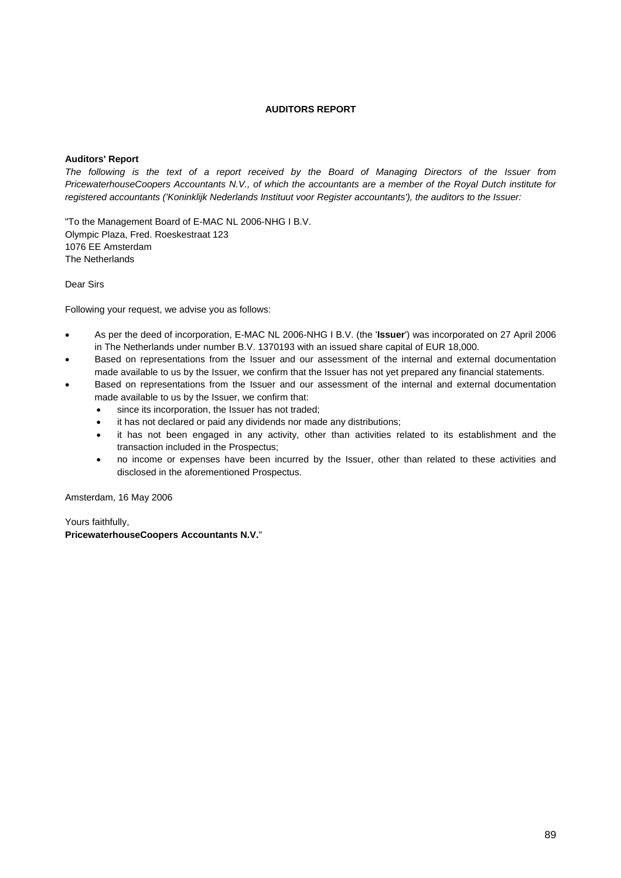# AUDITORS REPORT

**Auditors' Report**

*The following is the text of a report received by the Board of Managing Directors of the Issuer from PricewaterhouseCoopers Accountants N.V., of which the accountants are a member of the Royal Dutch institute for registered accountants ('Koninklijk Nederlands Instituut voor Register accountants'), the auditors to the Issuer:*

"To the Management Board of E-MAC NL 2006-NHG I B.V.
Olympic Plaza, Fred. Roeskestraat 123
1076 EE Amsterdam
The Netherlands

Dear Sirs

Following your request, we advise you as follows:

- As per the deed of incorporation, E-MAC NL 2006-NHG I B.V. (the '**Issuer**') was incorporated on 27 April 2006 in The Netherlands under number B.V. 1370193 with an issued share capital of EUR 18,000.
- Based on representations from the Issuer and our assessment of the internal and external documentation made available to us by the Issuer, we confirm that the Issuer has not yet prepared any financial statements.
- Based on representations from the Issuer and our assessment of the internal and external documentation made available to us by the Issuer, we confirm that:
  - since its incorporation, the Issuer has not traded;
  - it has not declared or paid any dividends nor made any distributions;
  - it has not been engaged in any activity, other than activities related to its establishment and the transaction included in the Prospectus;
  - no income or expenses have been incurred by the Issuer, other than related to these activities and disclosed in the aforementioned Prospectus.

Amsterdam, 16 May 2006

Yours faithfully,
**PricewaterhouseCoopers Accountants N.V.**"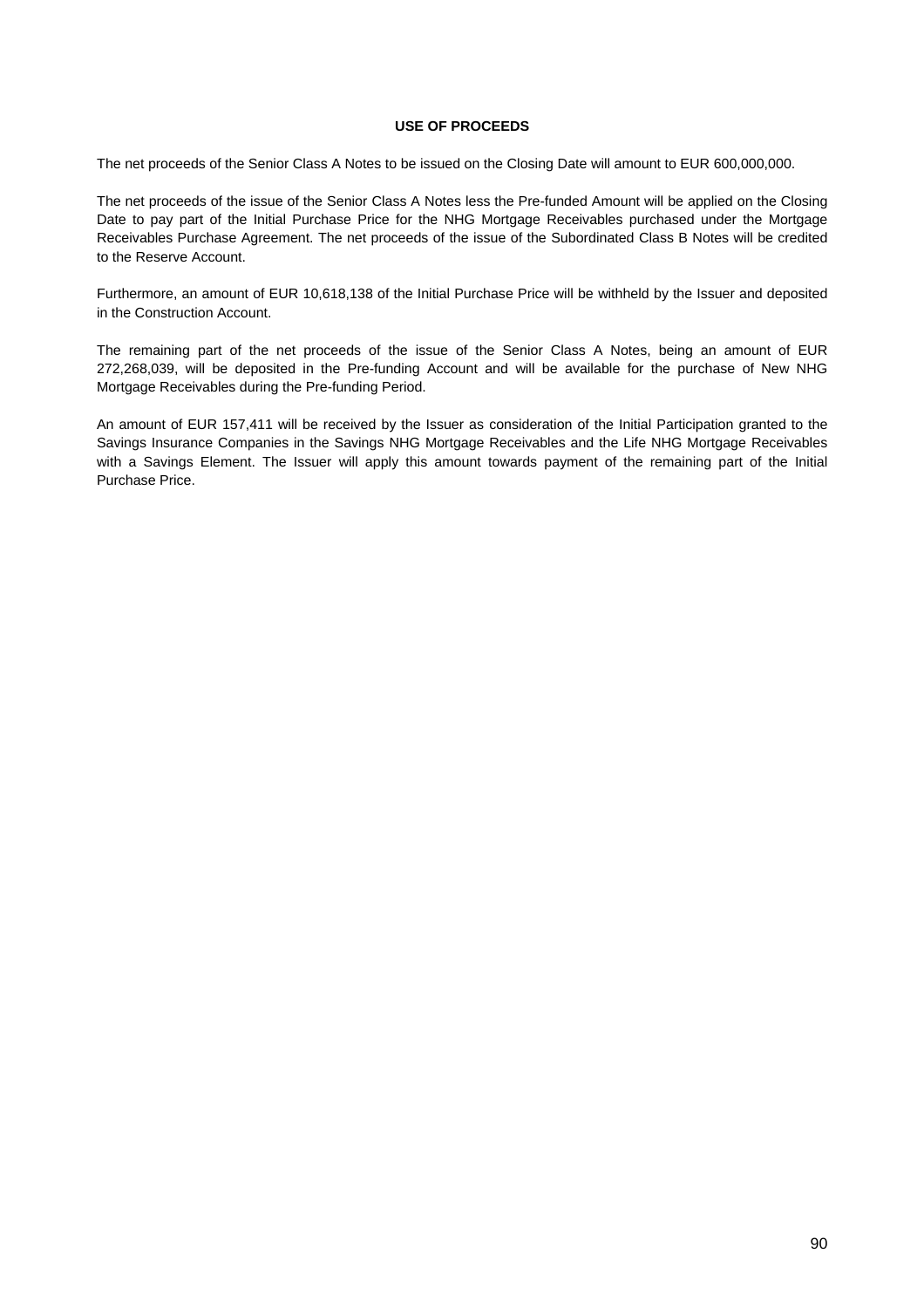## USE OF PROCEEDS

The net proceeds of the Senior Class A Notes to be issued on the Closing Date will amount to EUR 600,000,000.

The net proceeds of the issue of the Senior Class A Notes less the Pre-funded Amount will be applied on the Closing Date to pay part of the Initial Purchase Price for the NHG Mortgage Receivables purchased under the Mortgage Receivables Purchase Agreement. The net proceeds of the issue of the Subordinated Class B Notes will be credited to the Reserve Account.

Furthermore, an amount of EUR 10,618,138 of the Initial Purchase Price will be withheld by the Issuer and deposited in the Construction Account.

The remaining part of the net proceeds of the issue of the Senior Class A Notes, being an amount of EUR 272,268,039, will be deposited in the Pre-funding Account and will be available for the purchase of New NHG Mortgage Receivables during the Pre-funding Period.

An amount of EUR 157,411 will be received by the Issuer as consideration of the Initial Participation granted to the Savings Insurance Companies in the Savings NHG Mortgage Receivables and the Life NHG Mortgage Receivables with a Savings Element. The Issuer will apply this amount towards payment of the remaining part of the Initial Purchase Price.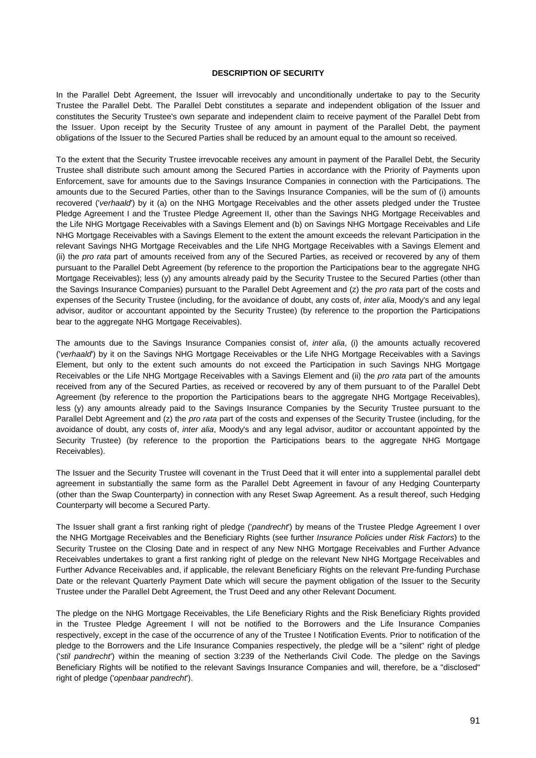# DESCRIPTION OF SECURITY

In the Parallel Debt Agreement, the Issuer will irrevocably and unconditionally undertake to pay to the Security Trustee the Parallel Debt. The Parallel Debt constitutes a separate and independent obligation of the Issuer and constitutes the Security Trustee's own separate and independent claim to receive payment of the Parallel Debt from the Issuer. Upon receipt by the Security Trustee of any amount in payment of the Parallel Debt, the payment obligations of the Issuer to the Secured Parties shall be reduced by an amount equal to the amount so received.

To the extent that the Security Trustee irrevocable receives any amount in payment of the Parallel Debt, the Security Trustee shall distribute such amount among the Secured Parties in accordance with the Priority of Payments upon Enforcement, save for amounts due to the Savings Insurance Companies in connection with the Participations. The amounts due to the Secured Parties, other than to the Savings Insurance Companies, will be the sum of (i) amounts recovered ('*verhaald*') by it (a) on the NHG Mortgage Receivables and the other assets pledged under the Trustee Pledge Agreement I and the Trustee Pledge Agreement II, other than the Savings NHG Mortgage Receivables and the Life NHG Mortgage Receivables with a Savings Element and (b) on Savings NHG Mortgage Receivables and Life NHG Mortgage Receivables with a Savings Element to the extent the amount exceeds the relevant Participation in the relevant Savings NHG Mortgage Receivables and the Life NHG Mortgage Receivables with a Savings Element and (ii) the *pro rata* part of amounts received from any of the Secured Parties, as received or recovered by any of them pursuant to the Parallel Debt Agreement (by reference to the proportion the Participations bear to the aggregate NHG Mortgage Receivables); less (y) any amounts already paid by the Security Trustee to the Secured Parties (other than the Savings Insurance Companies) pursuant to the Parallel Debt Agreement and (z) the *pro rata* part of the costs and expenses of the Security Trustee (including, for the avoidance of doubt, any costs of, *inter alia*, Moody's and any legal advisor, auditor or accountant appointed by the Security Trustee) (by reference to the proportion the Participations bear to the aggregate NHG Mortgage Receivables).

The amounts due to the Savings Insurance Companies consist of, *inter alia*, (i) the amounts actually recovered ('*verhaald*') by it on the Savings NHG Mortgage Receivables or the Life NHG Mortgage Receivables with a Savings Element, but only to the extent such amounts do not exceed the Participation in such Savings NHG Mortgage Receivables or the Life NHG Mortgage Receivables with a Savings Element and (ii) the *pro rata* part of the amounts received from any of the Secured Parties, as received or recovered by any of them pursuant to of the Parallel Debt Agreement (by reference to the proportion the Participations bears to the aggregate NHG Mortgage Receivables), less (y) any amounts already paid to the Savings Insurance Companies by the Security Trustee pursuant to the Parallel Debt Agreement and (z) the *pro rata* part of the costs and expenses of the Security Trustee (including, for the avoidance of doubt, any costs of, *inter alia*, Moody's and any legal advisor, auditor or accountant appointed by the Security Trustee) (by reference to the proportion the Participations bears to the aggregate NHG Mortgage Receivables).

The Issuer and the Security Trustee will covenant in the Trust Deed that it will enter into a supplemental parallel debt agreement in substantially the same form as the Parallel Debt Agreement in favour of any Hedging Counterparty (other than the Swap Counterparty) in connection with any Reset Swap Agreement. As a result thereof, such Hedging Counterparty will become a Secured Party.

The Issuer shall grant a first ranking right of pledge ('*pandrecht*') by means of the Trustee Pledge Agreement I over the NHG Mortgage Receivables and the Beneficiary Rights (see further *Insurance Policies* under *Risk Factors*) to the Security Trustee on the Closing Date and in respect of any New NHG Mortgage Receivables and Further Advance Receivables undertakes to grant a first ranking right of pledge on the relevant New NHG Mortgage Receivables and Further Advance Receivables and, if applicable, the relevant Beneficiary Rights on the relevant Pre-funding Purchase Date or the relevant Quarterly Payment Date which will secure the payment obligation of the Issuer to the Security Trustee under the Parallel Debt Agreement, the Trust Deed and any other Relevant Document.

The pledge on the NHG Mortgage Receivables, the Life Beneficiary Rights and the Risk Beneficiary Rights provided in the Trustee Pledge Agreement I will not be notified to the Borrowers and the Life Insurance Companies respectively, except in the case of the occurrence of any of the Trustee I Notification Events. Prior to notification of the pledge to the Borrowers and the Life Insurance Companies respectively, the pledge will be a "silent" right of pledge ('*stil pandrecht*') within the meaning of section 3:239 of the Netherlands Civil Code. The pledge on the Savings Beneficiary Rights will be notified to the relevant Savings Insurance Companies and will, therefore, be a "disclosed" right of pledge ('*openbaar pandrecht*').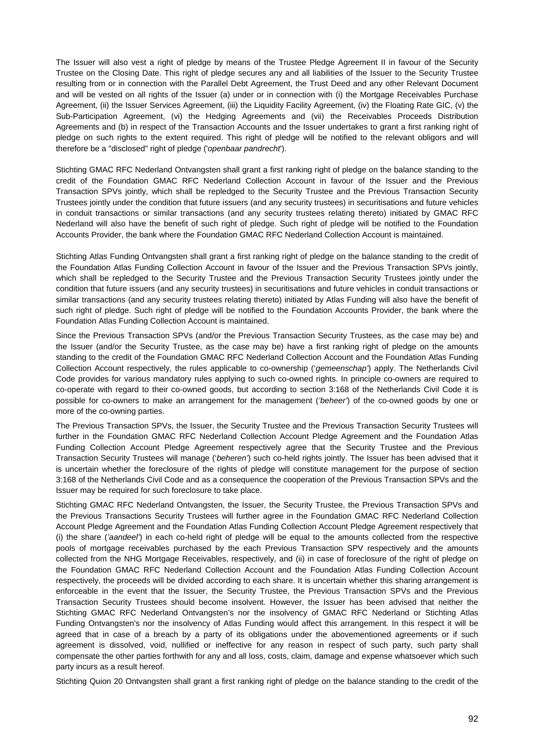The Issuer will also vest a right of pledge by means of the Trustee Pledge Agreement II in favour of the Security Trustee on the Closing Date. This right of pledge secures any and all liabilities of the Issuer to the Security Trustee resulting from or in connection with the Parallel Debt Agreement, the Trust Deed and any other Relevant Document and will be vested on all rights of the Issuer (a) under or in connection with (i) the Mortgage Receivables Purchase Agreement, (ii) the Issuer Services Agreement, (iii) the Liquidity Facility Agreement, (iv) the Floating Rate GIC, (v) the Sub-Participation Agreement, (vi) the Hedging Agreements and (vii) the Receivables Proceeds Distribution Agreements and (b) in respect of the Transaction Accounts and the Issuer undertakes to grant a first ranking right of pledge on such rights to the extent required. This right of pledge will be notified to the relevant obligors and will therefore be a "disclosed" right of pledge ('*openbaar pandrecht*').

Stichting GMAC RFC Nederland Ontvangsten shall grant a first ranking right of pledge on the balance standing to the credit of the Foundation GMAC RFC Nederland Collection Account in favour of the Issuer and the Previous Transaction SPVs jointly, which shall be repledged to the Security Trustee and the Previous Transaction Security Trustees jointly under the condition that future issuers (and any security trustees) in securitisations and future vehicles in conduit transactions or similar transactions (and any security trustees relating thereto) initiated by GMAC RFC Nederland will also have the benefit of such right of pledge. Such right of pledge will be notified to the Foundation Accounts Provider, the bank where the Foundation GMAC RFC Nederland Collection Account is maintained.

Stichting Atlas Funding Ontvangsten shall grant a first ranking right of pledge on the balance standing to the credit of the Foundation Atlas Funding Collection Account in favour of the Issuer and the Previous Transaction SPVs jointly, which shall be repledged to the Security Trustee and the Previous Transaction Security Trustees jointly under the condition that future issuers (and any security trustees) in securitisations and future vehicles in conduit transactions or similar transactions (and any security trustees relating thereto) initiated by Atlas Funding will also have the benefit of such right of pledge. Such right of pledge will be notified to the Foundation Accounts Provider, the bank where the Foundation Atlas Funding Collection Account is maintained.

Since the Previous Transaction SPVs (and/or the Previous Transaction Security Trustees, as the case may be) and the Issuer (and/or the Security Trustee, as the case may be) have a first ranking right of pledge on the amounts standing to the credit of the Foundation GMAC RFC Nederland Collection Account and the Foundation Atlas Funding Collection Account respectively, the rules applicable to co-ownership ('*gemeenschap'*) apply. The Netherlands Civil Code provides for various mandatory rules applying to such co-owned rights. In principle co-owners are required to co-operate with regard to their co-owned goods, but according to section 3:168 of the Netherlands Civil Code it is possible for co-owners to make an arrangement for the management (*'beheer'*) of the co-owned goods by one or more of the co-owning parties.

The Previous Transaction SPVs, the Issuer, the Security Trustee and the Previous Transaction Security Trustees will further in the Foundation GMAC RFC Nederland Collection Account Pledge Agreement and the Foundation Atlas Funding Collection Account Pledge Agreement respectively agree that the Security Trustee and the Previous Transaction Security Trustees will manage ('*beheren'*) such co-held rights jointly. The Issuer has been advised that it is uncertain whether the foreclosure of the rights of pledge will constitute management for the purpose of section 3:168 of the Netherlands Civil Code and as a consequence the cooperation of the Previous Transaction SPVs and the Issuer may be required for such foreclosure to take place.

Stichting GMAC RFC Nederland Ontvangsten, the Issuer, the Security Trustee, the Previous Transaction SPVs and the Previous Transactions Security Trustees will further agree in the Foundation GMAC RFC Nederland Collection Account Pledge Agreement and the Foundation Atlas Funding Collection Account Pledge Agreement respectively that (i) the share (*'aandeel'*) in each co-held right of pledge will be equal to the amounts collected from the respective pools of mortgage receivables purchased by the each Previous Transaction SPV respectively and the amounts collected from the NHG Mortgage Receivables, respectively, and (ii) in case of foreclosure of the right of pledge on the Foundation GMAC RFC Nederland Collection Account and the Foundation Atlas Funding Collection Account respectively, the proceeds will be divided according to each share. It is uncertain whether this sharing arrangement is enforceable in the event that the Issuer, the Security Trustee, the Previous Transaction SPVs and the Previous Transaction Security Trustees should become insolvent. However, the Issuer has been advised that neither the Stichting GMAC RFC Nederland Ontvangsten's nor the insolvency of GMAC RFC Nederland or Stichting Atlas Funding Ontvangsten's nor the insolvency of Atlas Funding would affect this arrangement. In this respect it will be agreed that in case of a breach by a party of its obligations under the abovementioned agreements or if such agreement is dissolved, void, nullified or ineffective for any reason in respect of such party, such party shall compensate the other parties forthwith for any and all loss, costs, claim, damage and expense whatsoever which such party incurs as a result hereof.

Stichting Quion 20 Ontvangsten shall grant a first ranking right of pledge on the balance standing to the credit of the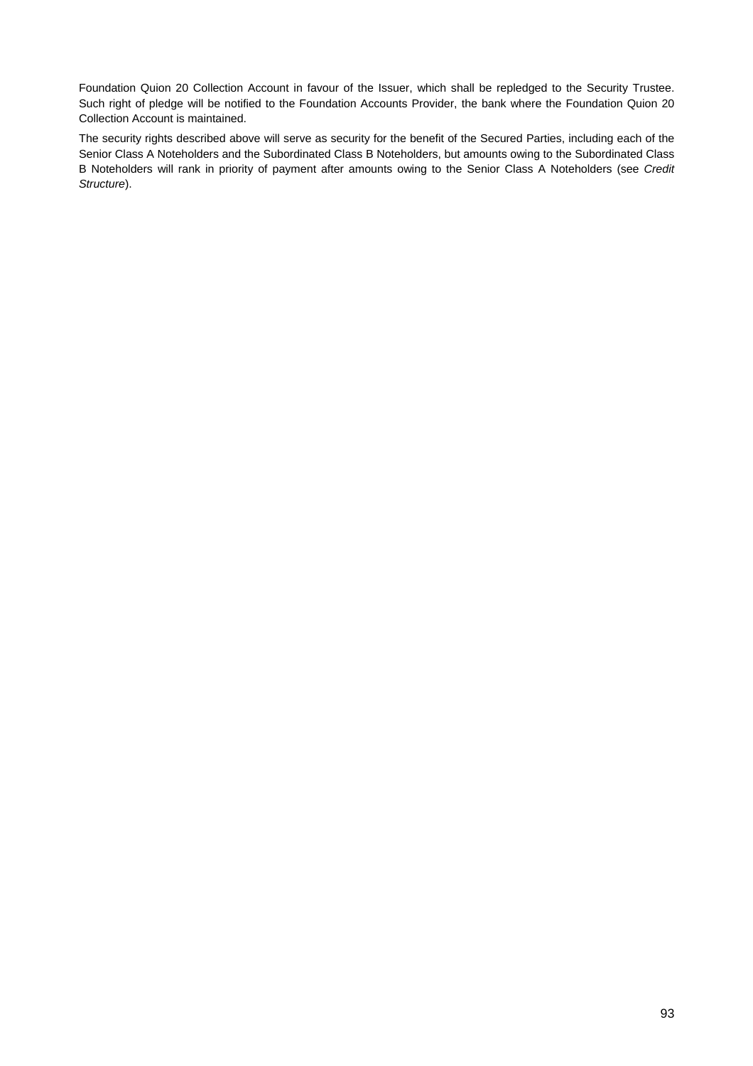Foundation Quion 20 Collection Account in favour of the Issuer, which shall be repledged to the Security Trustee. Such right of pledge will be notified to the Foundation Accounts Provider, the bank where the Foundation Quion 20 Collection Account is maintained.

The security rights described above will serve as security for the benefit of the Secured Parties, including each of the Senior Class A Noteholders and the Subordinated Class B Noteholders, but amounts owing to the Subordinated Class B Noteholders will rank in priority of payment after amounts owing to the Senior Class A Noteholders (see *Credit Structure*).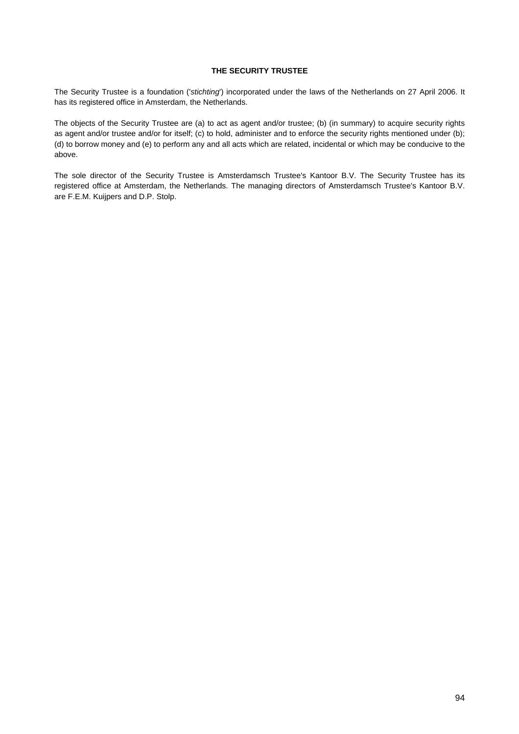## THE SECURITY TRUSTEE

The Security Trustee is a foundation ('*stichting*') incorporated under the laws of the Netherlands on 27 April 2006. It has its registered office in Amsterdam, the Netherlands.

The objects of the Security Trustee are (a) to act as agent and/or trustee; (b) (in summary) to acquire security rights as agent and/or trustee and/or for itself; (c) to hold, administer and to enforce the security rights mentioned under (b); (d) to borrow money and (e) to perform any and all acts which are related, incidental or which may be conducive to the above.

The sole director of the Security Trustee is Amsterdamsch Trustee's Kantoor B.V. The Security Trustee has its registered office at Amsterdam, the Netherlands. The managing directors of Amsterdamsch Trustee's Kantoor B.V. are F.E.M. Kuijpers and D.P. Stolp.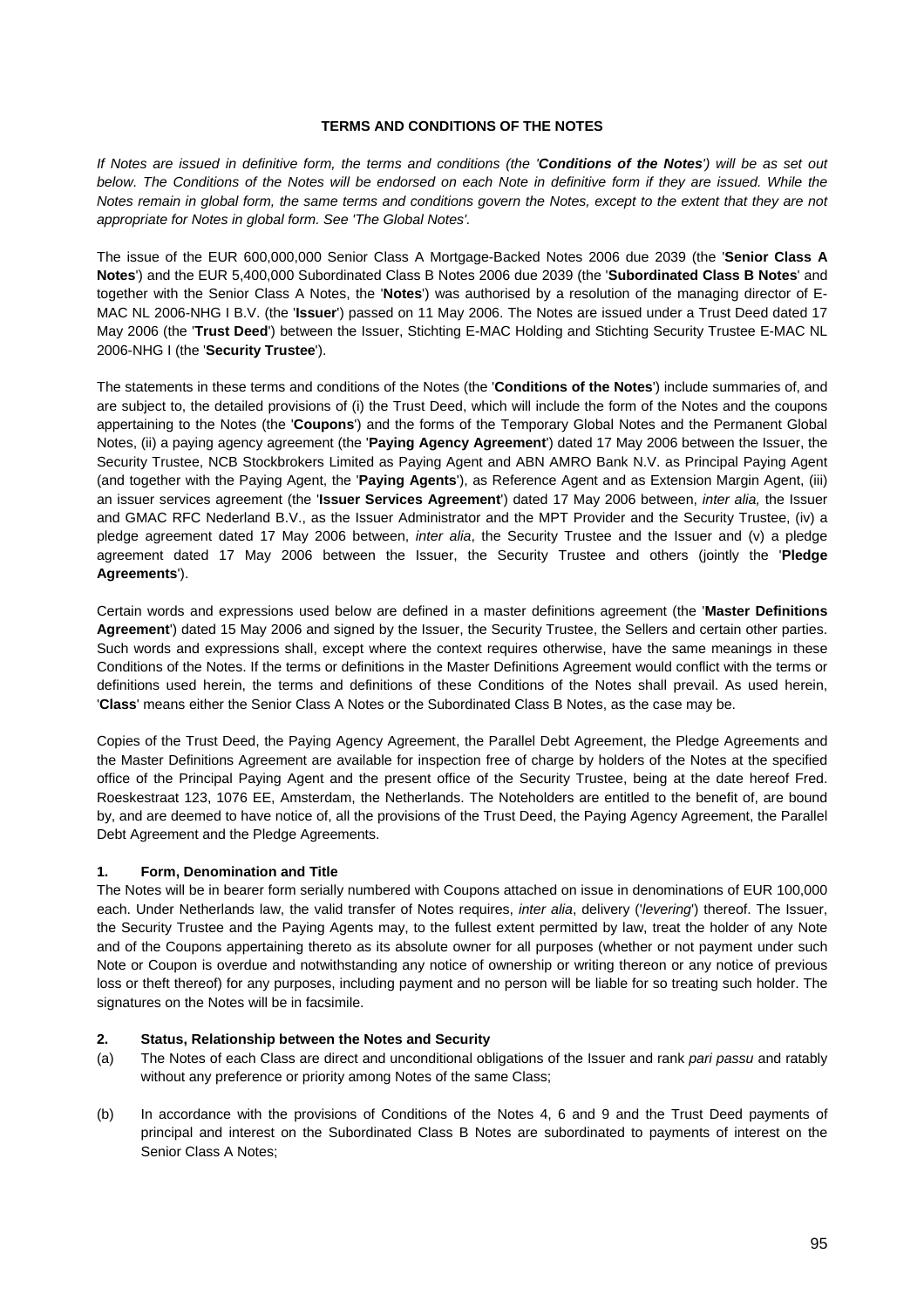# TERMS AND CONDITIONS OF THE NOTES

*If Notes are issued in definitive form, the terms and conditions (the '**Conditions of the Notes**') will be as set out below. The Conditions of the Notes will be endorsed on each Note in definitive form if they are issued. While the Notes remain in global form, the same terms and conditions govern the Notes, except to the extent that they are not appropriate for Notes in global form. See 'The Global Notes'.*

The issue of the EUR 600,000,000 Senior Class A Mortgage-Backed Notes 2006 due 2039 (the '**Senior Class A Notes**') and the EUR 5,400,000 Subordinated Class B Notes 2006 due 2039 (the '**Subordinated Class B Notes**' and together with the Senior Class A Notes, the '**Notes**') was authorised by a resolution of the managing director of E-MAC NL 2006-NHG I B.V. (the '**Issuer**') passed on 11 May 2006. The Notes are issued under a Trust Deed dated 17 May 2006 (the '**Trust Deed**') between the Issuer, Stichting E-MAC Holding and Stichting Security Trustee E-MAC NL 2006-NHG I (the '**Security Trustee**').

The statements in these terms and conditions of the Notes (the '**Conditions of the Notes**') include summaries of, and are subject to, the detailed provisions of (i) the Trust Deed, which will include the form of the Notes and the coupons appertaining to the Notes (the '**Coupons**') and the forms of the Temporary Global Notes and the Permanent Global Notes, (ii) a paying agency agreement (the '**Paying Agency Agreement**') dated 17 May 2006 between the Issuer, the Security Trustee, NCB Stockbrokers Limited as Paying Agent and ABN AMRO Bank N.V. as Principal Paying Agent (and together with the Paying Agent, the '**Paying Agents**'), as Reference Agent and as Extension Margin Agent, (iii) an issuer services agreement (the '**Issuer Services Agreement**') dated 17 May 2006 between, *inter alia,* the Issuer and GMAC RFC Nederland B.V., as the Issuer Administrator and the MPT Provider and the Security Trustee, (iv) a pledge agreement dated 17 May 2006 between, *inter alia*, the Security Trustee and the Issuer and (v) a pledge agreement dated 17 May 2006 between the Issuer, the Security Trustee and others (jointly the '**Pledge Agreements**').

Certain words and expressions used below are defined in a master definitions agreement (the '**Master Definitions Agreement**') dated 15 May 2006 and signed by the Issuer, the Security Trustee, the Sellers and certain other parties. Such words and expressions shall, except where the context requires otherwise, have the same meanings in these Conditions of the Notes. If the terms or definitions in the Master Definitions Agreement would conflict with the terms or definitions used herein, the terms and definitions of these Conditions of the Notes shall prevail. As used herein, '**Class**' means either the Senior Class A Notes or the Subordinated Class B Notes, as the case may be.

Copies of the Trust Deed, the Paying Agency Agreement, the Parallel Debt Agreement, the Pledge Agreements and the Master Definitions Agreement are available for inspection free of charge by holders of the Notes at the specified office of the Principal Paying Agent and the present office of the Security Trustee, being at the date hereof Fred. Roeskestraat 123, 1076 EE, Amsterdam, the Netherlands. The Noteholders are entitled to the benefit of, are bound by, and are deemed to have notice of, all the provisions of the Trust Deed, the Paying Agency Agreement, the Parallel Debt Agreement and the Pledge Agreements.

## 1. Form, Denomination and Title

The Notes will be in bearer form serially numbered with Coupons attached on issue in denominations of EUR 100,000 each. Under Netherlands law, the valid transfer of Notes requires, *inter alia*, delivery ('*levering*') thereof. The Issuer, the Security Trustee and the Paying Agents may, to the fullest extent permitted by law, treat the holder of any Note and of the Coupons appertaining thereto as its absolute owner for all purposes (whether or not payment under such Note or Coupon is overdue and notwithstanding any notice of ownership or writing thereon or any notice of previous loss or theft thereof) for any purposes, including payment and no person will be liable for so treating such holder. The signatures on the Notes will be in facsimile.

## 2. Status, Relationship between the Notes and Security

(a) The Notes of each Class are direct and unconditional obligations of the Issuer and rank *pari passu* and ratably without any preference or priority among Notes of the same Class;

(b) In accordance with the provisions of Conditions of the Notes 4, 6 and 9 and the Trust Deed payments of principal and interest on the Subordinated Class B Notes are subordinated to payments of interest on the Senior Class A Notes;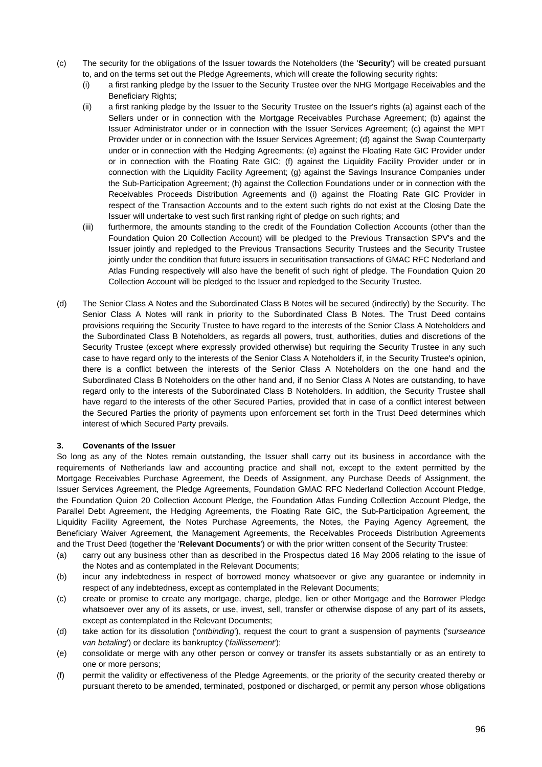(c) The security for the obligations of the Issuer towards the Noteholders (the '**Security**') will be created pursuant to, and on the terms set out the Pledge Agreements, which will create the following security rights:

   (i) a first ranking pledge by the Issuer to the Security Trustee over the NHG Mortgage Receivables and the Beneficiary Rights;

   (ii) a first ranking pledge by the Issuer to the Security Trustee on the Issuer's rights (a) against each of the Sellers under or in connection with the Mortgage Receivables Purchase Agreement; (b) against the Issuer Administrator under or in connection with the Issuer Services Agreement; (c) against the MPT Provider under or in connection with the Issuer Services Agreement; (d) against the Swap Counterparty under or in connection with the Hedging Agreements; (e) against the Floating Rate GIC Provider under or in connection with the Floating Rate GIC; (f) against the Liquidity Facility Provider under or in connection with the Liquidity Facility Agreement; (g) against the Savings Insurance Companies under the Sub-Participation Agreement; (h) against the Collection Foundations under or in connection with the Receivables Proceeds Distribution Agreements and (i) against the Floating Rate GIC Provider in respect of the Transaction Accounts and to the extent such rights do not exist at the Closing Date the Issuer will undertake to vest such first ranking right of pledge on such rights; and

   (iii) furthermore, the amounts standing to the credit of the Foundation Collection Accounts (other than the Foundation Quion 20 Collection Account) will be pledged to the Previous Transaction SPV's and the Issuer jointly and repledged to the Previous Transactions Security Trustees and the Security Trustee jointly under the condition that future issuers in securitisation transactions of GMAC RFC Nederland and Atlas Funding respectively will also have the benefit of such right of pledge. The Foundation Quion 20 Collection Account will be pledged to the Issuer and repledged to the Security Trustee.

(d) The Senior Class A Notes and the Subordinated Class B Notes will be secured (indirectly) by the Security. The Senior Class A Notes will rank in priority to the Subordinated Class B Notes. The Trust Deed contains provisions requiring the Security Trustee to have regard to the interests of the Senior Class A Noteholders and the Subordinated Class B Noteholders, as regards all powers, trust, authorities, duties and discretions of the Security Trustee (except where expressly provided otherwise) but requiring the Security Trustee in any such case to have regard only to the interests of the Senior Class A Noteholders if, in the Security Trustee's opinion, there is a conflict between the interests of the Senior Class A Noteholders on the one hand and the Subordinated Class B Noteholders on the other hand and, if no Senior Class A Notes are outstanding, to have regard only to the interests of the Subordinated Class B Noteholders. In addition, the Security Trustee shall have regard to the interests of the other Secured Parties, provided that in case of a conflict interest between the Secured Parties the priority of payments upon enforcement set forth in the Trust Deed determines which interest of which Secured Party prevails.

### 3. Covenants of the Issuer

So long as any of the Notes remain outstanding, the Issuer shall carry out its business in accordance with the requirements of Netherlands law and accounting practice and shall not, except to the extent permitted by the Mortgage Receivables Purchase Agreement, the Deeds of Assignment, any Purchase Deeds of Assignment, the Issuer Services Agreement, the Pledge Agreements, Foundation GMAC RFC Nederland Collection Account Pledge, the Foundation Quion 20 Collection Account Pledge, the Foundation Atlas Funding Collection Account Pledge, the Parallel Debt Agreement, the Hedging Agreements, the Floating Rate GIC, the Sub-Participation Agreement, the Liquidity Facility Agreement, the Notes Purchase Agreements, the Notes, the Paying Agency Agreement, the Beneficiary Waiver Agreement, the Management Agreements, the Receivables Proceeds Distribution Agreements and the Trust Deed (together the '**Relevant Documents**') or with the prior written consent of the Security Trustee:

(a) carry out any business other than as described in the Prospectus dated 16 May 2006 relating to the issue of the Notes and as contemplated in the Relevant Documents;

(b) incur any indebtedness in respect of borrowed money whatsoever or give any guarantee or indemnity in respect of any indebtedness, except as contemplated in the Relevant Documents;

(c) create or promise to create any mortgage, charge, pledge, lien or other Mortgage and the Borrower Pledge whatsoever over any of its assets, or use, invest, sell, transfer or otherwise dispose of any part of its assets, except as contemplated in the Relevant Documents;

(d) take action for its dissolution ('*ontbinding*'), request the court to grant a suspension of payments ('*surseance van betaling*') or declare its bankruptcy ('*faillissement*');

(e) consolidate or merge with any other person or convey or transfer its assets substantially or as an entirety to one or more persons;

(f) permit the validity or effectiveness of the Pledge Agreements, or the priority of the security created thereby or pursuant thereto to be amended, terminated, postponed or discharged, or permit any person whose obligations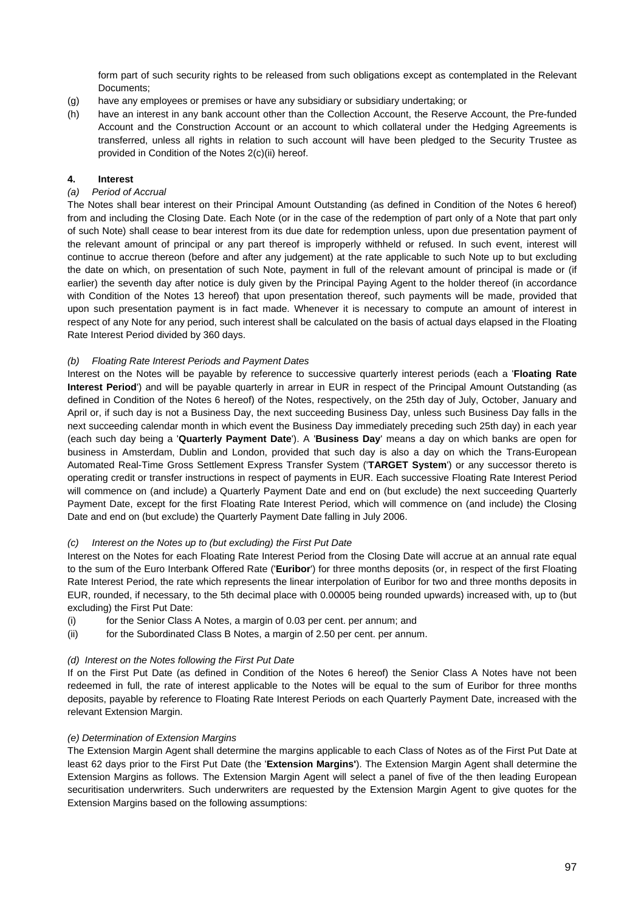form part of such security rights to be released from such obligations except as contemplated in the Relevant Documents;

(g) have any employees or premises or have any subsidiary or subsidiary undertaking; or

(h) have an interest in any bank account other than the Collection Account, the Reserve Account, the Pre-funded Account and the Construction Account or an account to which collateral under the Hedging Agreements is transferred, unless all rights in relation to such account will have been pledged to the Security Trustee as provided in Condition of the Notes 2(c)(ii) hereof.

**4. Interest**

*(a) Period of Accrual*

The Notes shall bear interest on their Principal Amount Outstanding (as defined in Condition of the Notes 6 hereof) from and including the Closing Date. Each Note (or in the case of the redemption of part only of a Note that part only of such Note) shall cease to bear interest from its due date for redemption unless, upon due presentation payment of the relevant amount of principal or any part thereof is improperly withheld or refused. In such event, interest will continue to accrue thereon (before and after any judgement) at the rate applicable to such Note up to but excluding the date on which, on presentation of such Note, payment in full of the relevant amount of principal is made or (if earlier) the seventh day after notice is duly given by the Principal Paying Agent to the holder thereof (in accordance with Condition of the Notes 13 hereof) that upon presentation thereof, such payments will be made, provided that upon such presentation payment is in fact made. Whenever it is necessary to compute an amount of interest in respect of any Note for any period, such interest shall be calculated on the basis of actual days elapsed in the Floating Rate Interest Period divided by 360 days.

*(b) Floating Rate Interest Periods and Payment Dates*

Interest on the Notes will be payable by reference to successive quarterly interest periods (each a '**Floating Rate Interest Period**') and will be payable quarterly in arrear in EUR in respect of the Principal Amount Outstanding (as defined in Condition of the Notes 6 hereof) of the Notes, respectively, on the 25th day of July, October, January and April or, if such day is not a Business Day, the next succeeding Business Day, unless such Business Day falls in the next succeeding calendar month in which event the Business Day immediately preceding such 25th day) in each year (each such day being a '**Quarterly Payment Date**'). A '**Business Day**' means a day on which banks are open for business in Amsterdam, Dublin and London, provided that such day is also a day on which the Trans-European Automated Real-Time Gross Settlement Express Transfer System ('**TARGET System**') or any successor thereto is operating credit or transfer instructions in respect of payments in EUR. Each successive Floating Rate Interest Period will commence on (and include) a Quarterly Payment Date and end on (but exclude) the next succeeding Quarterly Payment Date, except for the first Floating Rate Interest Period, which will commence on (and include) the Closing Date and end on (but exclude) the Quarterly Payment Date falling in July 2006.

*(c) Interest on the Notes up to (but excluding) the First Put Date*

Interest on the Notes for each Floating Rate Interest Period from the Closing Date will accrue at an annual rate equal to the sum of the Euro Interbank Offered Rate ('**Euribor**') for three months deposits (or, in respect of the first Floating Rate Interest Period, the rate which represents the linear interpolation of Euribor for two and three months deposits in EUR, rounded, if necessary, to the 5th decimal place with 0.00005 being rounded upwards) increased with, up to (but excluding) the First Put Date:

(i) for the Senior Class A Notes, a margin of 0.03 per cent. per annum; and

(ii) for the Subordinated Class B Notes, a margin of 2.50 per cent. per annum.

*(d) Interest on the Notes following the First Put Date*

If on the First Put Date (as defined in Condition of the Notes 6 hereof) the Senior Class A Notes have not been redeemed in full, the rate of interest applicable to the Notes will be equal to the sum of Euribor for three months deposits, payable by reference to Floating Rate Interest Periods on each Quarterly Payment Date, increased with the relevant Extension Margin.

*(e) Determination of Extension Margins*

The Extension Margin Agent shall determine the margins applicable to each Class of Notes as of the First Put Date at least 62 days prior to the First Put Date (the '**Extension Margins'**). The Extension Margin Agent shall determine the Extension Margins as follows. The Extension Margin Agent will select a panel of five of the then leading European securitisation underwriters. Such underwriters are requested by the Extension Margin Agent to give quotes for the Extension Margins based on the following assumptions: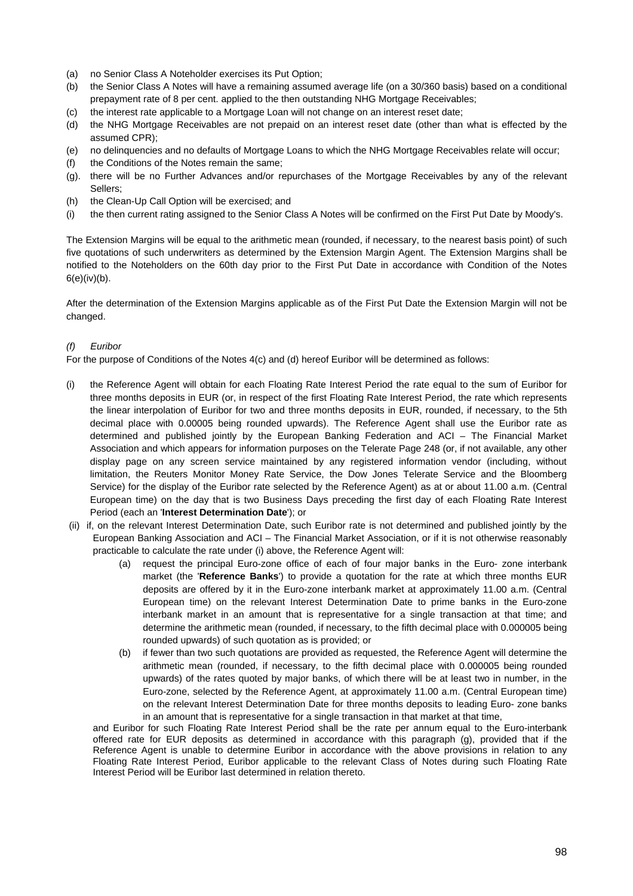(a) no Senior Class A Noteholder exercises its Put Option;
(b) the Senior Class A Notes will have a remaining assumed average life (on a 30/360 basis) based on a conditional prepayment rate of 8 per cent. applied to the then outstanding NHG Mortgage Receivables;
(c) the interest rate applicable to a Mortgage Loan will not change on an interest reset date;
(d) the NHG Mortgage Receivables are not prepaid on an interest reset date (other than what is effected by the assumed CPR);
(e) no delinquencies and no defaults of Mortgage Loans to which the NHG Mortgage Receivables relate will occur;
(f) the Conditions of the Notes remain the same;
(g). there will be no Further Advances and/or repurchases of the Mortgage Receivables by any of the relevant Sellers;
(h) the Clean-Up Call Option will be exercised; and
(i) the then current rating assigned to the Senior Class A Notes will be confirmed on the First Put Date by Moody's.

The Extension Margins will be equal to the arithmetic mean (rounded, if necessary, to the nearest basis point) of such five quotations of such underwriters as determined by the Extension Margin Agent. The Extension Margins shall be notified to the Noteholders on the 60th day prior to the First Put Date in accordance with Condition of the Notes 6(e)(iv)(b).

After the determination of the Extension Margins applicable as of the First Put Date the Extension Margin will not be changed.

*(f) Euribor*

For the purpose of Conditions of the Notes 4(c) and (d) hereof Euribor will be determined as follows:

(i) the Reference Agent will obtain for each Floating Rate Interest Period the rate equal to the sum of Euribor for three months deposits in EUR (or, in respect of the first Floating Rate Interest Period, the rate which represents the linear interpolation of Euribor for two and three months deposits in EUR, rounded, if necessary, to the 5th decimal place with 0.00005 being rounded upwards). The Reference Agent shall use the Euribor rate as determined and published jointly by the European Banking Federation and ACI – The Financial Market Association and which appears for information purposes on the Telerate Page 248 (or, if not available, any other display page on any screen service maintained by any registered information vendor (including, without limitation, the Reuters Monitor Money Rate Service, the Dow Jones Telerate Service and the Bloomberg Service) for the display of the Euribor rate selected by the Reference Agent) as at or about 11.00 a.m. (Central European time) on the day that is two Business Days preceding the first day of each Floating Rate Interest Period (each an '**Interest Determination Date**'); or

(ii) if, on the relevant Interest Determination Date, such Euribor rate is not determined and published jointly by the European Banking Association and ACI – The Financial Market Association, or if it is not otherwise reasonably practicable to calculate the rate under (i) above, the Reference Agent will:

   (a) request the principal Euro-zone office of each of four major banks in the Euro- zone interbank market (the '**Reference Banks**') to provide a quotation for the rate at which three months EUR deposits are offered by it in the Euro-zone interbank market at approximately 11.00 a.m. (Central European time) on the relevant Interest Determination Date to prime banks in the Euro-zone interbank market in an amount that is representative for a single transaction at that time; and determine the arithmetic mean (rounded, if necessary, to the fifth decimal place with 0.000005 being rounded upwards) of such quotation as is provided; or

   (b) if fewer than two such quotations are provided as requested, the Reference Agent will determine the arithmetic mean (rounded, if necessary, to the fifth decimal place with 0.000005 being rounded upwards) of the rates quoted by major banks, of which there will be at least two in number, in the Euro-zone, selected by the Reference Agent, at approximately 11.00 a.m. (Central European time) on the relevant Interest Determination Date for three months deposits to leading Euro- zone banks in an amount that is representative for a single transaction in that market at that time,

and Euribor for such Floating Rate Interest Period shall be the rate per annum equal to the Euro-interbank offered rate for EUR deposits as determined in accordance with this paragraph (g), provided that if the Reference Agent is unable to determine Euribor in accordance with the above provisions in relation to any Floating Rate Interest Period, Euribor applicable to the relevant Class of Notes during such Floating Rate Interest Period will be Euribor last determined in relation thereto.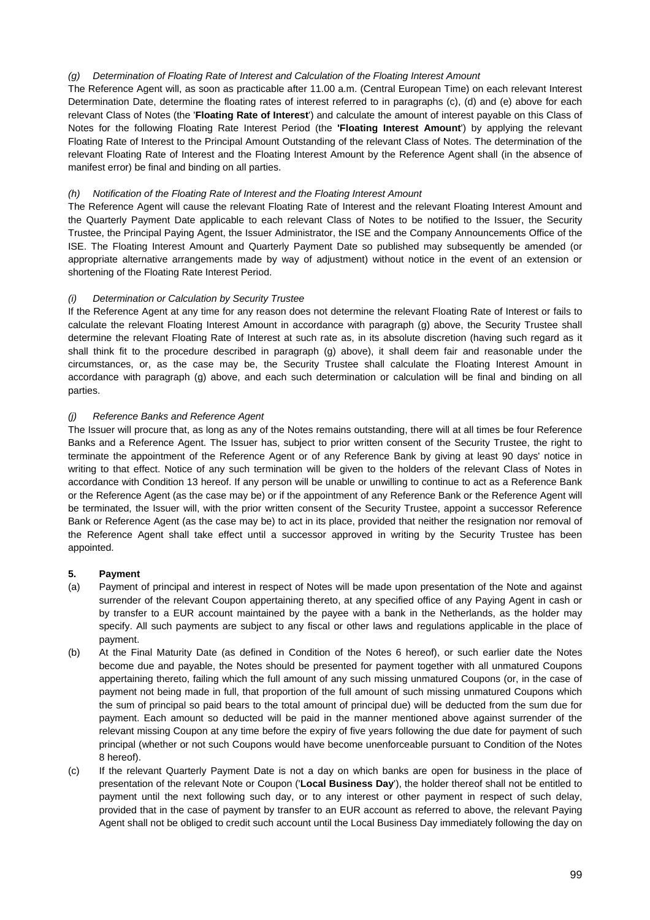*(g) Determination of Floating Rate of Interest and Calculation of the Floating Interest Amount*

The Reference Agent will, as soon as practicable after 11.00 a.m. (Central European Time) on each relevant Interest Determination Date, determine the floating rates of interest referred to in paragraphs (c), (d) and (e) above for each relevant Class of Notes (the '**Floating Rate of Interest**') and calculate the amount of interest payable on this Class of Notes for the following Floating Rate Interest Period (the **'Floating Interest Amount**') by applying the relevant Floating Rate of Interest to the Principal Amount Outstanding of the relevant Class of Notes. The determination of the relevant Floating Rate of Interest and the Floating Interest Amount by the Reference Agent shall (in the absence of manifest error) be final and binding on all parties.

*(h) Notification of the Floating Rate of Interest and the Floating Interest Amount*

The Reference Agent will cause the relevant Floating Rate of Interest and the relevant Floating Interest Amount and the Quarterly Payment Date applicable to each relevant Class of Notes to be notified to the Issuer, the Security Trustee, the Principal Paying Agent, the Issuer Administrator, the ISE and the Company Announcements Office of the ISE. The Floating Interest Amount and Quarterly Payment Date so published may subsequently be amended (or appropriate alternative arrangements made by way of adjustment) without notice in the event of an extension or shortening of the Floating Rate Interest Period.

*(i) Determination or Calculation by Security Trustee*

If the Reference Agent at any time for any reason does not determine the relevant Floating Rate of Interest or fails to calculate the relevant Floating Interest Amount in accordance with paragraph (g) above, the Security Trustee shall determine the relevant Floating Rate of Interest at such rate as, in its absolute discretion (having such regard as it shall think fit to the procedure described in paragraph (g) above), it shall deem fair and reasonable under the circumstances, or, as the case may be, the Security Trustee shall calculate the Floating Interest Amount in accordance with paragraph (g) above, and each such determination or calculation will be final and binding on all parties.

*(j) Reference Banks and Reference Agent*

The Issuer will procure that, as long as any of the Notes remains outstanding, there will at all times be four Reference Banks and a Reference Agent. The Issuer has, subject to prior written consent of the Security Trustee, the right to terminate the appointment of the Reference Agent or of any Reference Bank by giving at least 90 days' notice in writing to that effect. Notice of any such termination will be given to the holders of the relevant Class of Notes in accordance with Condition 13 hereof. If any person will be unable or unwilling to continue to act as a Reference Bank or the Reference Agent (as the case may be) or if the appointment of any Reference Bank or the Reference Agent will be terminated, the Issuer will, with the prior written consent of the Security Trustee, appoint a successor Reference Bank or Reference Agent (as the case may be) to act in its place, provided that neither the resignation nor removal of the Reference Agent shall take effect until a successor approved in writing by the Security Trustee has been appointed.

**5. Payment**

(a) Payment of principal and interest in respect of Notes will be made upon presentation of the Note and against surrender of the relevant Coupon appertaining thereto, at any specified office of any Paying Agent in cash or by transfer to a EUR account maintained by the payee with a bank in the Netherlands, as the holder may specify. All such payments are subject to any fiscal or other laws and regulations applicable in the place of payment.

(b) At the Final Maturity Date (as defined in Condition of the Notes 6 hereof), or such earlier date the Notes become due and payable, the Notes should be presented for payment together with all unmatured Coupons appertaining thereto, failing which the full amount of any such missing unmatured Coupons (or, in the case of payment not being made in full, that proportion of the full amount of such missing unmatured Coupons which the sum of principal so paid bears to the total amount of principal due) will be deducted from the sum due for payment. Each amount so deducted will be paid in the manner mentioned above against surrender of the relevant missing Coupon at any time before the expiry of five years following the due date for payment of such principal (whether or not such Coupons would have become unenforceable pursuant to Condition of the Notes 8 hereof).

(c) If the relevant Quarterly Payment Date is not a day on which banks are open for business in the place of presentation of the relevant Note or Coupon ('**Local Business Day**'), the holder thereof shall not be entitled to payment until the next following such day, or to any interest or other payment in respect of such delay, provided that in the case of payment by transfer to an EUR account as referred to above, the relevant Paying Agent shall not be obliged to credit such account until the Local Business Day immediately following the day on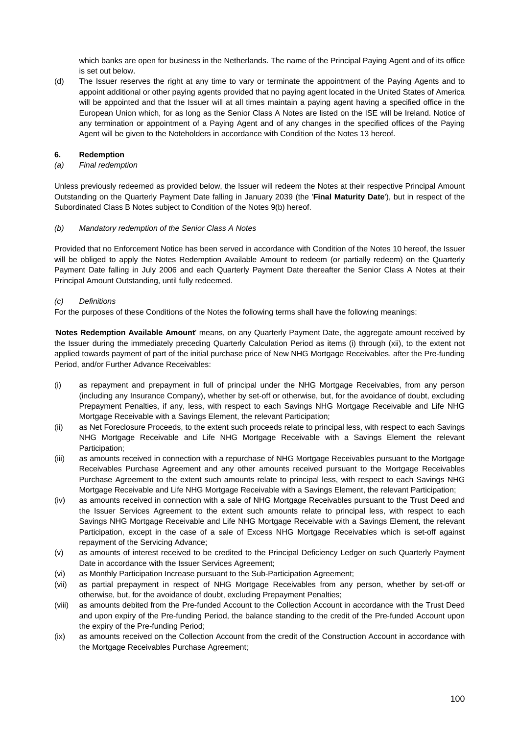which banks are open for business in the Netherlands. The name of the Principal Paying Agent and of its office is set out below.

(d) The Issuer reserves the right at any time to vary or terminate the appointment of the Paying Agents and to appoint additional or other paying agents provided that no paying agent located in the United States of America will be appointed and that the Issuer will at all times maintain a paying agent having a specified office in the European Union which, for as long as the Senior Class A Notes are listed on the ISE will be Ireland. Notice of any termination or appointment of a Paying Agent and of any changes in the specified offices of the Paying Agent will be given to the Noteholders in accordance with Condition of the Notes 13 hereof.

**6. Redemption**

*(a) Final redemption*

Unless previously redeemed as provided below, the Issuer will redeem the Notes at their respective Principal Amount Outstanding on the Quarterly Payment Date falling in January 2039 (the '**Final Maturity Date**'), but in respect of the Subordinated Class B Notes subject to Condition of the Notes 9(b) hereof.

*(b) Mandatory redemption of the Senior Class A Notes*

Provided that no Enforcement Notice has been served in accordance with Condition of the Notes 10 hereof, the Issuer will be obliged to apply the Notes Redemption Available Amount to redeem (or partially redeem) on the Quarterly Payment Date falling in July 2006 and each Quarterly Payment Date thereafter the Senior Class A Notes at their Principal Amount Outstanding, until fully redeemed.

*(c) Definitions*

For the purposes of these Conditions of the Notes the following terms shall have the following meanings:

'**Notes Redemption Available Amount**' means, on any Quarterly Payment Date, the aggregate amount received by the Issuer during the immediately preceding Quarterly Calculation Period as items (i) through (xii), to the extent not applied towards payment of part of the initial purchase price of New NHG Mortgage Receivables, after the Pre-funding Period, and/or Further Advance Receivables:

(i) as repayment and prepayment in full of principal under the NHG Mortgage Receivables, from any person (including any Insurance Company), whether by set-off or otherwise, but, for the avoidance of doubt, excluding Prepayment Penalties, if any, less, with respect to each Savings NHG Mortgage Receivable and Life NHG Mortgage Receivable with a Savings Element, the relevant Participation;

(ii) as Net Foreclosure Proceeds, to the extent such proceeds relate to principal less, with respect to each Savings NHG Mortgage Receivable and Life NHG Mortgage Receivable with a Savings Element the relevant Participation;

(iii) as amounts received in connection with a repurchase of NHG Mortgage Receivables pursuant to the Mortgage Receivables Purchase Agreement and any other amounts received pursuant to the Mortgage Receivables Purchase Agreement to the extent such amounts relate to principal less, with respect to each Savings NHG Mortgage Receivable and Life NHG Mortgage Receivable with a Savings Element, the relevant Participation;

(iv) as amounts received in connection with a sale of NHG Mortgage Receivables pursuant to the Trust Deed and the Issuer Services Agreement to the extent such amounts relate to principal less, with respect to each Savings NHG Mortgage Receivable and Life NHG Mortgage Receivable with a Savings Element, the relevant Participation, except in the case of a sale of Excess NHG Mortgage Receivables which is set-off against repayment of the Servicing Advance;

(v) as amounts of interest received to be credited to the Principal Deficiency Ledger on such Quarterly Payment Date in accordance with the Issuer Services Agreement;

(vi) as Monthly Participation Increase pursuant to the Sub-Participation Agreement;

(vii) as partial prepayment in respect of NHG Mortgage Receivables from any person, whether by set-off or otherwise, but, for the avoidance of doubt, excluding Prepayment Penalties;

(viii) as amounts debited from the Pre-funded Account to the Collection Account in accordance with the Trust Deed and upon expiry of the Pre-funding Period, the balance standing to the credit of the Pre-funded Account upon the expiry of the Pre-funding Period;

(ix) as amounts received on the Collection Account from the credit of the Construction Account in accordance with the Mortgage Receivables Purchase Agreement;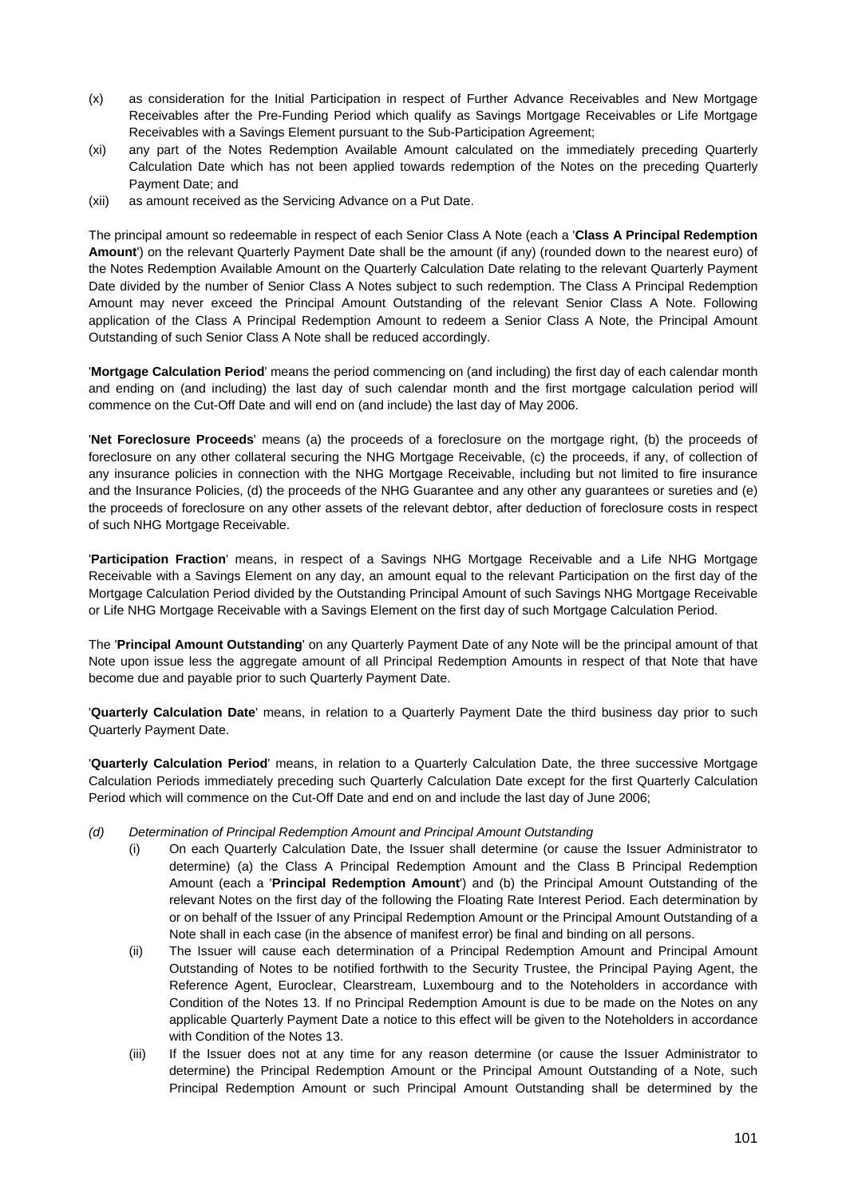(x) as consideration for the Initial Participation in respect of Further Advance Receivables and New Mortgage Receivables after the Pre-Funding Period which qualify as Savings Mortgage Receivables or Life Mortgage Receivables with a Savings Element pursuant to the Sub-Participation Agreement;

(xi) any part of the Notes Redemption Available Amount calculated on the immediately preceding Quarterly Calculation Date which has not been applied towards redemption of the Notes on the preceding Quarterly Payment Date; and

(xii) as amount received as the Servicing Advance on a Put Date.

The principal amount so redeemable in respect of each Senior Class A Note (each a '**Class A Principal Redemption Amount**') on the relevant Quarterly Payment Date shall be the amount (if any) (rounded down to the nearest euro) of the Notes Redemption Available Amount on the Quarterly Calculation Date relating to the relevant Quarterly Payment Date divided by the number of Senior Class A Notes subject to such redemption. The Class A Principal Redemption Amount may never exceed the Principal Amount Outstanding of the relevant Senior Class A Note. Following application of the Class A Principal Redemption Amount to redeem a Senior Class A Note, the Principal Amount Outstanding of such Senior Class A Note shall be reduced accordingly.

'**Mortgage Calculation Period**' means the period commencing on (and including) the first day of each calendar month and ending on (and including) the last day of such calendar month and the first mortgage calculation period will commence on the Cut-Off Date and will end on (and include) the last day of May 2006.

'**Net Foreclosure Proceeds**' means (a) the proceeds of a foreclosure on the mortgage right, (b) the proceeds of foreclosure on any other collateral securing the NHG Mortgage Receivable, (c) the proceeds, if any, of collection of any insurance policies in connection with the NHG Mortgage Receivable, including but not limited to fire insurance and the Insurance Policies, (d) the proceeds of the NHG Guarantee and any other any guarantees or sureties and (e) the proceeds of foreclosure on any other assets of the relevant debtor, after deduction of foreclosure costs in respect of such NHG Mortgage Receivable.

'**Participation Fraction**' means, in respect of a Savings NHG Mortgage Receivable and a Life NHG Mortgage Receivable with a Savings Element on any day, an amount equal to the relevant Participation on the first day of the Mortgage Calculation Period divided by the Outstanding Principal Amount of such Savings NHG Mortgage Receivable or Life NHG Mortgage Receivable with a Savings Element on the first day of such Mortgage Calculation Period.

The '**Principal Amount Outstanding**' on any Quarterly Payment Date of any Note will be the principal amount of that Note upon issue less the aggregate amount of all Principal Redemption Amounts in respect of that Note that have become due and payable prior to such Quarterly Payment Date.

'**Quarterly Calculation Date**' means, in relation to a Quarterly Payment Date the third business day prior to such Quarterly Payment Date.

'**Quarterly Calculation Period**' means, in relation to a Quarterly Calculation Date, the three successive Mortgage Calculation Periods immediately preceding such Quarterly Calculation Date except for the first Quarterly Calculation Period which will commence on the Cut-Off Date and end on and include the last day of June 2006;

*(d) Determination of Principal Redemption Amount and Principal Amount Outstanding*

(i) On each Quarterly Calculation Date, the Issuer shall determine (or cause the Issuer Administrator to determine) (a) the Class A Principal Redemption Amount and the Class B Principal Redemption Amount (each a '**Principal Redemption Amount**') and (b) the Principal Amount Outstanding of the relevant Notes on the first day of the following the Floating Rate Interest Period. Each determination by or on behalf of the Issuer of any Principal Redemption Amount or the Principal Amount Outstanding of a Note shall in each case (in the absence of manifest error) be final and binding on all persons.

(ii) The Issuer will cause each determination of a Principal Redemption Amount and Principal Amount Outstanding of Notes to be notified forthwith to the Security Trustee, the Principal Paying Agent, the Reference Agent, Euroclear, Clearstream, Luxembourg and to the Noteholders in accordance with Condition of the Notes 13. If no Principal Redemption Amount is due to be made on the Notes on any applicable Quarterly Payment Date a notice to this effect will be given to the Noteholders in accordance with Condition of the Notes 13.

(iii) If the Issuer does not at any time for any reason determine (or cause the Issuer Administrator to determine) the Principal Redemption Amount or the Principal Amount Outstanding of a Note, such Principal Redemption Amount or such Principal Amount Outstanding shall be determined by the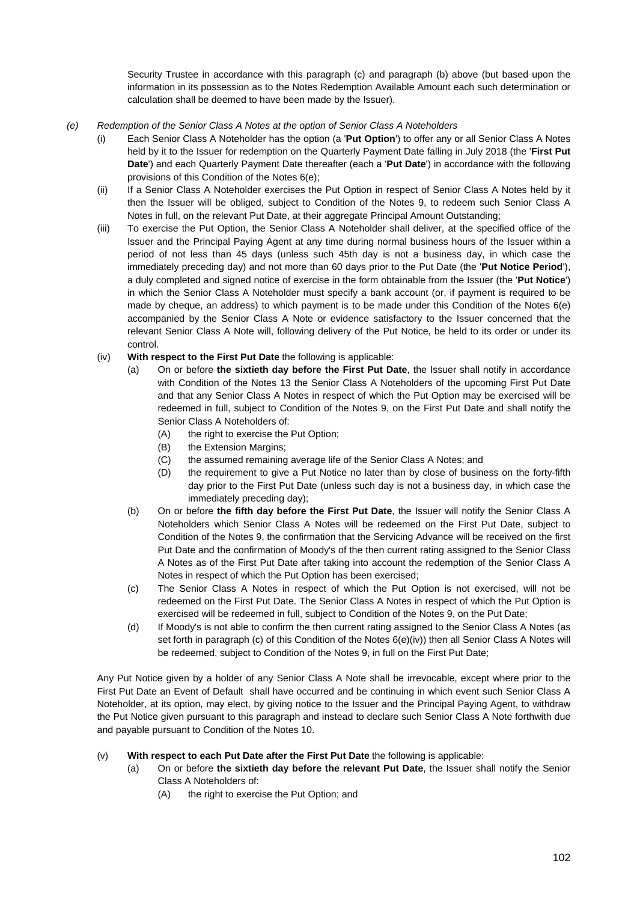Security Trustee in accordance with this paragraph (c) and paragraph (b) above (but based upon the information in its possession as to the Notes Redemption Available Amount each such determination or calculation shall be deemed to have been made by the Issuer).

*(e) Redemption of the Senior Class A Notes at the option of Senior Class A Noteholders*

(i) Each Senior Class A Noteholder has the option (a '**Put Option**') to offer any or all Senior Class A Notes held by it to the Issuer for redemption on the Quarterly Payment Date falling in July 2018 (the '**First Put Date**') and each Quarterly Payment Date thereafter (each a '**Put Date**') in accordance with the following provisions of this Condition of the Notes 6(e);

(ii) If a Senior Class A Noteholder exercises the Put Option in respect of Senior Class A Notes held by it then the Issuer will be obliged, subject to Condition of the Notes 9, to redeem such Senior Class A Notes in full, on the relevant Put Date, at their aggregate Principal Amount Outstanding;

(iii) To exercise the Put Option, the Senior Class A Noteholder shall deliver, at the specified office of the Issuer and the Principal Paying Agent at any time during normal business hours of the Issuer within a period of not less than 45 days (unless such 45th day is not a business day, in which case the immediately preceding day) and not more than 60 days prior to the Put Date (the '**Put Notice Period**'), a duly completed and signed notice of exercise in the form obtainable from the Issuer (the '**Put Notice**') in which the Senior Class A Noteholder must specify a bank account (or, if payment is required to be made by cheque, an address) to which payment is to be made under this Condition of the Notes 6(e) accompanied by the Senior Class A Note or evidence satisfactory to the Issuer concerned that the relevant Senior Class A Note will, following delivery of the Put Notice, be held to its order or under its control.

(iv) **With respect to the First Put Date** the following is applicable:

(a) On or before **the sixtieth day before the First Put Date**, the Issuer shall notify in accordance with Condition of the Notes 13 the Senior Class A Noteholders of the upcoming First Put Date and that any Senior Class A Notes in respect of which the Put Option may be exercised will be redeemed in full, subject to Condition of the Notes 9, on the First Put Date and shall notify the Senior Class A Noteholders of:

(A) the right to exercise the Put Option;

(B) the Extension Margins;

(C) the assumed remaining average life of the Senior Class A Notes; and

(D) the requirement to give a Put Notice no later than by close of business on the forty-fifth day prior to the First Put Date (unless such day is not a business day, in which case the immediately preceding day);

(b) On or before **the fifth day before the First Put Date**, the Issuer will notify the Senior Class A Noteholders which Senior Class A Notes will be redeemed on the First Put Date, subject to Condition of the Notes 9, the confirmation that the Servicing Advance will be received on the first Put Date and the confirmation of Moody's of the then current rating assigned to the Senior Class A Notes as of the First Put Date after taking into account the redemption of the Senior Class A Notes in respect of which the Put Option has been exercised;

(c) The Senior Class A Notes in respect of which the Put Option is not exercised, will not be redeemed on the First Put Date. The Senior Class A Notes in respect of which the Put Option is exercised will be redeemed in full, subject to Condition of the Notes 9, on the Put Date;

(d) If Moody's is not able to confirm the then current rating assigned to the Senior Class A Notes (as set forth in paragraph (c) of this Condition of the Notes 6(e)(iv)) then all Senior Class A Notes will be redeemed, subject to Condition of the Notes 9, in full on the First Put Date;

Any Put Notice given by a holder of any Senior Class A Note shall be irrevocable, except where prior to the First Put Date an Event of Default shall have occurred and be continuing in which event such Senior Class A Noteholder, at its option, may elect, by giving notice to the Issuer and the Principal Paying Agent, to withdraw the Put Notice given pursuant to this paragraph and instead to declare such Senior Class A Note forthwith due and payable pursuant to Condition of the Notes 10.

(v) **With respect to each Put Date after the First Put Date** the following is applicable:

(a) On or before **the sixtieth day before the relevant Put Date**, the Issuer shall notify the Senior Class A Noteholders of:

(A) the right to exercise the Put Option; and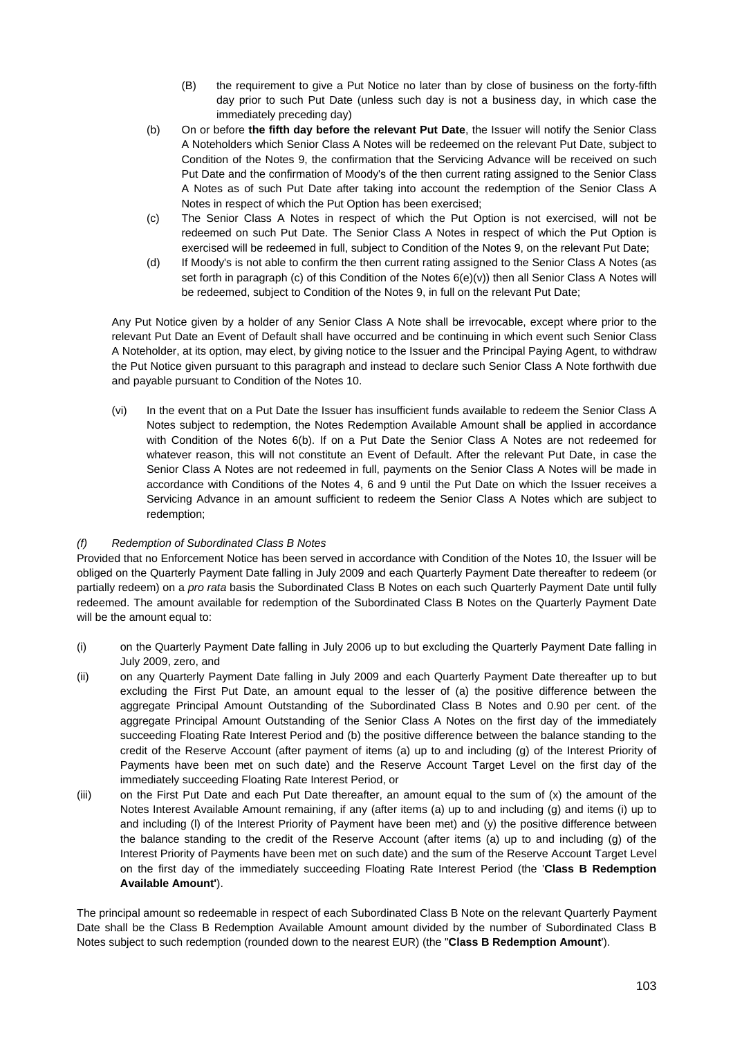(B) the requirement to give a Put Notice no later than by close of business on the forty-fifth day prior to such Put Date (unless such day is not a business day, in which case the immediately preceding day)

(b) On or before **the fifth day before the relevant Put Date**, the Issuer will notify the Senior Class A Noteholders which Senior Class A Notes will be redeemed on the relevant Put Date, subject to Condition of the Notes 9, the confirmation that the Servicing Advance will be received on such Put Date and the confirmation of Moody's of the then current rating assigned to the Senior Class A Notes as of such Put Date after taking into account the redemption of the Senior Class A Notes in respect of which the Put Option has been exercised;

(c) The Senior Class A Notes in respect of which the Put Option is not exercised, will not be redeemed on such Put Date. The Senior Class A Notes in respect of which the Put Option is exercised will be redeemed in full, subject to Condition of the Notes 9, on the relevant Put Date;

(d) If Moody's is not able to confirm the then current rating assigned to the Senior Class A Notes (as set forth in paragraph (c) of this Condition of the Notes 6(e)(v)) then all Senior Class A Notes will be redeemed, subject to Condition of the Notes 9, in full on the relevant Put Date;

Any Put Notice given by a holder of any Senior Class A Note shall be irrevocable, except where prior to the relevant Put Date an Event of Default shall have occurred and be continuing in which event such Senior Class A Noteholder, at its option, may elect, by giving notice to the Issuer and the Principal Paying Agent, to withdraw the Put Notice given pursuant to this paragraph and instead to declare such Senior Class A Note forthwith due and payable pursuant to Condition of the Notes 10.

(vi) In the event that on a Put Date the Issuer has insufficient funds available to redeem the Senior Class A Notes subject to redemption, the Notes Redemption Available Amount shall be applied in accordance with Condition of the Notes 6(b). If on a Put Date the Senior Class A Notes are not redeemed for whatever reason, this will not constitute an Event of Default. After the relevant Put Date, in case the Senior Class A Notes are not redeemed in full, payments on the Senior Class A Notes will be made in accordance with Conditions of the Notes 4, 6 and 9 until the Put Date on which the Issuer receives a Servicing Advance in an amount sufficient to redeem the Senior Class A Notes which are subject to redemption;

*(f) Redemption of Subordinated Class B Notes*

Provided that no Enforcement Notice has been served in accordance with Condition of the Notes 10, the Issuer will be obliged on the Quarterly Payment Date falling in July 2009 and each Quarterly Payment Date thereafter to redeem (or partially redeem) on a *pro rata* basis the Subordinated Class B Notes on each such Quarterly Payment Date until fully redeemed. The amount available for redemption of the Subordinated Class B Notes on the Quarterly Payment Date will be the amount equal to:

(i) on the Quarterly Payment Date falling in July 2006 up to but excluding the Quarterly Payment Date falling in July 2009, zero, and

(ii) on any Quarterly Payment Date falling in July 2009 and each Quarterly Payment Date thereafter up to but excluding the First Put Date, an amount equal to the lesser of (a) the positive difference between the aggregate Principal Amount Outstanding of the Subordinated Class B Notes and 0.90 per cent. of the aggregate Principal Amount Outstanding of the Senior Class A Notes on the first day of the immediately succeeding Floating Rate Interest Period and (b) the positive difference between the balance standing to the credit of the Reserve Account (after payment of items (a) up to and including (g) of the Interest Priority of Payments have been met on such date) and the Reserve Account Target Level on the first day of the immediately succeeding Floating Rate Interest Period, or

(iii) on the First Put Date and each Put Date thereafter, an amount equal to the sum of (x) the amount of the Notes Interest Available Amount remaining, if any (after items (a) up to and including (g) and items (i) up to and including (l) of the Interest Priority of Payment have been met) and (y) the positive difference between the balance standing to the credit of the Reserve Account (after items (a) up to and including (g) of the Interest Priority of Payments have been met on such date) and the sum of the Reserve Account Target Level on the first day of the immediately succeeding Floating Rate Interest Period (the '**Class B Redemption Available Amount'**).

The principal amount so redeemable in respect of each Subordinated Class B Note on the relevant Quarterly Payment Date shall be the Class B Redemption Available Amount amount divided by the number of Subordinated Class B Notes subject to such redemption (rounded down to the nearest EUR) (the "**Class B Redemption Amount**').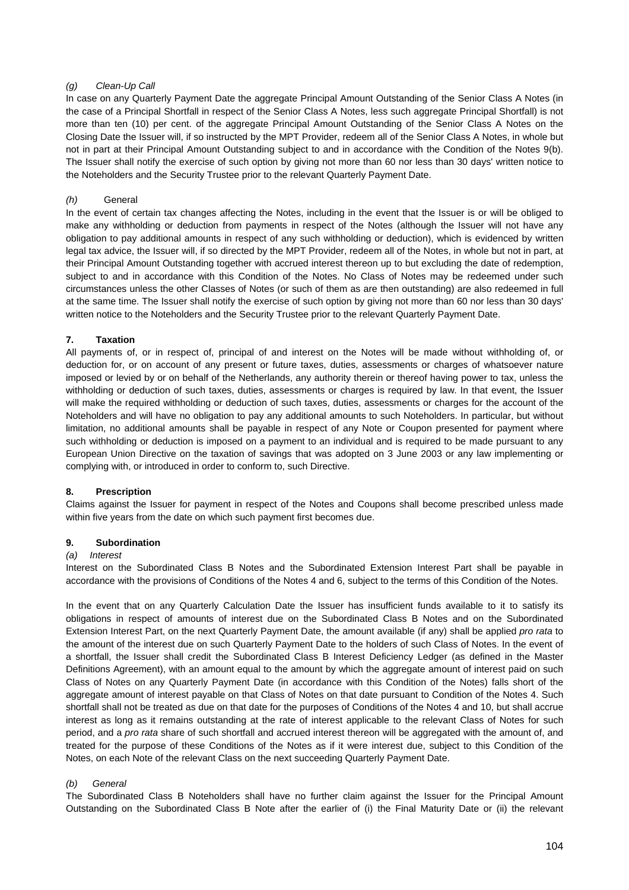*(g) Clean-Up Call*

In case on any Quarterly Payment Date the aggregate Principal Amount Outstanding of the Senior Class A Notes (in the case of a Principal Shortfall in respect of the Senior Class A Notes, less such aggregate Principal Shortfall) is not more than ten (10) per cent. of the aggregate Principal Amount Outstanding of the Senior Class A Notes on the Closing Date the Issuer will, if so instructed by the MPT Provider, redeem all of the Senior Class A Notes, in whole but not in part at their Principal Amount Outstanding subject to and in accordance with the Condition of the Notes 9(b). The Issuer shall notify the exercise of such option by giving not more than 60 nor less than 30 days' written notice to the Noteholders and the Security Trustee prior to the relevant Quarterly Payment Date.

*(h)* General

In the event of certain tax changes affecting the Notes, including in the event that the Issuer is or will be obliged to make any withholding or deduction from payments in respect of the Notes (although the Issuer will not have any obligation to pay additional amounts in respect of any such withholding or deduction), which is evidenced by written legal tax advice, the Issuer will, if so directed by the MPT Provider, redeem all of the Notes, in whole but not in part, at their Principal Amount Outstanding together with accrued interest thereon up to but excluding the date of redemption, subject to and in accordance with this Condition of the Notes. No Class of Notes may be redeemed under such circumstances unless the other Classes of Notes (or such of them as are then outstanding) are also redeemed in full at the same time. The Issuer shall notify the exercise of such option by giving not more than 60 nor less than 30 days' written notice to the Noteholders and the Security Trustee prior to the relevant Quarterly Payment Date.

**7. Taxation**

All payments of, or in respect of, principal of and interest on the Notes will be made without withholding of, or deduction for, or on account of any present or future taxes, duties, assessments or charges of whatsoever nature imposed or levied by or on behalf of the Netherlands, any authority therein or thereof having power to tax, unless the withholding or deduction of such taxes, duties, assessments or charges is required by law. In that event, the Issuer will make the required withholding or deduction of such taxes, duties, assessments or charges for the account of the Noteholders and will have no obligation to pay any additional amounts to such Noteholders. In particular, but without limitation, no additional amounts shall be payable in respect of any Note or Coupon presented for payment where such withholding or deduction is imposed on a payment to an individual and is required to be made pursuant to any European Union Directive on the taxation of savings that was adopted on 3 June 2003 or any law implementing or complying with, or introduced in order to conform to, such Directive.

**8. Prescription**

Claims against the Issuer for payment in respect of the Notes and Coupons shall become prescribed unless made within five years from the date on which such payment first becomes due.

**9. Subordination**

*(a) Interest*

Interest on the Subordinated Class B Notes and the Subordinated Extension Interest Part shall be payable in accordance with the provisions of Conditions of the Notes 4 and 6, subject to the terms of this Condition of the Notes.

In the event that on any Quarterly Calculation Date the Issuer has insufficient funds available to it to satisfy its obligations in respect of amounts of interest due on the Subordinated Class B Notes and on the Subordinated Extension Interest Part, on the next Quarterly Payment Date, the amount available (if any) shall be applied *pro rata* to the amount of the interest due on such Quarterly Payment Date to the holders of such Class of Notes. In the event of a shortfall, the Issuer shall credit the Subordinated Class B Interest Deficiency Ledger (as defined in the Master Definitions Agreement), with an amount equal to the amount by which the aggregate amount of interest paid on such Class of Notes on any Quarterly Payment Date (in accordance with this Condition of the Notes) falls short of the aggregate amount of interest payable on that Class of Notes on that date pursuant to Condition of the Notes 4. Such shortfall shall not be treated as due on that date for the purposes of Conditions of the Notes 4 and 10, but shall accrue interest as long as it remains outstanding at the rate of interest applicable to the relevant Class of Notes for such period, and a *pro rata* share of such shortfall and accrued interest thereon will be aggregated with the amount of, and treated for the purpose of these Conditions of the Notes as if it were interest due, subject to this Condition of the Notes, on each Note of the relevant Class on the next succeeding Quarterly Payment Date.

*(b) General*

The Subordinated Class B Noteholders shall have no further claim against the Issuer for the Principal Amount Outstanding on the Subordinated Class B Note after the earlier of (i) the Final Maturity Date or (ii) the relevant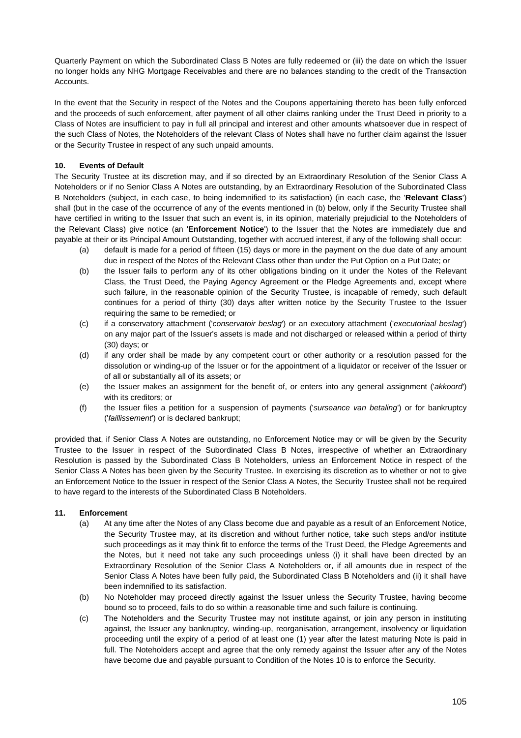Quarterly Payment on which the Subordinated Class B Notes are fully redeemed or (iii) the date on which the Issuer no longer holds any NHG Mortgage Receivables and there are no balances standing to the credit of the Transaction Accounts.

In the event that the Security in respect of the Notes and the Coupons appertaining thereto has been fully enforced and the proceeds of such enforcement, after payment of all other claims ranking under the Trust Deed in priority to a Class of Notes are insufficient to pay in full all principal and interest and other amounts whatsoever due in respect of the such Class of Notes, the Noteholders of the relevant Class of Notes shall have no further claim against the Issuer or the Security Trustee in respect of any such unpaid amounts.

**10. Events of Default**

The Security Trustee at its discretion may, and if so directed by an Extraordinary Resolution of the Senior Class A Noteholders or if no Senior Class A Notes are outstanding, by an Extraordinary Resolution of the Subordinated Class B Noteholders (subject, in each case, to being indemnified to its satisfaction) (in each case, the '**Relevant Class**') shall (but in the case of the occurrence of any of the events mentioned in (b) below, only if the Security Trustee shall have certified in writing to the Issuer that such an event is, in its opinion, materially prejudicial to the Noteholders of the Relevant Class) give notice (an '**Enforcement Notice**') to the Issuer that the Notes are immediately due and payable at their or its Principal Amount Outstanding, together with accrued interest, if any of the following shall occur:

(a) default is made for a period of fifteen (15) days or more in the payment on the due date of any amount due in respect of the Notes of the Relevant Class other than under the Put Option on a Put Date; or

(b) the Issuer fails to perform any of its other obligations binding on it under the Notes of the Relevant Class, the Trust Deed, the Paying Agency Agreement or the Pledge Agreements and, except where such failure, in the reasonable opinion of the Security Trustee, is incapable of remedy, such default continues for a period of thirty (30) days after written notice by the Security Trustee to the Issuer requiring the same to be remedied; or

(c) if a conservatory attachment ('*conservatoir beslag*') or an executory attachment ('*executoriaal beslag*') on any major part of the Issuer's assets is made and not discharged or released within a period of thirty (30) days; or

(d) if any order shall be made by any competent court or other authority or a resolution passed for the dissolution or winding-up of the Issuer or for the appointment of a liquidator or receiver of the Issuer or of all or substantially all of its assets; or

(e) the Issuer makes an assignment for the benefit of, or enters into any general assignment ('*akkoord*') with its creditors; or

(f) the Issuer files a petition for a suspension of payments ('*surseance van betaling*') or for bankruptcy ('*faillissement*') or is declared bankrupt;

provided that, if Senior Class A Notes are outstanding, no Enforcement Notice may or will be given by the Security Trustee to the Issuer in respect of the Subordinated Class B Notes, irrespective of whether an Extraordinary Resolution is passed by the Subordinated Class B Noteholders, unless an Enforcement Notice in respect of the Senior Class A Notes has been given by the Security Trustee. In exercising its discretion as to whether or not to give an Enforcement Notice to the Issuer in respect of the Senior Class A Notes, the Security Trustee shall not be required to have regard to the interests of the Subordinated Class B Noteholders.

**11. Enforcement**

(a) At any time after the Notes of any Class become due and payable as a result of an Enforcement Notice, the Security Trustee may, at its discretion and without further notice, take such steps and/or institute such proceedings as it may think fit to enforce the terms of the Trust Deed, the Pledge Agreements and the Notes, but it need not take any such proceedings unless (i) it shall have been directed by an Extraordinary Resolution of the Senior Class A Noteholders or, if all amounts due in respect of the Senior Class A Notes have been fully paid, the Subordinated Class B Noteholders and (ii) it shall have been indemnified to its satisfaction.

(b) No Noteholder may proceed directly against the Issuer unless the Security Trustee, having become bound so to proceed, fails to do so within a reasonable time and such failure is continuing.

(c) The Noteholders and the Security Trustee may not institute against, or join any person in instituting against, the Issuer any bankruptcy, winding-up, reorganisation, arrangement, insolvency or liquidation proceeding until the expiry of a period of at least one (1) year after the latest maturing Note is paid in full. The Noteholders accept and agree that the only remedy against the Issuer after any of the Notes have become due and payable pursuant to Condition of the Notes 10 is to enforce the Security.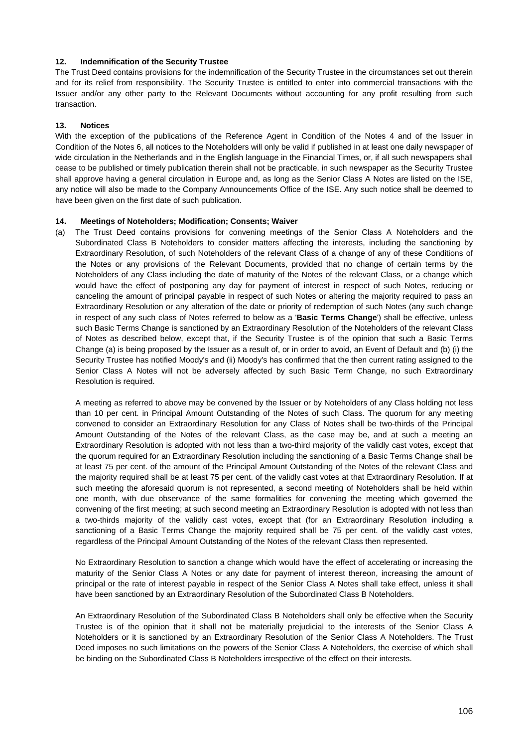### 12. Indemnification of the Security Trustee

The Trust Deed contains provisions for the indemnification of the Security Trustee in the circumstances set out therein and for its relief from responsibility. The Security Trustee is entitled to enter into commercial transactions with the Issuer and/or any other party to the Relevant Documents without accounting for any profit resulting from such transaction.

### 13. Notices

With the exception of the publications of the Reference Agent in Condition of the Notes 4 and of the Issuer in Condition of the Notes 6, all notices to the Noteholders will only be valid if published in at least one daily newspaper of wide circulation in the Netherlands and in the English language in the Financial Times, or, if all such newspapers shall cease to be published or timely publication therein shall not be practicable, in such newspaper as the Security Trustee shall approve having a general circulation in Europe and, as long as the Senior Class A Notes are listed on the ISE, any notice will also be made to the Company Announcements Office of the ISE. Any such notice shall be deemed to have been given on the first date of such publication.

### 14. Meetings of Noteholders; Modification; Consents; Waiver

(a) The Trust Deed contains provisions for convening meetings of the Senior Class A Noteholders and the Subordinated Class B Noteholders to consider matters affecting the interests, including the sanctioning by Extraordinary Resolution, of such Noteholders of the relevant Class of a change of any of these Conditions of the Notes or any provisions of the Relevant Documents, provided that no change of certain terms by the Noteholders of any Class including the date of maturity of the Notes of the relevant Class, or a change which would have the effect of postponing any day for payment of interest in respect of such Notes, reducing or canceling the amount of principal payable in respect of such Notes or altering the majority required to pass an Extraordinary Resolution or any alteration of the date or priority of redemption of such Notes (any such change in respect of any such class of Notes referred to below as a '**Basic Terms Change**') shall be effective, unless such Basic Terms Change is sanctioned by an Extraordinary Resolution of the Noteholders of the relevant Class of Notes as described below, except that, if the Security Trustee is of the opinion that such a Basic Terms Change (a) is being proposed by the Issuer as a result of, or in order to avoid, an Event of Default and (b) (i) the Security Trustee has notified Moody's and (ii) Moody's has confirmed that the then current rating assigned to the Senior Class A Notes will not be adversely affected by such Basic Term Change, no such Extraordinary Resolution is required.

A meeting as referred to above may be convened by the Issuer or by Noteholders of any Class holding not less than 10 per cent. in Principal Amount Outstanding of the Notes of such Class. The quorum for any meeting convened to consider an Extraordinary Resolution for any Class of Notes shall be two-thirds of the Principal Amount Outstanding of the Notes of the relevant Class, as the case may be, and at such a meeting an Extraordinary Resolution is adopted with not less than a two-third majority of the validly cast votes, except that the quorum required for an Extraordinary Resolution including the sanctioning of a Basic Terms Change shall be at least 75 per cent. of the amount of the Principal Amount Outstanding of the Notes of the relevant Class and the majority required shall be at least 75 per cent. of the validly cast votes at that Extraordinary Resolution. If at such meeting the aforesaid quorum is not represented, a second meeting of Noteholders shall be held within one month, with due observance of the same formalities for convening the meeting which governed the convening of the first meeting; at such second meeting an Extraordinary Resolution is adopted with not less than a two-thirds majority of the validly cast votes, except that (for an Extraordinary Resolution including a sanctioning of a Basic Terms Change the majority required shall be 75 per cent. of the validly cast votes, regardless of the Principal Amount Outstanding of the Notes of the relevant Class then represented.

No Extraordinary Resolution to sanction a change which would have the effect of accelerating or increasing the maturity of the Senior Class A Notes or any date for payment of interest thereon, increasing the amount of principal or the rate of interest payable in respect of the Senior Class A Notes shall take effect, unless it shall have been sanctioned by an Extraordinary Resolution of the Subordinated Class B Noteholders.

An Extraordinary Resolution of the Subordinated Class B Noteholders shall only be effective when the Security Trustee is of the opinion that it shall not be materially prejudicial to the interests of the Senior Class A Noteholders or it is sanctioned by an Extraordinary Resolution of the Senior Class A Noteholders. The Trust Deed imposes no such limitations on the powers of the Senior Class A Noteholders, the exercise of which shall be binding on the Subordinated Class B Noteholders irrespective of the effect on their interests.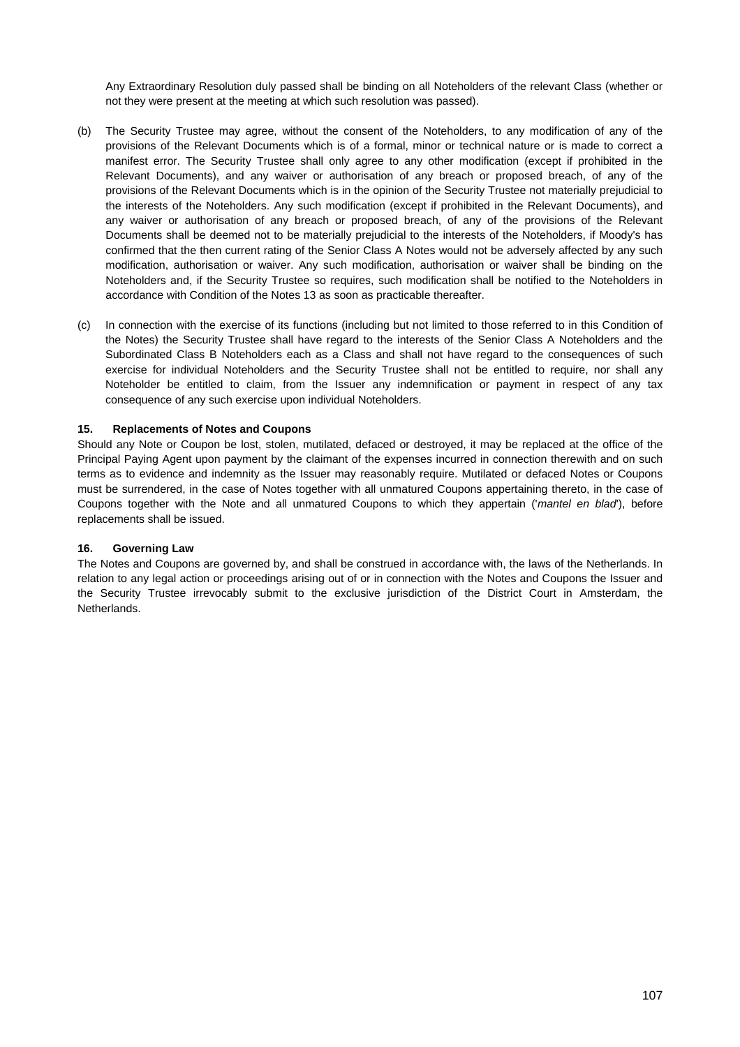Any Extraordinary Resolution duly passed shall be binding on all Noteholders of the relevant Class (whether or not they were present at the meeting at which such resolution was passed).

(b) The Security Trustee may agree, without the consent of the Noteholders, to any modification of any of the provisions of the Relevant Documents which is of a formal, minor or technical nature or is made to correct a manifest error. The Security Trustee shall only agree to any other modification (except if prohibited in the Relevant Documents), and any waiver or authorisation of any breach or proposed breach, of any of the provisions of the Relevant Documents which is in the opinion of the Security Trustee not materially prejudicial to the interests of the Noteholders. Any such modification (except if prohibited in the Relevant Documents), and any waiver or authorisation of any breach or proposed breach, of any of the provisions of the Relevant Documents shall be deemed not to be materially prejudicial to the interests of the Noteholders, if Moody's has confirmed that the then current rating of the Senior Class A Notes would not be adversely affected by any such modification, authorisation or waiver. Any such modification, authorisation or waiver shall be binding on the Noteholders and, if the Security Trustee so requires, such modification shall be notified to the Noteholders in accordance with Condition of the Notes 13 as soon as practicable thereafter.

(c) In connection with the exercise of its functions (including but not limited to those referred to in this Condition of the Notes) the Security Trustee shall have regard to the interests of the Senior Class A Noteholders and the Subordinated Class B Noteholders each as a Class and shall not have regard to the consequences of such exercise for individual Noteholders and the Security Trustee shall not be entitled to require, nor shall any Noteholder be entitled to claim, from the Issuer any indemnification or payment in respect of any tax consequence of any such exercise upon individual Noteholders.

**15. Replacements of Notes and Coupons**

Should any Note or Coupon be lost, stolen, mutilated, defaced or destroyed, it may be replaced at the office of the Principal Paying Agent upon payment by the claimant of the expenses incurred in connection therewith and on such terms as to evidence and indemnity as the Issuer may reasonably require. Mutilated or defaced Notes or Coupons must be surrendered, in the case of Notes together with all unmatured Coupons appertaining thereto, in the case of Coupons together with the Note and all unmatured Coupons to which they appertain ('*mantel en blad*'), before replacements shall be issued.

**16. Governing Law**

The Notes and Coupons are governed by, and shall be construed in accordance with, the laws of the Netherlands. In relation to any legal action or proceedings arising out of or in connection with the Notes and Coupons the Issuer and the Security Trustee irrevocably submit to the exclusive jurisdiction of the District Court in Amsterdam, the Netherlands.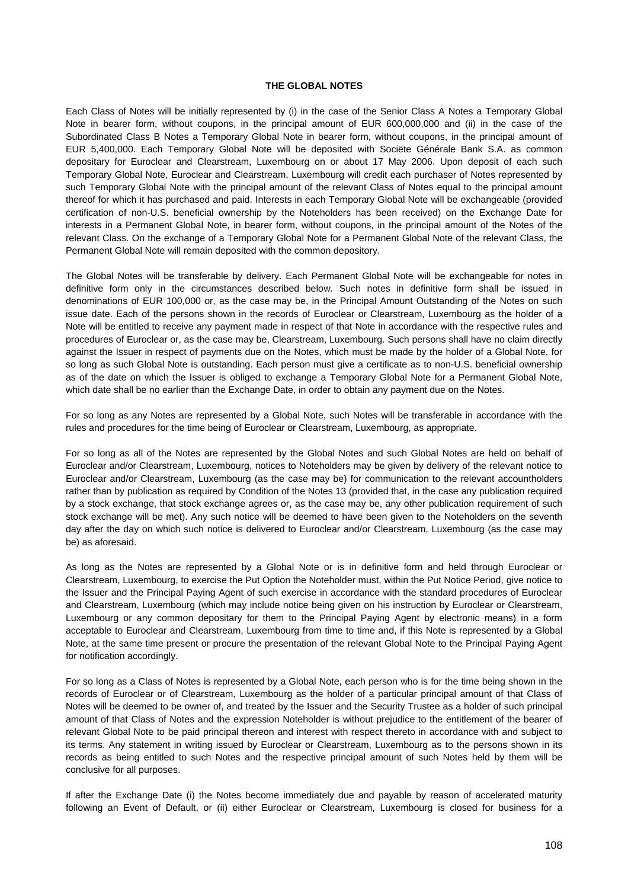**THE GLOBAL NOTES**

Each Class of Notes will be initially represented by (i) in the case of the Senior Class A Notes a Temporary Global Note in bearer form, without coupons, in the principal amount of EUR 600,000,000 and (ii) in the case of the Subordinated Class B Notes a Temporary Global Note in bearer form, without coupons, in the principal amount of EUR 5,400,000. Each Temporary Global Note will be deposited with Sociëte Générale Bank S.A. as common depositary for Euroclear and Clearstream, Luxembourg on or about 17 May 2006. Upon deposit of each such Temporary Global Note, Euroclear and Clearstream, Luxembourg will credit each purchaser of Notes represented by such Temporary Global Note with the principal amount of the relevant Class of Notes equal to the principal amount thereof for which it has purchased and paid. Interests in each Temporary Global Note will be exchangeable (provided certification of non-U.S. beneficial ownership by the Noteholders has been received) on the Exchange Date for interests in a Permanent Global Note, in bearer form, without coupons, in the principal amount of the Notes of the relevant Class. On the exchange of a Temporary Global Note for a Permanent Global Note of the relevant Class, the Permanent Global Note will remain deposited with the common depository.

The Global Notes will be transferable by delivery. Each Permanent Global Note will be exchangeable for notes in definitive form only in the circumstances described below. Such notes in definitive form shall be issued in denominations of EUR 100,000 or, as the case may be, in the Principal Amount Outstanding of the Notes on such issue date. Each of the persons shown in the records of Euroclear or Clearstream, Luxembourg as the holder of a Note will be entitled to receive any payment made in respect of that Note in accordance with the respective rules and procedures of Euroclear or, as the case may be, Clearstream, Luxembourg. Such persons shall have no claim directly against the Issuer in respect of payments due on the Notes, which must be made by the holder of a Global Note, for so long as such Global Note is outstanding. Each person must give a certificate as to non-U.S. beneficial ownership as of the date on which the Issuer is obliged to exchange a Temporary Global Note for a Permanent Global Note, which date shall be no earlier than the Exchange Date, in order to obtain any payment due on the Notes.

For so long as any Notes are represented by a Global Note, such Notes will be transferable in accordance with the rules and procedures for the time being of Euroclear or Clearstream, Luxembourg, as appropriate.

For so long as all of the Notes are represented by the Global Notes and such Global Notes are held on behalf of Euroclear and/or Clearstream, Luxembourg, notices to Noteholders may be given by delivery of the relevant notice to Euroclear and/or Clearstream, Luxembourg (as the case may be) for communication to the relevant accountholders rather than by publication as required by Condition of the Notes 13 (provided that, in the case any publication required by a stock exchange, that stock exchange agrees or, as the case may be, any other publication requirement of such stock exchange will be met). Any such notice will be deemed to have been given to the Noteholders on the seventh day after the day on which such notice is delivered to Euroclear and/or Clearstream, Luxembourg (as the case may be) as aforesaid.

As long as the Notes are represented by a Global Note or is in definitive form and held through Euroclear or Clearstream, Luxembourg, to exercise the Put Option the Noteholder must, within the Put Notice Period, give notice to the Issuer and the Principal Paying Agent of such exercise in accordance with the standard procedures of Euroclear and Clearstream, Luxembourg (which may include notice being given on his instruction by Euroclear or Clearstream, Luxembourg or any common depositary for them to the Principal Paying Agent by electronic means) in a form acceptable to Euroclear and Clearstream, Luxembourg from time to time and, if this Note is represented by a Global Note, at the same time present or procure the presentation of the relevant Global Note to the Principal Paying Agent for notification accordingly.

For so long as a Class of Notes is represented by a Global Note, each person who is for the time being shown in the records of Euroclear or of Clearstream, Luxembourg as the holder of a particular principal amount of that Class of Notes will be deemed to be owner of, and treated by the Issuer and the Security Trustee as a holder of such principal amount of that Class of Notes and the expression Noteholder is without prejudice to the entitlement of the bearer of relevant Global Note to be paid principal thereon and interest with respect thereto in accordance with and subject to its terms. Any statement in writing issued by Euroclear or Clearstream, Luxembourg as to the persons shown in its records as being entitled to such Notes and the respective principal amount of such Notes held by them will be conclusive for all purposes.

If after the Exchange Date (i) the Notes become immediately due and payable by reason of accelerated maturity following an Event of Default, or (ii) either Euroclear or Clearstream, Luxembourg is closed for business for a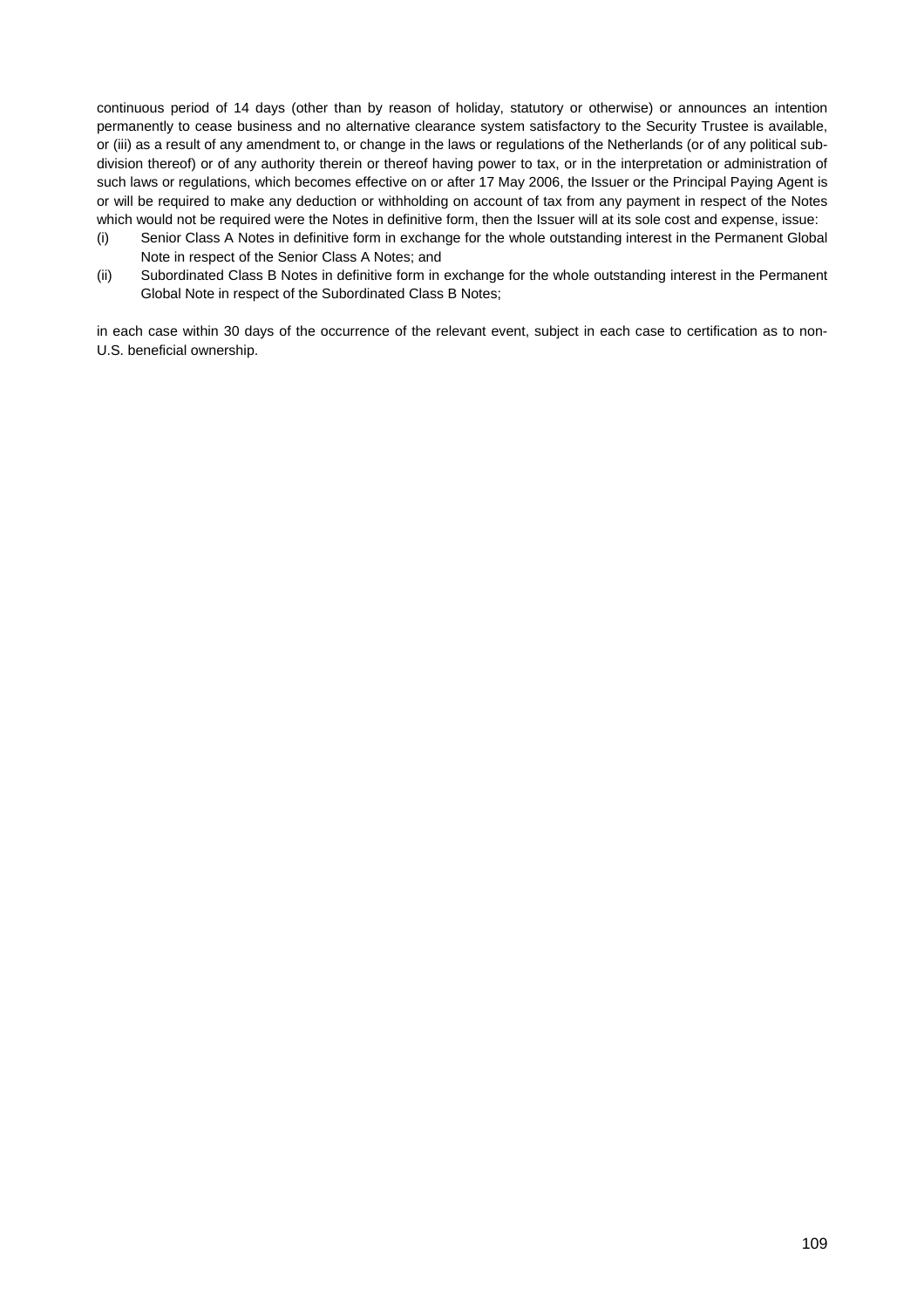continuous period of 14 days (other than by reason of holiday, statutory or otherwise) or announces an intention permanently to cease business and no alternative clearance system satisfactory to the Security Trustee is available, or (iii) as a result of any amendment to, or change in the laws or regulations of the Netherlands (or of any political sub-division thereof) or of any authority therein or thereof having power to tax, or in the interpretation or administration of such laws or regulations, which becomes effective on or after 17 May 2006, the Issuer or the Principal Paying Agent is or will be required to make any deduction or withholding on account of tax from any payment in respect of the Notes which would not be required were the Notes in definitive form, then the Issuer will at its sole cost and expense, issue:

(i) Senior Class A Notes in definitive form in exchange for the whole outstanding interest in the Permanent Global Note in respect of the Senior Class A Notes; and

(ii) Subordinated Class B Notes in definitive form in exchange for the whole outstanding interest in the Permanent Global Note in respect of the Subordinated Class B Notes;

in each case within 30 days of the occurrence of the relevant event, subject in each case to certification as to non-U.S. beneficial ownership.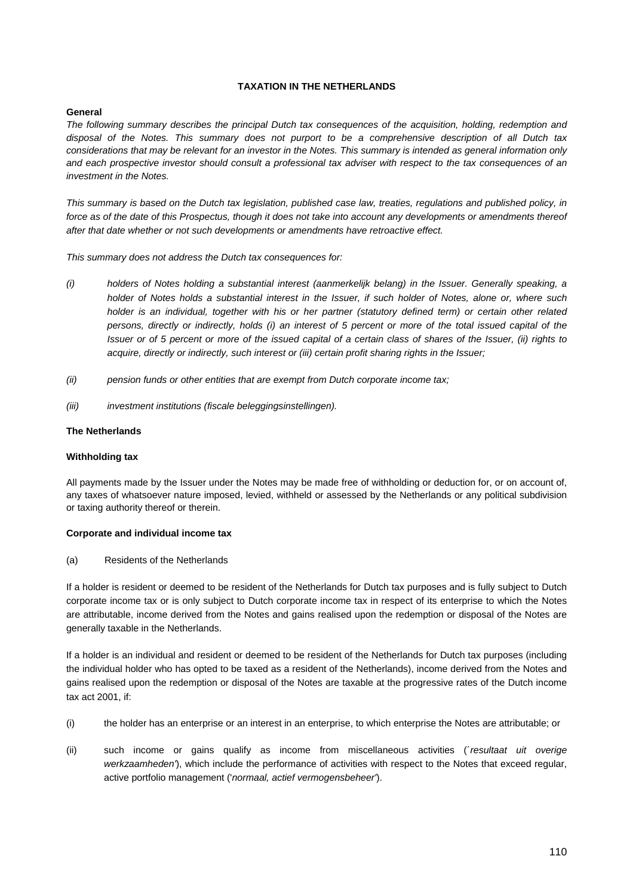# TAXATION IN THE NETHERLANDS

**General**

*The following summary describes the principal Dutch tax consequences of the acquisition, holding, redemption and disposal of the Notes. This summary does not purport to be a comprehensive description of all Dutch tax considerations that may be relevant for an investor in the Notes. This summary is intended as general information only and each prospective investor should consult a professional tax adviser with respect to the tax consequences of an investment in the Notes.*

*This summary is based on the Dutch tax legislation, published case law, treaties, regulations and published policy, in force as of the date of this Prospectus, though it does not take into account any developments or amendments thereof after that date whether or not such developments or amendments have retroactive effect.*

*This summary does not address the Dutch tax consequences for:*

*(i) holders of Notes holding a substantial interest (aanmerkelijk belang) in the Issuer. Generally speaking, a holder of Notes holds a substantial interest in the Issuer, if such holder of Notes, alone or, where such holder is an individual, together with his or her partner (statutory defined term) or certain other related persons, directly or indirectly, holds (i) an interest of 5 percent or more of the total issued capital of the Issuer or of 5 percent or more of the issued capital of a certain class of shares of the Issuer, (ii) rights to acquire, directly or indirectly, such interest or (iii) certain profit sharing rights in the Issuer;*

*(ii) pension funds or other entities that are exempt from Dutch corporate income tax;*

*(iii) investment institutions (fiscale beleggingsinstellingen).*

**The Netherlands**

**Withholding tax**

All payments made by the Issuer under the Notes may be made free of withholding or deduction for, or on account of, any taxes of whatsoever nature imposed, levied, withheld or assessed by the Netherlands or any political subdivision or taxing authority thereof or therein.

**Corporate and individual income tax**

(a) Residents of the Netherlands

If a holder is resident or deemed to be resident of the Netherlands for Dutch tax purposes and is fully subject to Dutch corporate income tax or is only subject to Dutch corporate income tax in respect of its enterprise to which the Notes are attributable, income derived from the Notes and gains realised upon the redemption or disposal of the Notes are generally taxable in the Netherlands.

If a holder is an individual and resident or deemed to be resident of the Netherlands for Dutch tax purposes (including the individual holder who has opted to be taxed as a resident of the Netherlands), income derived from the Notes and gains realised upon the redemption or disposal of the Notes are taxable at the progressive rates of the Dutch income tax act 2001, if:

(i) the holder has an enterprise or an interest in an enterprise, to which enterprise the Notes are attributable; or

(ii) such income or gains qualify as income from miscellaneous activities (´*resultaat uit overige werkzaamheden'*), which include the performance of activities with respect to the Notes that exceed regular, active portfolio management ('*normaal, actief vermogensbeheer'*).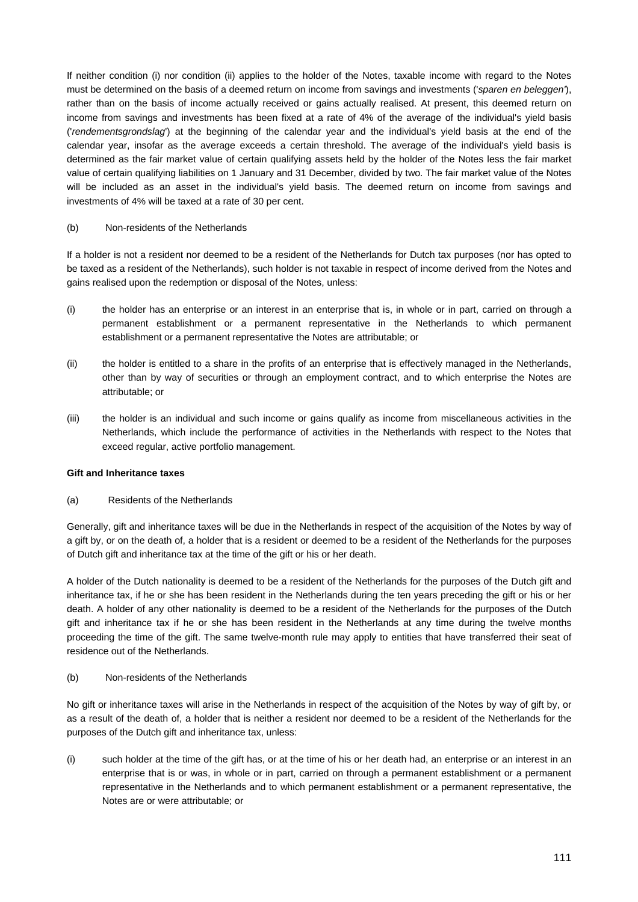If neither condition (i) nor condition (ii) applies to the holder of the Notes, taxable income with regard to the Notes must be determined on the basis of a deemed return on income from savings and investments ('*sparen en beleggen*'), rather than on the basis of income actually received or gains actually realised. At present, this deemed return on income from savings and investments has been fixed at a rate of 4% of the average of the individual's yield basis ('*rendementsgrondslag*') at the beginning of the calendar year and the individual's yield basis at the end of the calendar year, insofar as the average exceeds a certain threshold. The average of the individual's yield basis is determined as the fair market value of certain qualifying assets held by the holder of the Notes less the fair market value of certain qualifying liabilities on 1 January and 31 December, divided by two. The fair market value of the Notes will be included as an asset in the individual's yield basis. The deemed return on income from savings and investments of 4% will be taxed at a rate of 30 per cent.

(b) Non-residents of the Netherlands

If a holder is not a resident nor deemed to be a resident of the Netherlands for Dutch tax purposes (nor has opted to be taxed as a resident of the Netherlands), such holder is not taxable in respect of income derived from the Notes and gains realised upon the redemption or disposal of the Notes, unless:

(i) the holder has an enterprise or an interest in an enterprise that is, in whole or in part, carried on through a permanent establishment or a permanent representative in the Netherlands to which permanent establishment or a permanent representative the Notes are attributable; or

(ii) the holder is entitled to a share in the profits of an enterprise that is effectively managed in the Netherlands, other than by way of securities or through an employment contract, and to which enterprise the Notes are attributable; or

(iii) the holder is an individual and such income or gains qualify as income from miscellaneous activities in the Netherlands, which include the performance of activities in the Netherlands with respect to the Notes that exceed regular, active portfolio management.

**Gift and Inheritance taxes**

(a) Residents of the Netherlands

Generally, gift and inheritance taxes will be due in the Netherlands in respect of the acquisition of the Notes by way of a gift by, or on the death of, a holder that is a resident or deemed to be a resident of the Netherlands for the purposes of Dutch gift and inheritance tax at the time of the gift or his or her death.

A holder of the Dutch nationality is deemed to be a resident of the Netherlands for the purposes of the Dutch gift and inheritance tax, if he or she has been resident in the Netherlands during the ten years preceding the gift or his or her death. A holder of any other nationality is deemed to be a resident of the Netherlands for the purposes of the Dutch gift and inheritance tax if he or she has been resident in the Netherlands at any time during the twelve months proceeding the time of the gift. The same twelve-month rule may apply to entities that have transferred their seat of residence out of the Netherlands.

(b) Non-residents of the Netherlands

No gift or inheritance taxes will arise in the Netherlands in respect of the acquisition of the Notes by way of gift by, or as a result of the death of, a holder that is neither a resident nor deemed to be a resident of the Netherlands for the purposes of the Dutch gift and inheritance tax, unless:

(i) such holder at the time of the gift has, or at the time of his or her death had, an enterprise or an interest in an enterprise that is or was, in whole or in part, carried on through a permanent establishment or a permanent representative in the Netherlands and to which permanent establishment or a permanent representative, the Notes are or were attributable; or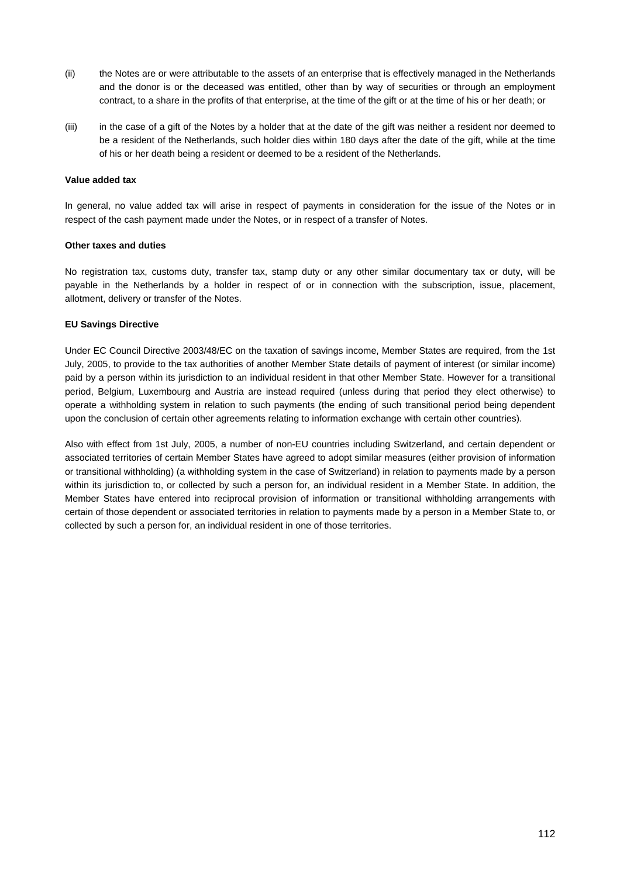(ii) the Notes are or were attributable to the assets of an enterprise that is effectively managed in the Netherlands and the donor is or the deceased was entitled, other than by way of securities or through an employment contract, to a share in the profits of that enterprise, at the time of the gift or at the time of his or her death; or

(iii) in the case of a gift of the Notes by a holder that at the date of the gift was neither a resident nor deemed to be a resident of the Netherlands, such holder dies within 180 days after the date of the gift, while at the time of his or her death being a resident or deemed to be a resident of the Netherlands.

**Value added tax**

In general, no value added tax will arise in respect of payments in consideration for the issue of the Notes or in respect of the cash payment made under the Notes, or in respect of a transfer of Notes.

**Other taxes and duties**

No registration tax, customs duty, transfer tax, stamp duty or any other similar documentary tax or duty, will be payable in the Netherlands by a holder in respect of or in connection with the subscription, issue, placement, allotment, delivery or transfer of the Notes.

**EU Savings Directive**

Under EC Council Directive 2003/48/EC on the taxation of savings income, Member States are required, from the 1st July, 2005, to provide to the tax authorities of another Member State details of payment of interest (or similar income) paid by a person within its jurisdiction to an individual resident in that other Member State. However for a transitional period, Belgium, Luxembourg and Austria are instead required (unless during that period they elect otherwise) to operate a withholding system in relation to such payments (the ending of such transitional period being dependent upon the conclusion of certain other agreements relating to information exchange with certain other countries).

Also with effect from 1st July, 2005, a number of non-EU countries including Switzerland, and certain dependent or associated territories of certain Member States have agreed to adopt similar measures (either provision of information or transitional withholding) (a withholding system in the case of Switzerland) in relation to payments made by a person within its jurisdiction to, or collected by such a person for, an individual resident in a Member State. In addition, the Member States have entered into reciprocal provision of information or transitional withholding arrangements with certain of those dependent or associated territories in relation to payments made by a person in a Member State to, or collected by such a person for, an individual resident in one of those territories.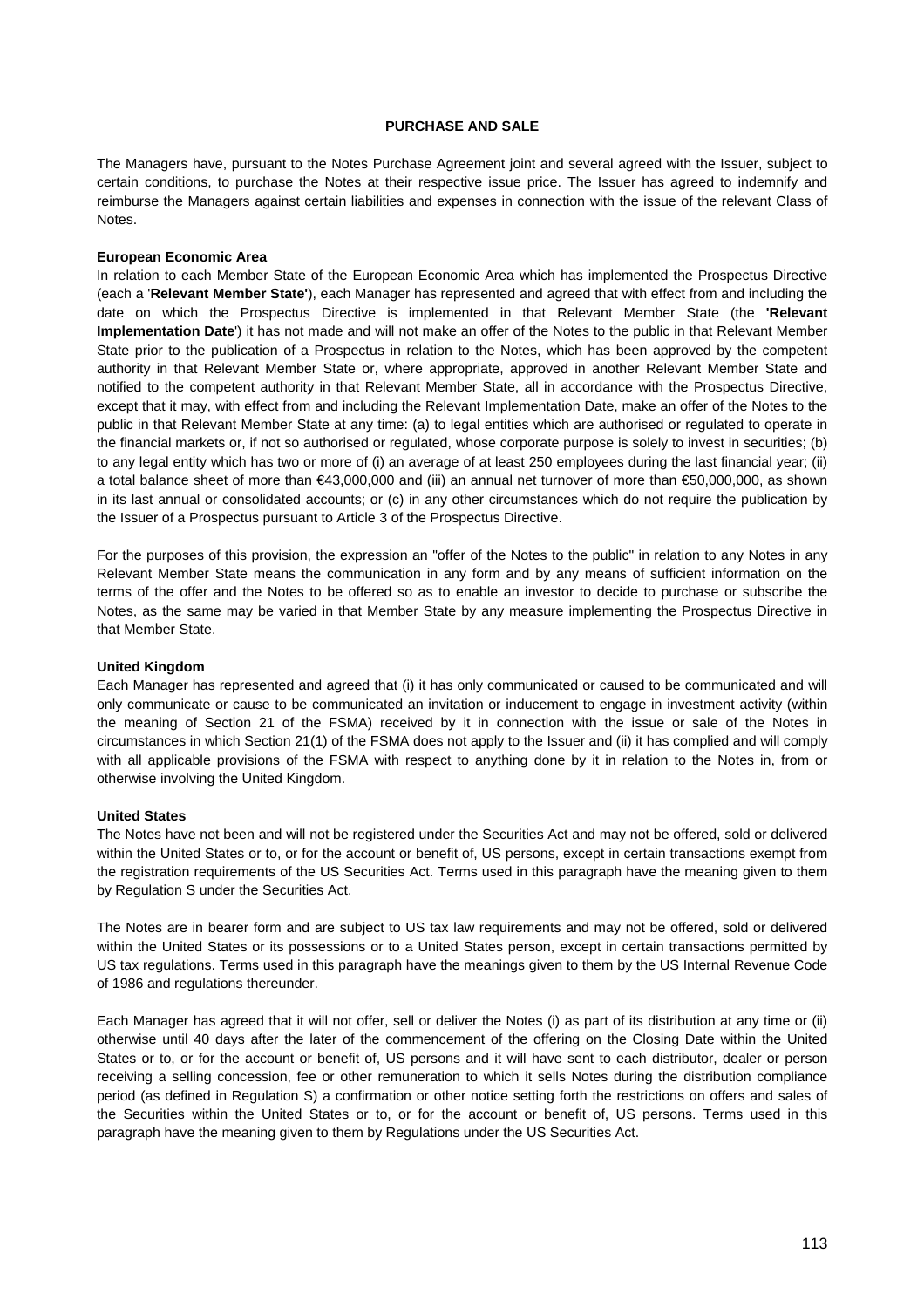# PURCHASE AND SALE

The Managers have, pursuant to the Notes Purchase Agreement joint and several agreed with the Issuer, subject to certain conditions, to purchase the Notes at their respective issue price. The Issuer has agreed to indemnify and reimburse the Managers against certain liabilities and expenses in connection with the issue of the relevant Class of Notes.

**European Economic Area**

In relation to each Member State of the European Economic Area which has implemented the Prospectus Directive (each a '**Relevant Member State'**), each Manager has represented and agreed that with effect from and including the date on which the Prospectus Directive is implemented in that Relevant Member State (the **'Relevant Implementation Date**') it has not made and will not make an offer of the Notes to the public in that Relevant Member State prior to the publication of a Prospectus in relation to the Notes, which has been approved by the competent authority in that Relevant Member State or, where appropriate, approved in another Relevant Member State and notified to the competent authority in that Relevant Member State, all in accordance with the Prospectus Directive, except that it may, with effect from and including the Relevant Implementation Date, make an offer of the Notes to the public in that Relevant Member State at any time: (a) to legal entities which are authorised or regulated to operate in the financial markets or, if not so authorised or regulated, whose corporate purpose is solely to invest in securities; (b) to any legal entity which has two or more of (i) an average of at least 250 employees during the last financial year; (ii) a total balance sheet of more than €43,000,000 and (iii) an annual net turnover of more than €50,000,000, as shown in its last annual or consolidated accounts; or (c) in any other circumstances which do not require the publication by the Issuer of a Prospectus pursuant to Article 3 of the Prospectus Directive.

For the purposes of this provision, the expression an "offer of the Notes to the public" in relation to any Notes in any Relevant Member State means the communication in any form and by any means of sufficient information on the terms of the offer and the Notes to be offered so as to enable an investor to decide to purchase or subscribe the Notes, as the same may be varied in that Member State by any measure implementing the Prospectus Directive in that Member State.

**United Kingdom**

Each Manager has represented and agreed that (i) it has only communicated or caused to be communicated and will only communicate or cause to be communicated an invitation or inducement to engage in investment activity (within the meaning of Section 21 of the FSMA) received by it in connection with the issue or sale of the Notes in circumstances in which Section 21(1) of the FSMA does not apply to the Issuer and (ii) it has complied and will comply with all applicable provisions of the FSMA with respect to anything done by it in relation to the Notes in, from or otherwise involving the United Kingdom.

**United States**

The Notes have not been and will not be registered under the Securities Act and may not be offered, sold or delivered within the United States or to, or for the account or benefit of, US persons, except in certain transactions exempt from the registration requirements of the US Securities Act. Terms used in this paragraph have the meaning given to them by Regulation S under the Securities Act.

The Notes are in bearer form and are subject to US tax law requirements and may not be offered, sold or delivered within the United States or its possessions or to a United States person, except in certain transactions permitted by US tax regulations. Terms used in this paragraph have the meanings given to them by the US Internal Revenue Code of 1986 and regulations thereunder.

Each Manager has agreed that it will not offer, sell or deliver the Notes (i) as part of its distribution at any time or (ii) otherwise until 40 days after the later of the commencement of the offering on the Closing Date within the United States or to, or for the account or benefit of, US persons and it will have sent to each distributor, dealer or person receiving a selling concession, fee or other remuneration to which it sells Notes during the distribution compliance period (as defined in Regulation S) a confirmation or other notice setting forth the restrictions on offers and sales of the Securities within the United States or to, or for the account or benefit of, US persons. Terms used in this paragraph have the meaning given to them by Regulations under the US Securities Act.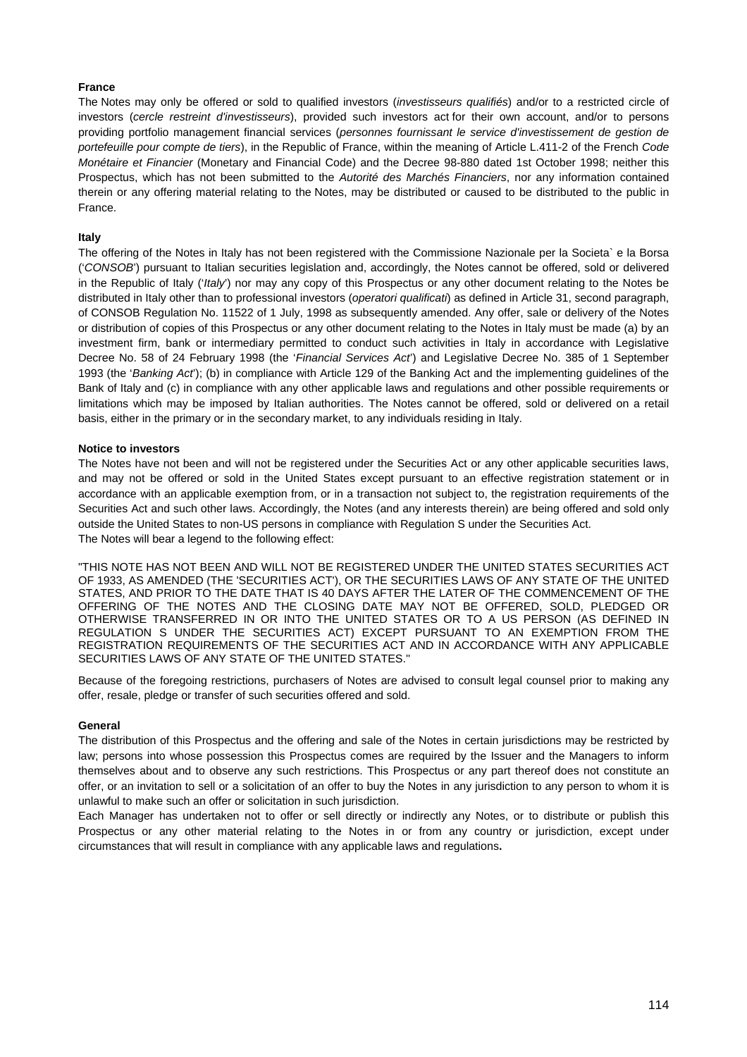**France**

The Notes may only be offered or sold to qualified investors (*investisseurs qualifiés*) and/or to a restricted circle of investors (*cercle restreint d'investisseurs*), provided such investors act for their own account, and/or to persons providing portfolio management financial services (*personnes fournissant le service d'investissement de gestion de portefeuille pour compte de tiers*), in the Republic of France, within the meaning of Article L.411-2 of the French *Code Monétaire et Financier* (Monetary and Financial Code) and the Decree 98-880 dated 1st October 1998; neither this Prospectus, which has not been submitted to the *Autorité des Marchés Financiers*, nor any information contained therein or any offering material relating to the Notes, may be distributed or caused to be distributed to the public in France.

**Italy**

The offering of the Notes in Italy has not been registered with the Commissione Nazionale per la Societa` e la Borsa ('*CONSOB*') pursuant to Italian securities legislation and, accordingly, the Notes cannot be offered, sold or delivered in the Republic of Italy ('*Italy*') nor may any copy of this Prospectus or any other document relating to the Notes be distributed in Italy other than to professional investors (*operatori qualificati*) as defined in Article 31, second paragraph, of CONSOB Regulation No. 11522 of 1 July, 1998 as subsequently amended. Any offer, sale or delivery of the Notes or distribution of copies of this Prospectus or any other document relating to the Notes in Italy must be made (a) by an investment firm, bank or intermediary permitted to conduct such activities in Italy in accordance with Legislative Decree No. 58 of 24 February 1998 (the '*Financial Services Act*') and Legislative Decree No. 385 of 1 September 1993 (the '*Banking Act*'); (b) in compliance with Article 129 of the Banking Act and the implementing guidelines of the Bank of Italy and (c) in compliance with any other applicable laws and regulations and other possible requirements or limitations which may be imposed by Italian authorities. The Notes cannot be offered, sold or delivered on a retail basis, either in the primary or in the secondary market, to any individuals residing in Italy.

**Notice to investors**

The Notes have not been and will not be registered under the Securities Act or any other applicable securities laws, and may not be offered or sold in the United States except pursuant to an effective registration statement or in accordance with an applicable exemption from, or in a transaction not subject to, the registration requirements of the Securities Act and such other laws. Accordingly, the Notes (and any interests therein) are being offered and sold only outside the United States to non-US persons in compliance with Regulation S under the Securities Act.

The Notes will bear a legend to the following effect:

"THIS NOTE HAS NOT BEEN AND WILL NOT BE REGISTERED UNDER THE UNITED STATES SECURITIES ACT OF 1933, AS AMENDED (THE 'SECURITIES ACT'), OR THE SECURITIES LAWS OF ANY STATE OF THE UNITED STATES, AND PRIOR TO THE DATE THAT IS 40 DAYS AFTER THE LATER OF THE COMMENCEMENT OF THE OFFERING OF THE NOTES AND THE CLOSING DATE MAY NOT BE OFFERED, SOLD, PLEDGED OR OTHERWISE TRANSFERRED IN OR INTO THE UNITED STATES OR TO A US PERSON (AS DEFINED IN REGULATION S UNDER THE SECURITIES ACT) EXCEPT PURSUANT TO AN EXEMPTION FROM THE REGISTRATION REQUIREMENTS OF THE SECURITIES ACT AND IN ACCORDANCE WITH ANY APPLICABLE SECURITIES LAWS OF ANY STATE OF THE UNITED STATES."

Because of the foregoing restrictions, purchasers of Notes are advised to consult legal counsel prior to making any offer, resale, pledge or transfer of such securities offered and sold.

**General**

The distribution of this Prospectus and the offering and sale of the Notes in certain jurisdictions may be restricted by law; persons into whose possession this Prospectus comes are required by the Issuer and the Managers to inform themselves about and to observe any such restrictions. This Prospectus or any part thereof does not constitute an offer, or an invitation to sell or a solicitation of an offer to buy the Notes in any jurisdiction to any person to whom it is unlawful to make such an offer or solicitation in such jurisdiction.

Each Manager has undertaken not to offer or sell directly or indirectly any Notes, or to distribute or publish this Prospectus or any other material relating to the Notes in or from any country or jurisdiction, except under circumstances that will result in compliance with any applicable laws and regulations.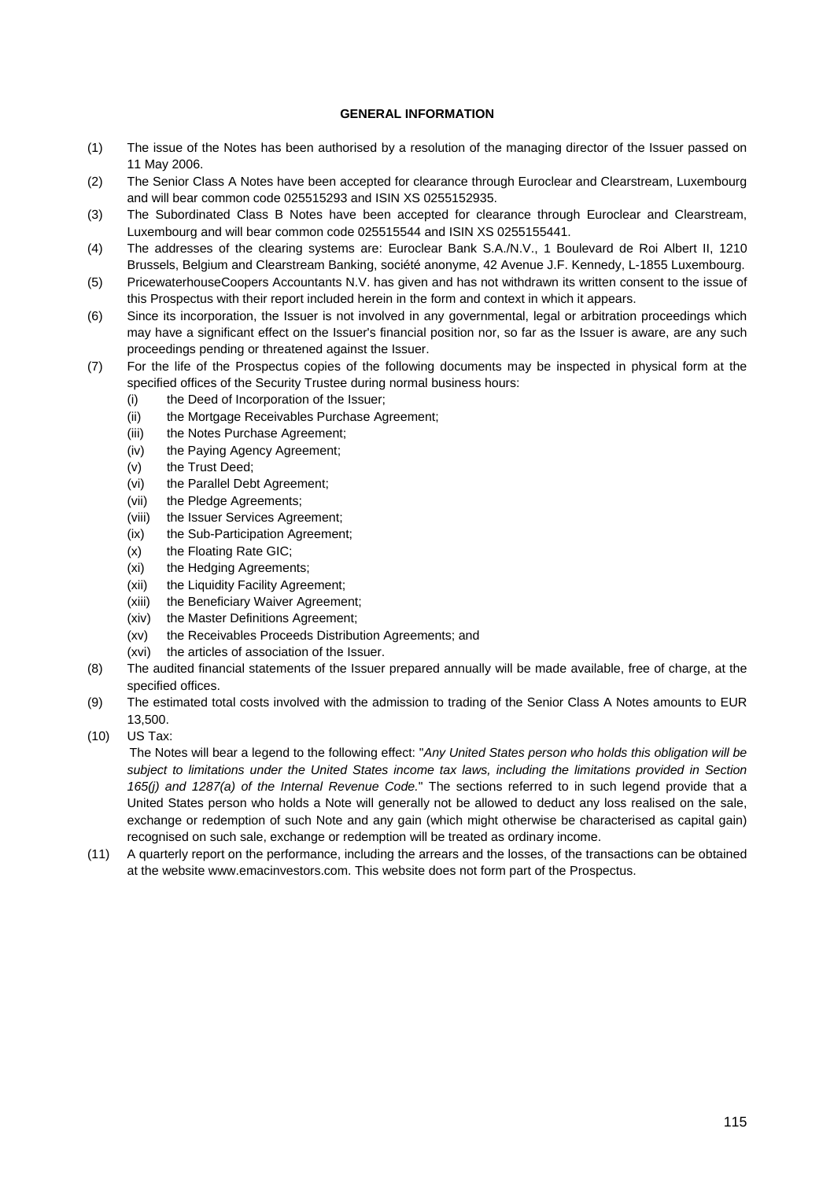## GENERAL INFORMATION

(1) The issue of the Notes has been authorised by a resolution of the managing director of the Issuer passed on 11 May 2006.

(2) The Senior Class A Notes have been accepted for clearance through Euroclear and Clearstream, Luxembourg and will bear common code 025515293 and ISIN XS 0255152935.

(3) The Subordinated Class B Notes have been accepted for clearance through Euroclear and Clearstream, Luxembourg and will bear common code 025515544 and ISIN XS 0255155441.

(4) The addresses of the clearing systems are: Euroclear Bank S.A./N.V., 1 Boulevard de Roi Albert II, 1210 Brussels, Belgium and Clearstream Banking, société anonyme, 42 Avenue J.F. Kennedy, L-1855 Luxembourg.

(5) PricewaterhouseCoopers Accountants N.V. has given and has not withdrawn its written consent to the issue of this Prospectus with their report included herein in the form and context in which it appears.

(6) Since its incorporation, the Issuer is not involved in any governmental, legal or arbitration proceedings which may have a significant effect on the Issuer's financial position nor, so far as the Issuer is aware, are any such proceedings pending or threatened against the Issuer.

(7) For the life of the Prospectus copies of the following documents may be inspected in physical form at the specified offices of the Security Trustee during normal business hours:
   - (i) the Deed of Incorporation of the Issuer;
   - (ii) the Mortgage Receivables Purchase Agreement;
   - (iii) the Notes Purchase Agreement;
   - (iv) the Paying Agency Agreement;
   - (v) the Trust Deed;
   - (vi) the Parallel Debt Agreement;
   - (vii) the Pledge Agreements;
   - (viii) the Issuer Services Agreement;
   - (ix) the Sub-Participation Agreement;
   - (x) the Floating Rate GIC;
   - (xi) the Hedging Agreements;
   - (xii) the Liquidity Facility Agreement;
   - (xiii) the Beneficiary Waiver Agreement;
   - (xiv) the Master Definitions Agreement;
   - (xv) the Receivables Proceeds Distribution Agreements; and
   - (xvi) the articles of association of the Issuer.

(8) The audited financial statements of the Issuer prepared annually will be made available, free of charge, at the specified offices.

(9) The estimated total costs involved with the admission to trading of the Senior Class A Notes amounts to EUR 13,500.

(10) US Tax:
The Notes will bear a legend to the following effect: "*Any United States person who holds this obligation will be subject to limitations under the United States income tax laws, including the limitations provided in Section 165(j) and 1287(a) of the Internal Revenue Code.*" The sections referred to in such legend provide that a United States person who holds a Note will generally not be allowed to deduct any loss realised on the sale, exchange or redemption of such Note and any gain (which might otherwise be characterised as capital gain) recognised on such sale, exchange or redemption will be treated as ordinary income.

(11) A quarterly report on the performance, including the arrears and the losses, of the transactions can be obtained at the website www.emacinvestors.com. This website does not form part of the Prospectus.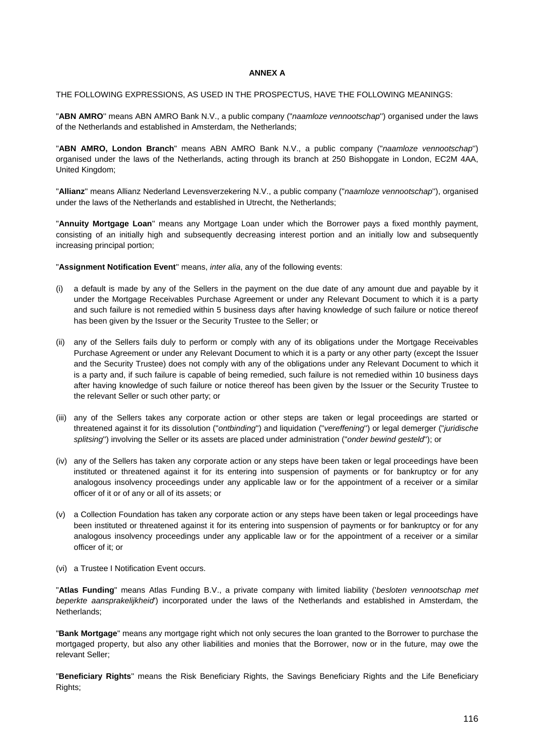**ANNEX A**

THE FOLLOWING EXPRESSIONS, AS USED IN THE PROSPECTUS, HAVE THE FOLLOWING MEANINGS:

"**ABN AMRO**" means ABN AMRO Bank N.V., a public company ("*naamloze vennootschap*") organised under the laws of the Netherlands and established in Amsterdam, the Netherlands;

"**ABN AMRO, London Branch**" means ABN AMRO Bank N.V., a public company ("*naamloze vennootschap*") organised under the laws of the Netherlands, acting through its branch at 250 Bishopgate in London, EC2M 4AA, United Kingdom;

"**Allianz**" means Allianz Nederland Levensverzekering N.V., a public company ("*naamloze vennootschap*"), organised under the laws of the Netherlands and established in Utrecht, the Netherlands;

"**Annuity Mortgage Loan**" means any Mortgage Loan under which the Borrower pays a fixed monthly payment, consisting of an initially high and subsequently decreasing interest portion and an initially low and subsequently increasing principal portion;

"**Assignment Notification Event**" means, *inter alia*, any of the following events:

(i) a default is made by any of the Sellers in the payment on the due date of any amount due and payable by it under the Mortgage Receivables Purchase Agreement or under any Relevant Document to which it is a party and such failure is not remedied within 5 business days after having knowledge of such failure or notice thereof has been given by the Issuer or the Security Trustee to the Seller; or

(ii) any of the Sellers fails duly to perform or comply with any of its obligations under the Mortgage Receivables Purchase Agreement or under any Relevant Document to which it is a party or any other party (except the Issuer and the Security Trustee) does not comply with any of the obligations under any Relevant Document to which it is a party and, if such failure is capable of being remedied, such failure is not remedied within 10 business days after having knowledge of such failure or notice thereof has been given by the Issuer or the Security Trustee to the relevant Seller or such other party; or

(iii) any of the Sellers takes any corporate action or other steps are taken or legal proceedings are started or threatened against it for its dissolution ("*ontbinding*") and liquidation ("*vereffening*") or legal demerger ("*juridische splitsing*") involving the Seller or its assets are placed under administration ("*onder bewind gesteld*"); or

(iv) any of the Sellers has taken any corporate action or any steps have been taken or legal proceedings have been instituted or threatened against it for its entering into suspension of payments or for bankruptcy or for any analogous insolvency proceedings under any applicable law or for the appointment of a receiver or a similar officer of it or of any or all of its assets; or

(v) a Collection Foundation has taken any corporate action or any steps have been taken or legal proceedings have been instituted or threatened against it for its entering into suspension of payments or for bankruptcy or for any analogous insolvency proceedings under any applicable law or for the appointment of a receiver or a similar officer of it; or

(vi) a Trustee I Notification Event occurs.

"**Atlas Funding**" means Atlas Funding B.V., a private company with limited liability ('*besloten vennootschap met beperkte aansprakelijkheid*') incorporated under the laws of the Netherlands and established in Amsterdam, the Netherlands;

"**Bank Mortgage**" means any mortgage right which not only secures the loan granted to the Borrower to purchase the mortgaged property, but also any other liabilities and monies that the Borrower, now or in the future, may owe the relevant Seller;

"**Beneficiary Rights**" means the Risk Beneficiary Rights, the Savings Beneficiary Rights and the Life Beneficiary Rights;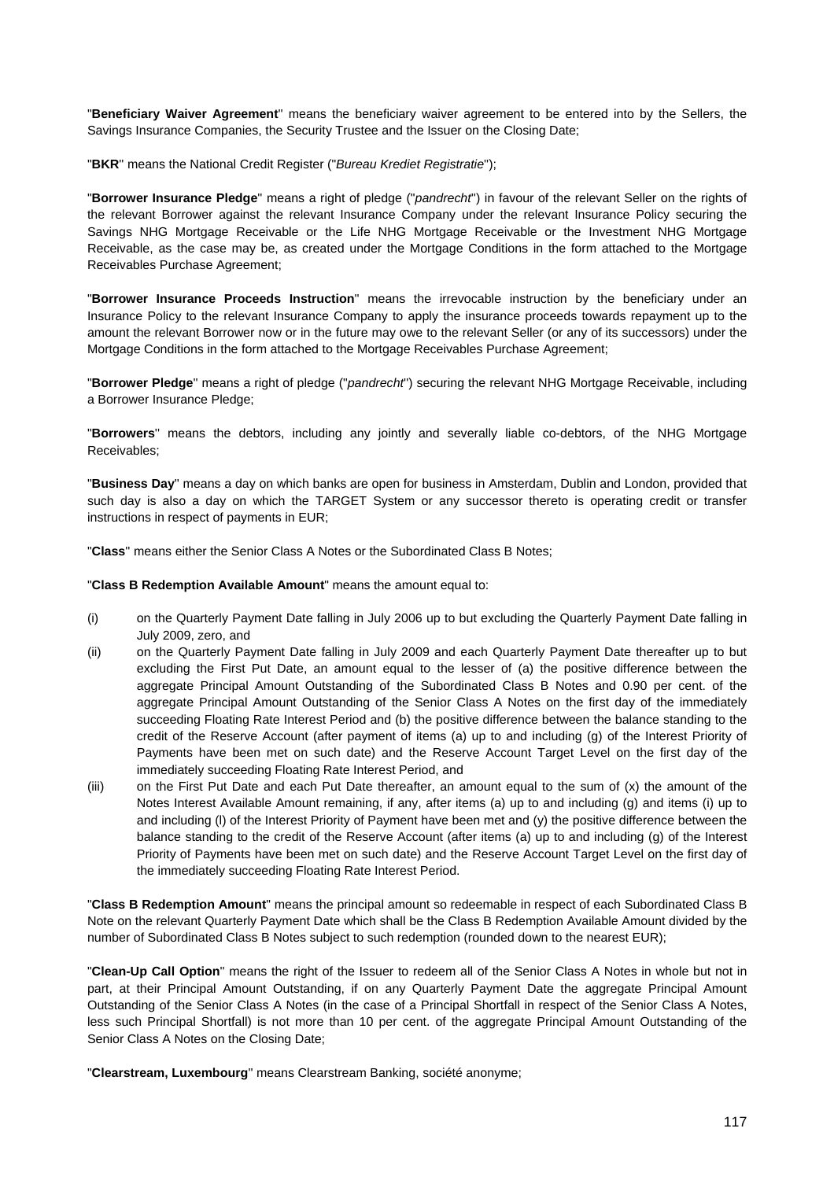"**Beneficiary Waiver Agreement**" means the beneficiary waiver agreement to be entered into by the Sellers, the Savings Insurance Companies, the Security Trustee and the Issuer on the Closing Date;

"**BKR**" means the National Credit Register ("*Bureau Krediet Registratie*");

"**Borrower Insurance Pledge**" means a right of pledge ("*pandrecht*") in favour of the relevant Seller on the rights of the relevant Borrower against the relevant Insurance Company under the relevant Insurance Policy securing the Savings NHG Mortgage Receivable or the Life NHG Mortgage Receivable or the Investment NHG Mortgage Receivable, as the case may be, as created under the Mortgage Conditions in the form attached to the Mortgage Receivables Purchase Agreement;

"**Borrower Insurance Proceeds Instruction**" means the irrevocable instruction by the beneficiary under an Insurance Policy to the relevant Insurance Company to apply the insurance proceeds towards repayment up to the amount the relevant Borrower now or in the future may owe to the relevant Seller (or any of its successors) under the Mortgage Conditions in the form attached to the Mortgage Receivables Purchase Agreement;

"**Borrower Pledge**" means a right of pledge ("*pandrecht*") securing the relevant NHG Mortgage Receivable, including a Borrower Insurance Pledge;

"**Borrowers**" means the debtors, including any jointly and severally liable co-debtors, of the NHG Mortgage Receivables;

"**Business Day**" means a day on which banks are open for business in Amsterdam, Dublin and London, provided that such day is also a day on which the TARGET System or any successor thereto is operating credit or transfer instructions in respect of payments in EUR;

"**Class**" means either the Senior Class A Notes or the Subordinated Class B Notes;

"**Class B Redemption Available Amount**" means the amount equal to:

(i) on the Quarterly Payment Date falling in July 2006 up to but excluding the Quarterly Payment Date falling in July 2009, zero, and

(ii) on the Quarterly Payment Date falling in July 2009 and each Quarterly Payment Date thereafter up to but excluding the First Put Date, an amount equal to the lesser of (a) the positive difference between the aggregate Principal Amount Outstanding of the Subordinated Class B Notes and 0.90 per cent. of the aggregate Principal Amount Outstanding of the Senior Class A Notes on the first day of the immediately succeeding Floating Rate Interest Period and (b) the positive difference between the balance standing to the credit of the Reserve Account (after payment of items (a) up to and including (g) of the Interest Priority of Payments have been met on such date) and the Reserve Account Target Level on the first day of the immediately succeeding Floating Rate Interest Period, and

(iii) on the First Put Date and each Put Date thereafter, an amount equal to the sum of (x) the amount of the Notes Interest Available Amount remaining, if any, after items (a) up to and including (g) and items (i) up to and including (l) of the Interest Priority of Payment have been met and (y) the positive difference between the balance standing to the credit of the Reserve Account (after items (a) up to and including (g) of the Interest Priority of Payments have been met on such date) and the Reserve Account Target Level on the first day of the immediately succeeding Floating Rate Interest Period.

"**Class B Redemption Amount**" means the principal amount so redeemable in respect of each Subordinated Class B Note on the relevant Quarterly Payment Date which shall be the Class B Redemption Available Amount divided by the number of Subordinated Class B Notes subject to such redemption (rounded down to the nearest EUR);

"**Clean-Up Call Option**" means the right of the Issuer to redeem all of the Senior Class A Notes in whole but not in part, at their Principal Amount Outstanding, if on any Quarterly Payment Date the aggregate Principal Amount Outstanding of the Senior Class A Notes (in the case of a Principal Shortfall in respect of the Senior Class A Notes, less such Principal Shortfall) is not more than 10 per cent. of the aggregate Principal Amount Outstanding of the Senior Class A Notes on the Closing Date;

"**Clearstream, Luxembourg**" means Clearstream Banking, société anonyme;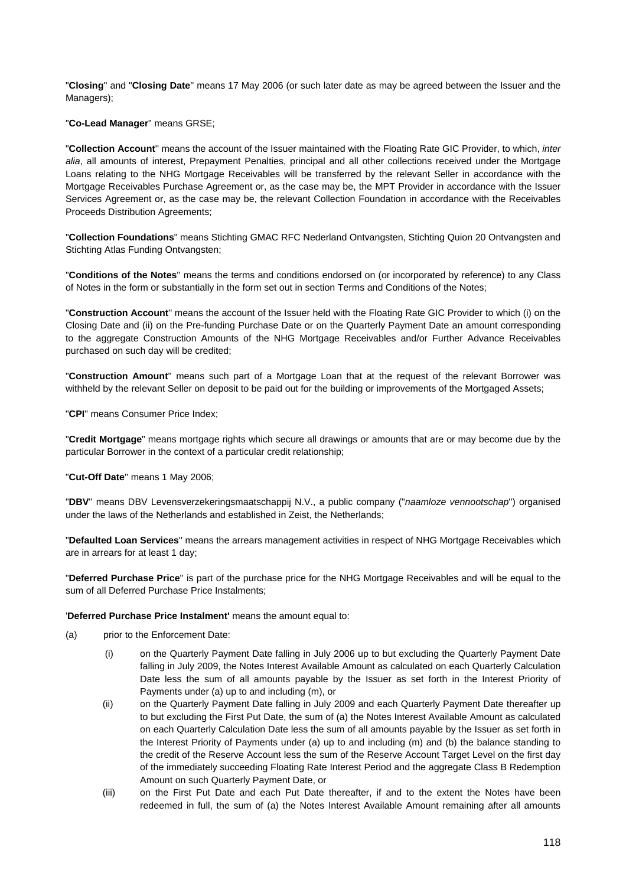"**Closing**" and "**Closing Date**" means 17 May 2006 (or such later date as may be agreed between the Issuer and the Managers);

"**Co-Lead Manager**" means GRSE;

"**Collection Account**" means the account of the Issuer maintained with the Floating Rate GIC Provider, to which, *inter alia*, all amounts of interest, Prepayment Penalties, principal and all other collections received under the Mortgage Loans relating to the NHG Mortgage Receivables will be transferred by the relevant Seller in accordance with the Mortgage Receivables Purchase Agreement or, as the case may be, the MPT Provider in accordance with the Issuer Services Agreement or, as the case may be, the relevant Collection Foundation in accordance with the Receivables Proceeds Distribution Agreements;

"**Collection Foundations**" means Stichting GMAC RFC Nederland Ontvangsten, Stichting Quion 20 Ontvangsten and Stichting Atlas Funding Ontvangsten;

"**Conditions of the Notes**" means the terms and conditions endorsed on (or incorporated by reference) to any Class of Notes in the form or substantially in the form set out in section Terms and Conditions of the Notes;

"**Construction Account**" means the account of the Issuer held with the Floating Rate GIC Provider to which (i) on the Closing Date and (ii) on the Pre-funding Purchase Date or on the Quarterly Payment Date an amount corresponding to the aggregate Construction Amounts of the NHG Mortgage Receivables and/or Further Advance Receivables purchased on such day will be credited;

"**Construction Amount**" means such part of a Mortgage Loan that at the request of the relevant Borrower was withheld by the relevant Seller on deposit to be paid out for the building or improvements of the Mortgaged Assets;

"**CPI**" means Consumer Price Index;

"**Credit Mortgage**" means mortgage rights which secure all drawings or amounts that are or may become due by the particular Borrower in the context of a particular credit relationship;

"**Cut-Off Date**" means 1 May 2006;

"**DBV**" means DBV Levensverzekeringsmaatschappij N.V., a public company ("*naamloze vennootschap*") organised under the laws of the Netherlands and established in Zeist, the Netherlands;

"**Defaulted Loan Services**" means the arrears management activities in respect of NHG Mortgage Receivables which are in arrears for at least 1 day;

"**Deferred Purchase Price**" is part of the purchase price for the NHG Mortgage Receivables and will be equal to the sum of all Deferred Purchase Price Instalments;

'**Deferred Purchase Price Instalment'** means the amount equal to:

(a) prior to the Enforcement Date:

(i) on the Quarterly Payment Date falling in July 2006 up to but excluding the Quarterly Payment Date falling in July 2009, the Notes Interest Available Amount as calculated on each Quarterly Calculation Date less the sum of all amounts payable by the Issuer as set forth in the Interest Priority of Payments under (a) up to and including (m), or

(ii) on the Quarterly Payment Date falling in July 2009 and each Quarterly Payment Date thereafter up to but excluding the First Put Date, the sum of (a) the Notes Interest Available Amount as calculated on each Quarterly Calculation Date less the sum of all amounts payable by the Issuer as set forth in the Interest Priority of Payments under (a) up to and including (m) and (b) the balance standing to the credit of the Reserve Account less the sum of the Reserve Account Target Level on the first day of the immediately succeeding Floating Rate Interest Period and the aggregate Class B Redemption Amount on such Quarterly Payment Date, or

(iii) on the First Put Date and each Put Date thereafter, if and to the extent the Notes have been redeemed in full, the sum of (a) the Notes Interest Available Amount remaining after all amounts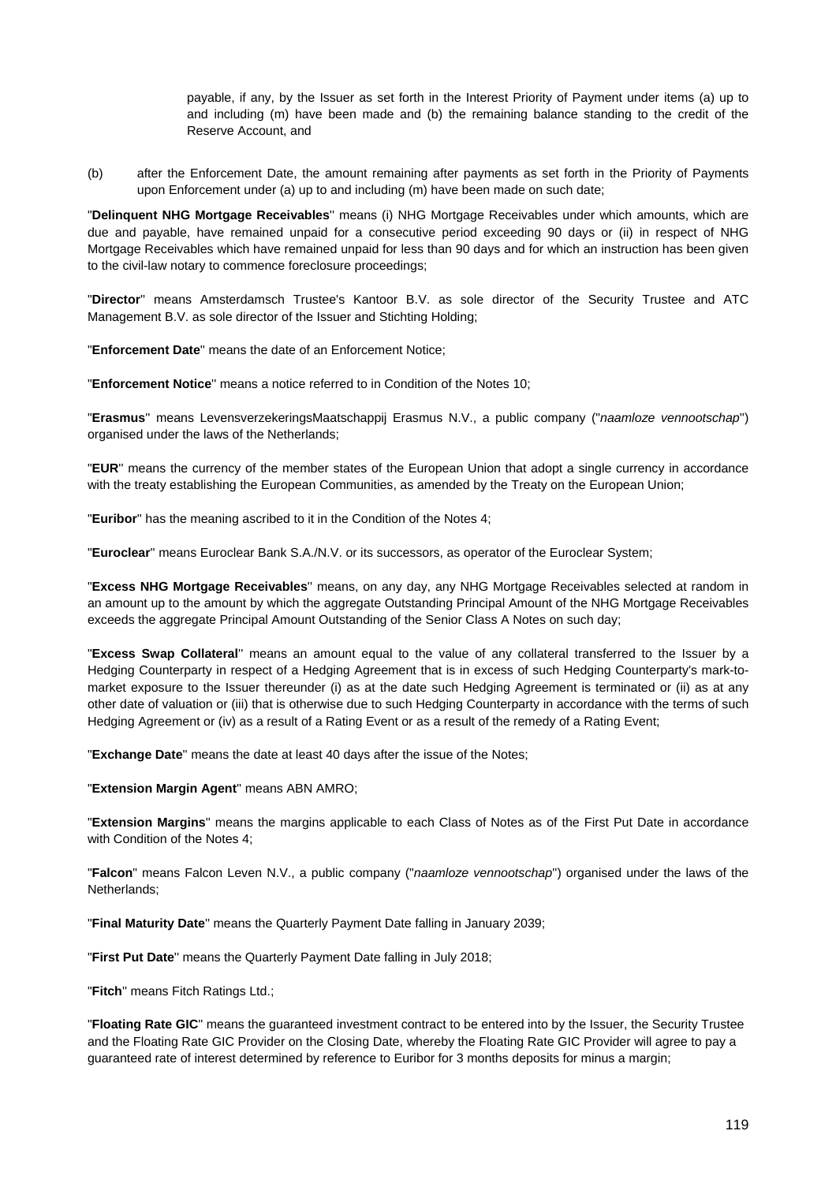payable, if any, by the Issuer as set forth in the Interest Priority of Payment under items (a) up to and including (m) have been made and (b) the remaining balance standing to the credit of the Reserve Account, and

(b) after the Enforcement Date, the amount remaining after payments as set forth in the Priority of Payments upon Enforcement under (a) up to and including (m) have been made on such date;

"**Delinquent NHG Mortgage Receivables**" means (i) NHG Mortgage Receivables under which amounts, which are due and payable, have remained unpaid for a consecutive period exceeding 90 days or (ii) in respect of NHG Mortgage Receivables which have remained unpaid for less than 90 days and for which an instruction has been given to the civil-law notary to commence foreclosure proceedings;

"**Director**" means Amsterdamsch Trustee's Kantoor B.V. as sole director of the Security Trustee and ATC Management B.V. as sole director of the Issuer and Stichting Holding;

"**Enforcement Date**" means the date of an Enforcement Notice;

"**Enforcement Notice**" means a notice referred to in Condition of the Notes 10;

"**Erasmus**" means LevensverzekeringsMaatschappij Erasmus N.V., a public company ("*naamloze vennootschap*") organised under the laws of the Netherlands;

"**EUR**" means the currency of the member states of the European Union that adopt a single currency in accordance with the treaty establishing the European Communities, as amended by the Treaty on the European Union;

"**Euribor**" has the meaning ascribed to it in the Condition of the Notes 4;

"**Euroclear**" means Euroclear Bank S.A./N.V. or its successors, as operator of the Euroclear System;

"**Excess NHG Mortgage Receivables**" means, on any day, any NHG Mortgage Receivables selected at random in an amount up to the amount by which the aggregate Outstanding Principal Amount of the NHG Mortgage Receivables exceeds the aggregate Principal Amount Outstanding of the Senior Class A Notes on such day;

"**Excess Swap Collateral**" means an amount equal to the value of any collateral transferred to the Issuer by a Hedging Counterparty in respect of a Hedging Agreement that is in excess of such Hedging Counterparty's mark-to-market exposure to the Issuer thereunder (i) as at the date such Hedging Agreement is terminated or (ii) as at any other date of valuation or (iii) that is otherwise due to such Hedging Counterparty in accordance with the terms of such Hedging Agreement or (iv) as a result of a Rating Event or as a result of the remedy of a Rating Event;

"**Exchange Date**" means the date at least 40 days after the issue of the Notes;

"**Extension Margin Agent**" means ABN AMRO;

"**Extension Margins**" means the margins applicable to each Class of Notes as of the First Put Date in accordance with Condition of the Notes 4;

"**Falcon**" means Falcon Leven N.V., a public company ("*naamloze vennootschap*") organised under the laws of the Netherlands;

"**Final Maturity Date**" means the Quarterly Payment Date falling in January 2039;

"**First Put Date**" means the Quarterly Payment Date falling in July 2018;

"**Fitch**" means Fitch Ratings Ltd.;

"**Floating Rate GIC**" means the guaranteed investment contract to be entered into by the Issuer, the Security Trustee and the Floating Rate GIC Provider on the Closing Date, whereby the Floating Rate GIC Provider will agree to pay a guaranteed rate of interest determined by reference to Euribor for 3 months deposits for minus a margin;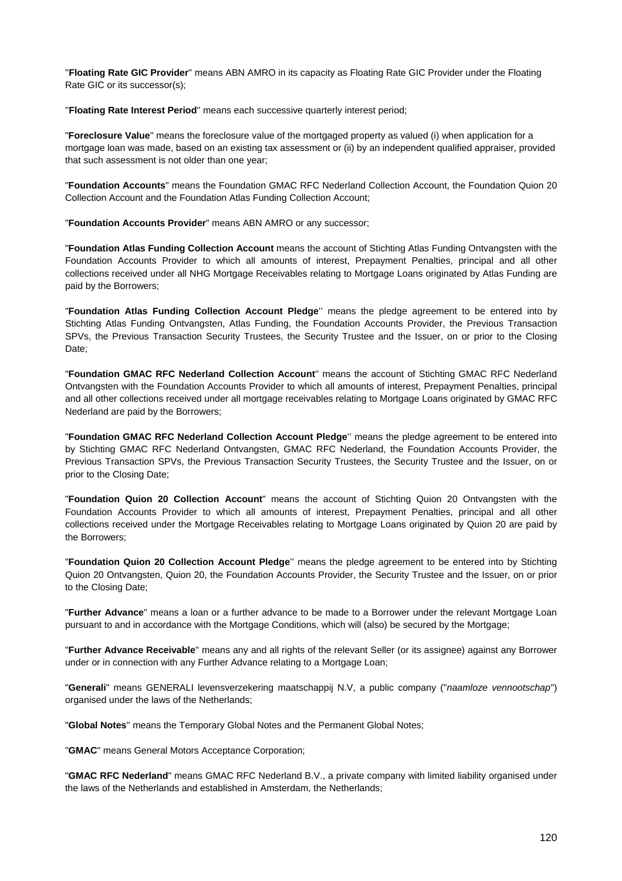"**Floating Rate GIC Provider**" means ABN AMRO in its capacity as Floating Rate GIC Provider under the Floating Rate GIC or its successor(s);

"**Floating Rate Interest Period**" means each successive quarterly interest period;

"**Foreclosure Value**" means the foreclosure value of the mortgaged property as valued (i) when application for a mortgage loan was made, based on an existing tax assessment or (ii) by an independent qualified appraiser, provided that such assessment is not older than one year;

"**Foundation Accounts**" means the Foundation GMAC RFC Nederland Collection Account, the Foundation Quion 20 Collection Account and the Foundation Atlas Funding Collection Account;

"**Foundation Accounts Provider**" means ABN AMRO or any successor;

"**Foundation Atlas Funding Collection Account** means the account of Stichting Atlas Funding Ontvangsten with the Foundation Accounts Provider to which all amounts of interest, Prepayment Penalties, principal and all other collections received under all NHG Mortgage Receivables relating to Mortgage Loans originated by Atlas Funding are paid by the Borrowers;

"**Foundation Atlas Funding Collection Account Pledge**'' means the pledge agreement to be entered into by Stichting Atlas Funding Ontvangsten, Atlas Funding, the Foundation Accounts Provider, the Previous Transaction SPVs, the Previous Transaction Security Trustees, the Security Trustee and the Issuer, on or prior to the Closing Date;

"**Foundation GMAC RFC Nederland Collection Account**" means the account of Stichting GMAC RFC Nederland Ontvangsten with the Foundation Accounts Provider to which all amounts of interest, Prepayment Penalties, principal and all other collections received under all mortgage receivables relating to Mortgage Loans originated by GMAC RFC Nederland are paid by the Borrowers;

"**Foundation GMAC RFC Nederland Collection Account Pledge**'' means the pledge agreement to be entered into by Stichting GMAC RFC Nederland Ontvangsten, GMAC RFC Nederland, the Foundation Accounts Provider, the Previous Transaction SPVs, the Previous Transaction Security Trustees, the Security Trustee and the Issuer, on or prior to the Closing Date;

"**Foundation Quion 20 Collection Account**" means the account of Stichting Quion 20 Ontvangsten with the Foundation Accounts Provider to which all amounts of interest, Prepayment Penalties, principal and all other collections received under the Mortgage Receivables relating to Mortgage Loans originated by Quion 20 are paid by the Borrowers;

"**Foundation Quion 20 Collection Account Pledge**'' means the pledge agreement to be entered into by Stichting Quion 20 Ontvangsten, Quion 20, the Foundation Accounts Provider, the Security Trustee and the Issuer, on or prior to the Closing Date;

"**Further Advance**" means a loan or a further advance to be made to a Borrower under the relevant Mortgage Loan pursuant to and in accordance with the Mortgage Conditions, which will (also) be secured by the Mortgage;

"**Further Advance Receivable**" means any and all rights of the relevant Seller (or its assignee) against any Borrower under or in connection with any Further Advance relating to a Mortgage Loan;

"**Generali**" means GENERALI levensverzekering maatschappij N.V, a public company ("*naamloze vennootschap*") organised under the laws of the Netherlands;

"**Global Notes**" means the Temporary Global Notes and the Permanent Global Notes;

"**GMAC**" means General Motors Acceptance Corporation;

"**GMAC RFC Nederland**" means GMAC RFC Nederland B.V., a private company with limited liability organised under the laws of the Netherlands and established in Amsterdam, the Netherlands;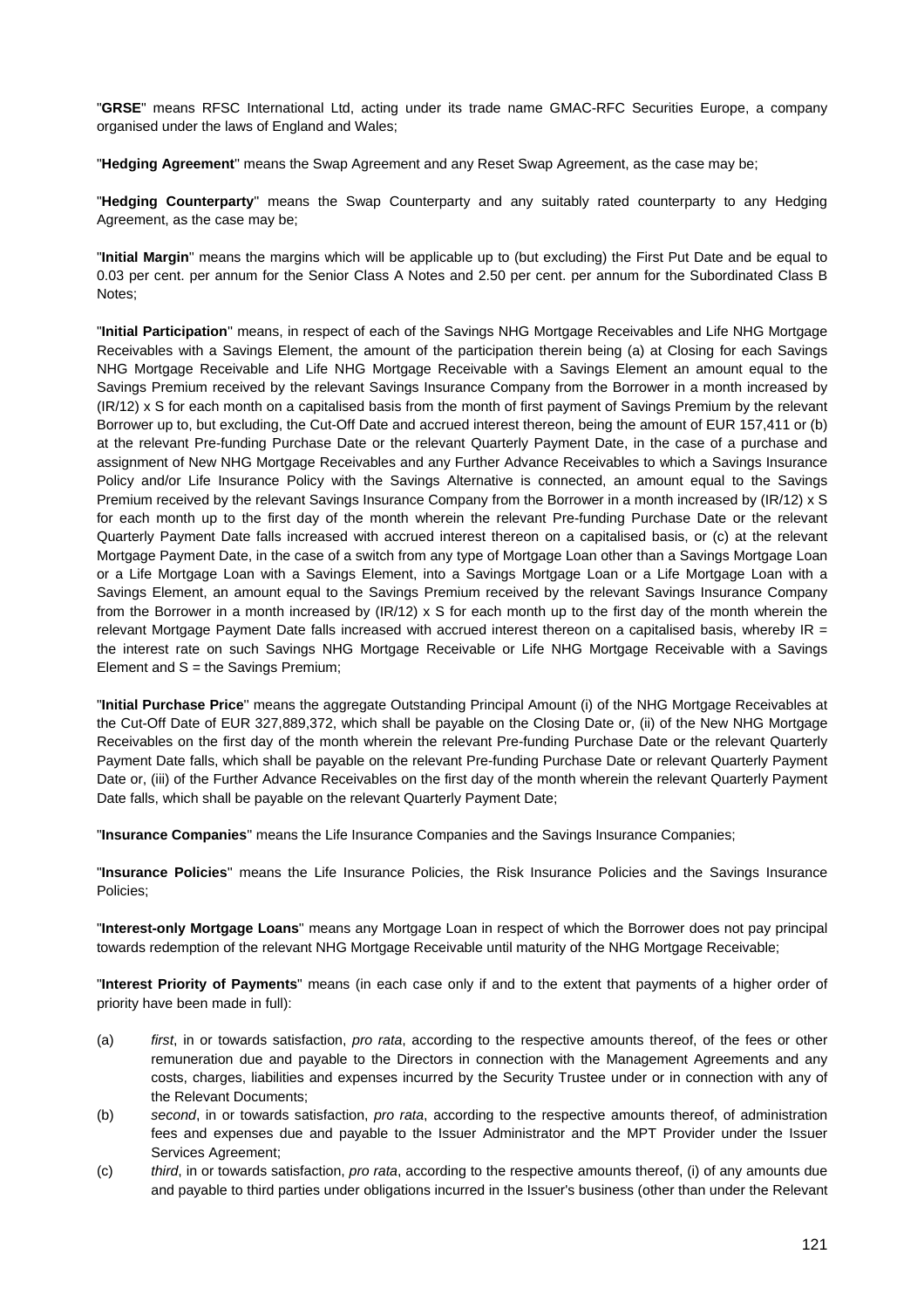"**GRSE**" means RFSC International Ltd, acting under its trade name GMAC-RFC Securities Europe, a company organised under the laws of England and Wales;

"**Hedging Agreement**" means the Swap Agreement and any Reset Swap Agreement, as the case may be;

"**Hedging Counterparty**" means the Swap Counterparty and any suitably rated counterparty to any Hedging Agreement, as the case may be;

"**Initial Margin**" means the margins which will be applicable up to (but excluding) the First Put Date and be equal to 0.03 per cent. per annum for the Senior Class A Notes and 2.50 per cent. per annum for the Subordinated Class B Notes;

"**Initial Participation**" means, in respect of each of the Savings NHG Mortgage Receivables and Life NHG Mortgage Receivables with a Savings Element, the amount of the participation therein being (a) at Closing for each Savings NHG Mortgage Receivable and Life NHG Mortgage Receivable with a Savings Element an amount equal to the Savings Premium received by the relevant Savings Insurance Company from the Borrower in a month increased by (IR/12) x S for each month on a capitalised basis from the month of first payment of Savings Premium by the relevant Borrower up to, but excluding, the Cut-Off Date and accrued interest thereon, being the amount of EUR 157,411 or (b) at the relevant Pre-funding Purchase Date or the relevant Quarterly Payment Date, in the case of a purchase and assignment of New NHG Mortgage Receivables and any Further Advance Receivables to which a Savings Insurance Policy and/or Life Insurance Policy with the Savings Alternative is connected, an amount equal to the Savings Premium received by the relevant Savings Insurance Company from the Borrower in a month increased by (IR/12) x S for each month up to the first day of the month wherein the relevant Pre-funding Purchase Date or the relevant Quarterly Payment Date falls increased with accrued interest thereon on a capitalised basis, or (c) at the relevant Mortgage Payment Date, in the case of a switch from any type of Mortgage Loan other than a Savings Mortgage Loan or a Life Mortgage Loan with a Savings Element, into a Savings Mortgage Loan or a Life Mortgage Loan with a Savings Element, an amount equal to the Savings Premium received by the relevant Savings Insurance Company from the Borrower in a month increased by (IR/12) x S for each month up to the first day of the month wherein the relevant Mortgage Payment Date falls increased with accrued interest thereon on a capitalised basis, whereby IR = the interest rate on such Savings NHG Mortgage Receivable or Life NHG Mortgage Receivable with a Savings Element and S = the Savings Premium;

"**Initial Purchase Price**" means the aggregate Outstanding Principal Amount (i) of the NHG Mortgage Receivables at the Cut-Off Date of EUR 327,889,372, which shall be payable on the Closing Date or, (ii) of the New NHG Mortgage Receivables on the first day of the month wherein the relevant Pre-funding Purchase Date or the relevant Quarterly Payment Date falls, which shall be payable on the relevant Pre-funding Purchase Date or relevant Quarterly Payment Date or, (iii) of the Further Advance Receivables on the first day of the month wherein the relevant Quarterly Payment Date falls, which shall be payable on the relevant Quarterly Payment Date;

"**Insurance Companies**" means the Life Insurance Companies and the Savings Insurance Companies;

"**Insurance Policies**" means the Life Insurance Policies, the Risk Insurance Policies and the Savings Insurance Policies;

"**Interest-only Mortgage Loans**" means any Mortgage Loan in respect of which the Borrower does not pay principal towards redemption of the relevant NHG Mortgage Receivable until maturity of the NHG Mortgage Receivable;

"**Interest Priority of Payments**" means (in each case only if and to the extent that payments of a higher order of priority have been made in full):

(a) *first*, in or towards satisfaction, *pro rata*, according to the respective amounts thereof, of the fees or other remuneration due and payable to the Directors in connection with the Management Agreements and any costs, charges, liabilities and expenses incurred by the Security Trustee under or in connection with any of the Relevant Documents;

(b) *second*, in or towards satisfaction, *pro rata*, according to the respective amounts thereof, of administration fees and expenses due and payable to the Issuer Administrator and the MPT Provider under the Issuer Services Agreement;

(c) *third*, in or towards satisfaction, *pro rata*, according to the respective amounts thereof, (i) of any amounts due and payable to third parties under obligations incurred in the Issuer's business (other than under the Relevant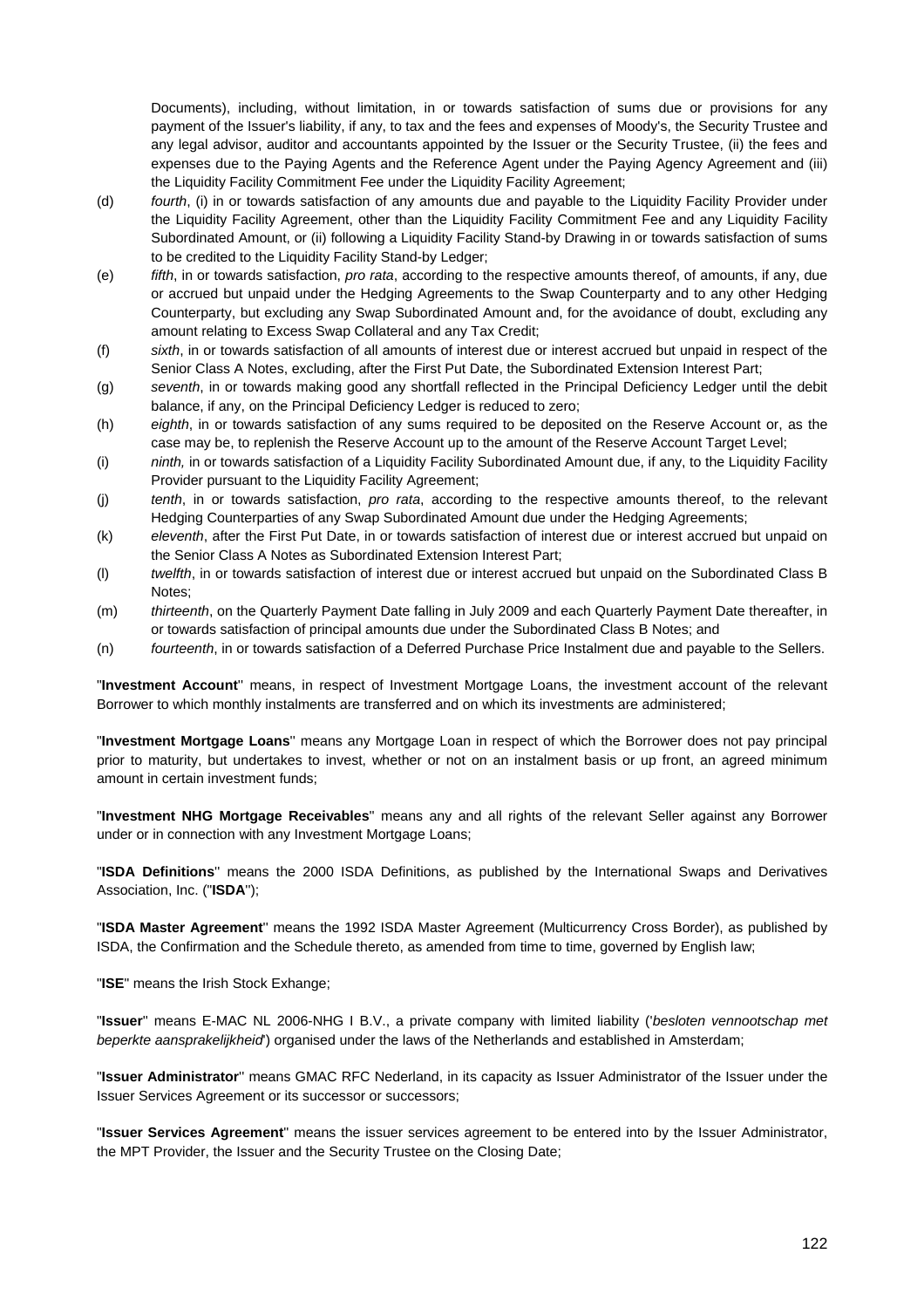Documents), including, without limitation, in or towards satisfaction of sums due or provisions for any payment of the Issuer's liability, if any, to tax and the fees and expenses of Moody's, the Security Trustee and any legal advisor, auditor and accountants appointed by the Issuer or the Security Trustee, (ii) the fees and expenses due to the Paying Agents and the Reference Agent under the Paying Agency Agreement and (iii) the Liquidity Facility Commitment Fee under the Liquidity Facility Agreement;

(d) *fourth*, (i) in or towards satisfaction of any amounts due and payable to the Liquidity Facility Provider under the Liquidity Facility Agreement, other than the Liquidity Facility Commitment Fee and any Liquidity Facility Subordinated Amount, or (ii) following a Liquidity Facility Stand-by Drawing in or towards satisfaction of sums to be credited to the Liquidity Facility Stand-by Ledger;

(e) *fifth*, in or towards satisfaction, *pro rata*, according to the respective amounts thereof, of amounts, if any, due or accrued but unpaid under the Hedging Agreements to the Swap Counterparty and to any other Hedging Counterparty, but excluding any Swap Subordinated Amount and, for the avoidance of doubt, excluding any amount relating to Excess Swap Collateral and any Tax Credit;

(f) *sixth*, in or towards satisfaction of all amounts of interest due or interest accrued but unpaid in respect of the Senior Class A Notes, excluding, after the First Put Date, the Subordinated Extension Interest Part;

(g) *seventh*, in or towards making good any shortfall reflected in the Principal Deficiency Ledger until the debit balance, if any, on the Principal Deficiency Ledger is reduced to zero;

(h) *eighth*, in or towards satisfaction of any sums required to be deposited on the Reserve Account or, as the case may be, to replenish the Reserve Account up to the amount of the Reserve Account Target Level;

(i) *ninth,* in or towards satisfaction of a Liquidity Facility Subordinated Amount due, if any, to the Liquidity Facility Provider pursuant to the Liquidity Facility Agreement;

(j) *tenth*, in or towards satisfaction, *pro rata*, according to the respective amounts thereof, to the relevant Hedging Counterparties of any Swap Subordinated Amount due under the Hedging Agreements;

(k) *eleventh*, after the First Put Date, in or towards satisfaction of interest due or interest accrued but unpaid on the Senior Class A Notes as Subordinated Extension Interest Part;

(l) *twelfth*, in or towards satisfaction of interest due or interest accrued but unpaid on the Subordinated Class B Notes;

(m) *thirteenth*, on the Quarterly Payment Date falling in July 2009 and each Quarterly Payment Date thereafter, in or towards satisfaction of principal amounts due under the Subordinated Class B Notes; and

(n) *fourteenth*, in or towards satisfaction of a Deferred Purchase Price Instalment due and payable to the Sellers.

"**Investment Account**" means, in respect of Investment Mortgage Loans, the investment account of the relevant Borrower to which monthly instalments are transferred and on which its investments are administered;

"**Investment Mortgage Loans**" means any Mortgage Loan in respect of which the Borrower does not pay principal prior to maturity, but undertakes to invest, whether or not on an instalment basis or up front, an agreed minimum amount in certain investment funds;

"**Investment NHG Mortgage Receivables**" means any and all rights of the relevant Seller against any Borrower under or in connection with any Investment Mortgage Loans;

"**ISDA Definitions**" means the 2000 ISDA Definitions, as published by the International Swaps and Derivatives Association, Inc. ("**ISDA**");

"**ISDA Master Agreement**" means the 1992 ISDA Master Agreement (Multicurrency Cross Border), as published by ISDA, the Confirmation and the Schedule thereto, as amended from time to time, governed by English law;

"**ISE**" means the Irish Stock Exhange;

"**Issuer**" means E-MAC NL 2006-NHG I B.V., a private company with limited liability ('*besloten vennootschap met beperkte aansprakelijkheid*') organised under the laws of the Netherlands and established in Amsterdam;

"**Issuer Administrator**" means GMAC RFC Nederland, in its capacity as Issuer Administrator of the Issuer under the Issuer Services Agreement or its successor or successors;

"**Issuer Services Agreement**" means the issuer services agreement to be entered into by the Issuer Administrator, the MPT Provider, the Issuer and the Security Trustee on the Closing Date;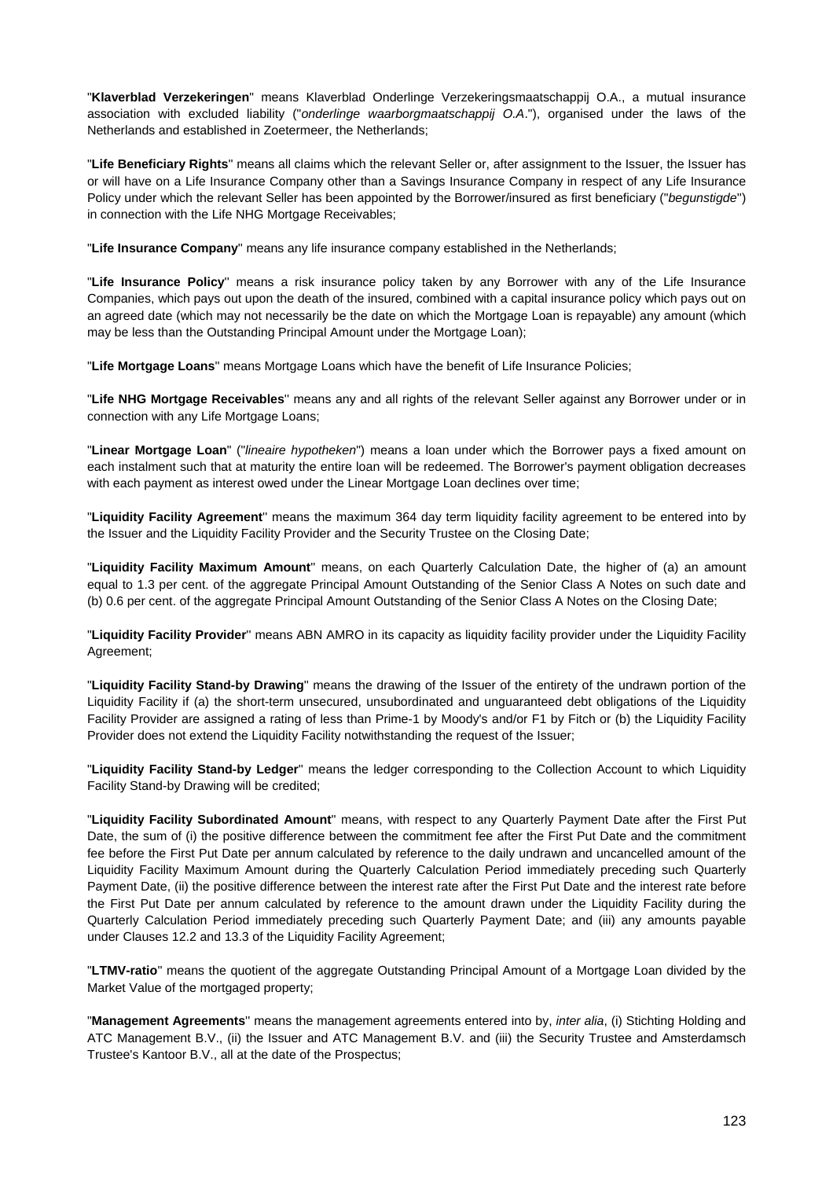"**Klaverblad Verzekeringen**" means Klaverblad Onderlinge Verzekeringsmaatschappij O.A., a mutual insurance association with excluded liability ("*onderlinge waarborgmaatschappij O.A.*"), organised under the laws of the Netherlands and established in Zoetermeer, the Netherlands;

"**Life Beneficiary Rights**" means all claims which the relevant Seller or, after assignment to the Issuer, the Issuer has or will have on a Life Insurance Company other than a Savings Insurance Company in respect of any Life Insurance Policy under which the relevant Seller has been appointed by the Borrower/insured as first beneficiary ("*begunstigde*") in connection with the Life NHG Mortgage Receivables;

"**Life Insurance Company**" means any life insurance company established in the Netherlands;

"**Life Insurance Policy**" means a risk insurance policy taken by any Borrower with any of the Life Insurance Companies, which pays out upon the death of the insured, combined with a capital insurance policy which pays out on an agreed date (which may not necessarily be the date on which the Mortgage Loan is repayable) any amount (which may be less than the Outstanding Principal Amount under the Mortgage Loan);

"**Life Mortgage Loans**" means Mortgage Loans which have the benefit of Life Insurance Policies;

"**Life NHG Mortgage Receivables**" means any and all rights of the relevant Seller against any Borrower under or in connection with any Life Mortgage Loans;

"**Linear Mortgage Loan**" ("*lineaire hypotheken*") means a loan under which the Borrower pays a fixed amount on each instalment such that at maturity the entire loan will be redeemed. The Borrower's payment obligation decreases with each payment as interest owed under the Linear Mortgage Loan declines over time;

"**Liquidity Facility Agreement**" means the maximum 364 day term liquidity facility agreement to be entered into by the Issuer and the Liquidity Facility Provider and the Security Trustee on the Closing Date;

"**Liquidity Facility Maximum Amount**" means, on each Quarterly Calculation Date, the higher of (a) an amount equal to 1.3 per cent. of the aggregate Principal Amount Outstanding of the Senior Class A Notes on such date and (b) 0.6 per cent. of the aggregate Principal Amount Outstanding of the Senior Class A Notes on the Closing Date;

"**Liquidity Facility Provider**" means ABN AMRO in its capacity as liquidity facility provider under the Liquidity Facility Agreement;

"**Liquidity Facility Stand-by Drawing**" means the drawing of the Issuer of the entirety of the undrawn portion of the Liquidity Facility if (a) the short-term unsecured, unsubordinated and unguaranteed debt obligations of the Liquidity Facility Provider are assigned a rating of less than Prime-1 by Moody's and/or F1 by Fitch or (b) the Liquidity Facility Provider does not extend the Liquidity Facility notwithstanding the request of the Issuer;

"**Liquidity Facility Stand-by Ledger**" means the ledger corresponding to the Collection Account to which Liquidity Facility Stand-by Drawing will be credited;

"**Liquidity Facility Subordinated Amount**" means, with respect to any Quarterly Payment Date after the First Put Date, the sum of (i) the positive difference between the commitment fee after the First Put Date and the commitment fee before the First Put Date per annum calculated by reference to the daily undrawn and uncancelled amount of the Liquidity Facility Maximum Amount during the Quarterly Calculation Period immediately preceding such Quarterly Payment Date, (ii) the positive difference between the interest rate after the First Put Date and the interest rate before the First Put Date per annum calculated by reference to the amount drawn under the Liquidity Facility during the Quarterly Calculation Period immediately preceding such Quarterly Payment Date; and (iii) any amounts payable under Clauses 12.2 and 13.3 of the Liquidity Facility Agreement;

"**LTMV-ratio**" means the quotient of the aggregate Outstanding Principal Amount of a Mortgage Loan divided by the Market Value of the mortgaged property;

"**Management Agreements**" means the management agreements entered into by, *inter alia*, (i) Stichting Holding and ATC Management B.V., (ii) the Issuer and ATC Management B.V. and (iii) the Security Trustee and Amsterdamsch Trustee's Kantoor B.V., all at the date of the Prospectus;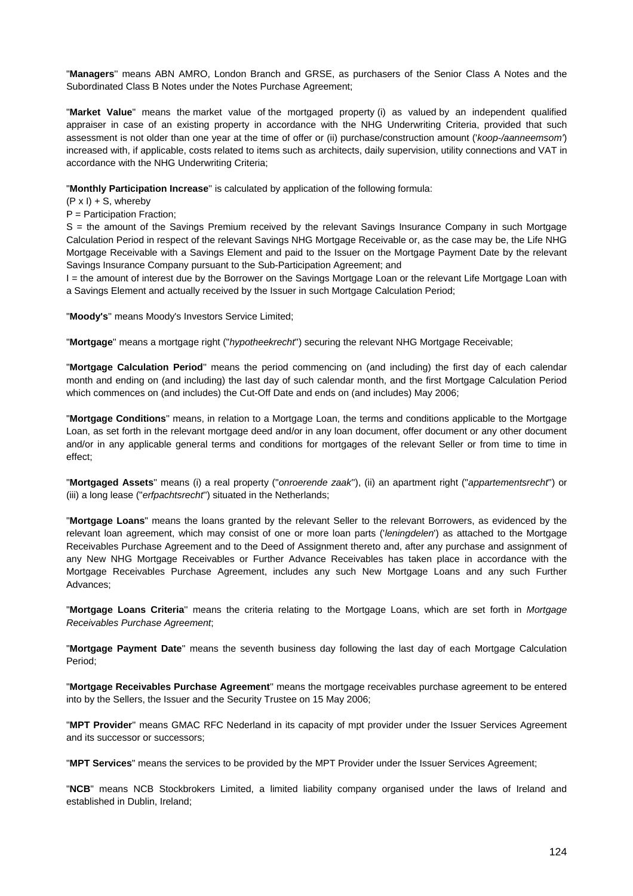"**Managers**" means ABN AMRO, London Branch and GRSE, as purchasers of the Senior Class A Notes and the Subordinated Class B Notes under the Notes Purchase Agreement;

"**Market Value**" means the market value of the mortgaged property (i) as valued by an independent qualified appraiser in case of an existing property in accordance with the NHG Underwriting Criteria, provided that such assessment is not older than one year at the time of offer or (ii) purchase/construction amount ('*koop-/aanneemsom*') increased with, if applicable, costs related to items such as architects, daily supervision, utility connections and VAT in accordance with the NHG Underwriting Criteria;

"**Monthly Participation Increase**" is calculated by application of the following formula:

$(P \times I) + S$, whereby

P = Participation Fraction;

S = the amount of the Savings Premium received by the relevant Savings Insurance Company in such Mortgage Calculation Period in respect of the relevant Savings NHG Mortgage Receivable or, as the case may be, the Life NHG Mortgage Receivable with a Savings Element and paid to the Issuer on the Mortgage Payment Date by the relevant Savings Insurance Company pursuant to the Sub-Participation Agreement; and

I = the amount of interest due by the Borrower on the Savings Mortgage Loan or the relevant Life Mortgage Loan with a Savings Element and actually received by the Issuer in such Mortgage Calculation Period;

"**Moody's**" means Moody's Investors Service Limited;

"**Mortgage**" means a mortgage right ("*hypotheekrecht*") securing the relevant NHG Mortgage Receivable;

"**Mortgage Calculation Period**" means the period commencing on (and including) the first day of each calendar month and ending on (and including) the last day of such calendar month, and the first Mortgage Calculation Period which commences on (and includes) the Cut-Off Date and ends on (and includes) May 2006;

"**Mortgage Conditions**" means, in relation to a Mortgage Loan, the terms and conditions applicable to the Mortgage Loan, as set forth in the relevant mortgage deed and/or in any loan document, offer document or any other document and/or in any applicable general terms and conditions for mortgages of the relevant Seller or from time to time in effect;

"**Mortgaged Assets**" means (i) a real property ("*onroerende zaak*"), (ii) an apartment right ("*appartementsrecht*") or (iii) a long lease ("*erfpachtsrecht*") situated in the Netherlands;

"**Mortgage Loans**" means the loans granted by the relevant Seller to the relevant Borrowers, as evidenced by the relevant loan agreement, which may consist of one or more loan parts ('*leningdelen*') as attached to the Mortgage Receivables Purchase Agreement and to the Deed of Assignment thereto and, after any purchase and assignment of any New NHG Mortgage Receivables or Further Advance Receivables has taken place in accordance with the Mortgage Receivables Purchase Agreement, includes any such New Mortgage Loans and any such Further Advances;

"**Mortgage Loans Criteria**" means the criteria relating to the Mortgage Loans, which are set forth in *Mortgage Receivables Purchase Agreement*;

"**Mortgage Payment Date**" means the seventh business day following the last day of each Mortgage Calculation Period;

"**Mortgage Receivables Purchase Agreement**" means the mortgage receivables purchase agreement to be entered into by the Sellers, the Issuer and the Security Trustee on 15 May 2006;

"**MPT Provider**" means GMAC RFC Nederland in its capacity of mpt provider under the Issuer Services Agreement and its successor or successors;

"**MPT Services**" means the services to be provided by the MPT Provider under the Issuer Services Agreement;

"**NCB**" means NCB Stockbrokers Limited, a limited liability company organised under the laws of Ireland and established in Dublin, Ireland;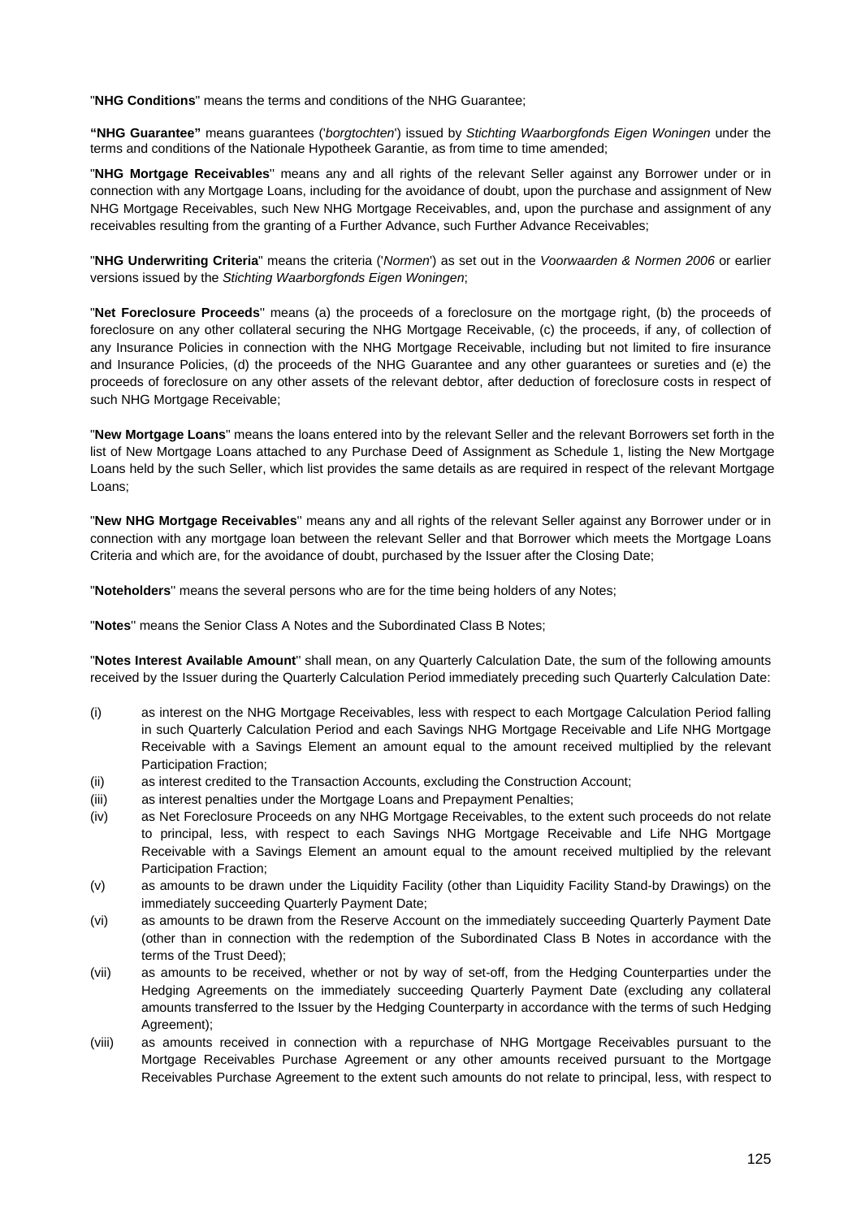"**NHG Conditions**" means the terms and conditions of the NHG Guarantee;

**"NHG Guarantee"** means guarantees ('*borgtochten*') issued by *Stichting Waarborgfonds Eigen Woningen* under the terms and conditions of the Nationale Hypotheek Garantie, as from time to time amended;

"**NHG Mortgage Receivables**" means any and all rights of the relevant Seller against any Borrower under or in connection with any Mortgage Loans, including for the avoidance of doubt, upon the purchase and assignment of New NHG Mortgage Receivables, such New NHG Mortgage Receivables, and, upon the purchase and assignment of any receivables resulting from the granting of a Further Advance, such Further Advance Receivables;

"**NHG Underwriting Criteria**" means the criteria ('*Normen*') as set out in the *Voorwaarden & Normen 2006* or earlier versions issued by the *Stichting Waarborgfonds Eigen Woningen*;

"**Net Foreclosure Proceeds**" means (a) the proceeds of a foreclosure on the mortgage right, (b) the proceeds of foreclosure on any other collateral securing the NHG Mortgage Receivable, (c) the proceeds, if any, of collection of any Insurance Policies in connection with the NHG Mortgage Receivable, including but not limited to fire insurance and Insurance Policies, (d) the proceeds of the NHG Guarantee and any other guarantees or sureties and (e) the proceeds of foreclosure on any other assets of the relevant debtor, after deduction of foreclosure costs in respect of such NHG Mortgage Receivable;

"**New Mortgage Loans**" means the loans entered into by the relevant Seller and the relevant Borrowers set forth in the list of New Mortgage Loans attached to any Purchase Deed of Assignment as Schedule 1, listing the New Mortgage Loans held by the such Seller, which list provides the same details as are required in respect of the relevant Mortgage Loans;

"**New NHG Mortgage Receivables**" means any and all rights of the relevant Seller against any Borrower under or in connection with any mortgage loan between the relevant Seller and that Borrower which meets the Mortgage Loans Criteria and which are, for the avoidance of doubt, purchased by the Issuer after the Closing Date;

"**Noteholders**" means the several persons who are for the time being holders of any Notes;

"**Notes**" means the Senior Class A Notes and the Subordinated Class B Notes;

"**Notes Interest Available Amount**" shall mean, on any Quarterly Calculation Date, the sum of the following amounts received by the Issuer during the Quarterly Calculation Period immediately preceding such Quarterly Calculation Date:

(i) as interest on the NHG Mortgage Receivables, less with respect to each Mortgage Calculation Period falling in such Quarterly Calculation Period and each Savings NHG Mortgage Receivable and Life NHG Mortgage Receivable with a Savings Element an amount equal to the amount received multiplied by the relevant Participation Fraction;

(ii) as interest credited to the Transaction Accounts, excluding the Construction Account;

(iii) as interest penalties under the Mortgage Loans and Prepayment Penalties;

(iv) as Net Foreclosure Proceeds on any NHG Mortgage Receivables, to the extent such proceeds do not relate to principal, less, with respect to each Savings NHG Mortgage Receivable and Life NHG Mortgage Receivable with a Savings Element an amount equal to the amount received multiplied by the relevant Participation Fraction;

(v) as amounts to be drawn under the Liquidity Facility (other than Liquidity Facility Stand-by Drawings) on the immediately succeeding Quarterly Payment Date;

(vi) as amounts to be drawn from the Reserve Account on the immediately succeeding Quarterly Payment Date (other than in connection with the redemption of the Subordinated Class B Notes in accordance with the terms of the Trust Deed);

(vii) as amounts to be received, whether or not by way of set-off, from the Hedging Counterparties under the Hedging Agreements on the immediately succeeding Quarterly Payment Date (excluding any collateral amounts transferred to the Issuer by the Hedging Counterparty in accordance with the terms of such Hedging Agreement);

(viii) as amounts received in connection with a repurchase of NHG Mortgage Receivables pursuant to the Mortgage Receivables Purchase Agreement or any other amounts received pursuant to the Mortgage Receivables Purchase Agreement to the extent such amounts do not relate to principal, less, with respect to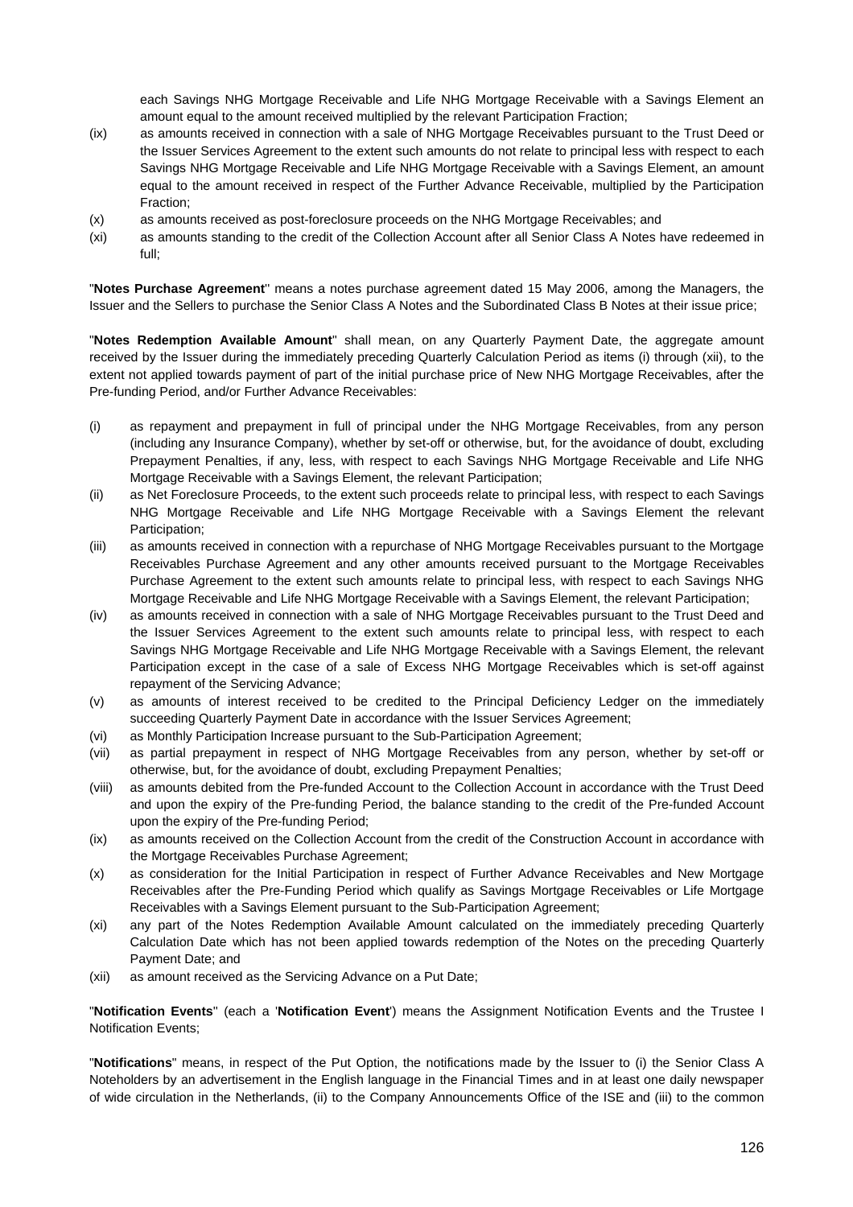each Savings NHG Mortgage Receivable and Life NHG Mortgage Receivable with a Savings Element an amount equal to the amount received multiplied by the relevant Participation Fraction;

(ix) as amounts received in connection with a sale of NHG Mortgage Receivables pursuant to the Trust Deed or the Issuer Services Agreement to the extent such amounts do not relate to principal less with respect to each Savings NHG Mortgage Receivable and Life NHG Mortgage Receivable with a Savings Element, an amount equal to the amount received in respect of the Further Advance Receivable, multiplied by the Participation Fraction;

(x) as amounts received as post-foreclosure proceeds on the NHG Mortgage Receivables; and

(xi) as amounts standing to the credit of the Collection Account after all Senior Class A Notes have redeemed in full;

"**Notes Purchase Agreement**" means a notes purchase agreement dated 15 May 2006, among the Managers, the Issuer and the Sellers to purchase the Senior Class A Notes and the Subordinated Class B Notes at their issue price;

"**Notes Redemption Available Amount**" shall mean, on any Quarterly Payment Date, the aggregate amount received by the Issuer during the immediately preceding Quarterly Calculation Period as items (i) through (xii), to the extent not applied towards payment of part of the initial purchase price of New NHG Mortgage Receivables, after the Pre-funding Period, and/or Further Advance Receivables:

(i) as repayment and prepayment in full of principal under the NHG Mortgage Receivables, from any person (including any Insurance Company), whether by set-off or otherwise, but, for the avoidance of doubt, excluding Prepayment Penalties, if any, less, with respect to each Savings NHG Mortgage Receivable and Life NHG Mortgage Receivable with a Savings Element, the relevant Participation;

(ii) as Net Foreclosure Proceeds, to the extent such proceeds relate to principal less, with respect to each Savings NHG Mortgage Receivable and Life NHG Mortgage Receivable with a Savings Element the relevant Participation;

(iii) as amounts received in connection with a repurchase of NHG Mortgage Receivables pursuant to the Mortgage Receivables Purchase Agreement and any other amounts received pursuant to the Mortgage Receivables Purchase Agreement to the extent such amounts relate to principal less, with respect to each Savings NHG Mortgage Receivable and Life NHG Mortgage Receivable with a Savings Element, the relevant Participation;

(iv) as amounts received in connection with a sale of NHG Mortgage Receivables pursuant to the Trust Deed and the Issuer Services Agreement to the extent such amounts relate to principal less, with respect to each Savings NHG Mortgage Receivable and Life NHG Mortgage Receivable with a Savings Element, the relevant Participation except in the case of a sale of Excess NHG Mortgage Receivables which is set-off against repayment of the Servicing Advance;

(v) as amounts of interest received to be credited to the Principal Deficiency Ledger on the immediately succeeding Quarterly Payment Date in accordance with the Issuer Services Agreement;

(vi) as Monthly Participation Increase pursuant to the Sub-Participation Agreement;

(vii) as partial prepayment in respect of NHG Mortgage Receivables from any person, whether by set-off or otherwise, but, for the avoidance of doubt, excluding Prepayment Penalties;

(viii) as amounts debited from the Pre-funded Account to the Collection Account in accordance with the Trust Deed and upon the expiry of the Pre-funding Period, the balance standing to the credit of the Pre-funded Account upon the expiry of the Pre-funding Period;

(ix) as amounts received on the Collection Account from the credit of the Construction Account in accordance with the Mortgage Receivables Purchase Agreement;

(x) as consideration for the Initial Participation in respect of Further Advance Receivables and New Mortgage Receivables after the Pre-Funding Period which qualify as Savings Mortgage Receivables or Life Mortgage Receivables with a Savings Element pursuant to the Sub-Participation Agreement;

(xi) any part of the Notes Redemption Available Amount calculated on the immediately preceding Quarterly Calculation Date which has not been applied towards redemption of the Notes on the preceding Quarterly Payment Date; and

(xii) as amount received as the Servicing Advance on a Put Date;

"**Notification Events**" (each a '**Notification Event**') means the Assignment Notification Events and the Trustee I Notification Events;

"**Notifications**" means, in respect of the Put Option, the notifications made by the Issuer to (i) the Senior Class A Noteholders by an advertisement in the English language in the Financial Times and in at least one daily newspaper of wide circulation in the Netherlands, (ii) to the Company Announcements Office of the ISE and (iii) to the common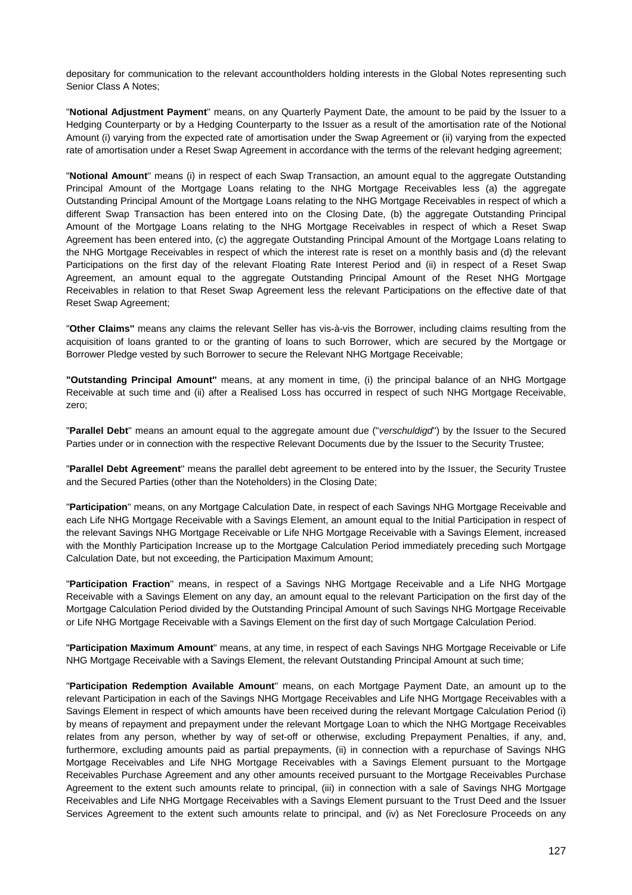depositary for communication to the relevant accountholders holding interests in the Global Notes representing such Senior Class A Notes;

"**Notional Adjustment Payment**" means, on any Quarterly Payment Date, the amount to be paid by the Issuer to a Hedging Counterparty or by a Hedging Counterparty to the Issuer as a result of the amortisation rate of the Notional Amount (i) varying from the expected rate of amortisation under the Swap Agreement or (ii) varying from the expected rate of amortisation under a Reset Swap Agreement in accordance with the terms of the relevant hedging agreement;

"**Notional Amount**" means (i) in respect of each Swap Transaction, an amount equal to the aggregate Outstanding Principal Amount of the Mortgage Loans relating to the NHG Mortgage Receivables less (a) the aggregate Outstanding Principal Amount of the Mortgage Loans relating to the NHG Mortgage Receivables in respect of which a different Swap Transaction has been entered into on the Closing Date, (b) the aggregate Outstanding Principal Amount of the Mortgage Loans relating to the NHG Mortgage Receivables in respect of which a Reset Swap Agreement has been entered into, (c) the aggregate Outstanding Principal Amount of the Mortgage Loans relating to the NHG Mortgage Receivables in respect of which the interest rate is reset on a monthly basis and (d) the relevant Participations on the first day of the relevant Floating Rate Interest Period and (ii) in respect of a Reset Swap Agreement, an amount equal to the aggregate Outstanding Principal Amount of the Reset NHG Mortgage Receivables in relation to that Reset Swap Agreement less the relevant Participations on the effective date of that Reset Swap Agreement;

"**Other Claims"** means any claims the relevant Seller has vis-à-vis the Borrower, including claims resulting from the acquisition of loans granted to or the granting of loans to such Borrower, which are secured by the Mortgage or Borrower Pledge vested by such Borrower to secure the Relevant NHG Mortgage Receivable;

**"Outstanding Principal Amount"** means, at any moment in time, (i) the principal balance of an NHG Mortgage Receivable at such time and (ii) after a Realised Loss has occurred in respect of such NHG Mortgage Receivable, zero;

"**Parallel Debt**" means an amount equal to the aggregate amount due ("*verschuldigd*") by the Issuer to the Secured Parties under or in connection with the respective Relevant Documents due by the Issuer to the Security Trustee;

"**Parallel Debt Agreement**" means the parallel debt agreement to be entered into by the Issuer, the Security Trustee and the Secured Parties (other than the Noteholders) in the Closing Date;

"**Participation**" means, on any Mortgage Calculation Date, in respect of each Savings NHG Mortgage Receivable and each Life NHG Mortgage Receivable with a Savings Element, an amount equal to the Initial Participation in respect of the relevant Savings NHG Mortgage Receivable or Life NHG Mortgage Receivable with a Savings Element, increased with the Monthly Participation Increase up to the Mortgage Calculation Period immediately preceding such Mortgage Calculation Date, but not exceeding, the Participation Maximum Amount;

"**Participation Fraction**" means, in respect of a Savings NHG Mortgage Receivable and a Life NHG Mortgage Receivable with a Savings Element on any day, an amount equal to the relevant Participation on the first day of the Mortgage Calculation Period divided by the Outstanding Principal Amount of such Savings NHG Mortgage Receivable or Life NHG Mortgage Receivable with a Savings Element on the first day of such Mortgage Calculation Period.

"**Participation Maximum Amount**" means, at any time, in respect of each Savings NHG Mortgage Receivable or Life NHG Mortgage Receivable with a Savings Element, the relevant Outstanding Principal Amount at such time;

"**Participation Redemption Available Amount**" means, on each Mortgage Payment Date, an amount up to the relevant Participation in each of the Savings NHG Mortgage Receivables and Life NHG Mortgage Receivables with a Savings Element in respect of which amounts have been received during the relevant Mortgage Calculation Period (i) by means of repayment and prepayment under the relevant Mortgage Loan to which the NHG Mortgage Receivables relates from any person, whether by way of set-off or otherwise, excluding Prepayment Penalties, if any, and, furthermore, excluding amounts paid as partial prepayments, (ii) in connection with a repurchase of Savings NHG Mortgage Receivables and Life NHG Mortgage Receivables with a Savings Element pursuant to the Mortgage Receivables Purchase Agreement and any other amounts received pursuant to the Mortgage Receivables Purchase Agreement to the extent such amounts relate to principal, (iii) in connection with a sale of Savings NHG Mortgage Receivables and Life NHG Mortgage Receivables with a Savings Element pursuant to the Trust Deed and the Issuer Services Agreement to the extent such amounts relate to principal, and (iv) as Net Foreclosure Proceeds on any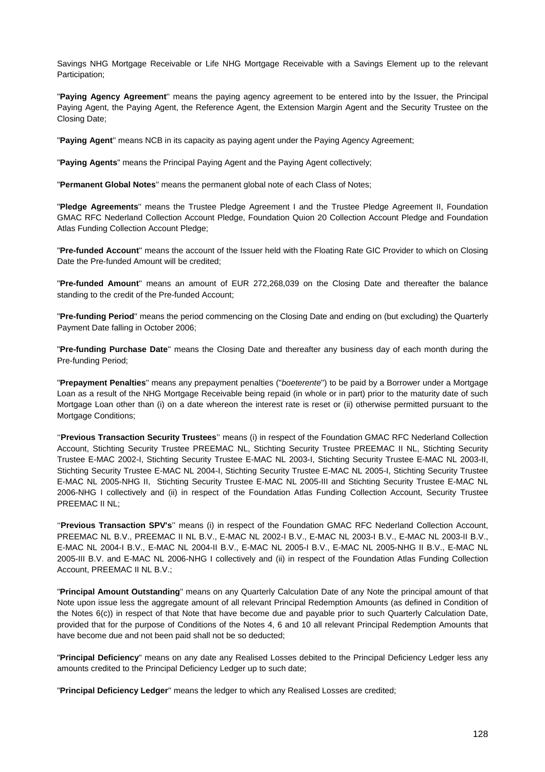Savings NHG Mortgage Receivable or Life NHG Mortgage Receivable with a Savings Element up to the relevant Participation;

"**Paying Agency Agreement**" means the paying agency agreement to be entered into by the Issuer, the Principal Paying Agent, the Paying Agent, the Reference Agent, the Extension Margin Agent and the Security Trustee on the Closing Date;

"**Paying Agent**" means NCB in its capacity as paying agent under the Paying Agency Agreement;

"**Paying Agents**" means the Principal Paying Agent and the Paying Agent collectively;

"**Permanent Global Notes**" means the permanent global note of each Class of Notes;

"**Pledge Agreements**" means the Trustee Pledge Agreement I and the Trustee Pledge Agreement II, Foundation GMAC RFC Nederland Collection Account Pledge, Foundation Quion 20 Collection Account Pledge and Foundation Atlas Funding Collection Account Pledge;

"**Pre-funded Account**" means the account of the Issuer held with the Floating Rate GIC Provider to which on Closing Date the Pre-funded Amount will be credited;

"**Pre-funded Amount**" means an amount of EUR 272,268,039 on the Closing Date and thereafter the balance standing to the credit of the Pre-funded Account;

"**Pre-funding Period**" means the period commencing on the Closing Date and ending on (but excluding) the Quarterly Payment Date falling in October 2006;

"**Pre-funding Purchase Date**" means the Closing Date and thereafter any business day of each month during the Pre-funding Period;

"**Prepayment Penalties**" means any prepayment penalties ("*boeterente*") to be paid by a Borrower under a Mortgage Loan as a result of the NHG Mortgage Receivable being repaid (in whole or in part) prior to the maturity date of such Mortgage Loan other than (i) on a date whereon the interest rate is reset or (ii) otherwise permitted pursuant to the Mortgage Conditions;

''**Previous Transaction Security Trustees**'' means (i) in respect of the Foundation GMAC RFC Nederland Collection Account, Stichting Security Trustee PREEMAC NL, Stichting Security Trustee PREEMAC II NL, Stichting Security Trustee E-MAC 2002-I, Stichting Security Trustee E-MAC NL 2003-I, Stichting Security Trustee E-MAC NL 2003-II, Stichting Security Trustee E-MAC NL 2004-I, Stichting Security Trustee E-MAC NL 2005-I, Stichting Security Trustee E-MAC NL 2005-NHG II, Stichting Security Trustee E-MAC NL 2005-III and Stichting Security Trustee E-MAC NL 2006-NHG I collectively and (ii) in respect of the Foundation Atlas Funding Collection Account, Security Trustee PREEMAC II NL;

''**Previous Transaction SPV's**'' means (i) in respect of the Foundation GMAC RFC Nederland Collection Account, PREEMAC NL B.V., PREEMAC II NL B.V., E-MAC NL 2002-I B.V., E-MAC NL 2003-I B.V., E-MAC NL 2003-II B.V., E-MAC NL 2004-I B.V., E-MAC NL 2004-II B.V., E-MAC NL 2005-I B.V., E-MAC NL 2005-NHG II B.V., E-MAC NL 2005-III B.V. and E-MAC NL 2006-NHG I collectively and (ii) in respect of the Foundation Atlas Funding Collection Account, PREEMAC II NL B.V.;

"**Principal Amount Outstanding**" means on any Quarterly Calculation Date of any Note the principal amount of that Note upon issue less the aggregate amount of all relevant Principal Redemption Amounts (as defined in Condition of the Notes 6(c)) in respect of that Note that have become due and payable prior to such Quarterly Calculation Date, provided that for the purpose of Conditions of the Notes 4, 6 and 10 all relevant Principal Redemption Amounts that have become due and not been paid shall not be so deducted;

"**Principal Deficiency**" means on any date any Realised Losses debited to the Principal Deficiency Ledger less any amounts credited to the Principal Deficiency Ledger up to such date;

"**Principal Deficiency Ledger**" means the ledger to which any Realised Losses are credited;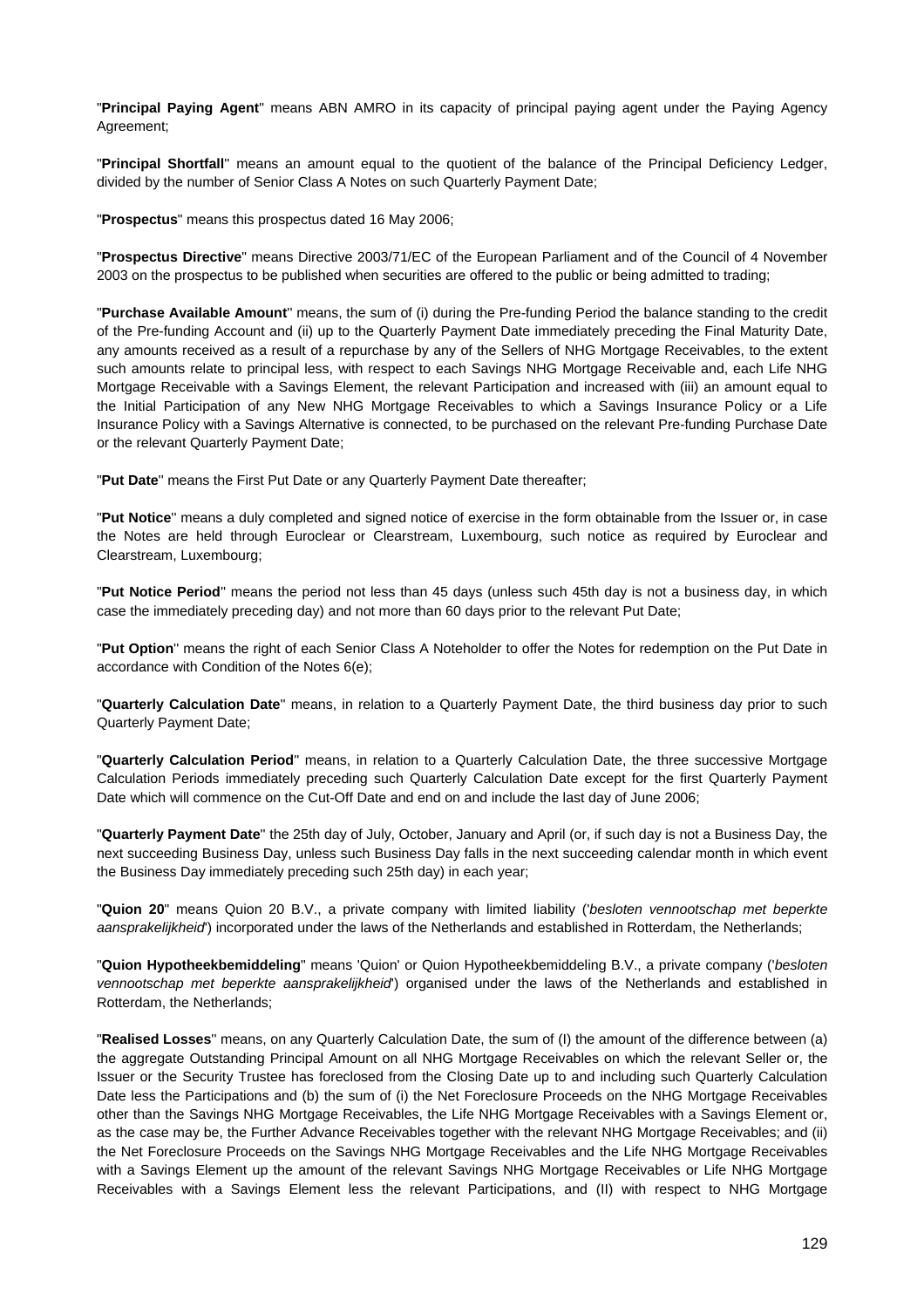"**Principal Paying Agent**" means ABN AMRO in its capacity of principal paying agent under the Paying Agency Agreement;

"**Principal Shortfall**" means an amount equal to the quotient of the balance of the Principal Deficiency Ledger, divided by the number of Senior Class A Notes on such Quarterly Payment Date;

"**Prospectus**" means this prospectus dated 16 May 2006;

"**Prospectus Directive**" means Directive 2003/71/EC of the European Parliament and of the Council of 4 November 2003 on the prospectus to be published when securities are offered to the public or being admitted to trading;

"**Purchase Available Amount**" means, the sum of (i) during the Pre-funding Period the balance standing to the credit of the Pre-funding Account and (ii) up to the Quarterly Payment Date immediately preceding the Final Maturity Date, any amounts received as a result of a repurchase by any of the Sellers of NHG Mortgage Receivables, to the extent such amounts relate to principal less, with respect to each Savings NHG Mortgage Receivable and, each Life NHG Mortgage Receivable with a Savings Element, the relevant Participation and increased with (iii) an amount equal to the Initial Participation of any New NHG Mortgage Receivables to which a Savings Insurance Policy or a Life Insurance Policy with a Savings Alternative is connected, to be purchased on the relevant Pre-funding Purchase Date or the relevant Quarterly Payment Date;

"**Put Date**" means the First Put Date or any Quarterly Payment Date thereafter;

"**Put Notice**" means a duly completed and signed notice of exercise in the form obtainable from the Issuer or, in case the Notes are held through Euroclear or Clearstream, Luxembourg, such notice as required by Euroclear and Clearstream, Luxembourg;

"**Put Notice Period**" means the period not less than 45 days (unless such 45th day is not a business day, in which case the immediately preceding day) and not more than 60 days prior to the relevant Put Date;

"**Put Option**" means the right of each Senior Class A Noteholder to offer the Notes for redemption on the Put Date in accordance with Condition of the Notes 6(e);

"**Quarterly Calculation Date**" means, in relation to a Quarterly Payment Date, the third business day prior to such Quarterly Payment Date;

"**Quarterly Calculation Period**" means, in relation to a Quarterly Calculation Date, the three successive Mortgage Calculation Periods immediately preceding such Quarterly Calculation Date except for the first Quarterly Payment Date which will commence on the Cut-Off Date and end on and include the last day of June 2006;

"**Quarterly Payment Date**" the 25th day of July, October, January and April (or, if such day is not a Business Day, the next succeeding Business Day, unless such Business Day falls in the next succeeding calendar month in which event the Business Day immediately preceding such 25th day) in each year;

"**Quion 20**" means Quion 20 B.V., a private company with limited liability ('*besloten vennootschap met beperkte aansprakelijkheid*') incorporated under the laws of the Netherlands and established in Rotterdam, the Netherlands;

"**Quion Hypotheekbemiddeling**" means 'Quion' or Quion Hypotheekbemiddeling B.V., a private company ('*besloten vennootschap met beperkte aansprakelijkheid*') organised under the laws of the Netherlands and established in Rotterdam, the Netherlands;

"**Realised Losses**" means, on any Quarterly Calculation Date, the sum of (I) the amount of the difference between (a) the aggregate Outstanding Principal Amount on all NHG Mortgage Receivables on which the relevant Seller or, the Issuer or the Security Trustee has foreclosed from the Closing Date up to and including such Quarterly Calculation Date less the Participations and (b) the sum of (i) the Net Foreclosure Proceeds on the NHG Mortgage Receivables other than the Savings NHG Mortgage Receivables, the Life NHG Mortgage Receivables with a Savings Element or, as the case may be, the Further Advance Receivables together with the relevant NHG Mortgage Receivables; and (ii) the Net Foreclosure Proceeds on the Savings NHG Mortgage Receivables and the Life NHG Mortgage Receivables with a Savings Element up the amount of the relevant Savings NHG Mortgage Receivables or Life NHG Mortgage Receivables with a Savings Element less the relevant Participations, and (II) with respect to NHG Mortgage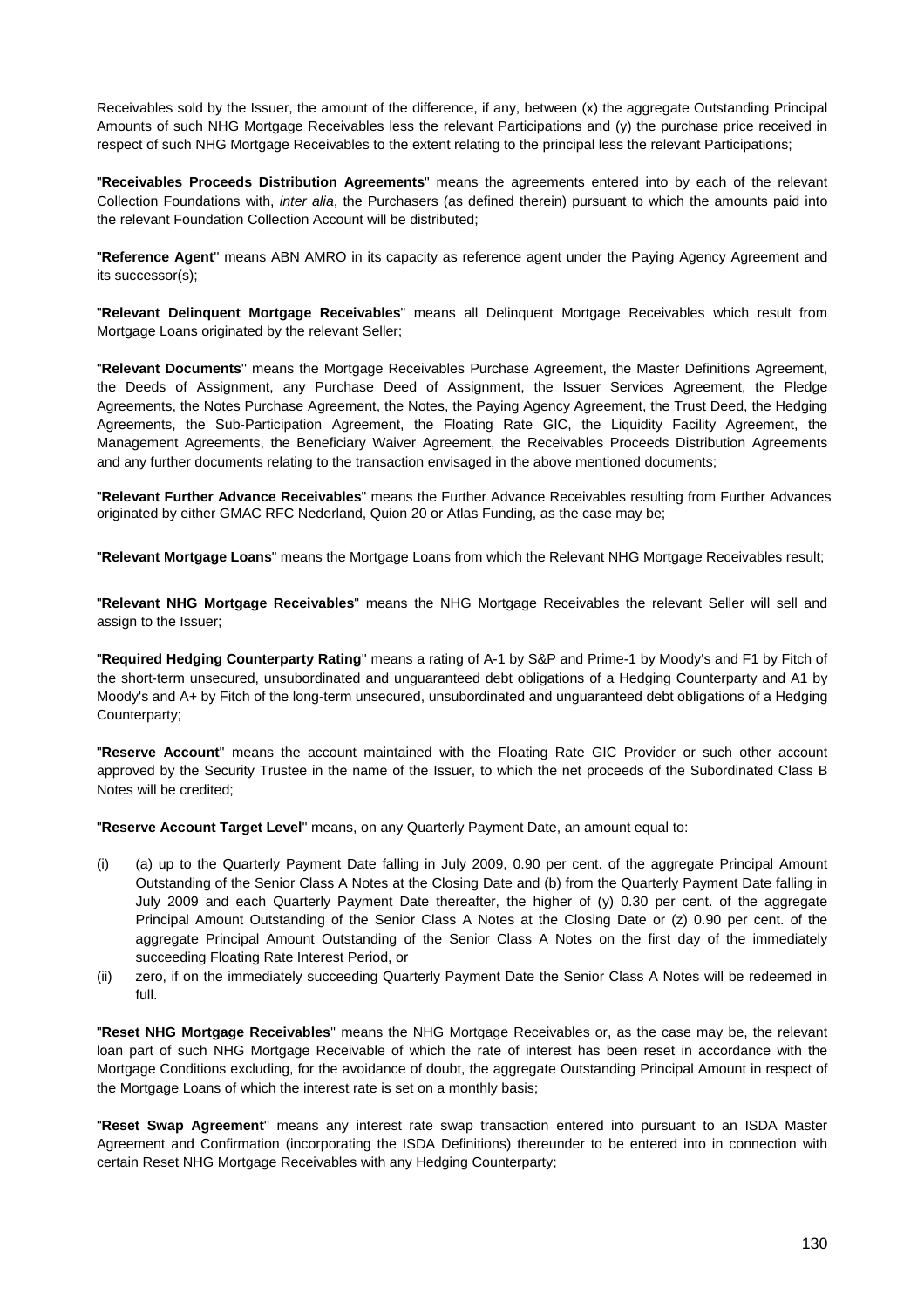Receivables sold by the Issuer, the amount of the difference, if any, between (x) the aggregate Outstanding Principal Amounts of such NHG Mortgage Receivables less the relevant Participations and (y) the purchase price received in respect of such NHG Mortgage Receivables to the extent relating to the principal less the relevant Participations;

"**Receivables Proceeds Distribution Agreements**" means the agreements entered into by each of the relevant Collection Foundations with, *inter alia*, the Purchasers (as defined therein) pursuant to which the amounts paid into the relevant Foundation Collection Account will be distributed;

"**Reference Agent**" means ABN AMRO in its capacity as reference agent under the Paying Agency Agreement and its successor(s);

"**Relevant Delinquent Mortgage Receivables**" means all Delinquent Mortgage Receivables which result from Mortgage Loans originated by the relevant Seller;

"**Relevant Documents**" means the Mortgage Receivables Purchase Agreement, the Master Definitions Agreement, the Deeds of Assignment, any Purchase Deed of Assignment, the Issuer Services Agreement, the Pledge Agreements, the Notes Purchase Agreement, the Notes, the Paying Agency Agreement, the Trust Deed, the Hedging Agreements, the Sub-Participation Agreement, the Floating Rate GIC, the Liquidity Facility Agreement, the Management Agreements, the Beneficiary Waiver Agreement, the Receivables Proceeds Distribution Agreements and any further documents relating to the transaction envisaged in the above mentioned documents;

"**Relevant Further Advance Receivables**" means the Further Advance Receivables resulting from Further Advances originated by either GMAC RFC Nederland, Quion 20 or Atlas Funding, as the case may be;

"**Relevant Mortgage Loans**" means the Mortgage Loans from which the Relevant NHG Mortgage Receivables result;

"**Relevant NHG Mortgage Receivables**" means the NHG Mortgage Receivables the relevant Seller will sell and assign to the Issuer;

"**Required Hedging Counterparty Rating**" means a rating of A-1 by S&P and Prime-1 by Moody's and F1 by Fitch of the short-term unsecured, unsubordinated and unguaranteed debt obligations of a Hedging Counterparty and A1 by Moody's and A+ by Fitch of the long-term unsecured, unsubordinated and unguaranteed debt obligations of a Hedging Counterparty;

"**Reserve Account**" means the account maintained with the Floating Rate GIC Provider or such other account approved by the Security Trustee in the name of the Issuer, to which the net proceeds of the Subordinated Class B Notes will be credited;

"**Reserve Account Target Level**" means, on any Quarterly Payment Date, an amount equal to:

(i) (a) up to the Quarterly Payment Date falling in July 2009, 0.90 per cent. of the aggregate Principal Amount Outstanding of the Senior Class A Notes at the Closing Date and (b) from the Quarterly Payment Date falling in July 2009 and each Quarterly Payment Date thereafter, the higher of (y) 0.30 per cent. of the aggregate Principal Amount Outstanding of the Senior Class A Notes at the Closing Date or (z) 0.90 per cent. of the aggregate Principal Amount Outstanding of the Senior Class A Notes on the first day of the immediately succeeding Floating Rate Interest Period, or

(ii) zero, if on the immediately succeeding Quarterly Payment Date the Senior Class A Notes will be redeemed in full.

"**Reset NHG Mortgage Receivables**" means the NHG Mortgage Receivables or, as the case may be, the relevant loan part of such NHG Mortgage Receivable of which the rate of interest has been reset in accordance with the Mortgage Conditions excluding, for the avoidance of doubt, the aggregate Outstanding Principal Amount in respect of the Mortgage Loans of which the interest rate is set on a monthly basis;

"**Reset Swap Agreement**" means any interest rate swap transaction entered into pursuant to an ISDA Master Agreement and Confirmation (incorporating the ISDA Definitions) thereunder to be entered into in connection with certain Reset NHG Mortgage Receivables with any Hedging Counterparty;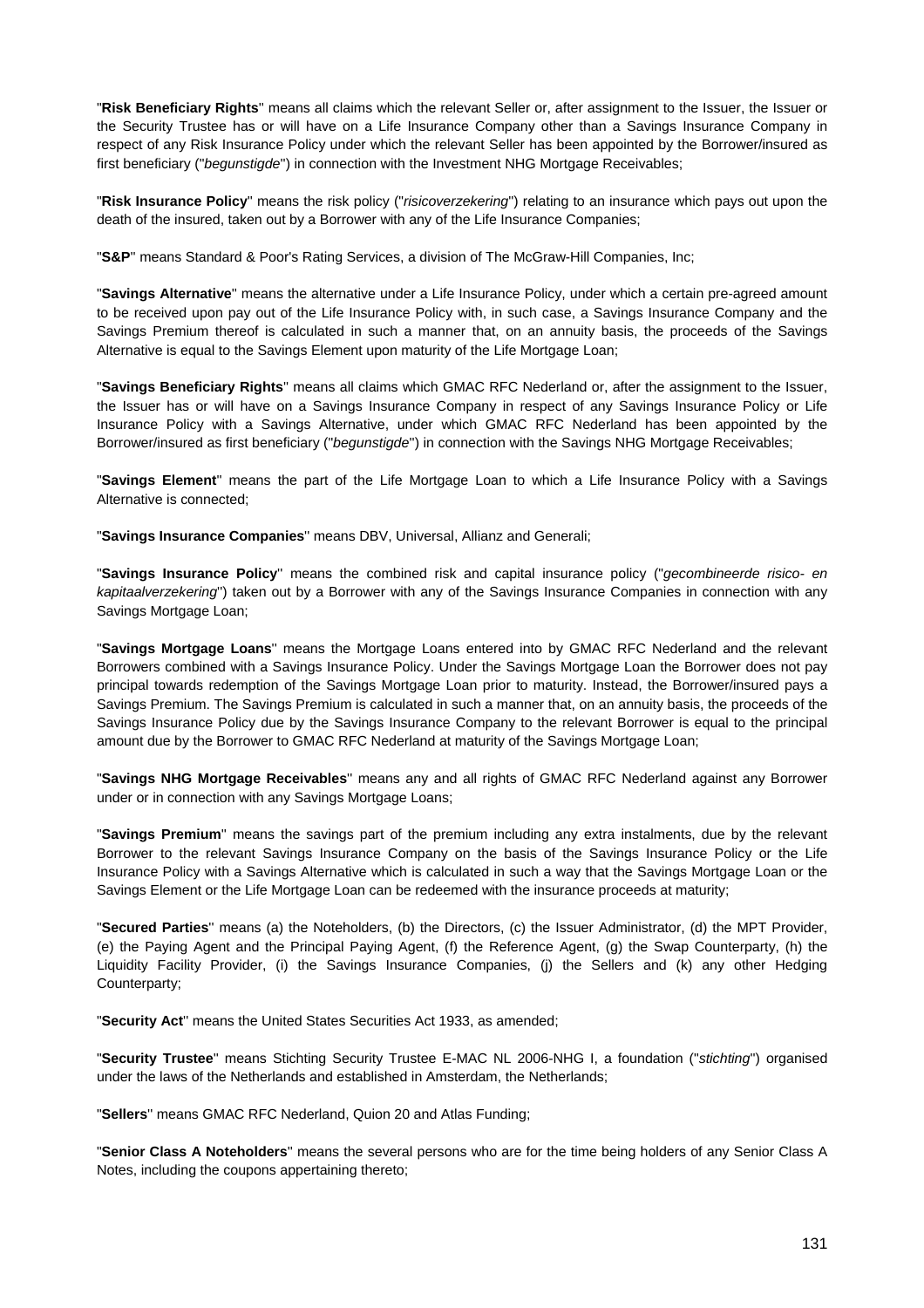"**Risk Beneficiary Rights**" means all claims which the relevant Seller or, after assignment to the Issuer, the Issuer or the Security Trustee has or will have on a Life Insurance Company other than a Savings Insurance Company in respect of any Risk Insurance Policy under which the relevant Seller has been appointed by the Borrower/insured as first beneficiary ("*begunstigde*") in connection with the Investment NHG Mortgage Receivables;

"**Risk Insurance Policy**" means the risk policy ("*risicoverzekering*") relating to an insurance which pays out upon the death of the insured, taken out by a Borrower with any of the Life Insurance Companies;

"**S&P**" means Standard & Poor's Rating Services, a division of The McGraw-Hill Companies, Inc;

"**Savings Alternative**" means the alternative under a Life Insurance Policy, under which a certain pre-agreed amount to be received upon pay out of the Life Insurance Policy with, in such case, a Savings Insurance Company and the Savings Premium thereof is calculated in such a manner that, on an annuity basis, the proceeds of the Savings Alternative is equal to the Savings Element upon maturity of the Life Mortgage Loan;

"**Savings Beneficiary Rights**" means all claims which GMAC RFC Nederland or, after the assignment to the Issuer, the Issuer has or will have on a Savings Insurance Company in respect of any Savings Insurance Policy or Life Insurance Policy with a Savings Alternative, under which GMAC RFC Nederland has been appointed by the Borrower/insured as first beneficiary ("*begunstigde*") in connection with the Savings NHG Mortgage Receivables;

"**Savings Element**" means the part of the Life Mortgage Loan to which a Life Insurance Policy with a Savings Alternative is connected;

"**Savings Insurance Companies**" means DBV, Universal, Allianz and Generali;

"**Savings Insurance Policy**" means the combined risk and capital insurance policy ("*gecombineerde risico- en kapitaalverzekering*") taken out by a Borrower with any of the Savings Insurance Companies in connection with any Savings Mortgage Loan;

"**Savings Mortgage Loans**" means the Mortgage Loans entered into by GMAC RFC Nederland and the relevant Borrowers combined with a Savings Insurance Policy. Under the Savings Mortgage Loan the Borrower does not pay principal towards redemption of the Savings Mortgage Loan prior to maturity. Instead, the Borrower/insured pays a Savings Premium. The Savings Premium is calculated in such a manner that, on an annuity basis, the proceeds of the Savings Insurance Policy due by the Savings Insurance Company to the relevant Borrower is equal to the principal amount due by the Borrower to GMAC RFC Nederland at maturity of the Savings Mortgage Loan;

"**Savings NHG Mortgage Receivables**" means any and all rights of GMAC RFC Nederland against any Borrower under or in connection with any Savings Mortgage Loans;

"**Savings Premium**" means the savings part of the premium including any extra instalments, due by the relevant Borrower to the relevant Savings Insurance Company on the basis of the Savings Insurance Policy or the Life Insurance Policy with a Savings Alternative which is calculated in such a way that the Savings Mortgage Loan or the Savings Element or the Life Mortgage Loan can be redeemed with the insurance proceeds at maturity;

"**Secured Parties**" means (a) the Noteholders, (b) the Directors, (c) the Issuer Administrator, (d) the MPT Provider, (e) the Paying Agent and the Principal Paying Agent, (f) the Reference Agent, (g) the Swap Counterparty, (h) the Liquidity Facility Provider, (i) the Savings Insurance Companies, (j) the Sellers and (k) any other Hedging Counterparty;

"**Security Act**" means the United States Securities Act 1933, as amended;

"**Security Trustee**" means Stichting Security Trustee E-MAC NL 2006-NHG I, a foundation ("*stichting*") organised under the laws of the Netherlands and established in Amsterdam, the Netherlands;

"**Sellers**" means GMAC RFC Nederland, Quion 20 and Atlas Funding;

"**Senior Class A Noteholders**" means the several persons who are for the time being holders of any Senior Class A Notes, including the coupons appertaining thereto;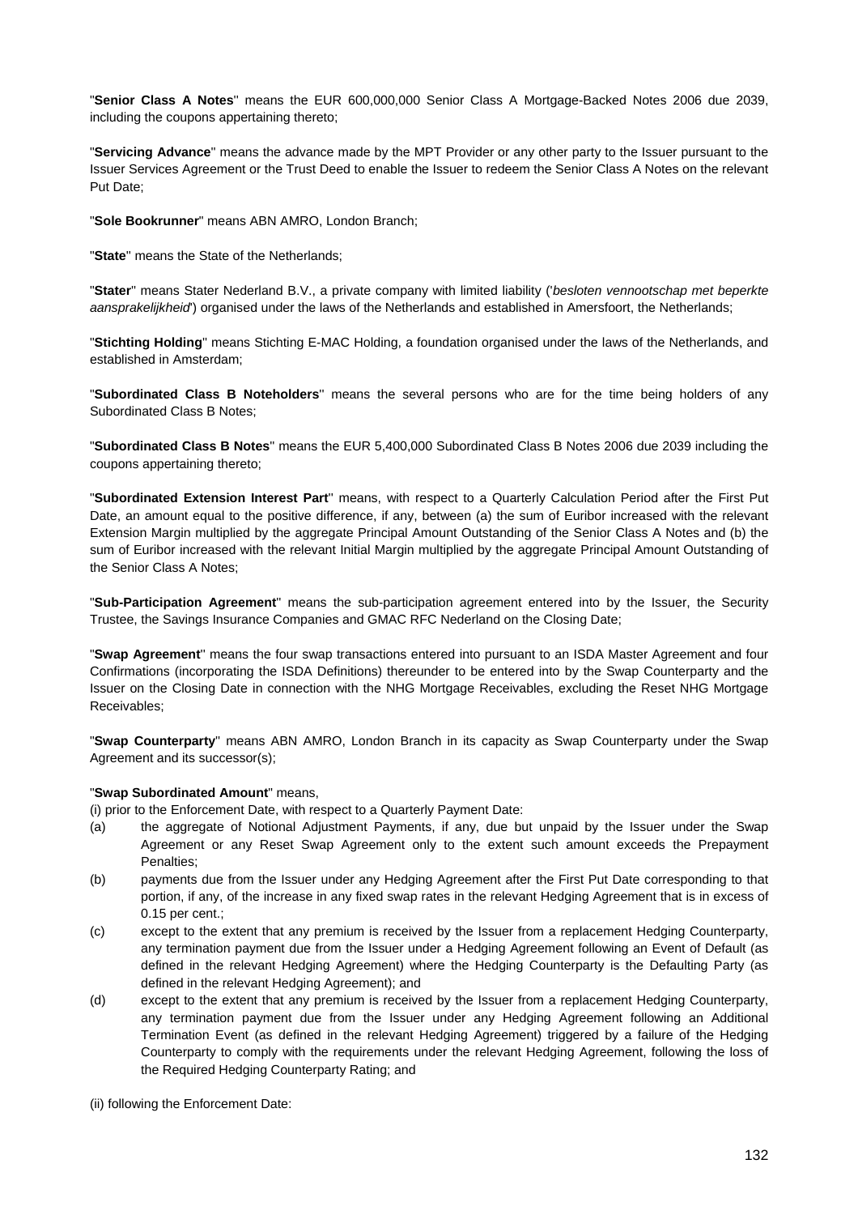"**Senior Class A Notes**" means the EUR 600,000,000 Senior Class A Mortgage-Backed Notes 2006 due 2039, including the coupons appertaining thereto;

"**Servicing Advance**" means the advance made by the MPT Provider or any other party to the Issuer pursuant to the Issuer Services Agreement or the Trust Deed to enable the Issuer to redeem the Senior Class A Notes on the relevant Put Date;

"**Sole Bookrunner**" means ABN AMRO, London Branch;

"**State**" means the State of the Netherlands;

"**Stater**" means Stater Nederland B.V., a private company with limited liability ('*besloten vennootschap met beperkte aansprakelijkheid*') organised under the laws of the Netherlands and established in Amersfoort, the Netherlands;

"**Stichting Holding**" means Stichting E-MAC Holding, a foundation organised under the laws of the Netherlands, and established in Amsterdam;

"**Subordinated Class B Noteholders**" means the several persons who are for the time being holders of any Subordinated Class B Notes;

"**Subordinated Class B Notes**" means the EUR 5,400,000 Subordinated Class B Notes 2006 due 2039 including the coupons appertaining thereto;

"**Subordinated Extension Interest Part**" means, with respect to a Quarterly Calculation Period after the First Put Date, an amount equal to the positive difference, if any, between (a) the sum of Euribor increased with the relevant Extension Margin multiplied by the aggregate Principal Amount Outstanding of the Senior Class A Notes and (b) the sum of Euribor increased with the relevant Initial Margin multiplied by the aggregate Principal Amount Outstanding of the Senior Class A Notes;

"**Sub-Participation Agreement**" means the sub-participation agreement entered into by the Issuer, the Security Trustee, the Savings Insurance Companies and GMAC RFC Nederland on the Closing Date;

"**Swap Agreement**" means the four swap transactions entered into pursuant to an ISDA Master Agreement and four Confirmations (incorporating the ISDA Definitions) thereunder to be entered into by the Swap Counterparty and the Issuer on the Closing Date in connection with the NHG Mortgage Receivables, excluding the Reset NHG Mortgage Receivables;

"**Swap Counterparty**" means ABN AMRO, London Branch in its capacity as Swap Counterparty under the Swap Agreement and its successor(s);

"**Swap Subordinated Amount**" means,

(i) prior to the Enforcement Date, with respect to a Quarterly Payment Date:

(a) the aggregate of Notional Adjustment Payments, if any, due but unpaid by the Issuer under the Swap Agreement or any Reset Swap Agreement only to the extent such amount exceeds the Prepayment Penalties;

(b) payments due from the Issuer under any Hedging Agreement after the First Put Date corresponding to that portion, if any, of the increase in any fixed swap rates in the relevant Hedging Agreement that is in excess of 0.15 per cent.;

(c) except to the extent that any premium is received by the Issuer from a replacement Hedging Counterparty, any termination payment due from the Issuer under a Hedging Agreement following an Event of Default (as defined in the relevant Hedging Agreement) where the Hedging Counterparty is the Defaulting Party (as defined in the relevant Hedging Agreement); and

(d) except to the extent that any premium is received by the Issuer from a replacement Hedging Counterparty, any termination payment due from the Issuer under any Hedging Agreement following an Additional Termination Event (as defined in the relevant Hedging Agreement) triggered by a failure of the Hedging Counterparty to comply with the requirements under the relevant Hedging Agreement, following the loss of the Required Hedging Counterparty Rating; and

(ii) following the Enforcement Date: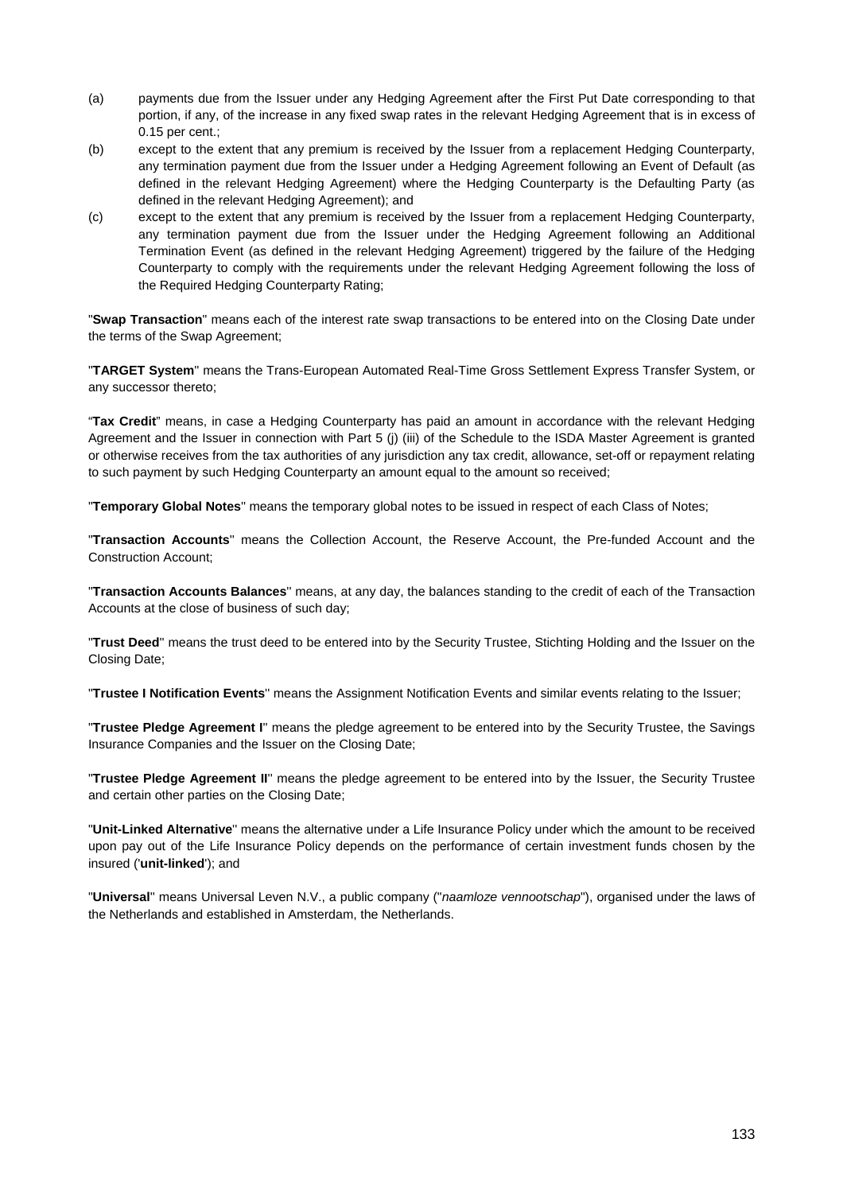(a) payments due from the Issuer under any Hedging Agreement after the First Put Date corresponding to that portion, if any, of the increase in any fixed swap rates in the relevant Hedging Agreement that is in excess of 0.15 per cent.;

(b) except to the extent that any premium is received by the Issuer from a replacement Hedging Counterparty, any termination payment due from the Issuer under a Hedging Agreement following an Event of Default (as defined in the relevant Hedging Agreement) where the Hedging Counterparty is the Defaulting Party (as defined in the relevant Hedging Agreement); and

(c) except to the extent that any premium is received by the Issuer from a replacement Hedging Counterparty, any termination payment due from the Issuer under the Hedging Agreement following an Additional Termination Event (as defined in the relevant Hedging Agreement) triggered by the failure of the Hedging Counterparty to comply with the requirements under the relevant Hedging Agreement following the loss of the Required Hedging Counterparty Rating;

"**Swap Transaction**" means each of the interest rate swap transactions to be entered into on the Closing Date under the terms of the Swap Agreement;

"**TARGET System**" means the Trans-European Automated Real-Time Gross Settlement Express Transfer System, or any successor thereto;

"**Tax Credit**" means, in case a Hedging Counterparty has paid an amount in accordance with the relevant Hedging Agreement and the Issuer in connection with Part 5 (j) (iii) of the Schedule to the ISDA Master Agreement is granted or otherwise receives from the tax authorities of any jurisdiction any tax credit, allowance, set-off or repayment relating to such payment by such Hedging Counterparty an amount equal to the amount so received;

"**Temporary Global Notes**" means the temporary global notes to be issued in respect of each Class of Notes;

"**Transaction Accounts**" means the Collection Account, the Reserve Account, the Pre-funded Account and the Construction Account;

"**Transaction Accounts Balances**" means, at any day, the balances standing to the credit of each of the Transaction Accounts at the close of business of such day;

"**Trust Deed**" means the trust deed to be entered into by the Security Trustee, Stichting Holding and the Issuer on the Closing Date;

"**Trustee I Notification Events**" means the Assignment Notification Events and similar events relating to the Issuer;

"**Trustee Pledge Agreement I**" means the pledge agreement to be entered into by the Security Trustee, the Savings Insurance Companies and the Issuer on the Closing Date;

"**Trustee Pledge Agreement II**" means the pledge agreement to be entered into by the Issuer, the Security Trustee and certain other parties on the Closing Date;

"**Unit-Linked Alternative**" means the alternative under a Life Insurance Policy under which the amount to be received upon pay out of the Life Insurance Policy depends on the performance of certain investment funds chosen by the insured ('**unit-linked**'); and

"**Universal**" means Universal Leven N.V., a public company ("*naamloze vennootschap*"), organised under the laws of the Netherlands and established in Amsterdam, the Netherlands.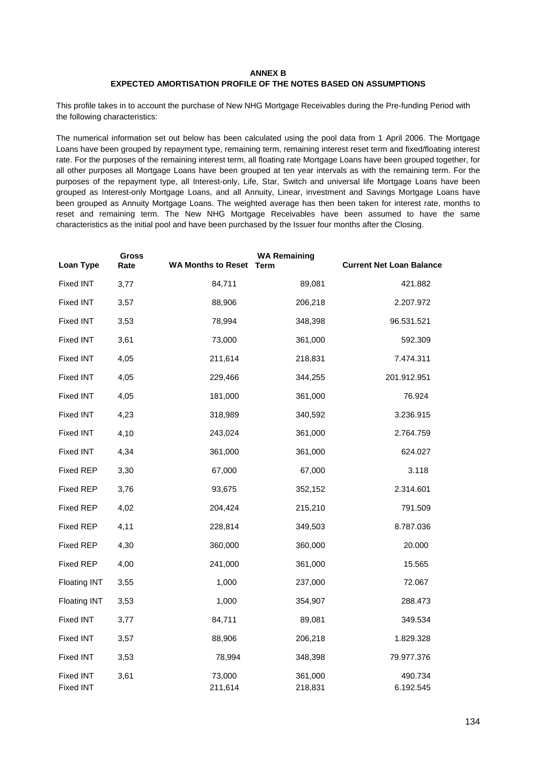**ANNEX B**
**EXPECTED AMORTISATION PROFILE OF THE NOTES BASED ON ASSUMPTIONS**

This profile takes in to account the purchase of New NHG Mortgage Receivables during the Pre-funding Period with the following characteristics:

The numerical information set out below has been calculated using the pool data from 1 April 2006. The Mortgage Loans have been grouped by repayment type, remaining term, remaining interest reset term and fixed/floating interest rate. For the purposes of the remaining interest term, all floating rate Mortgage Loans have been grouped together, for all other purposes all Mortgage Loans have been grouped at ten year intervals as with the remaining term. For the purposes of the repayment type, all Interest-only, Life, Star, Switch and universal life Mortgage Loans have been grouped as Interest-only Mortgage Loans, and all Annuity, Linear, investment and Savings Mortgage Loans have been grouped as Annuity Mortgage Loans. The weighted average has then been taken for interest rate, months to reset and remaining term. The New NHG Mortgage Receivables have been assumed to have the same characteristics as the initial pool and have been purchased by the Issuer four months after the Closing.

| Loan Type | Gross Rate | WA Months to Reset | WA Remaining Term | Current Net Loan Balance |
|---|---|---|---|---|
| Fixed INT | 3,77 | 84,711 | 89,081 | 421.882 |
| Fixed INT | 3,57 | 88,906 | 206,218 | 2.207.972 |
| Fixed INT | 3,53 | 78,994 | 348,398 | 96.531.521 |
| Fixed INT | 3,61 | 73,000 | 361,000 | 592.309 |
| Fixed INT | 4,05 | 211,614 | 218,831 | 7.474.311 |
| Fixed INT | 4,05 | 229,466 | 344,255 | 201.912.951 |
| Fixed INT | 4,05 | 181,000 | 361,000 | 76.924 |
| Fixed INT | 4,23 | 318,989 | 340,592 | 3.236.915 |
| Fixed INT | 4,10 | 243,024 | 361,000 | 2.764.759 |
| Fixed INT | 4,34 | 361,000 | 361,000 | 624.027 |
| Fixed REP | 3,30 | 67,000 | 67,000 | 3.118 |
| Fixed REP | 3,76 | 93,675 | 352,152 | 2.314.601 |
| Fixed REP | 4,02 | 204,424 | 215,210 | 791.509 |
| Fixed REP | 4,11 | 228,814 | 349,503 | 8.787.036 |
| Fixed REP | 4,30 | 360,000 | 360,000 | 20.000 |
| Fixed REP | 4,00 | 241,000 | 361,000 | 15.565 |
| Floating INT | 3,55 | 1,000 | 237,000 | 72.067 |
| Floating INT | 3,53 | 1,000 | 354,907 | 288.473 |
| Fixed INT | 3,77 | 84,711 | 89,081 | 349.534 |
| Fixed INT | 3,57 | 88,906 | 206,218 | 1.829.328 |
| Fixed INT | 3,53 | 78,994 | 348,398 | 79.977.376 |
| Fixed INT | 3,61 | 73,000 | 361,000 | 490.734 |
| Fixed INT | | 211,614 | 218,831 | 6.192.545 |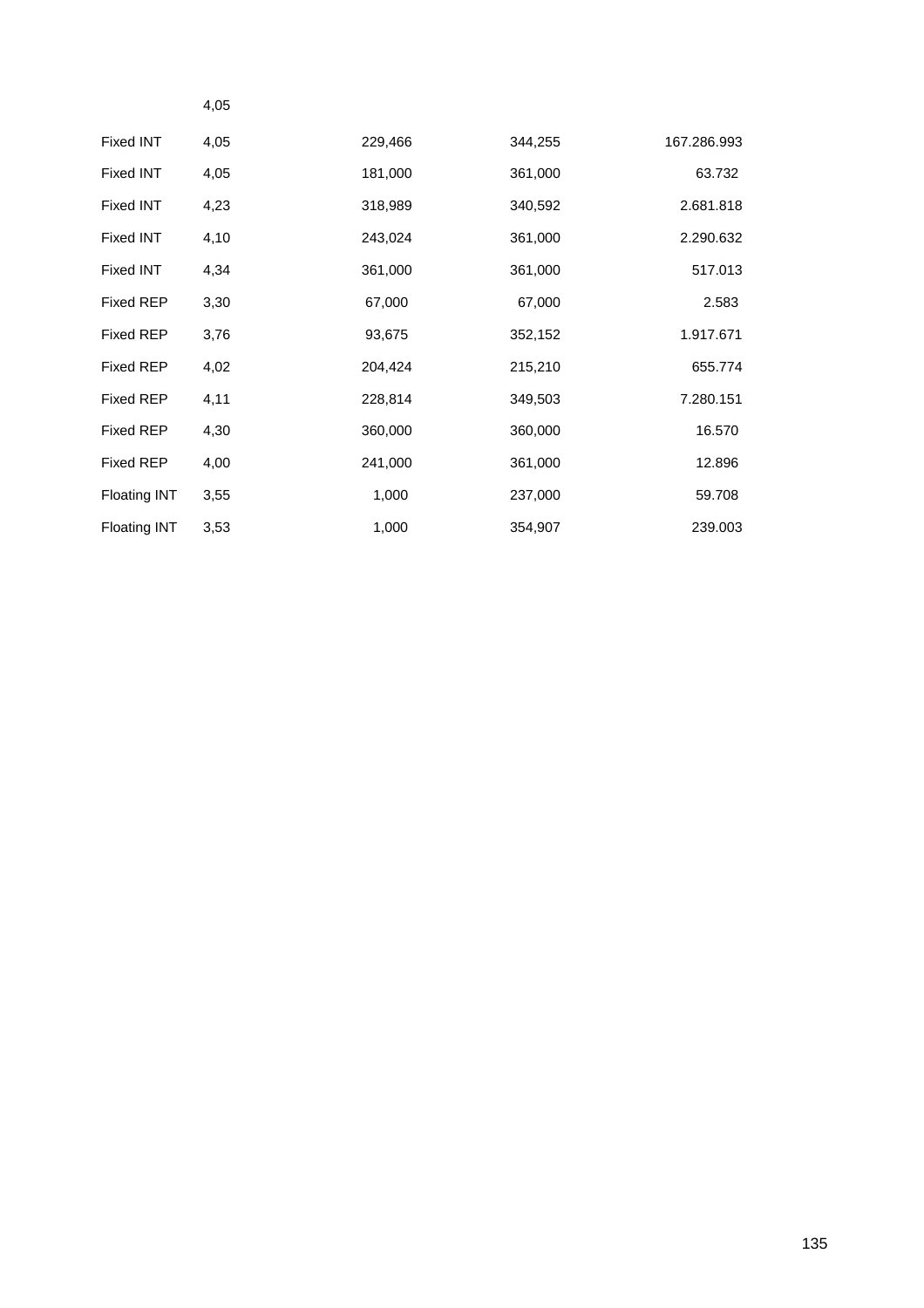| | 4,05 | | | |
|---|---|---|---|---|
| Fixed INT | 4,05 | 229,466 | 344,255 | 167.286.993 |
| Fixed INT | 4,05 | 181,000 | 361,000 | 63.732 |
| Fixed INT | 4,23 | 318,989 | 340,592 | 2.681.818 |
| Fixed INT | 4,10 | 243,024 | 361,000 | 2.290.632 |
| Fixed INT | 4,34 | 361,000 | 361,000 | 517.013 |
| Fixed REP | 3,30 | 67,000 | 67,000 | 2.583 |
| Fixed REP | 3,76 | 93,675 | 352,152 | 1.917.671 |
| Fixed REP | 4,02 | 204,424 | 215,210 | 655.774 |
| Fixed REP | 4,11 | 228,814 | 349,503 | 7.280.151 |
| Fixed REP | 4,30 | 360,000 | 360,000 | 16.570 |
| Fixed REP | 4,00 | 241,000 | 361,000 | 12.896 |
| Floating INT | 3,55 | 1,000 | 237,000 | 59.708 |
| Floating INT | 3,53 | 1,000 | 354,907 | 239.003 |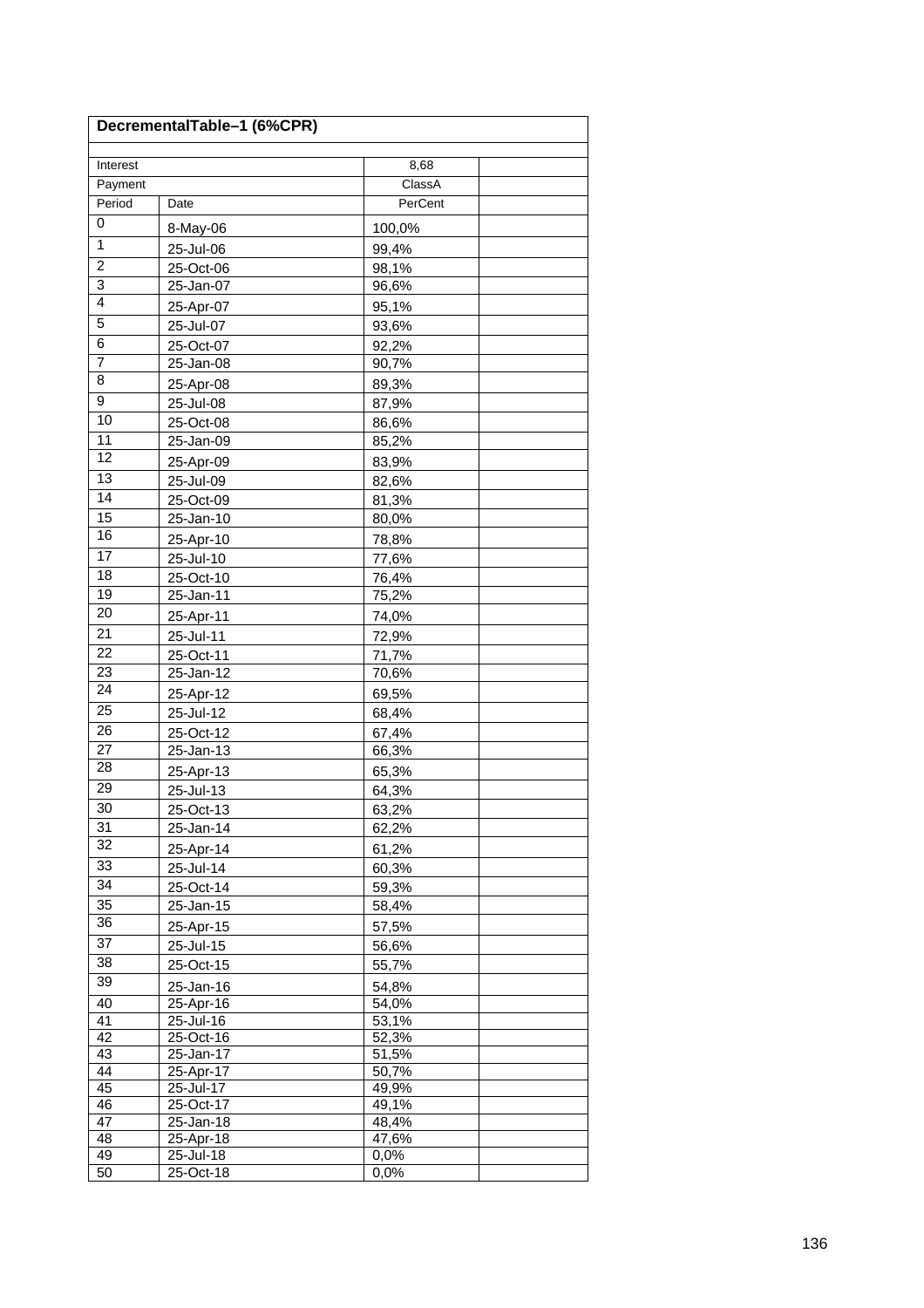| DecrementalTable–1 (6%CPR) | | | |
|---|---|---|---|
| Interest | | 8,68 | |
| Payment | | ClassA | |
| Period | Date | PerCent | |
| 0 | 8-May-06 | 100,0% | |
| 1 | 25-Jul-06 | 99,4% | |
| 2 | 25-Oct-06 | 98,1% | |
| 3 | 25-Jan-07 | 96,6% | |
| 4 | 25-Apr-07 | 95,1% | |
| 5 | 25-Jul-07 | 93,6% | |
| 6 | 25-Oct-07 | 92,2% | |
| 7 | 25-Jan-08 | 90,7% | |
| 8 | 25-Apr-08 | 89,3% | |
| 9 | 25-Jul-08 | 87,9% | |
| 10 | 25-Oct-08 | 86,6% | |
| 11 | 25-Jan-09 | 85,2% | |
| 12 | 25-Apr-09 | 83,9% | |
| 13 | 25-Jul-09 | 82,6% | |
| 14 | 25-Oct-09 | 81,3% | |
| 15 | 25-Jan-10 | 80,0% | |
| 16 | 25-Apr-10 | 78,8% | |
| 17 | 25-Jul-10 | 77,6% | |
| 18 | 25-Oct-10 | 76,4% | |
| 19 | 25-Jan-11 | 75,2% | |
| 20 | 25-Apr-11 | 74,0% | |
| 21 | 25-Jul-11 | 72,9% | |
| 22 | 25-Oct-11 | 71,7% | |
| 23 | 25-Jan-12 | 70,6% | |
| 24 | 25-Apr-12 | 69,5% | |
| 25 | 25-Jul-12 | 68,4% | |
| 26 | 25-Oct-12 | 67,4% | |
| 27 | 25-Jan-13 | 66,3% | |
| 28 | 25-Apr-13 | 65,3% | |
| 29 | 25-Jul-13 | 64,3% | |
| 30 | 25-Oct-13 | 63,2% | |
| 31 | 25-Jan-14 | 62,2% | |
| 32 | 25-Apr-14 | 61,2% | |
| 33 | 25-Jul-14 | 60,3% | |
| 34 | 25-Oct-14 | 59,3% | |
| 35 | 25-Jan-15 | 58,4% | |
| 36 | 25-Apr-15 | 57,5% | |
| 37 | 25-Jul-15 | 56,6% | |
| 38 | 25-Oct-15 | 55,7% | |
| 39 | 25-Jan-16 | 54,8% | |
| 40 | 25-Apr-16 | 54,0% | |
| 41 | 25-Jul-16 | 53,1% | |
| 42 | 25-Oct-16 | 52,3% | |
| 43 | 25-Jan-17 | 51,5% | |
| 44 | 25-Apr-17 | 50,7% | |
| 45 | 25-Jul-17 | 49,9% | |
| 46 | 25-Oct-17 | 49,1% | |
| 47 | 25-Jan-18 | 48,4% | |
| 48 | 25-Apr-18 | 47,6% | |
| 49 | 25-Jul-18 | 0,0% | |
| 50 | 25-Oct-18 | 0,0% | |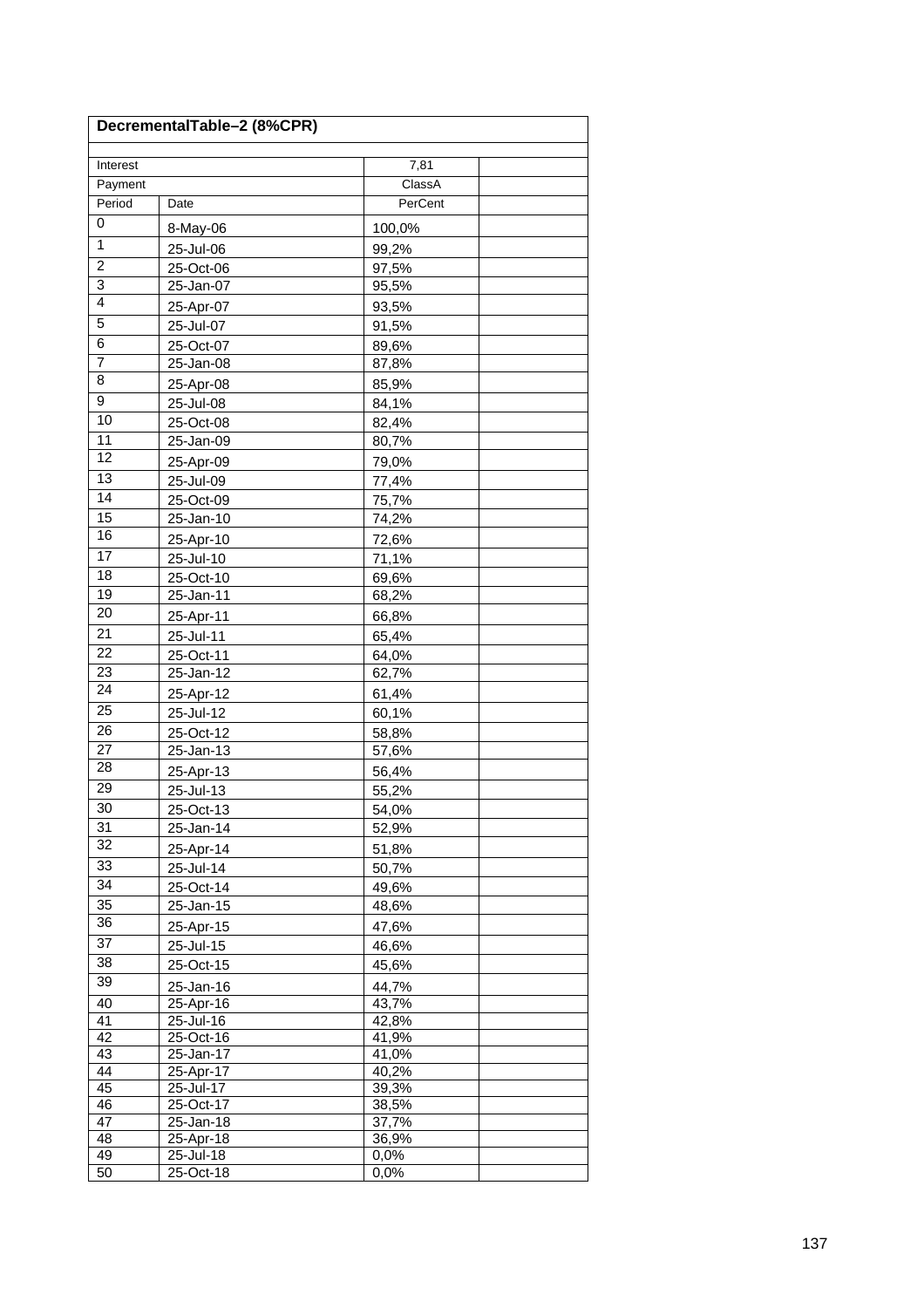| DecrementalTable–2 (8%CPR) | | | |
|---|---|---|---|
| Interest | | 7,81 | |
| Payment | | ClassA | |
| Period | Date | PerCent | |
| 0 | 8-May-06 | 100,0% | |
| 1 | 25-Jul-06 | 99,2% | |
| 2 | 25-Oct-06 | 97,5% | |
| 3 | 25-Jan-07 | 95,5% | |
| 4 | 25-Apr-07 | 93,5% | |
| 5 | 25-Jul-07 | 91,5% | |
| 6 | 25-Oct-07 | 89,6% | |
| 7 | 25-Jan-08 | 87,8% | |
| 8 | 25-Apr-08 | 85,9% | |
| 9 | 25-Jul-08 | 84,1% | |
| 10 | 25-Oct-08 | 82,4% | |
| 11 | 25-Jan-09 | 80,7% | |
| 12 | 25-Apr-09 | 79,0% | |
| 13 | 25-Jul-09 | 77,4% | |
| 14 | 25-Oct-09 | 75,7% | |
| 15 | 25-Jan-10 | 74,2% | |
| 16 | 25-Apr-10 | 72,6% | |
| 17 | 25-Jul-10 | 71,1% | |
| 18 | 25-Oct-10 | 69,6% | |
| 19 | 25-Jan-11 | 68,2% | |
| 20 | 25-Apr-11 | 66,8% | |
| 21 | 25-Jul-11 | 65,4% | |
| 22 | 25-Oct-11 | 64,0% | |
| 23 | 25-Jan-12 | 62,7% | |
| 24 | 25-Apr-12 | 61,4% | |
| 25 | 25-Jul-12 | 60,1% | |
| 26 | 25-Oct-12 | 58,8% | |
| 27 | 25-Jan-13 | 57,6% | |
| 28 | 25-Apr-13 | 56,4% | |
| 29 | 25-Jul-13 | 55,2% | |
| 30 | 25-Oct-13 | 54,0% | |
| 31 | 25-Jan-14 | 52,9% | |
| 32 | 25-Apr-14 | 51,8% | |
| 33 | 25-Jul-14 | 50,7% | |
| 34 | 25-Oct-14 | 49,6% | |
| 35 | 25-Jan-15 | 48,6% | |
| 36 | 25-Apr-15 | 47,6% | |
| 37 | 25-Jul-15 | 46,6% | |
| 38 | 25-Oct-15 | 45,6% | |
| 39 | 25-Jan-16 | 44,7% | |
| 40 | 25-Apr-16 | 43,7% | |
| 41 | 25-Jul-16 | 42,8% | |
| 42 | 25-Oct-16 | 41,9% | |
| 43 | 25-Jan-17 | 41,0% | |
| 44 | 25-Apr-17 | 40,2% | |
| 45 | 25-Jul-17 | 39,3% | |
| 46 | 25-Oct-17 | 38,5% | |
| 47 | 25-Jan-18 | 37,7% | |
| 48 | 25-Apr-18 | 36,9% | |
| 49 | 25-Jul-18 | 0,0% | |
| 50 | 25-Oct-18 | 0,0% | |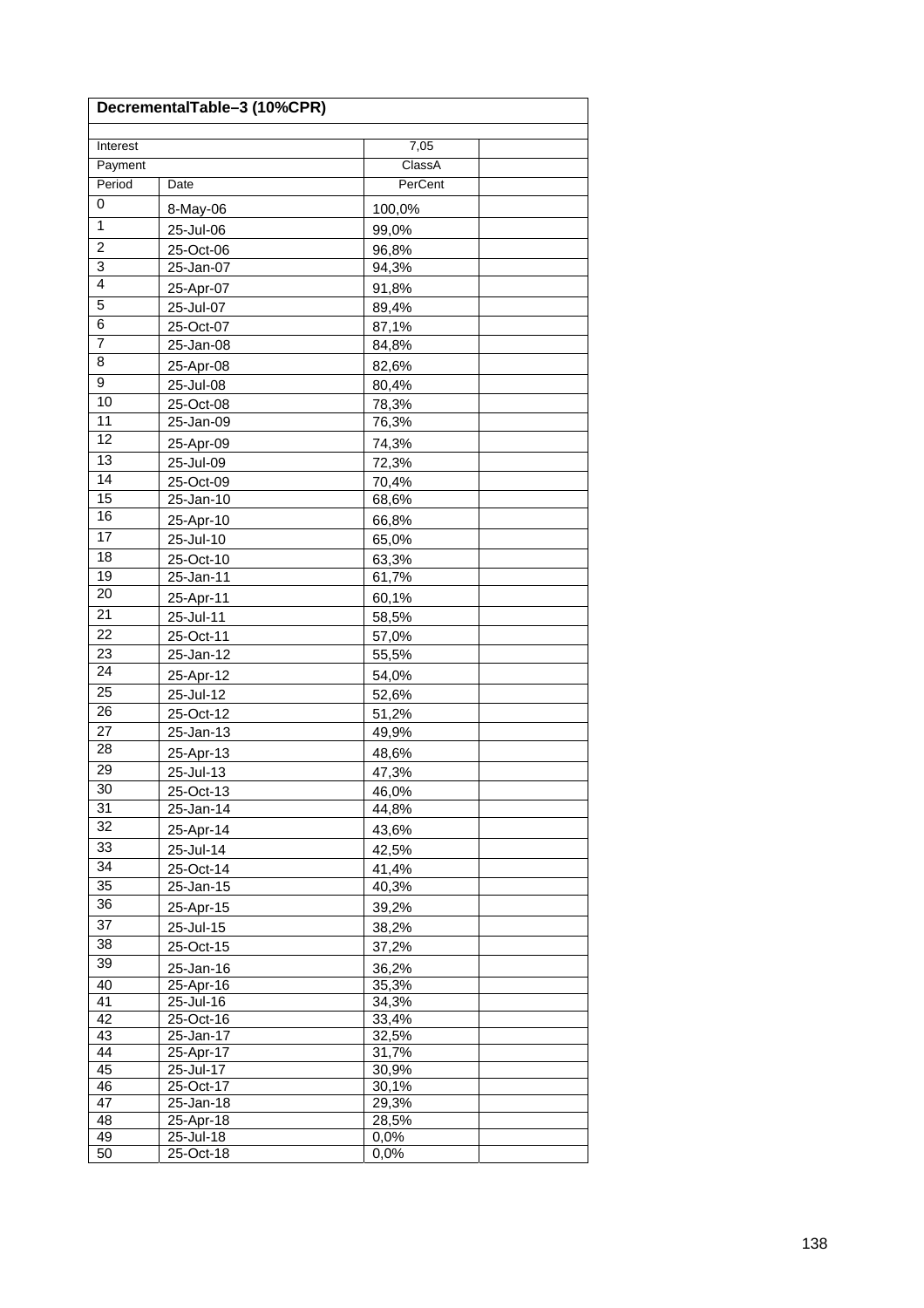| DecrementalTable–3 (10%CPR) | | | |
|---|---|---|---|
| Interest | | 7,05 | |
| Payment | | ClassA | |
| Period | Date | PerCent | |
| 0 | 8-May-06 | 100,0% | |
| 1 | 25-Jul-06 | 99,0% | |
| 2 | 25-Oct-06 | 96,8% | |
| 3 | 25-Jan-07 | 94,3% | |
| 4 | 25-Apr-07 | 91,8% | |
| 5 | 25-Jul-07 | 89,4% | |
| 6 | 25-Oct-07 | 87,1% | |
| 7 | 25-Jan-08 | 84,8% | |
| 8 | 25-Apr-08 | 82,6% | |
| 9 | 25-Jul-08 | 80,4% | |
| 10 | 25-Oct-08 | 78,3% | |
| 11 | 25-Jan-09 | 76,3% | |
| 12 | 25-Apr-09 | 74,3% | |
| 13 | 25-Jul-09 | 72,3% | |
| 14 | 25-Oct-09 | 70,4% | |
| 15 | 25-Jan-10 | 68,6% | |
| 16 | 25-Apr-10 | 66,8% | |
| 17 | 25-Jul-10 | 65,0% | |
| 18 | 25-Oct-10 | 63,3% | |
| 19 | 25-Jan-11 | 61,7% | |
| 20 | 25-Apr-11 | 60,1% | |
| 21 | 25-Jul-11 | 58,5% | |
| 22 | 25-Oct-11 | 57,0% | |
| 23 | 25-Jan-12 | 55,5% | |
| 24 | 25-Apr-12 | 54,0% | |
| 25 | 25-Jul-12 | 52,6% | |
| 26 | 25-Oct-12 | 51,2% | |
| 27 | 25-Jan-13 | 49,9% | |
| 28 | 25-Apr-13 | 48,6% | |
| 29 | 25-Jul-13 | 47,3% | |
| 30 | 25-Oct-13 | 46,0% | |
| 31 | 25-Jan-14 | 44,8% | |
| 32 | 25-Apr-14 | 43,6% | |
| 33 | 25-Jul-14 | 42,5% | |
| 34 | 25-Oct-14 | 41,4% | |
| 35 | 25-Jan-15 | 40,3% | |
| 36 | 25-Apr-15 | 39,2% | |
| 37 | 25-Jul-15 | 38,2% | |
| 38 | 25-Oct-15 | 37,2% | |
| 39 | 25-Jan-16 | 36,2% | |
| 40 | 25-Apr-16 | 35,3% | |
| 41 | 25-Jul-16 | 34,3% | |
| 42 | 25-Oct-16 | 33,4% | |
| 43 | 25-Jan-17 | 32,5% | |
| 44 | 25-Apr-17 | 31,7% | |
| 45 | 25-Jul-17 | 30,9% | |
| 46 | 25-Oct-17 | 30,1% | |
| 47 | 25-Jan-18 | 29,3% | |
| 48 | 25-Apr-18 | 28,5% | |
| 49 | 25-Jul-18 | 0,0% | |
| 50 | 25-Oct-18 | 0,0% | |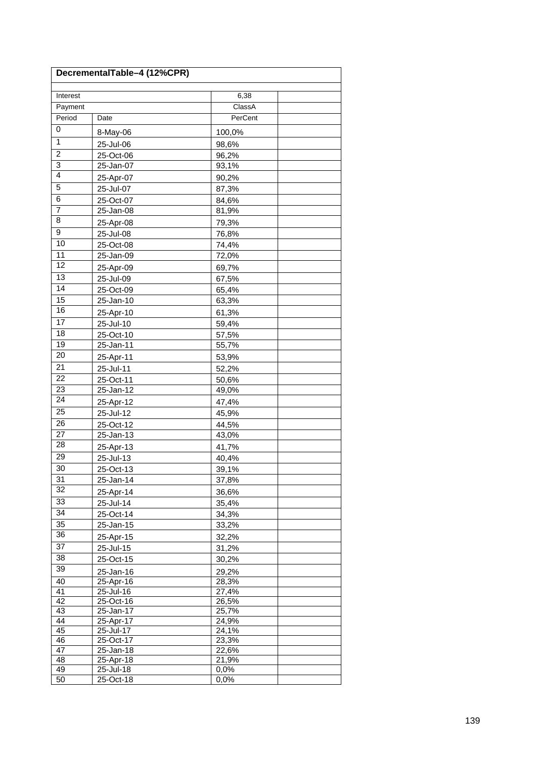**DecrementalTable–4 (12%CPR)**

| Interest | | 6,38 | |
|---|---|---|---|
| Payment | | ClassA | |
| Period | Date | PerCent | |
| 0 | 8-May-06 | 100,0% | |
| 1 | 25-Jul-06 | 98,6% | |
| 2 | 25-Oct-06 | 96,2% | |
| 3 | 25-Jan-07 | 93,1% | |
| 4 | 25-Apr-07 | 90,2% | |
| 5 | 25-Jul-07 | 87,3% | |
| 6 | 25-Oct-07 | 84,6% | |
| 7 | 25-Jan-08 | 81,9% | |
| 8 | 25-Apr-08 | 79,3% | |
| 9 | 25-Jul-08 | 76,8% | |
| 10 | 25-Oct-08 | 74,4% | |
| 11 | 25-Jan-09 | 72,0% | |
| 12 | 25-Apr-09 | 69,7% | |
| 13 | 25-Jul-09 | 67,5% | |
| 14 | 25-Oct-09 | 65,4% | |
| 15 | 25-Jan-10 | 63,3% | |
| 16 | 25-Apr-10 | 61,3% | |
| 17 | 25-Jul-10 | 59,4% | |
| 18 | 25-Oct-10 | 57,5% | |
| 19 | 25-Jan-11 | 55,7% | |
| 20 | 25-Apr-11 | 53,9% | |
| 21 | 25-Jul-11 | 52,2% | |
| 22 | 25-Oct-11 | 50,6% | |
| 23 | 25-Jan-12 | 49,0% | |
| 24 | 25-Apr-12 | 47,4% | |
| 25 | 25-Jul-12 | 45,9% | |
| 26 | 25-Oct-12 | 44,5% | |
| 27 | 25-Jan-13 | 43,0% | |
| 28 | 25-Apr-13 | 41,7% | |
| 29 | 25-Jul-13 | 40,4% | |
| 30 | 25-Oct-13 | 39,1% | |
| 31 | 25-Jan-14 | 37,8% | |
| 32 | 25-Apr-14 | 36,6% | |
| 33 | 25-Jul-14 | 35,4% | |
| 34 | 25-Oct-14 | 34,3% | |
| 35 | 25-Jan-15 | 33,2% | |
| 36 | 25-Apr-15 | 32,2% | |
| 37 | 25-Jul-15 | 31,2% | |
| 38 | 25-Oct-15 | 30,2% | |
| 39 | 25-Jan-16 | 29,2% | |
| 40 | 25-Apr-16 | 28,3% | |
| 41 | 25-Jul-16 | 27,4% | |
| 42 | 25-Oct-16 | 26,5% | |
| 43 | 25-Jan-17 | 25,7% | |
| 44 | 25-Apr-17 | 24,9% | |
| 45 | 25-Jul-17 | 24,1% | |
| 46 | 25-Oct-17 | 23,3% | |
| 47 | 25-Jan-18 | 22,6% | |
| 48 | 25-Apr-18 | 21,9% | |
| 49 | 25-Jul-18 | 0,0% | |
| 50 | 25-Oct-18 | 0,0% | |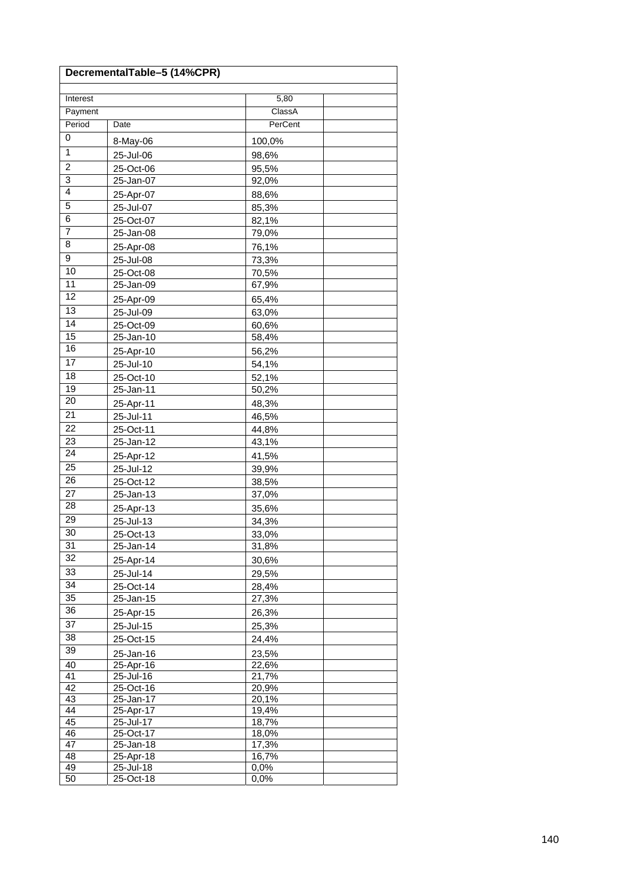| DecrementalTable–5 (14%CPR) | | | |
|---|---|---|---|
| Interest | | 5,80 | |
| Payment | | ClassA | |
| Period | Date | PerCent | |
| 0 | 8-May-06 | 100,0% | |
| 1 | 25-Jul-06 | 98,6% | |
| 2 | 25-Oct-06 | 95,5% | |
| 3 | 25-Jan-07 | 92,0% | |
| 4 | 25-Apr-07 | 88,6% | |
| 5 | 25-Jul-07 | 85,3% | |
| 6 | 25-Oct-07 | 82,1% | |
| 7 | 25-Jan-08 | 79,0% | |
| 8 | 25-Apr-08 | 76,1% | |
| 9 | 25-Jul-08 | 73,3% | |
| 10 | 25-Oct-08 | 70,5% | |
| 11 | 25-Jan-09 | 67,9% | |
| 12 | 25-Apr-09 | 65,4% | |
| 13 | 25-Jul-09 | 63,0% | |
| 14 | 25-Oct-09 | 60,6% | |
| 15 | 25-Jan-10 | 58,4% | |
| 16 | 25-Apr-10 | 56,2% | |
| 17 | 25-Jul-10 | 54,1% | |
| 18 | 25-Oct-10 | 52,1% | |
| 19 | 25-Jan-11 | 50,2% | |
| 20 | 25-Apr-11 | 48,3% | |
| 21 | 25-Jul-11 | 46,5% | |
| 22 | 25-Oct-11 | 44,8% | |
| 23 | 25-Jan-12 | 43,1% | |
| 24 | 25-Apr-12 | 41,5% | |
| 25 | 25-Jul-12 | 39,9% | |
| 26 | 25-Oct-12 | 38,5% | |
| 27 | 25-Jan-13 | 37,0% | |
| 28 | 25-Apr-13 | 35,6% | |
| 29 | 25-Jul-13 | 34,3% | |
| 30 | 25-Oct-13 | 33,0% | |
| 31 | 25-Jan-14 | 31,8% | |
| 32 | 25-Apr-14 | 30,6% | |
| 33 | 25-Jul-14 | 29,5% | |
| 34 | 25-Oct-14 | 28,4% | |
| 35 | 25-Jan-15 | 27,3% | |
| 36 | 25-Apr-15 | 26,3% | |
| 37 | 25-Jul-15 | 25,3% | |
| 38 | 25-Oct-15 | 24,4% | |
| 39 | 25-Jan-16 | 23,5% | |
| 40 | 25-Apr-16 | 22,6% | |
| 41 | 25-Jul-16 | 21,7% | |
| 42 | 25-Oct-16 | 20,9% | |
| 43 | 25-Jan-17 | 20,1% | |
| 44 | 25-Apr-17 | 19,4% | |
| 45 | 25-Jul-17 | 18,7% | |
| 46 | 25-Oct-17 | 18,0% | |
| 47 | 25-Jan-18 | 17,3% | |
| 48 | 25-Apr-18 | 16,7% | |
| 49 | 25-Jul-18 | 0,0% | |
| 50 | 25-Oct-18 | 0,0% | |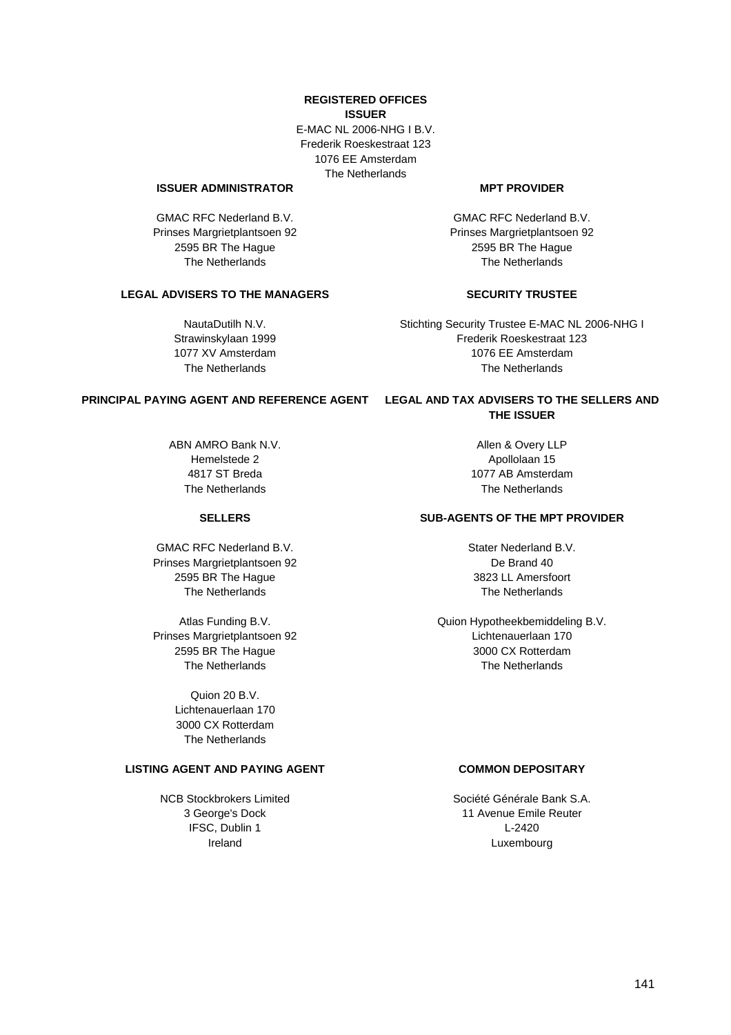## REGISTERED OFFICES

### ISSUER

E-MAC NL 2006-NHG I B.V.
Frederik Roeskestraat 123
1076 EE Amsterdam
The Netherlands

### ISSUER ADMINISTRATOR

GMAC RFC Nederland B.V.
Prinses Margrietplantsoen 92
2595 BR The Hague
The Netherlands

### MPT PROVIDER

GMAC RFC Nederland B.V.
Prinses Margrietplantsoen 92
2595 BR The Hague
The Netherlands

### LEGAL ADVISERS TO THE MANAGERS

NautaDutilh N.V.
Strawinskylaan 1999
1077 XV Amsterdam
The Netherlands

### SECURITY TRUSTEE

Stichting Security Trustee E-MAC NL 2006-NHG I
Frederik Roeskestraat 123
1076 EE Amsterdam
The Netherlands

### PRINCIPAL PAYING AGENT AND REFERENCE AGENT

ABN AMRO Bank N.V.
Hemelstede 2
4817 ST Breda
The Netherlands

### LEGAL AND TAX ADVISERS TO THE SELLERS AND THE ISSUER

Allen & Overy LLP
Apollolaan 15
1077 AB Amsterdam
The Netherlands

### SELLERS

GMAC RFC Nederland B.V.
Prinses Margrietplantsoen 92
2595 BR The Hague
The Netherlands

Atlas Funding B.V.
Prinses Margrietplantsoen 92
2595 BR The Hague
The Netherlands

Quion 20 B.V.
Lichtenauerlaan 170
3000 CX Rotterdam
The Netherlands

### SUB-AGENTS OF THE MPT PROVIDER

Stater Nederland B.V.
De Brand 40
3823 LL Amersfoort
The Netherlands

Quion Hypotheekbemiddeling B.V.
Lichtenauerlaan 170
3000 CX Rotterdam
The Netherlands

### LISTING AGENT AND PAYING AGENT

NCB Stockbrokers Limited
3 George's Dock
IFSC, Dublin 1
Ireland

### COMMON DEPOSITARY

Société Générale Bank S.A.
11 Avenue Emile Reuter
L-2420
Luxembourg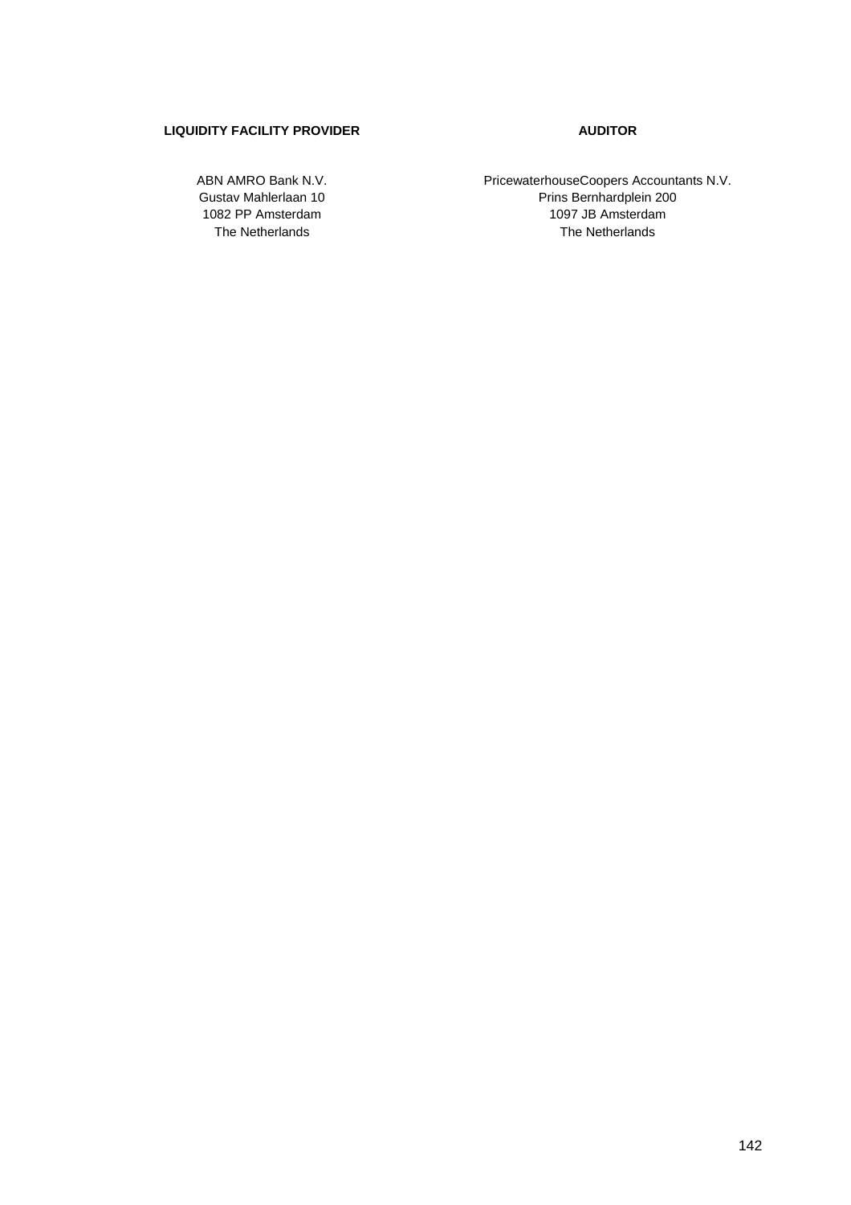**LIQUIDITY FACILITY PROVIDER**

ABN AMRO Bank N.V.
Gustav Mahlerlaan 10
1082 PP Amsterdam
The Netherlands

**AUDITOR**

PricewaterhouseCoopers Accountants N.V.
Prins Bernhardplein 200
1097 JB Amsterdam
The Netherlands